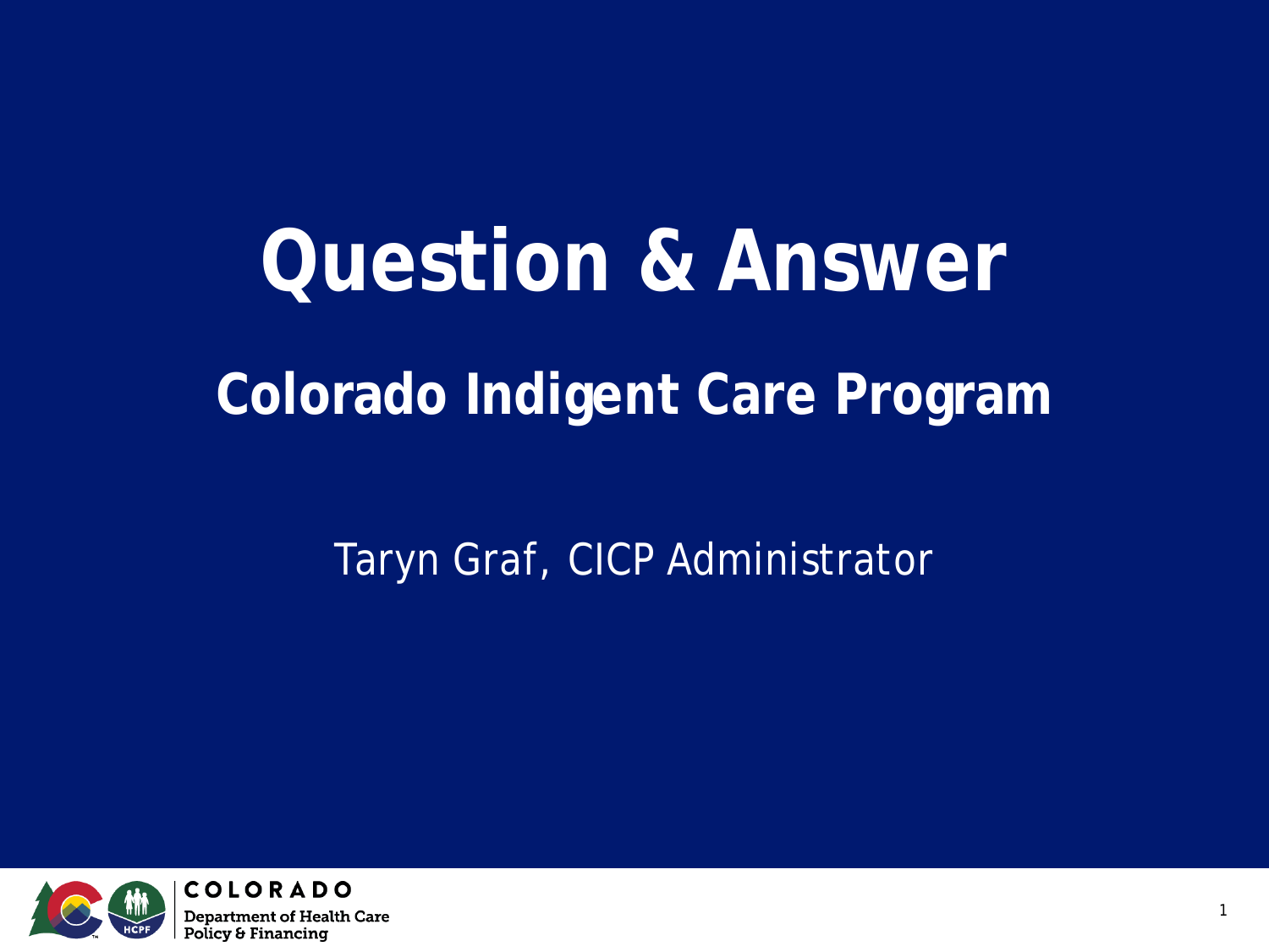# Question & Answer

## Colorado Indigent Care Program

Taryn Graf, CICP Administrator

COLORADO
Department of Health Care
Policy & Financing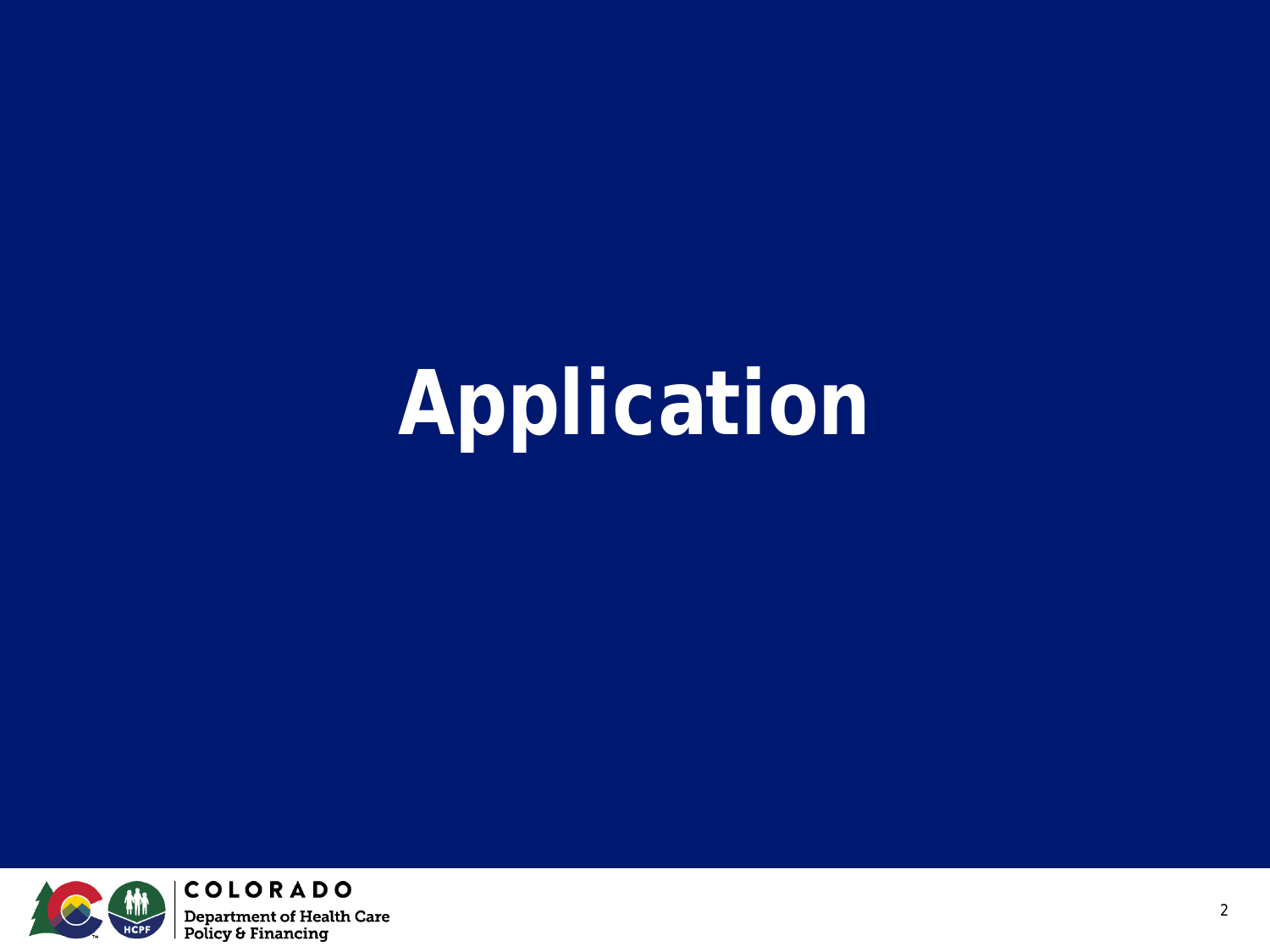# Application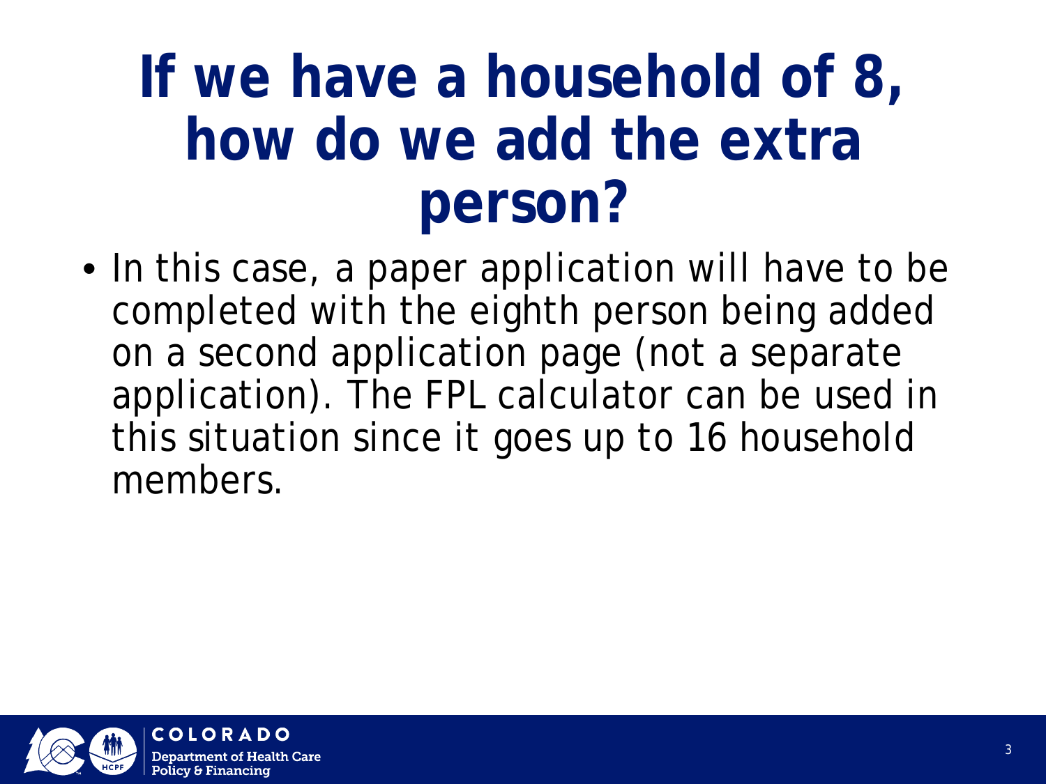# If we have a household of 8, how do we add the extra person?

- In this case, a paper application will have to be completed with the eighth person being added on a second application page (not a separate application). The FPL calculator can be used in this situation since it goes up to 16 household members.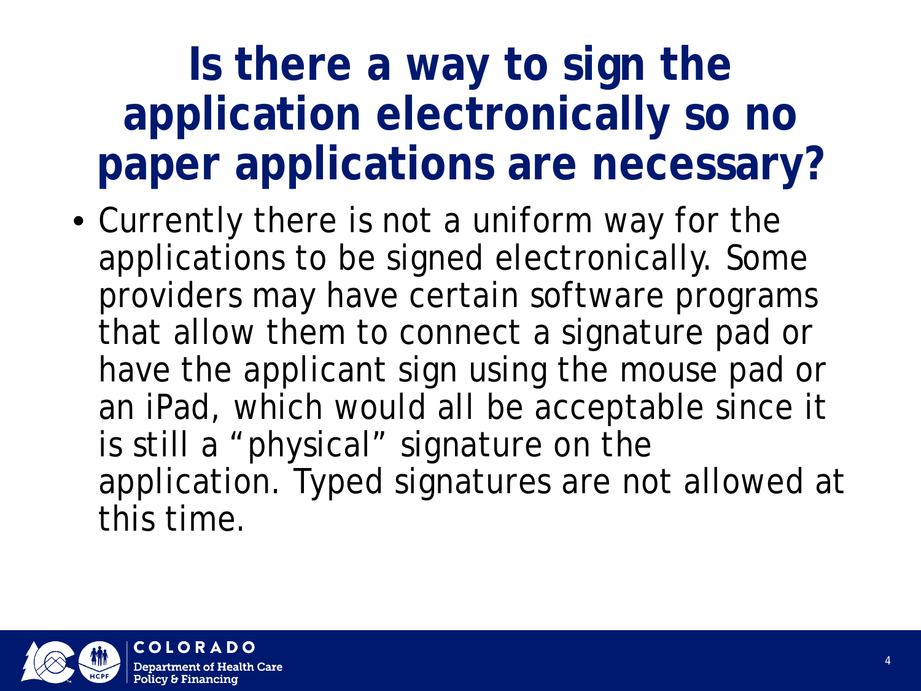# Is there a way to sign the application electronically so no paper applications are necessary?

- Currently there is not a uniform way for the applications to be signed electronically. Some providers may have certain software programs that allow them to connect a signature pad or have the applicant sign using the mouse pad or an iPad, which would all be acceptable since it is still a "physical" signature on the application. Typed signatures are not allowed at this time.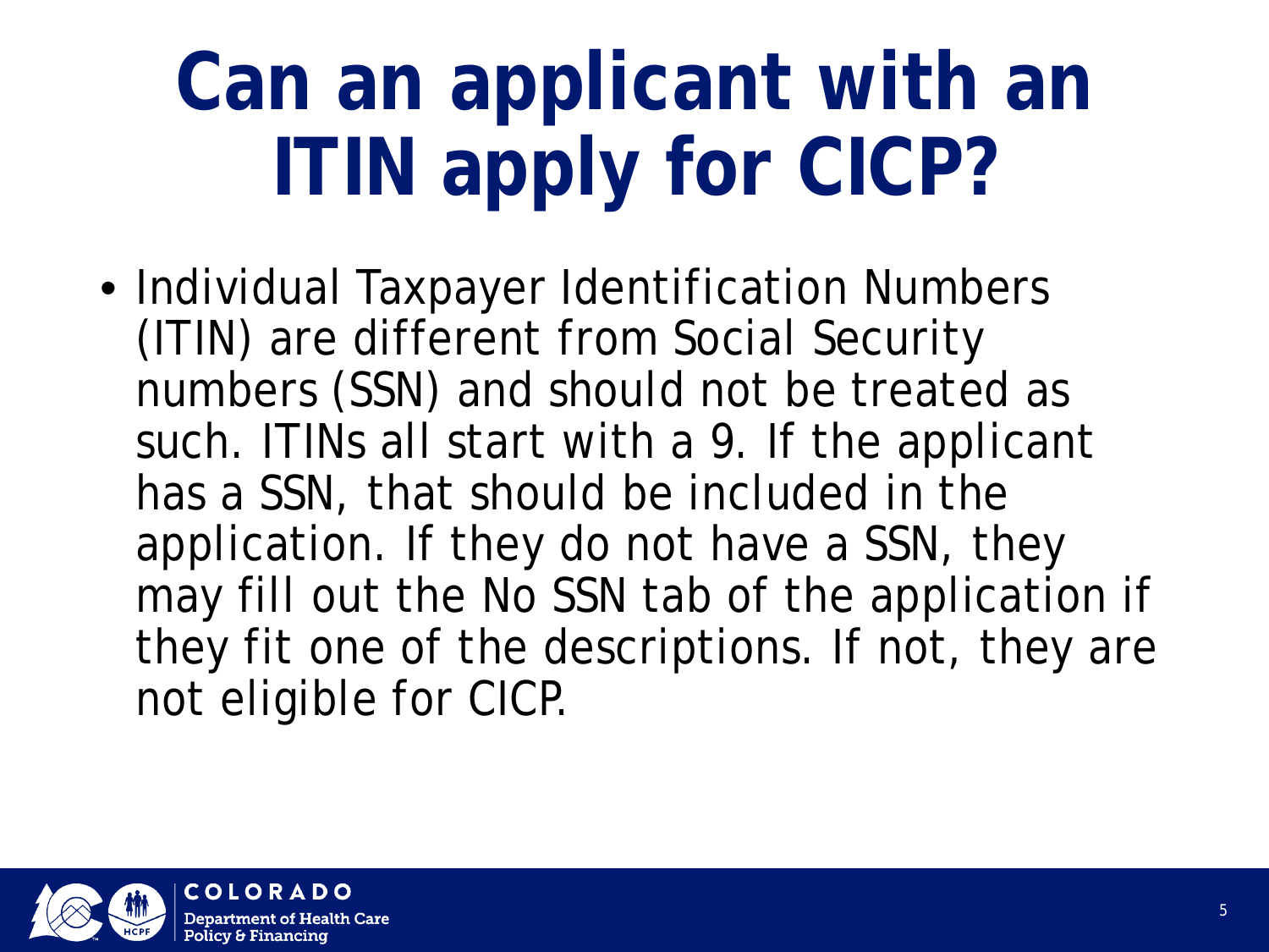# Can an applicant with an ITIN apply for CICP?

- Individual Taxpayer Identification Numbers (ITIN) are different from Social Security numbers (SSN) and should not be treated as such. ITINs all start with a 9. If the applicant has a SSN, that should be included in the application. If they do not have a SSN, they may fill out the No SSN tab of the application if they fit one of the descriptions. If not, they are not eligible for CICP.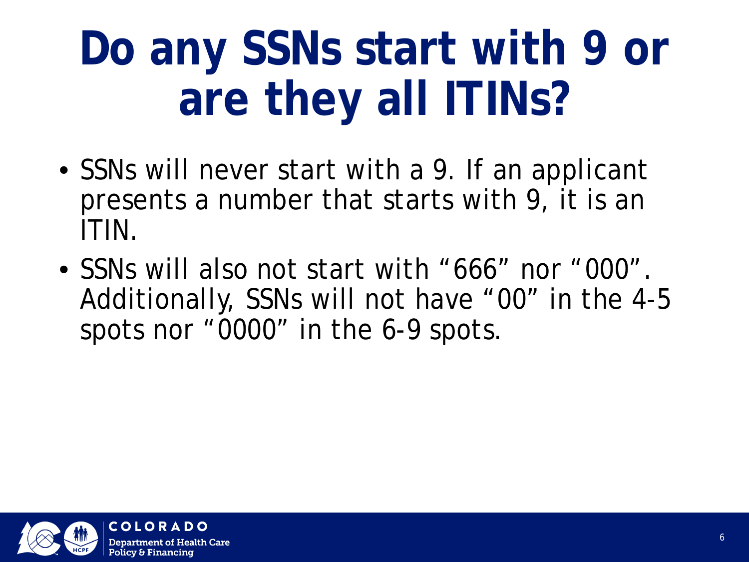# Do any SSNs start with 9 or are they all ITINs?

- SSNs will never start with a 9. If an applicant presents a number that starts with 9, it is an ITIN.
- SSNs will also not start with "666" nor "000". Additionally, SSNs will not have "00" in the 4-5 spots nor "0000" in the 6-9 spots.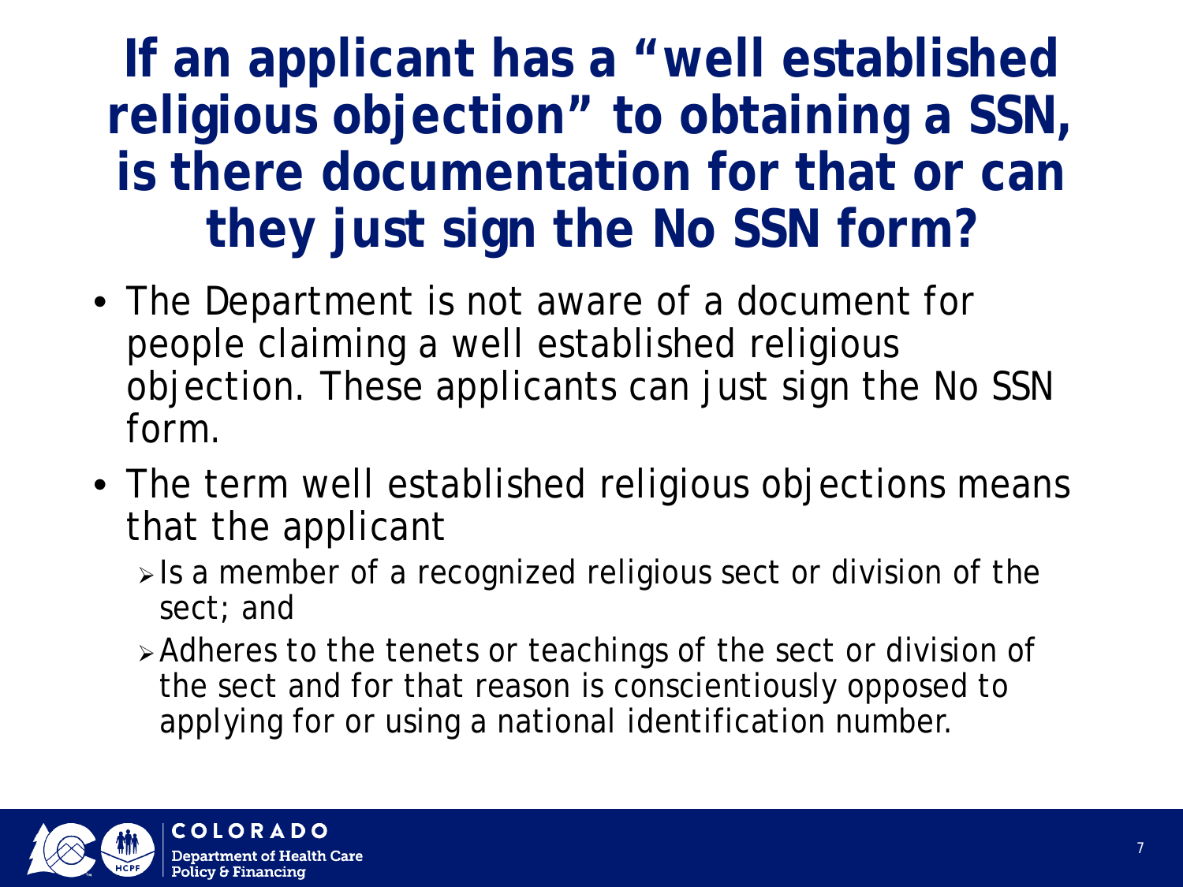# If an applicant has a "well established religious objection" to obtaining a SSN, is there documentation for that or can they just sign the No SSN form?

- The Department is not aware of a document for people claiming a well established religious objection. These applicants can just sign the No SSN form.
- The term well established religious objections means that the applicant
  - Is a member of a recognized religious sect or division of the sect; and
  - Adheres to the tenets or teachings of the sect or division of the sect and for that reason is conscientiously opposed to applying for or using a national identification number.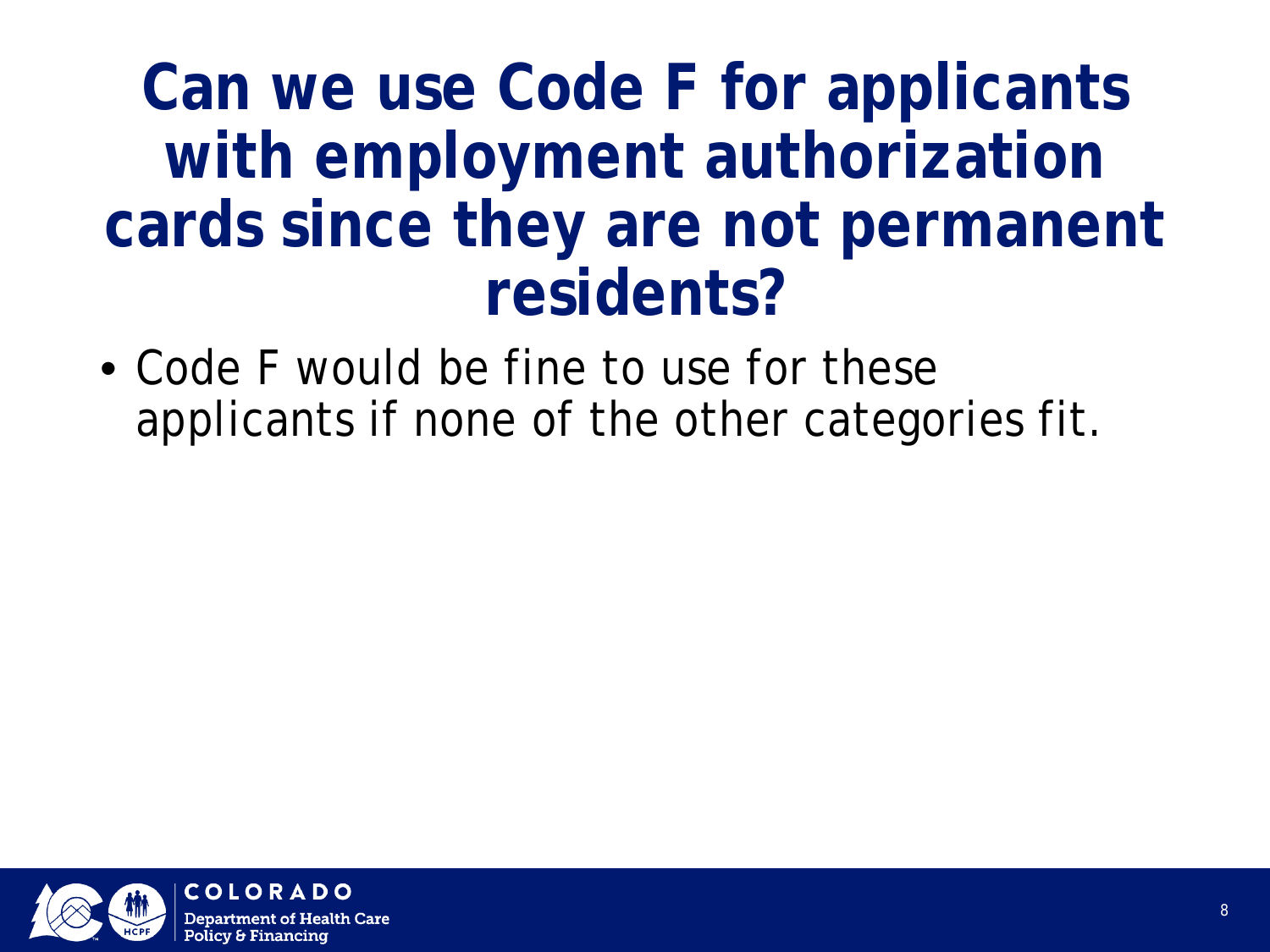# Can we use Code F for applicants with employment authorization cards since they are not permanent residents?

- Code F would be fine to use for these applicants if none of the other categories fit.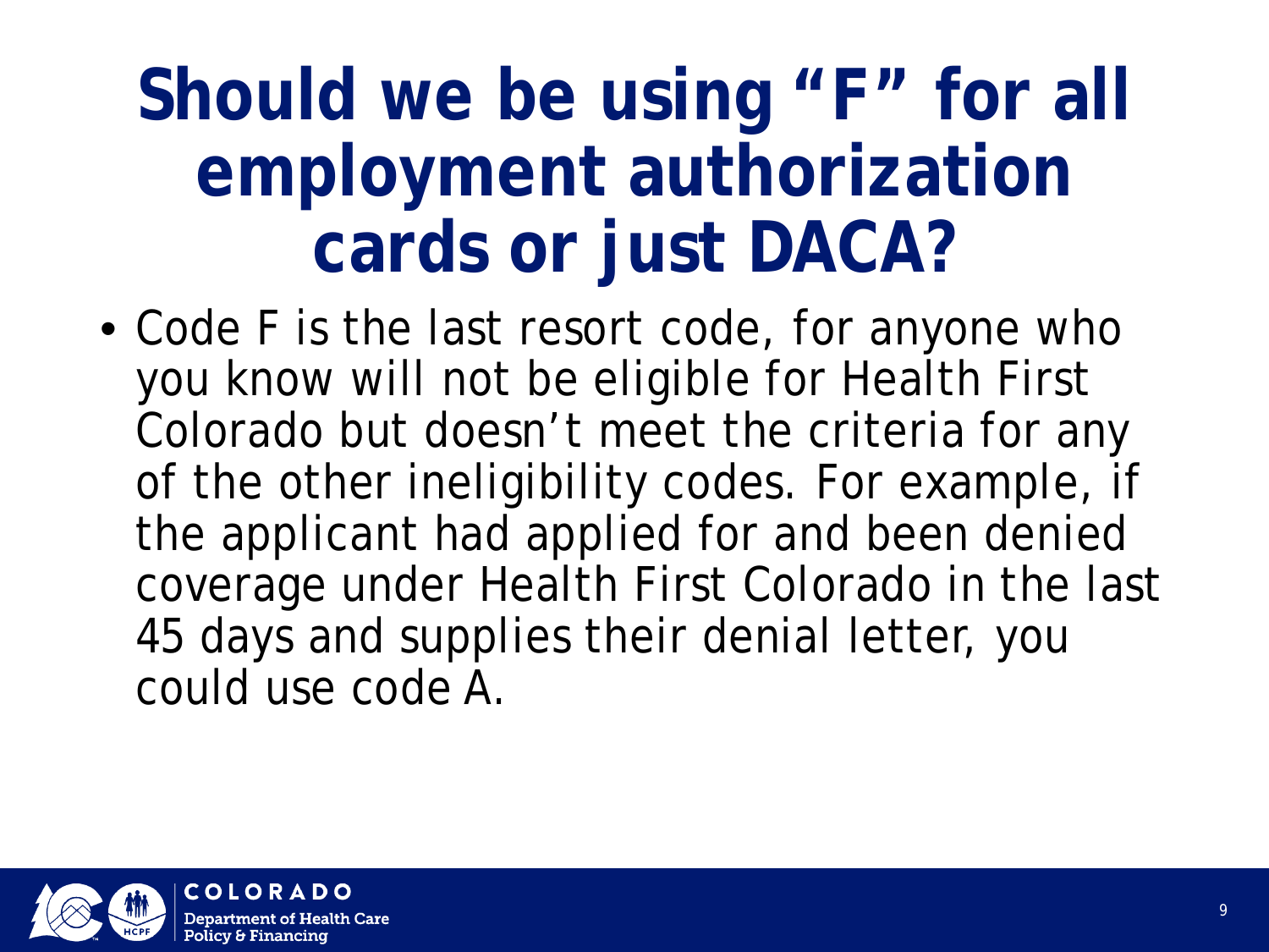# Should we be using "F" for all employment authorization cards or just DACA?

- Code F is the last resort code, for anyone who you know will not be eligible for Health First Colorado but doesn't meet the criteria for any of the other ineligibility codes. For example, if the applicant had applied for and been denied coverage under Health First Colorado in the last 45 days and supplies their denial letter, you could use code A.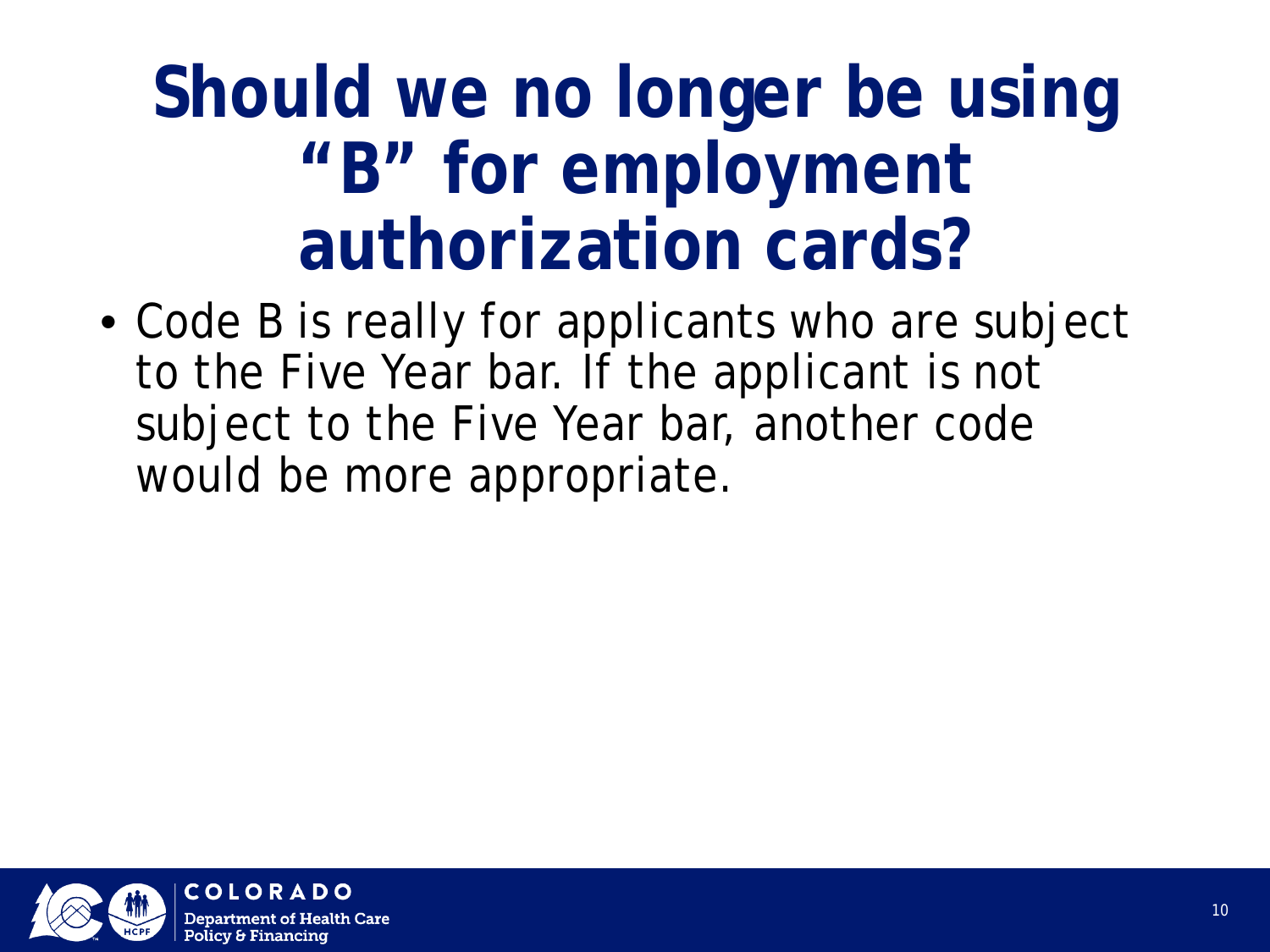# Should we no longer be using "B" for employment authorization cards?

- Code B is really for applicants who are subject to the Five Year bar. If the applicant is not subject to the Five Year bar, another code would be more appropriate.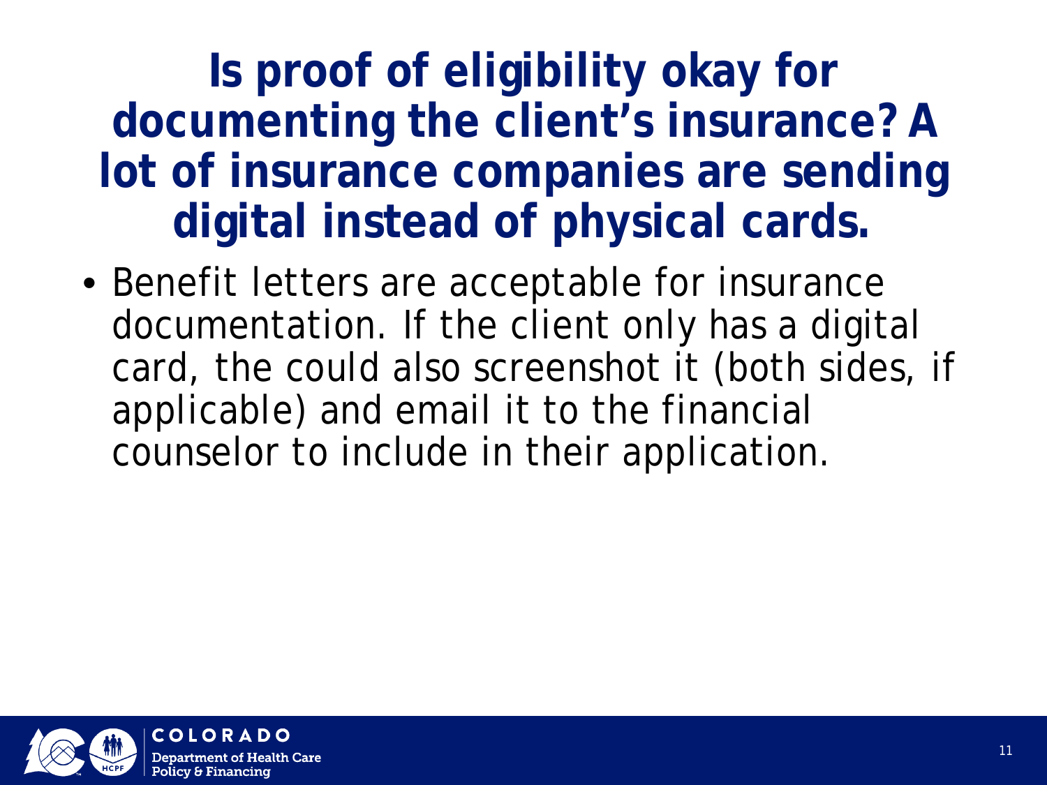# Is proof of eligibility okay for documenting the client's insurance? A lot of insurance companies are sending digital instead of physical cards.

- Benefit letters are acceptable for insurance documentation. If the client only has a digital card, the could also screenshot it (both sides, if applicable) and email it to the financial counselor to include in their application.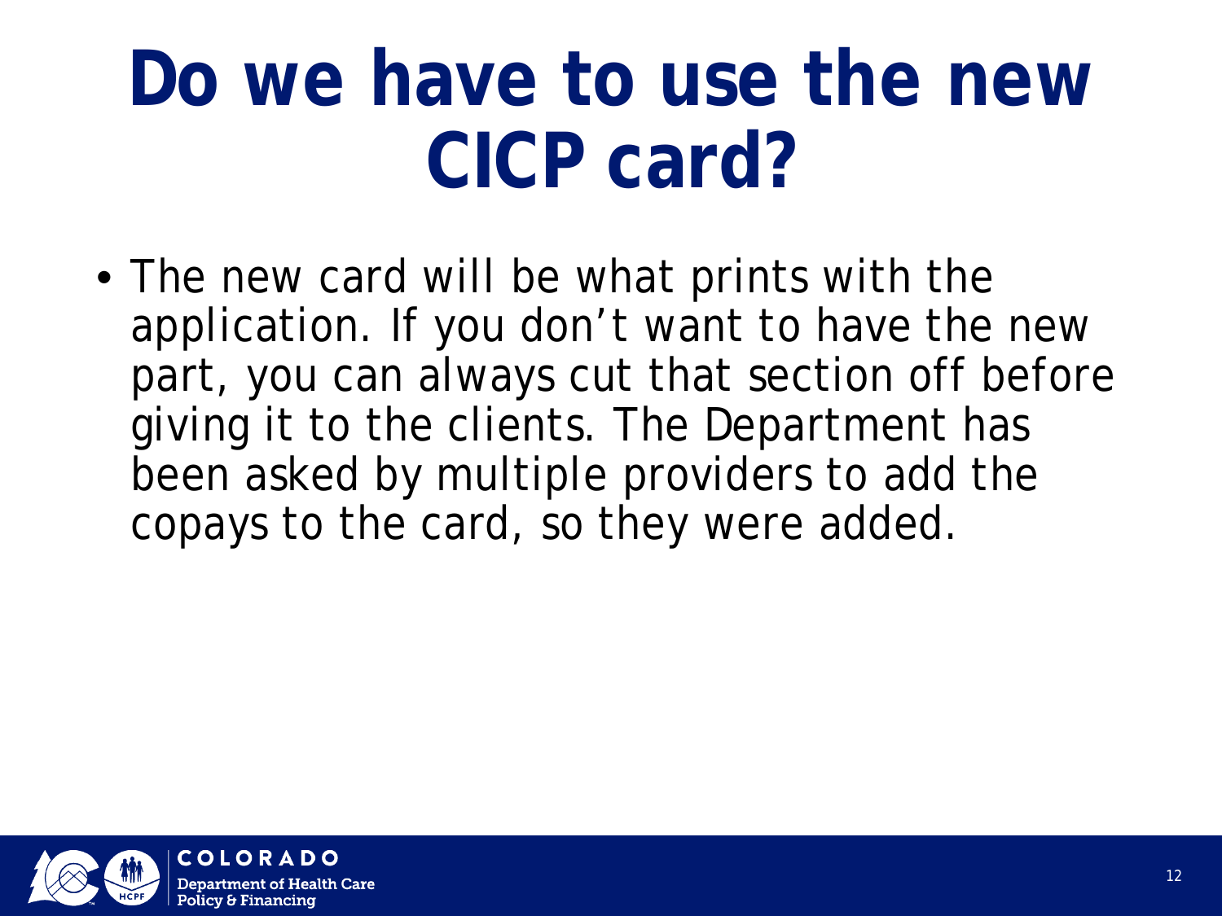# Do we have to use the new CICP card?

- The new card will be what prints with the application. If you don't want to have the new part, you can always cut that section off before giving it to the clients. The Department has been asked by multiple providers to add the copays to the card, so they were added.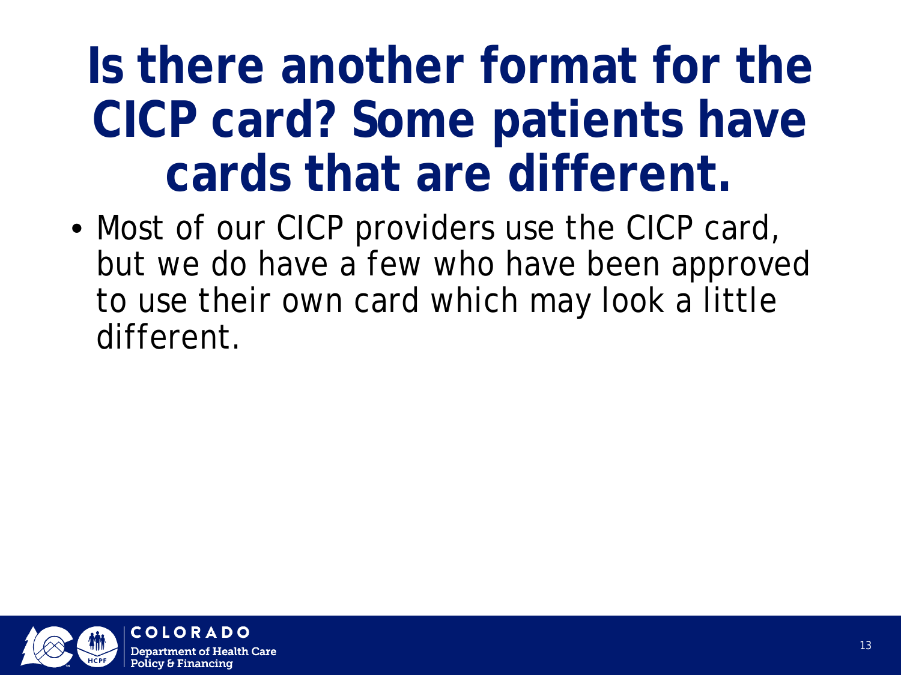# Is there another format for the CICP card? Some patients have cards that are different.

- Most of our CICP providers use the CICP card, but we do have a few who have been approved to use their own card which may look a little different.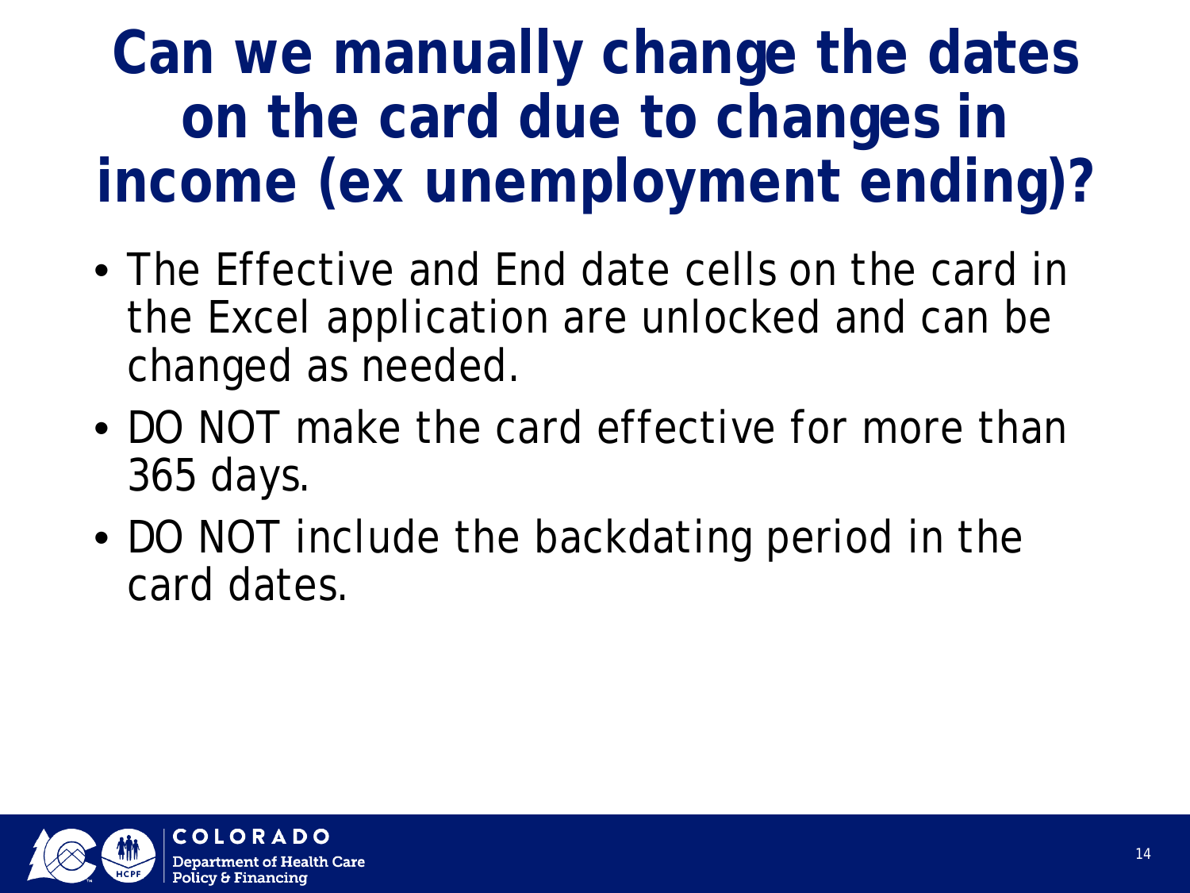# Can we manually change the dates on the card due to changes in income (ex unemployment ending)?

- The Effective and End date cells on the card in the Excel application are unlocked and can be changed as needed.
- DO NOT make the card effective for more than 365 days.
- DO NOT include the backdating period in the card dates.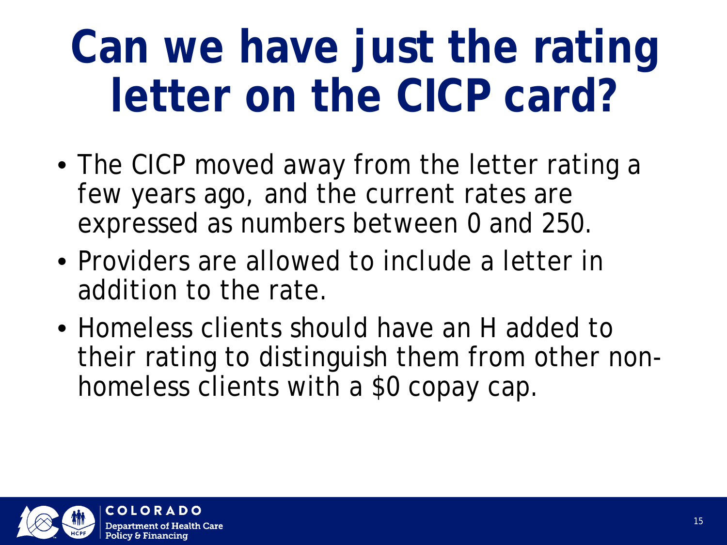# Can we have just the rating letter on the CICP card?

- The CICP moved away from the letter rating a few years ago, and the current rates are expressed as numbers between 0 and 250.
- Providers are allowed to include a letter in addition to the rate.
- Homeless clients should have an H added to their rating to distinguish them from other non-homeless clients with a $0 copay cap.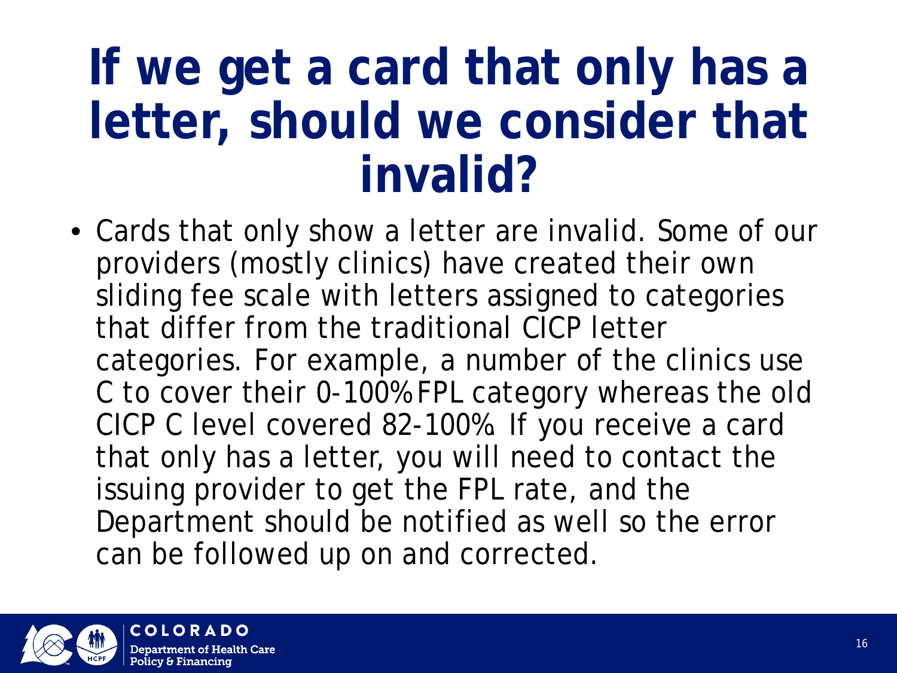# If we get a card that only has a letter, should we consider that invalid?

- Cards that only show a letter are invalid. Some of our providers (mostly clinics) have created their own sliding fee scale with letters assigned to categories that differ from the traditional CICP letter categories. For example, a number of the clinics use C to cover their 0-100% FPL category whereas the old CICP C level covered 82-100%. If you receive a card that only has a letter, you will need to contact the issuing provider to get the FPL rate, and the Department should be notified as well so the error can be followed up on and corrected.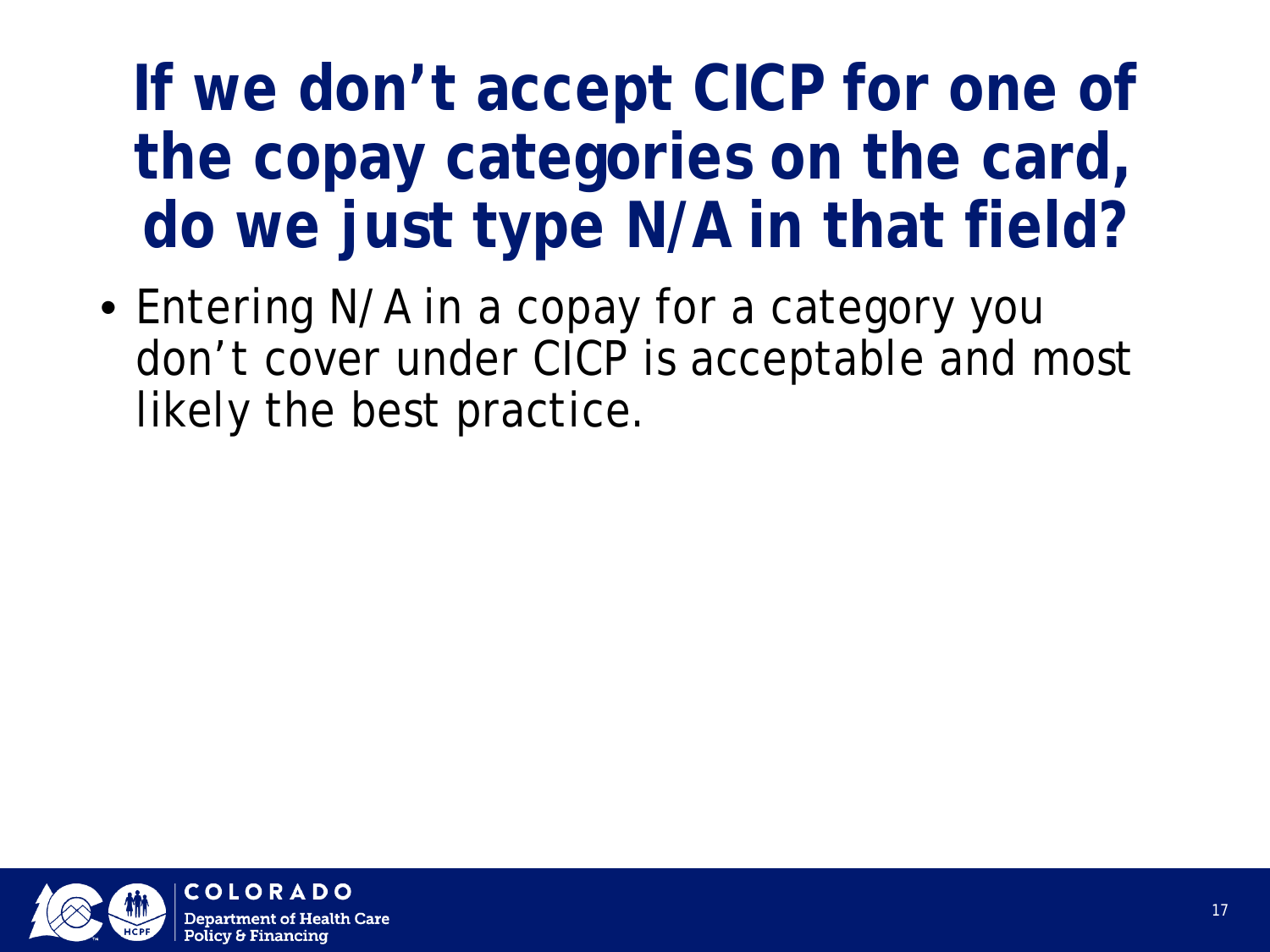# If we don't accept CICP for one of the copay categories on the card, do we just type N/A in that field?

- Entering N/A in a copay for a category you don't cover under CICP is acceptable and most likely the best practice.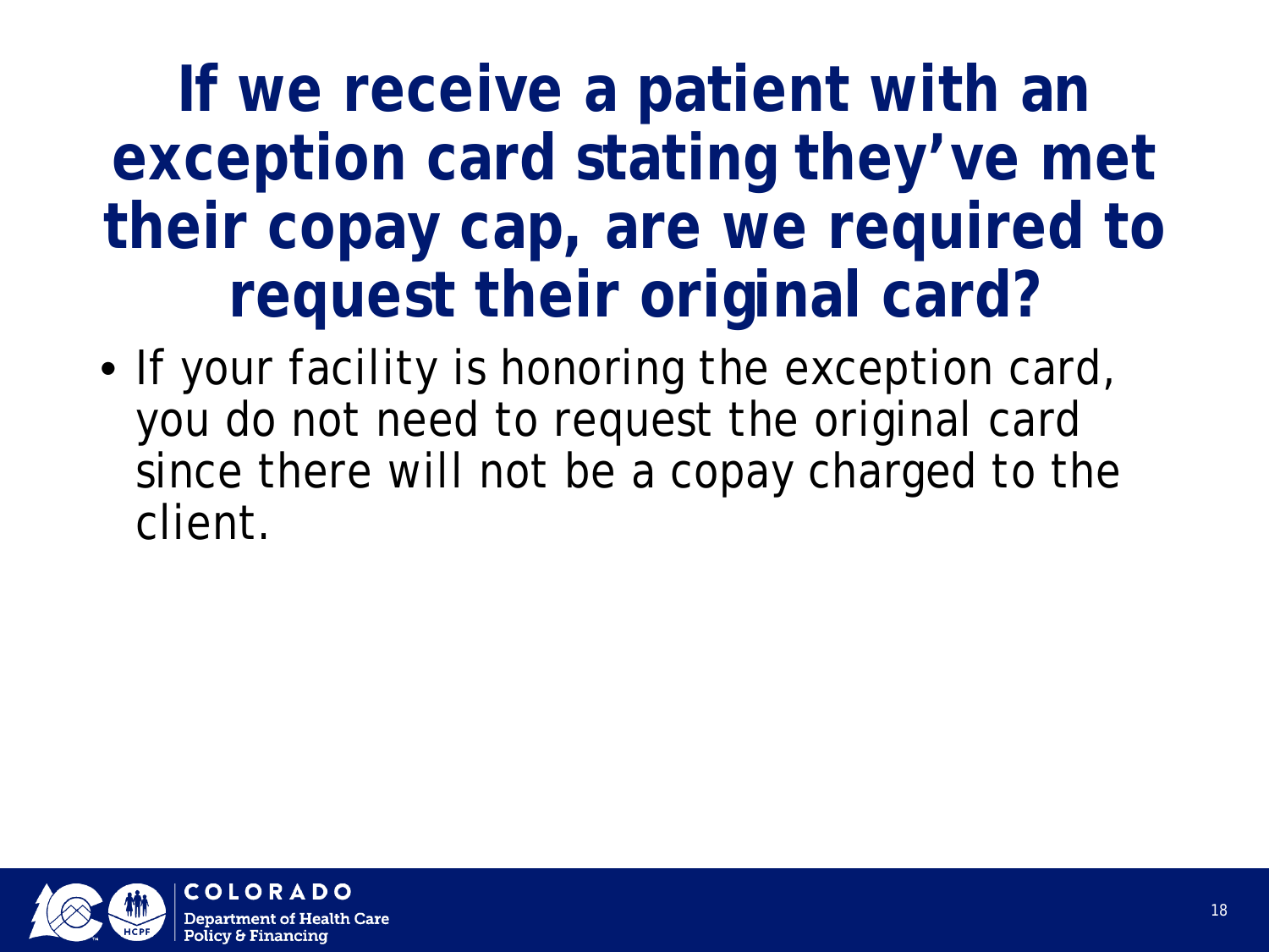# If we receive a patient with an exception card stating they've met their copay cap, are we required to request their original card?

- If your facility is honoring the exception card, you do not need to request the original card since there will not be a copay charged to the client.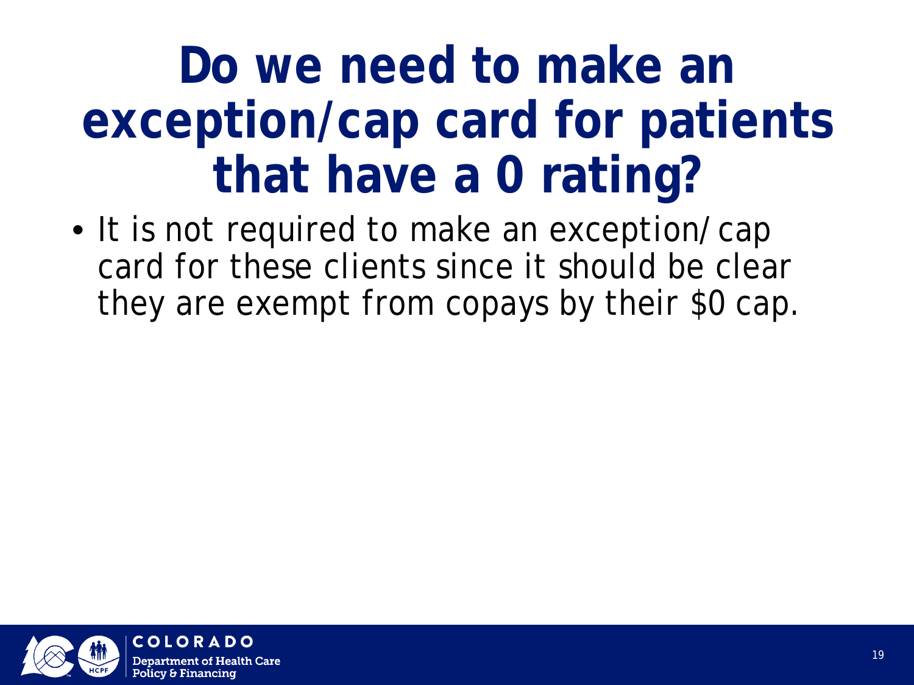# Do we need to make an exception/cap card for patients that have a 0 rating?

- It is not required to make an exception/ cap card for these clients since it should be clear they are exempt from copays by their $0 cap.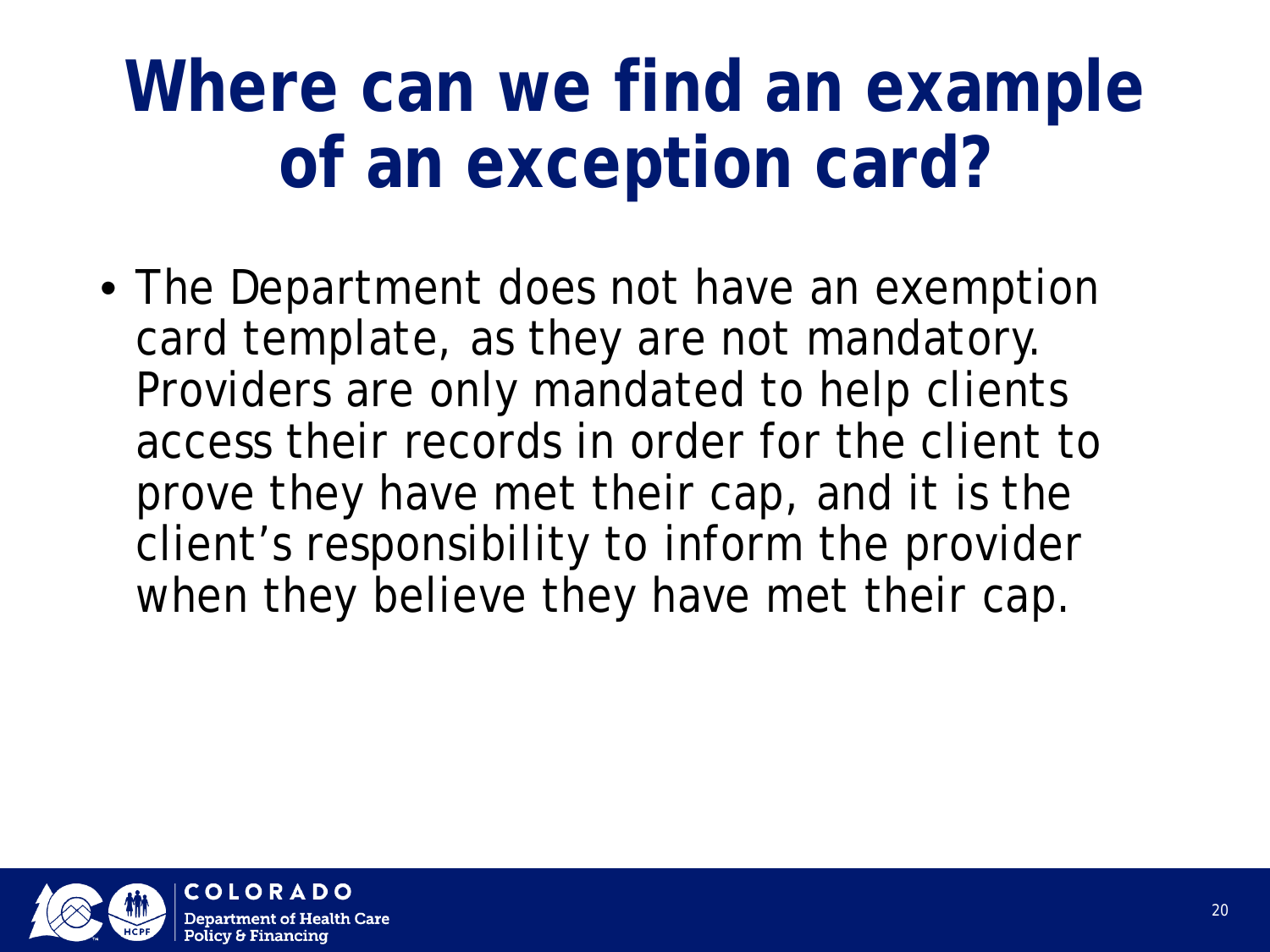# Where can we find an example of an exception card?

- The Department does not have an exemption card template, as they are not mandatory. Providers are only mandated to help clients access their records in order for the client to prove they have met their cap, and it is the client's responsibility to inform the provider when they believe they have met their cap.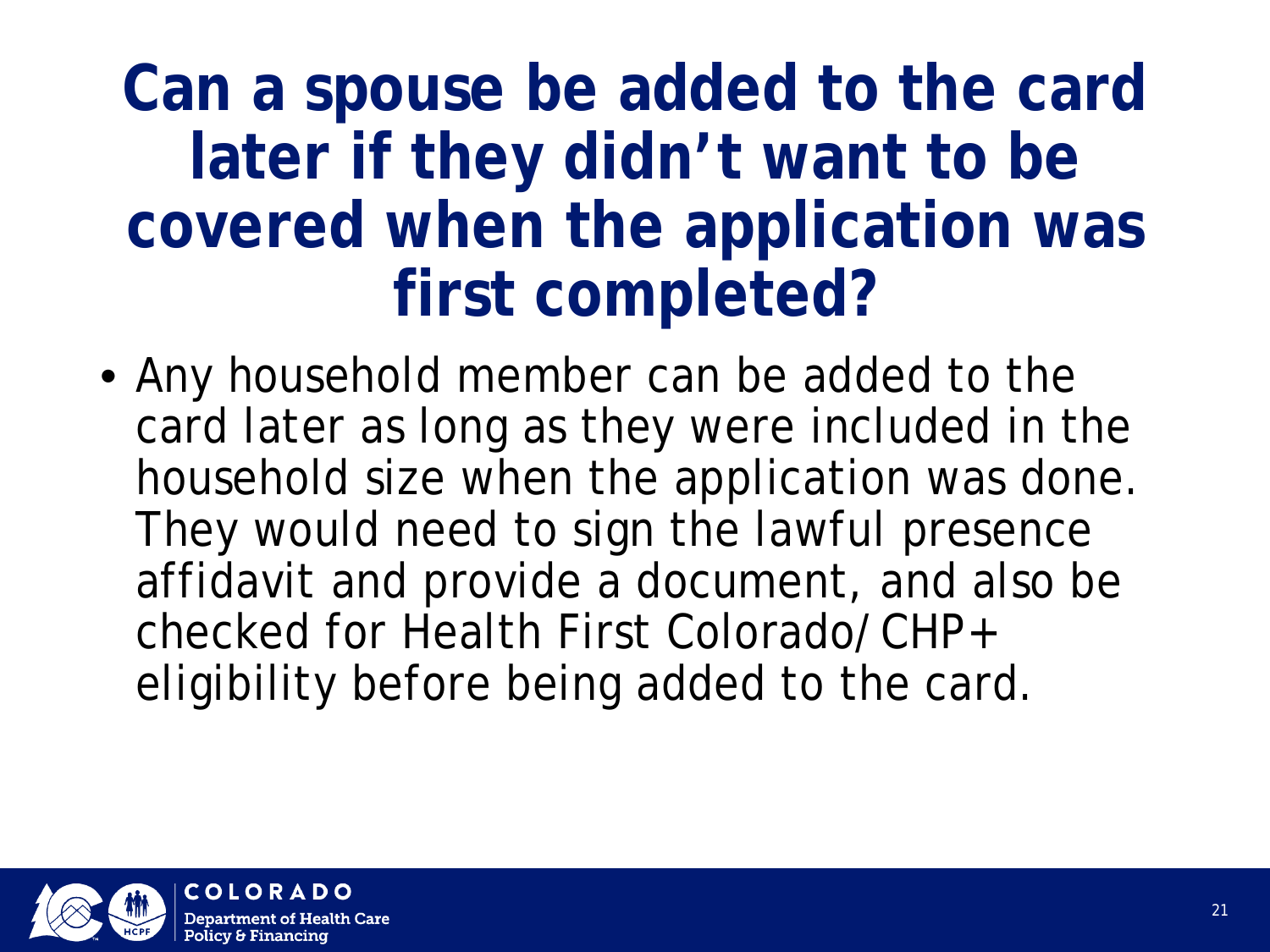# Can a spouse be added to the card later if they didn't want to be covered when the application was first completed?

- Any household member can be added to the card later as long as they were included in the household size when the application was done. They would need to sign the lawful presence affidavit and provide a document, and also be checked for Health First Colorado/CHP+ eligibility before being added to the card.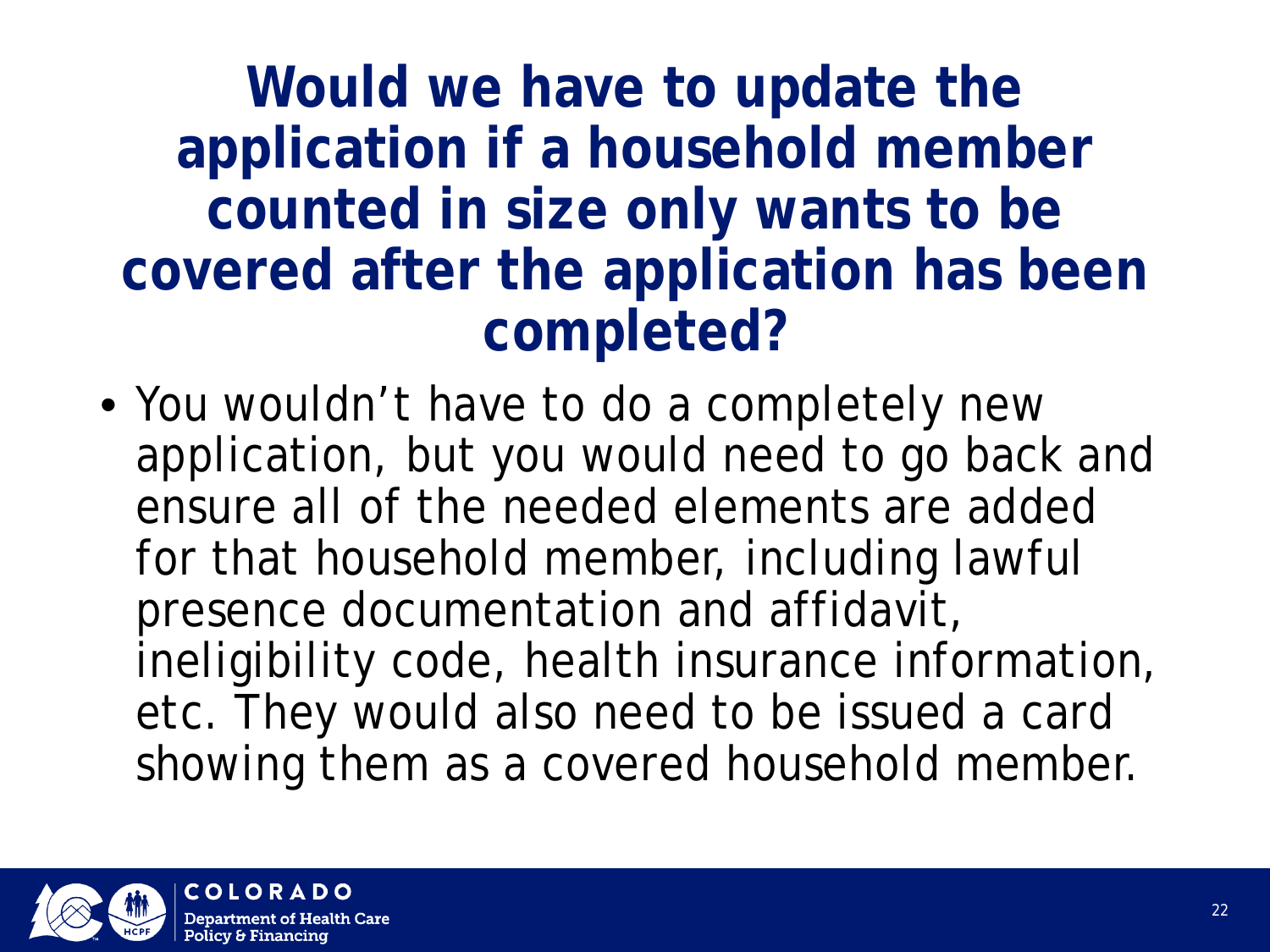# Would we have to update the application if a household member counted in size only wants to be covered after the application has been completed?

- You wouldn't have to do a completely new application, but you would need to go back and ensure all of the needed elements are added for that household member, including lawful presence documentation and affidavit, ineligibility code, health insurance information, etc. They would also need to be issued a card showing them as a covered household member.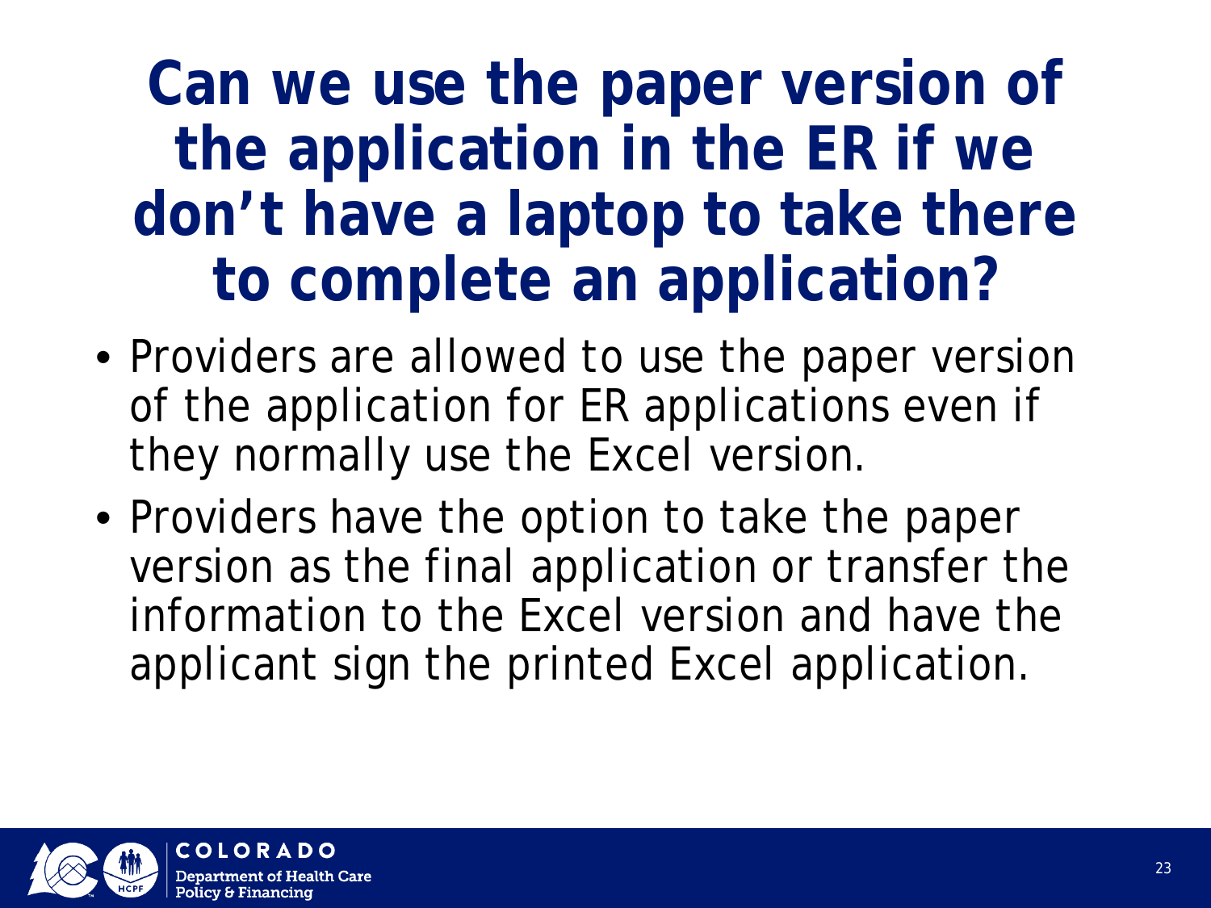# Can we use the paper version of the application in the ER if we don't have a laptop to take there to complete an application?

- Providers are allowed to use the paper version of the application for ER applications even if they normally use the Excel version.
- Providers have the option to take the paper version as the final application or transfer the information to the Excel version and have the applicant sign the printed Excel application.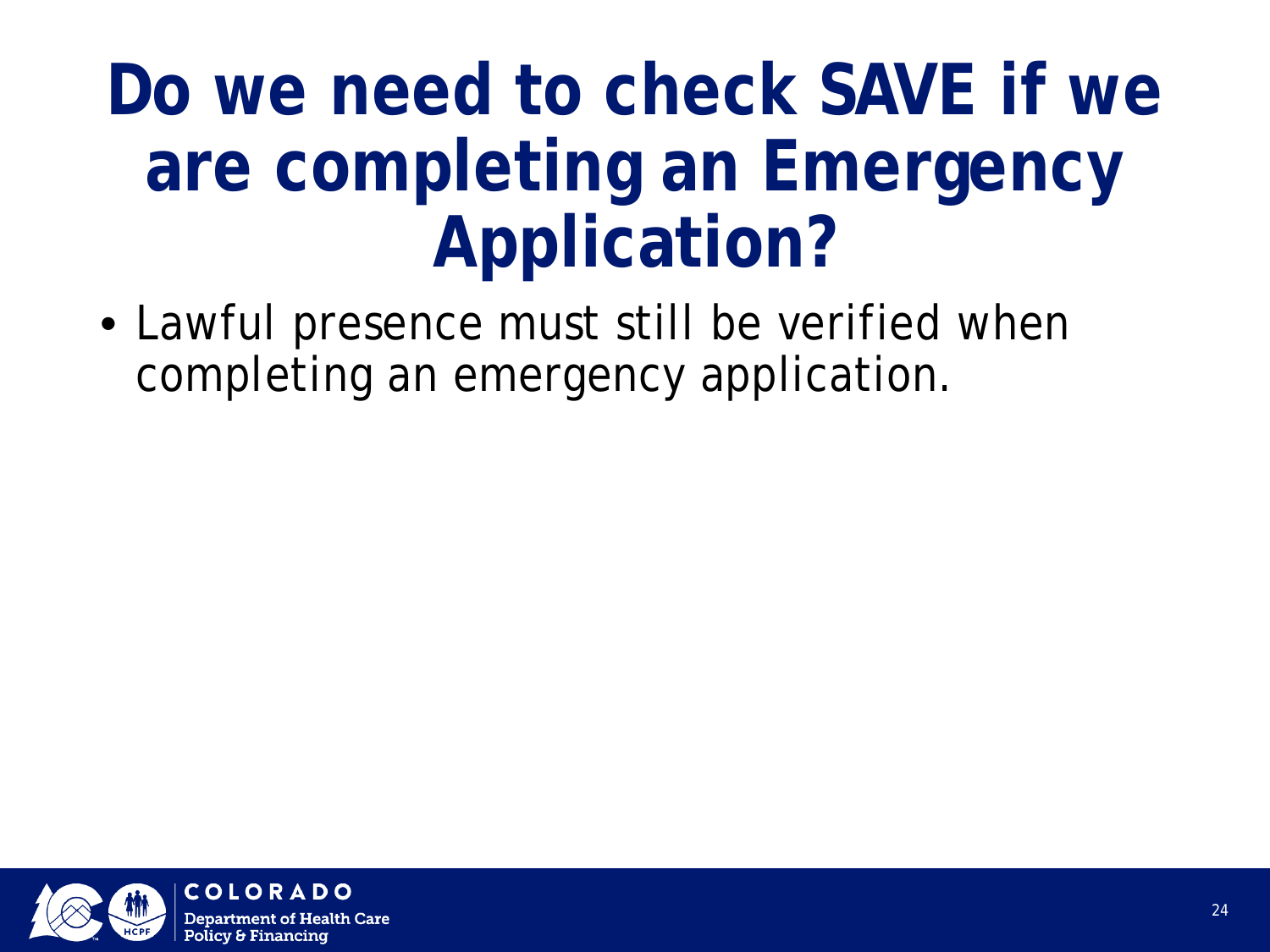# Do we need to check SAVE if we are completing an Emergency Application?

- Lawful presence must still be verified when completing an emergency application.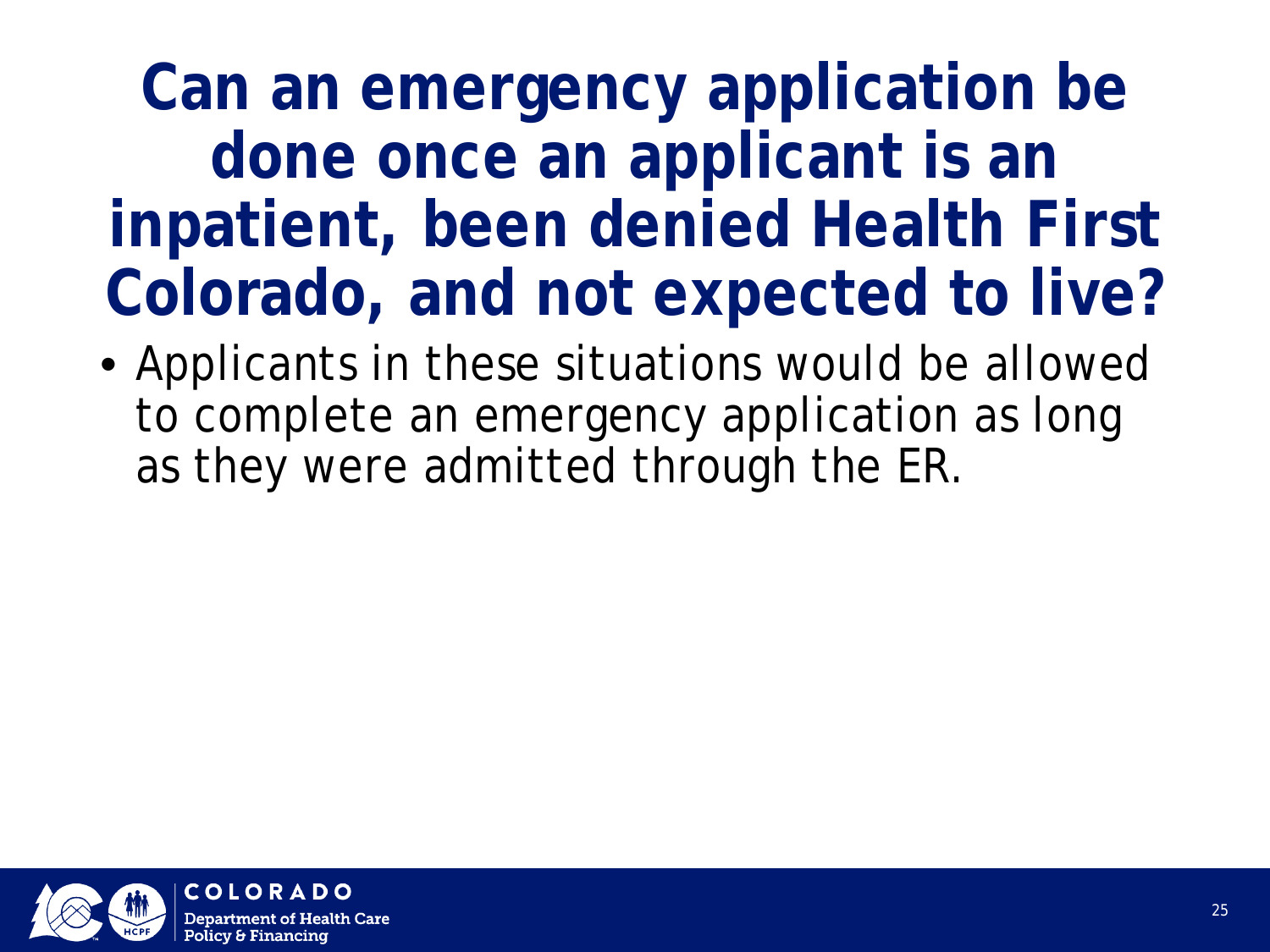# Can an emergency application be done once an applicant is an inpatient, been denied Health First Colorado, and not expected to live?

- Applicants in these situations would be allowed to complete an emergency application as long as they were admitted through the ER.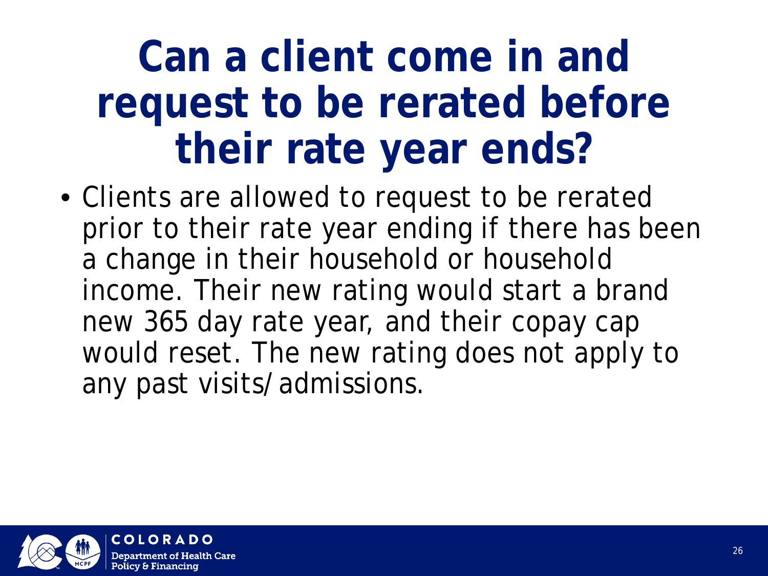# Can a client come in and request to be rerated before their rate year ends?

- Clients are allowed to request to be rerated prior to their rate year ending if there has been a change in their household or household income. Their new rating would start a brand new 365 day rate year, and their copay cap would reset. The new rating does not apply to any past visits/admissions.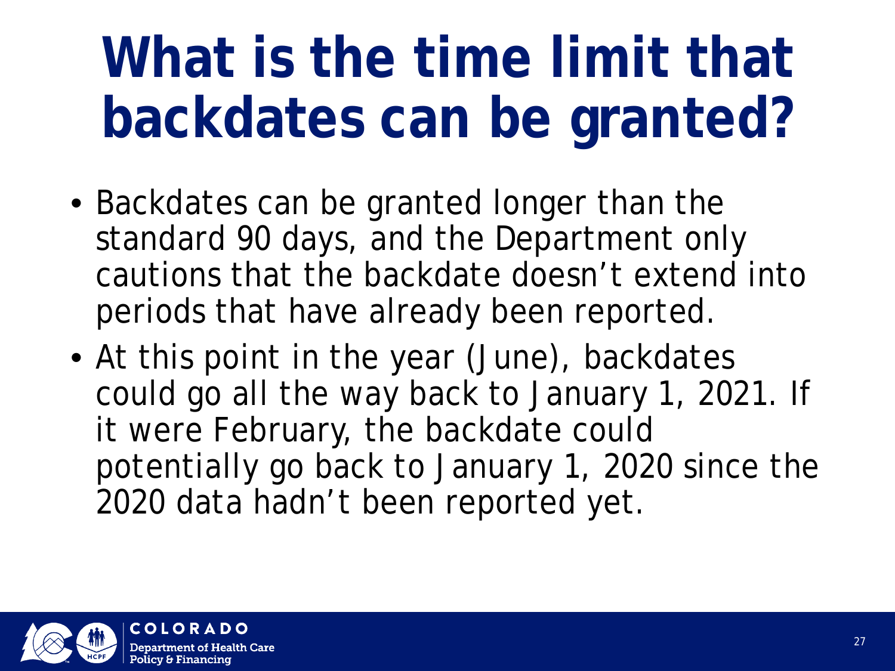# What is the time limit that backdates can be granted?

- Backdates can be granted longer than the standard 90 days, and the Department only cautions that the backdate doesn't extend into periods that have already been reported.
- At this point in the year (June), backdates could go all the way back to January 1, 2021. If it were February, the backdate could potentially go back to January 1, 2020 since the 2020 data hadn't been reported yet.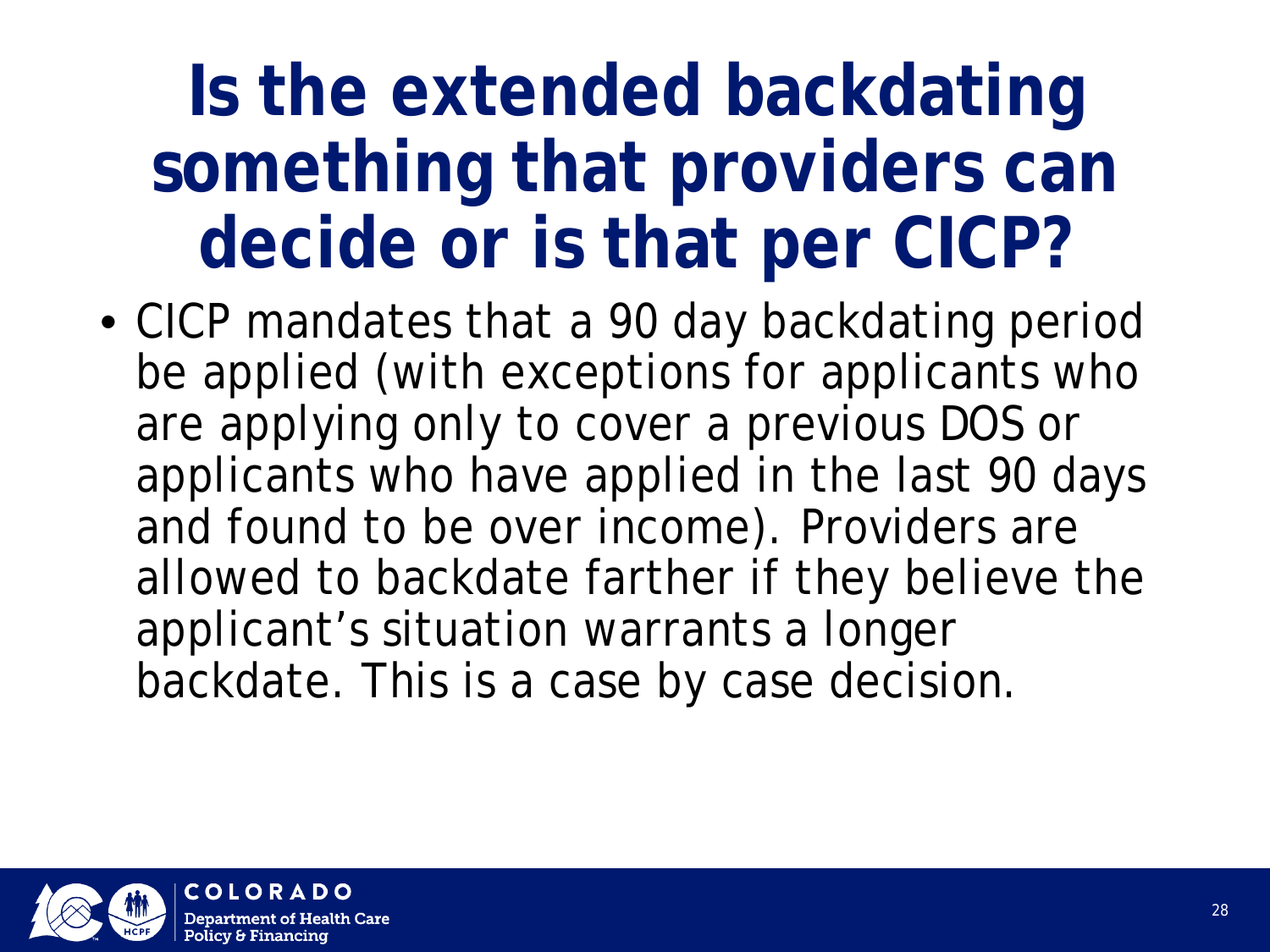# Is the extended backdating something that providers can decide or is that per CICP?

- CICP mandates that a 90 day backdating period be applied (with exceptions for applicants who are applying only to cover a previous DOS or applicants who have applied in the last 90 days and found to be over income). Providers are allowed to backdate farther if they believe the applicant's situation warrants a longer backdate. This is a case by case decision.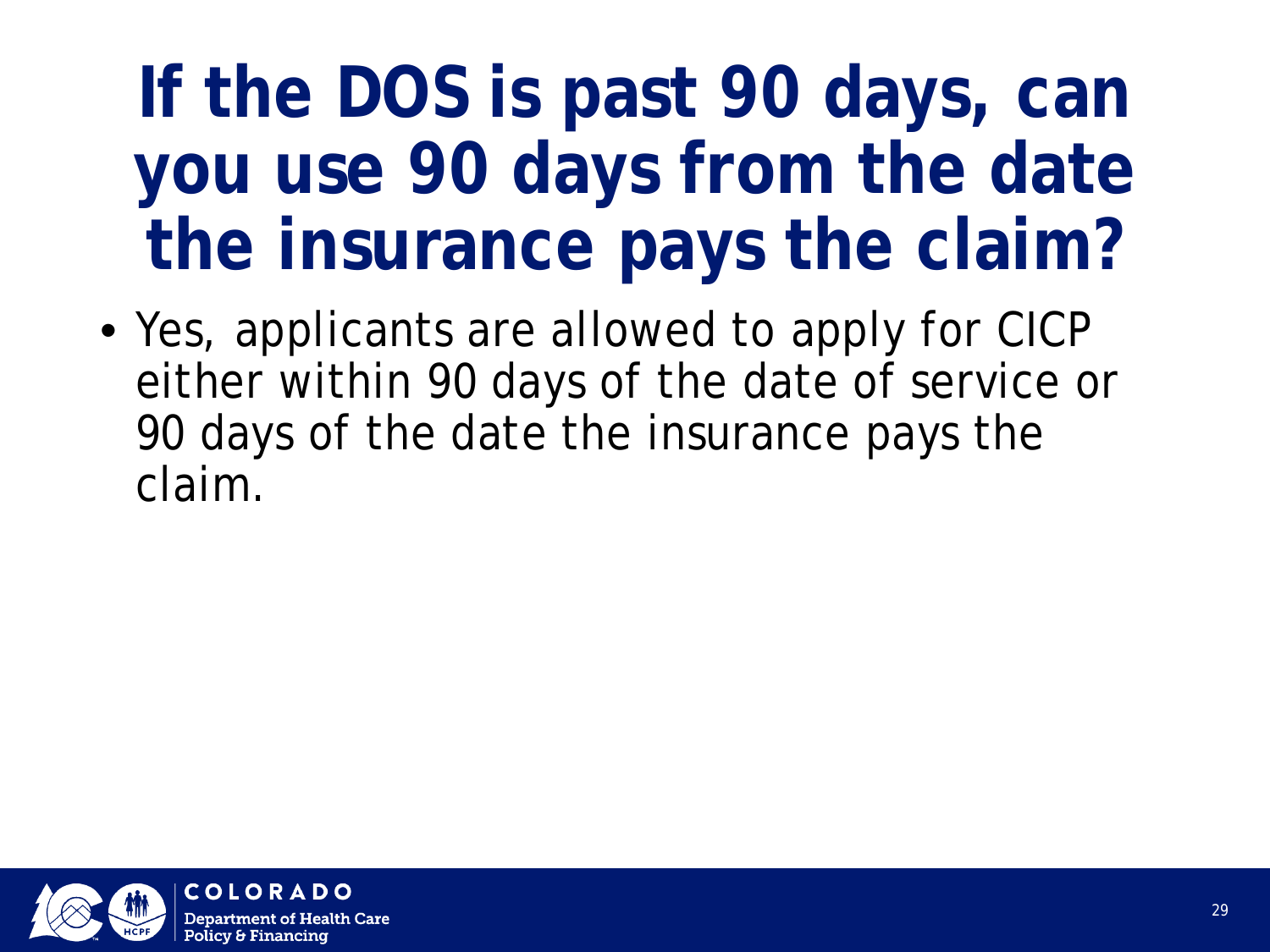# If the DOS is past 90 days, can you use 90 days from the date the insurance pays the claim?

- Yes, applicants are allowed to apply for CICP either within 90 days of the date of service or 90 days of the date the insurance pays the claim.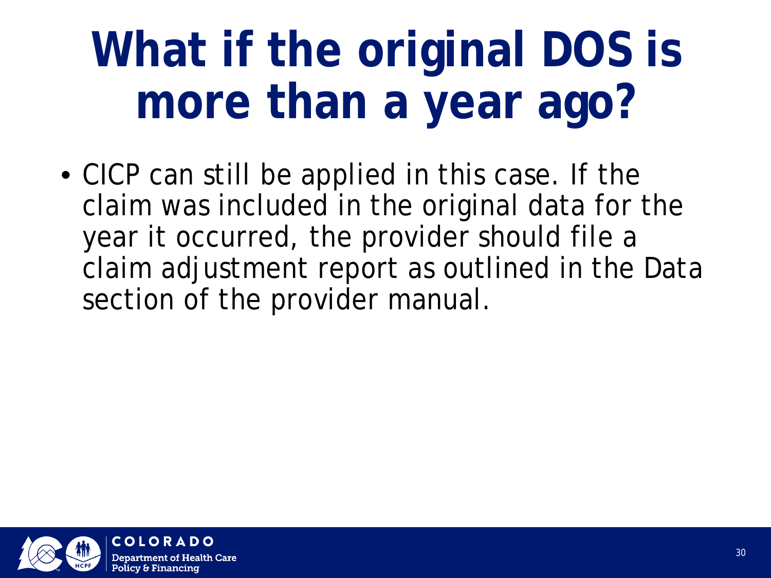# What if the original DOS is more than a year ago?

- CICP can still be applied in this case. If the claim was included in the original data for the year it occurred, the provider should file a claim adjustment report as outlined in the Data section of the provider manual.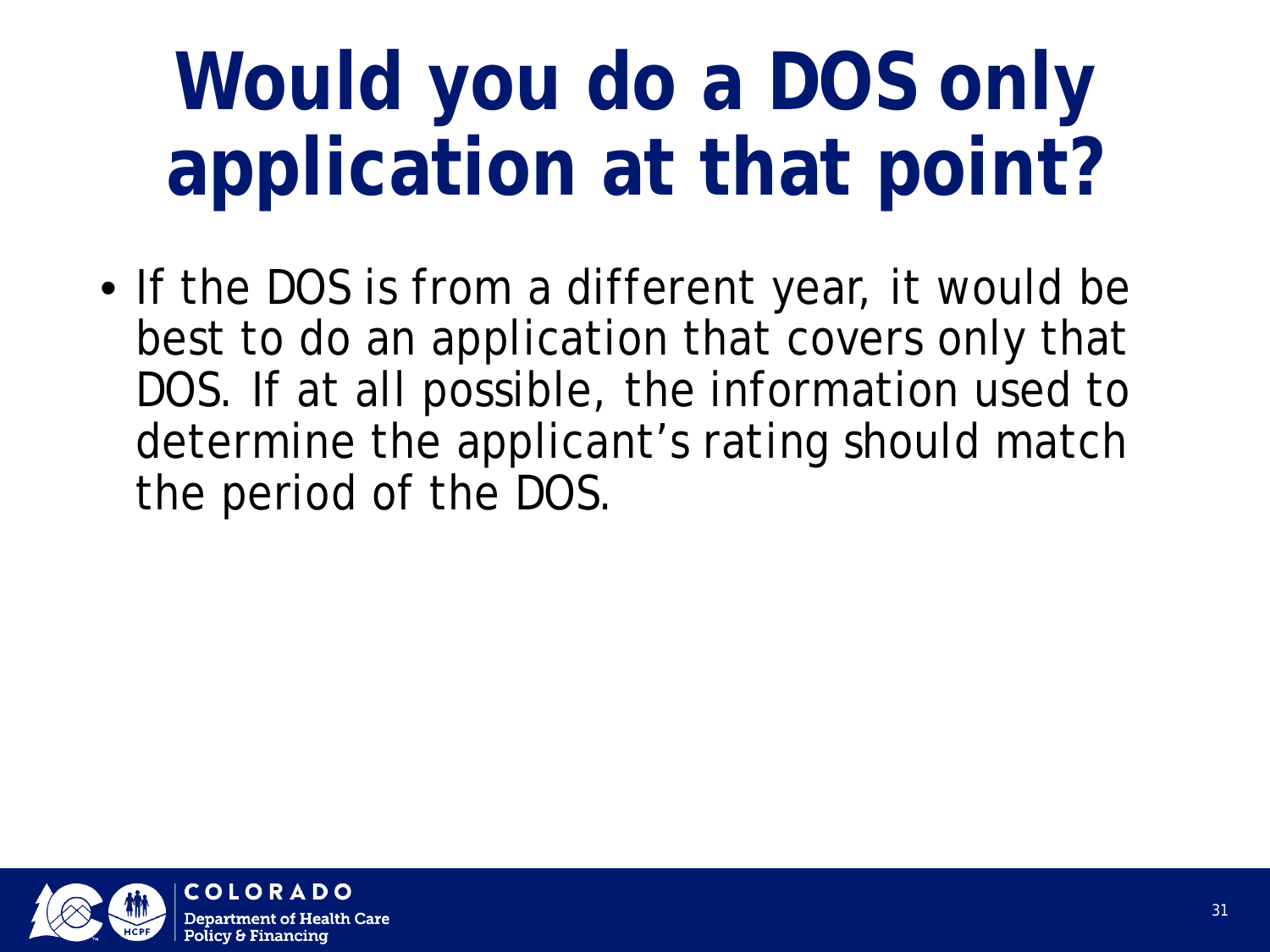# Would you do a DOS only application at that point?

- If the DOS is from a different year, it would be best to do an application that covers only that DOS. If at all possible, the information used to determine the applicant's rating should match the period of the DOS.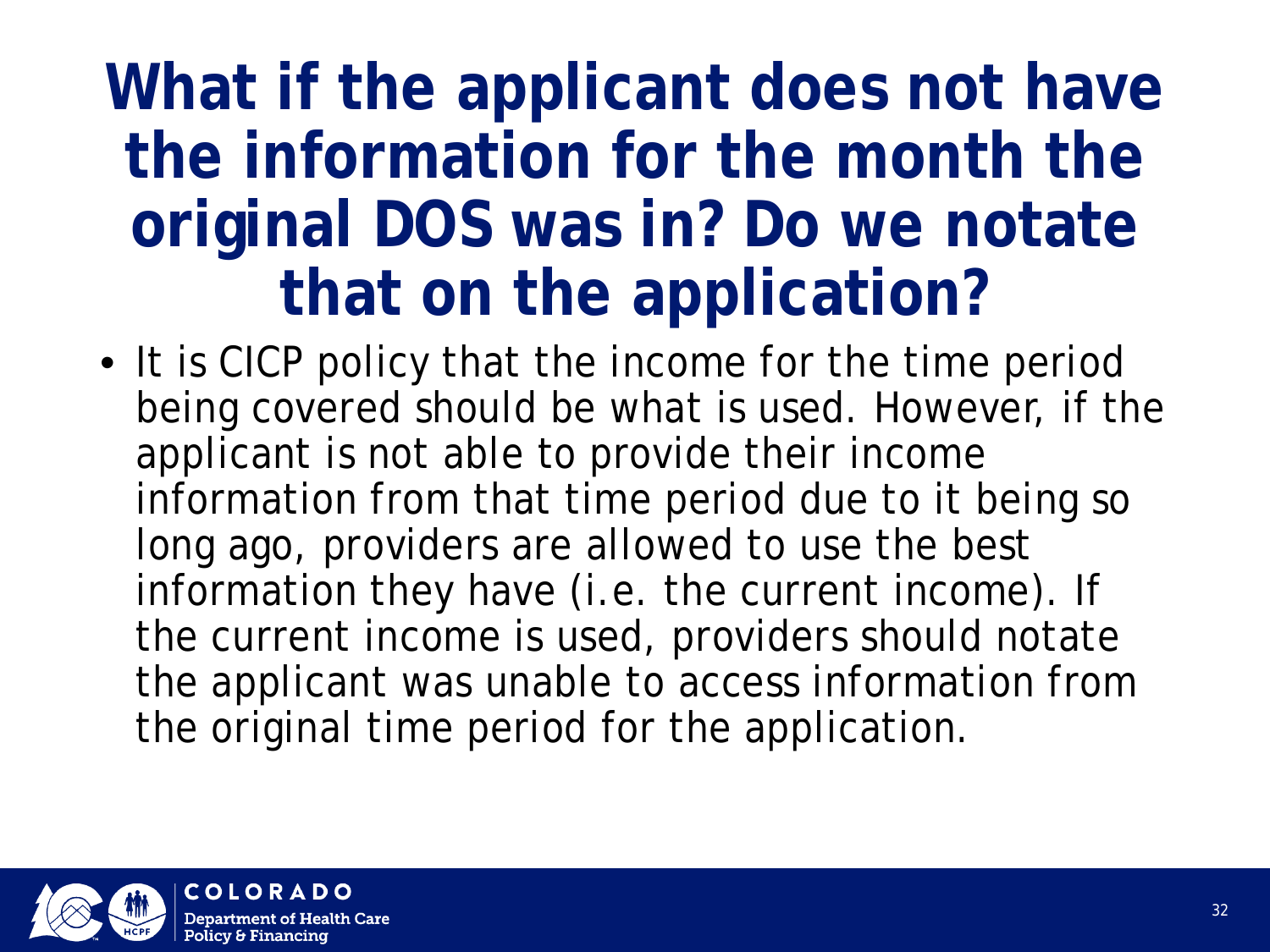# What if the applicant does not have the information for the month the original DOS was in? Do we notate that on the application?

- It is CICP policy that the income for the time period being covered should be what is used. However, if the applicant is not able to provide their income information from that time period due to it being so long ago, providers are allowed to use the best information they have (i.e. the current income). If the current income is used, providers should notate the applicant was unable to access information from the original time period for the application.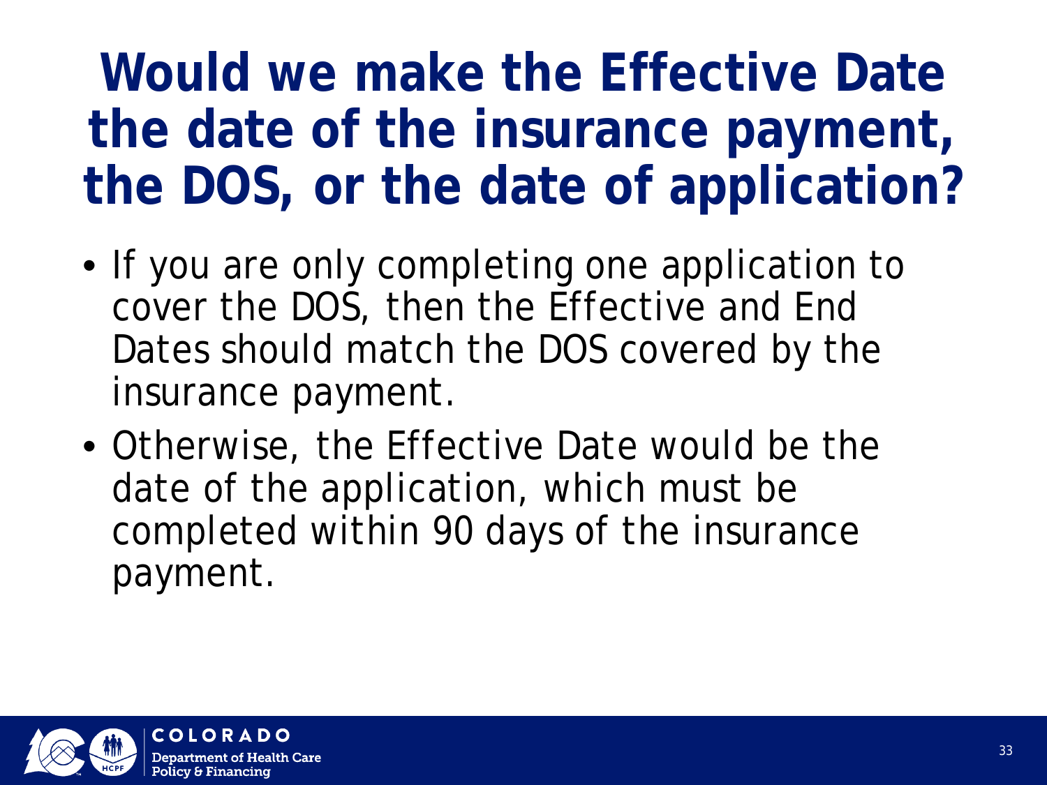# Would we make the Effective Date the date of the insurance payment, the DOS, or the date of application?

- If you are only completing one application to cover the DOS, then the Effective and End Dates should match the DOS covered by the insurance payment.
- Otherwise, the Effective Date would be the date of the application, which must be completed within 90 days of the insurance payment.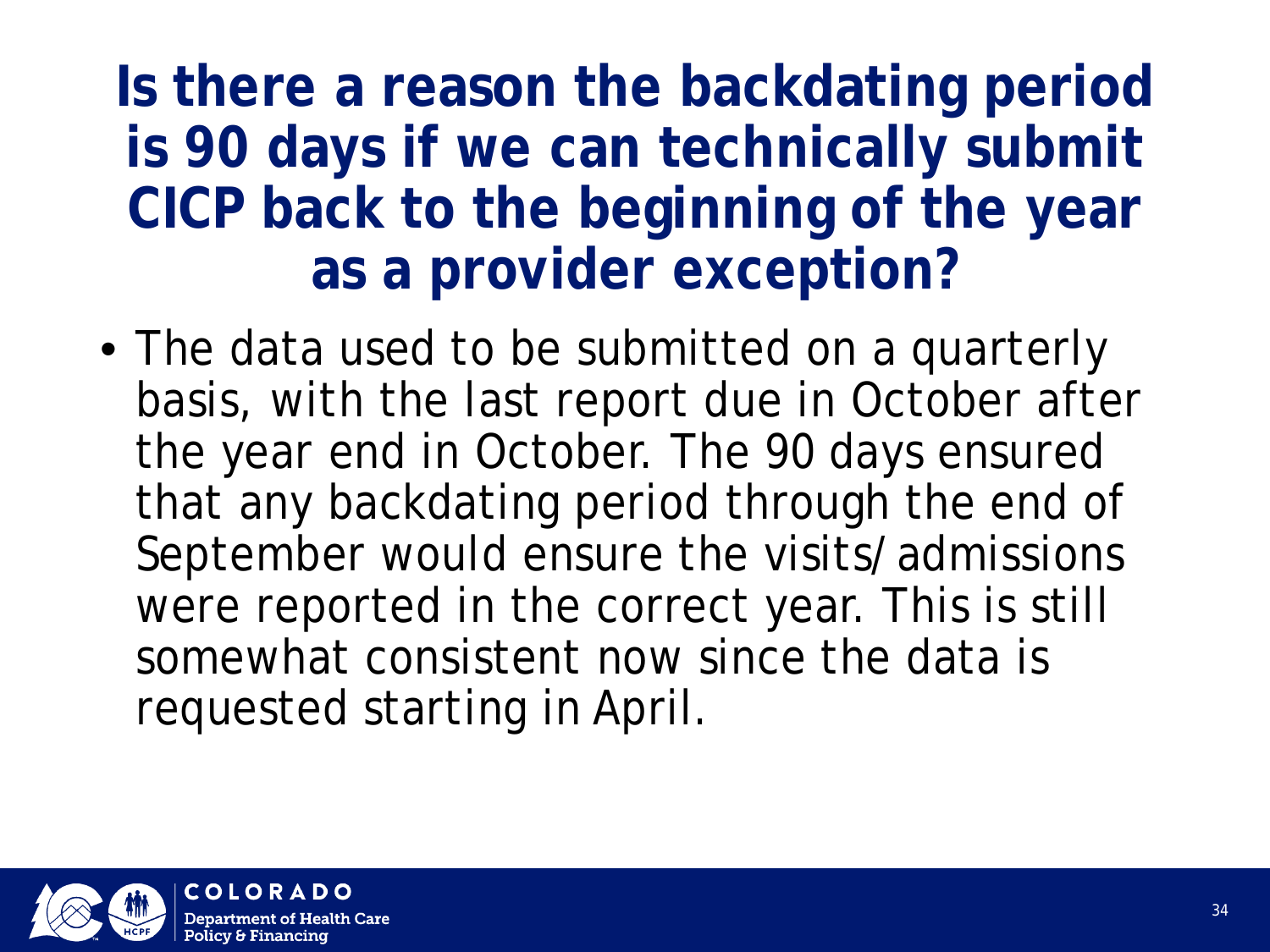# Is there a reason the backdating period is 90 days if we can technically submit CICP back to the beginning of the year as a provider exception?

- The data used to be submitted on a quarterly basis, with the last report due in October after the year end in October. The 90 days ensured that any backdating period through the end of September would ensure the visits/admissions were reported in the correct year. This is still somewhat consistent now since the data is requested starting in April.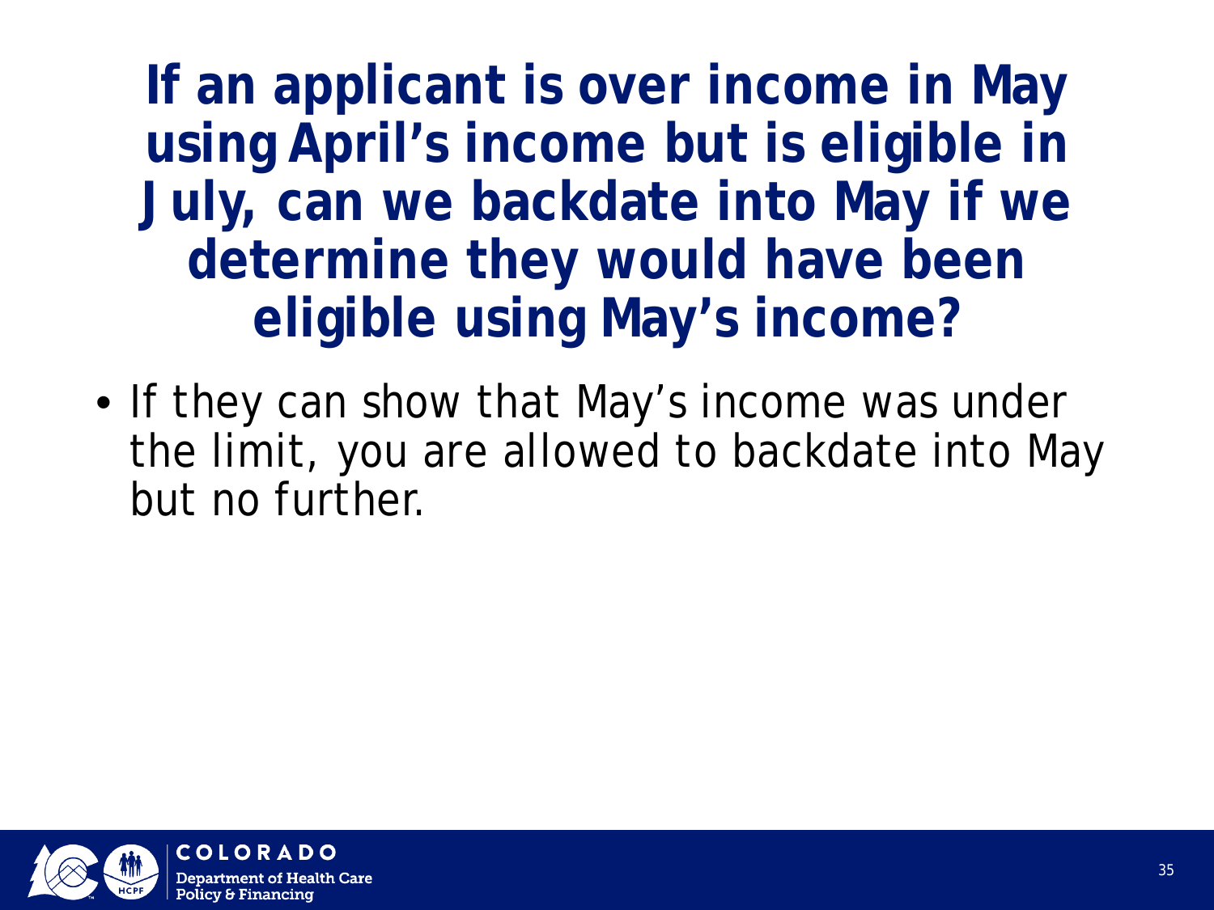# If an applicant is over income in May using April's income but is eligible in July, can we backdate into May if we determine they would have been eligible using May's income?

- If they can show that May's income was under the limit, you are allowed to backdate into May but no further.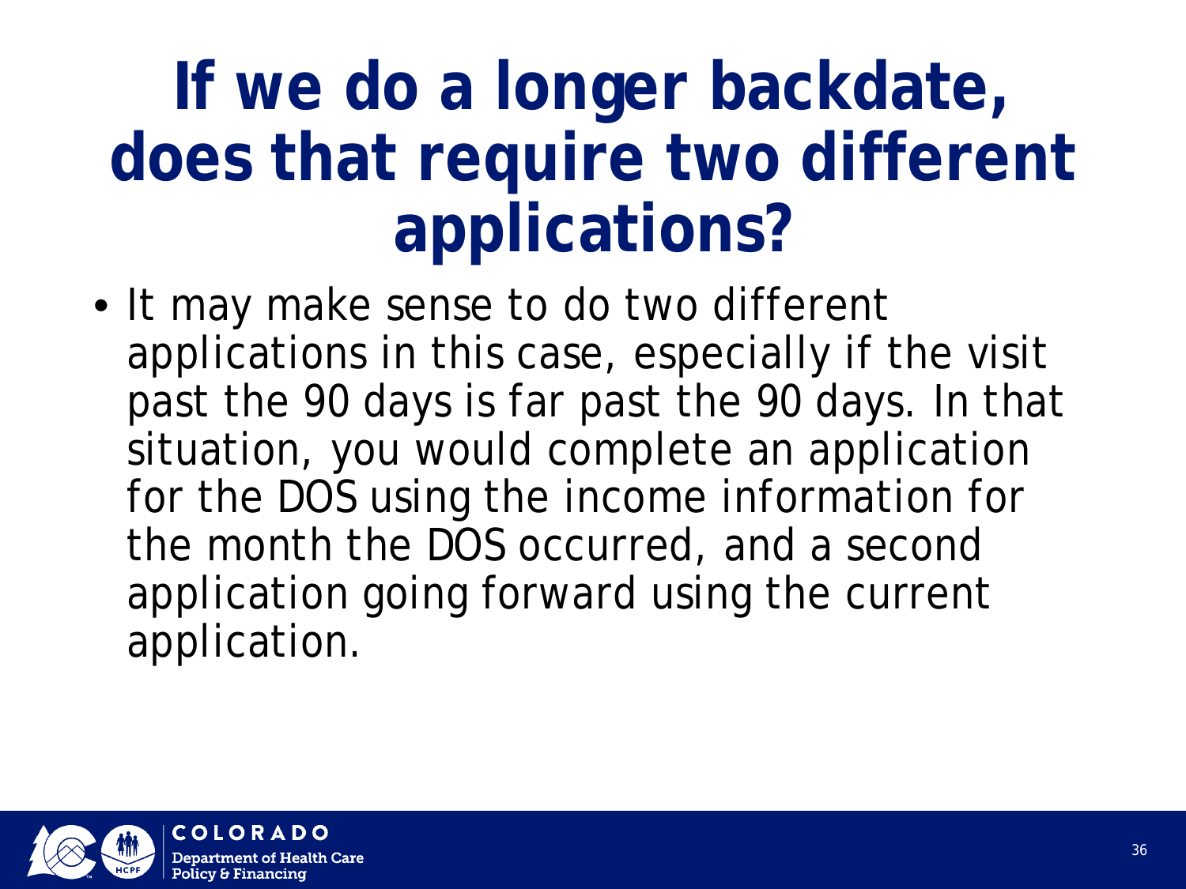# If we do a longer backdate, does that require two different applications?

- It may make sense to do two different applications in this case, especially if the visit past the 90 days is far past the 90 days. In that situation, you would complete an application for the DOS using the income information for the month the DOS occurred, and a second application going forward using the current application.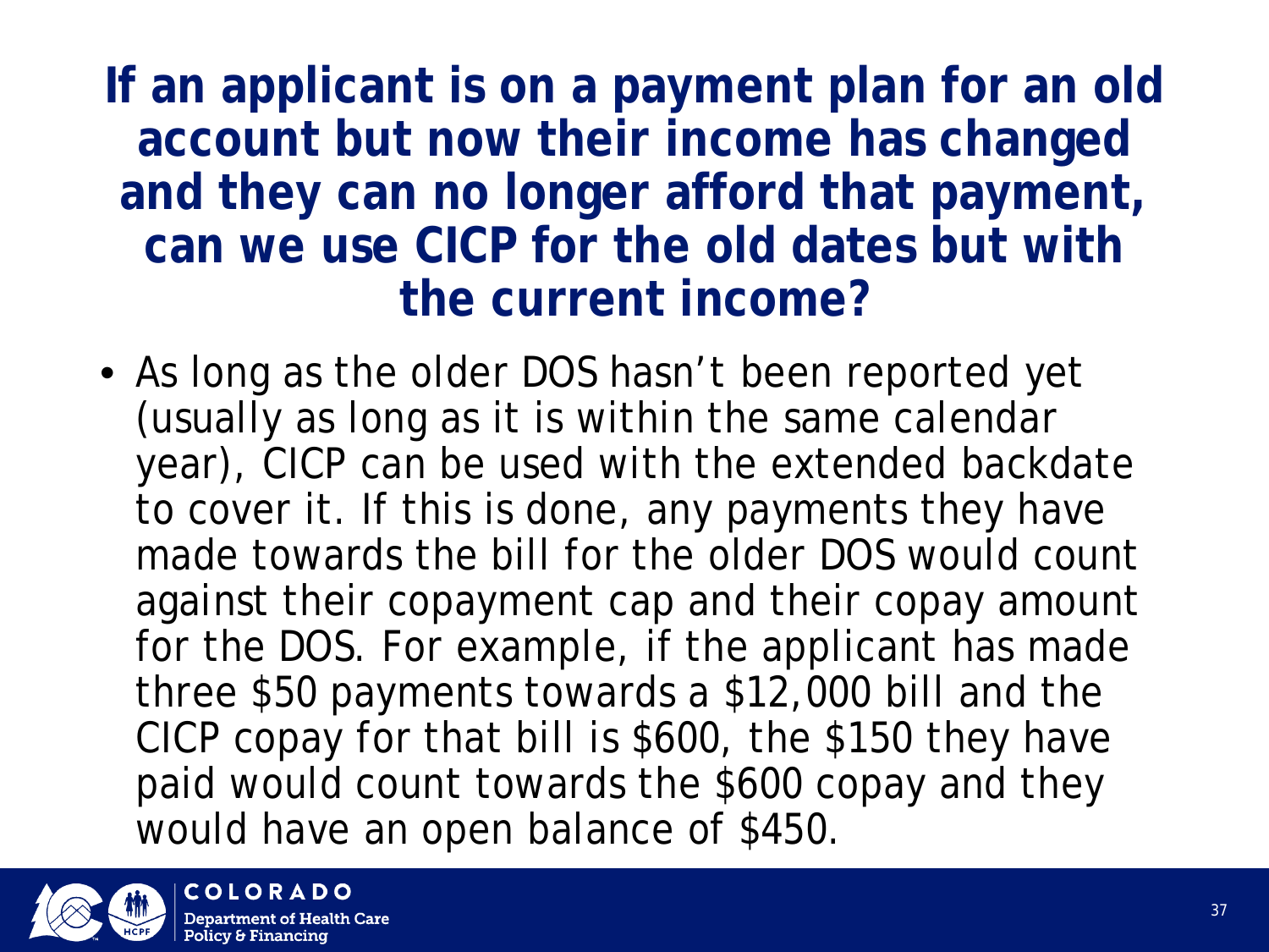# If an applicant is on a payment plan for an old account but now their income has changed and they can no longer afford that payment, can we use CICP for the old dates but with the current income?

- As long as the older DOS hasn't been reported yet (usually as long as it is within the same calendar year), CICP can be used with the extended backdate to cover it. If this is done, any payments they have made towards the bill for the older DOS would count against their copayment cap and their copay amount for the DOS. For example, if the applicant has made three $50 payments towards a $12,000 bill and the CICP copay for that bill is $600, the $150 they have paid would count towards the $600 copay and they would have an open balance of $450.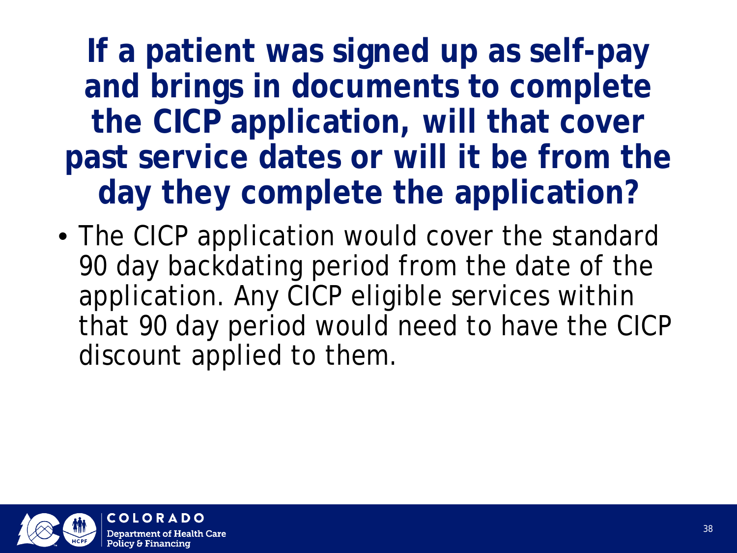# If a patient was signed up as self-pay and brings in documents to complete the CICP application, will that cover past service dates or will it be from the day they complete the application?

- The CICP application would cover the standard 90 day backdating period from the date of the application. Any CICP eligible services within that 90 day period would need to have the CICP discount applied to them.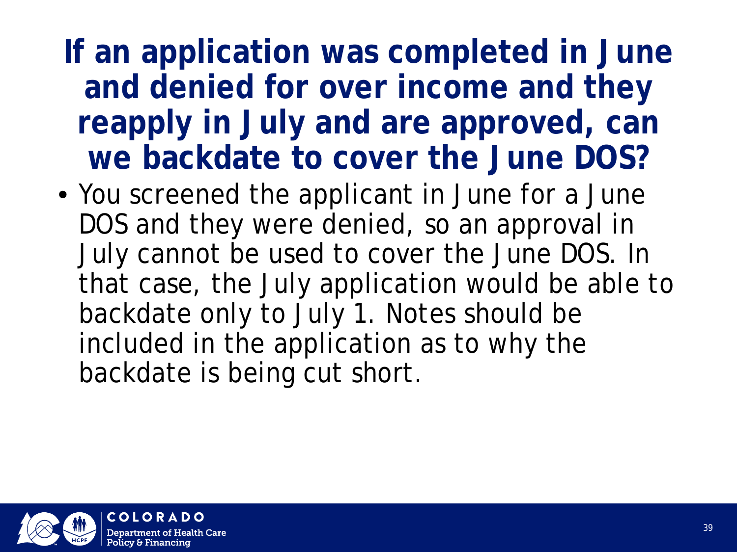# If an application was completed in June and denied for over income and they reapply in July and are approved, can we backdate to cover the June DOS?

- You screened the applicant in June for a June DOS and they were denied, so an approval in July cannot be used to cover the June DOS. In that case, the July application would be able to backdate only to July 1. Notes should be included in the application as to why the backdate is being cut short.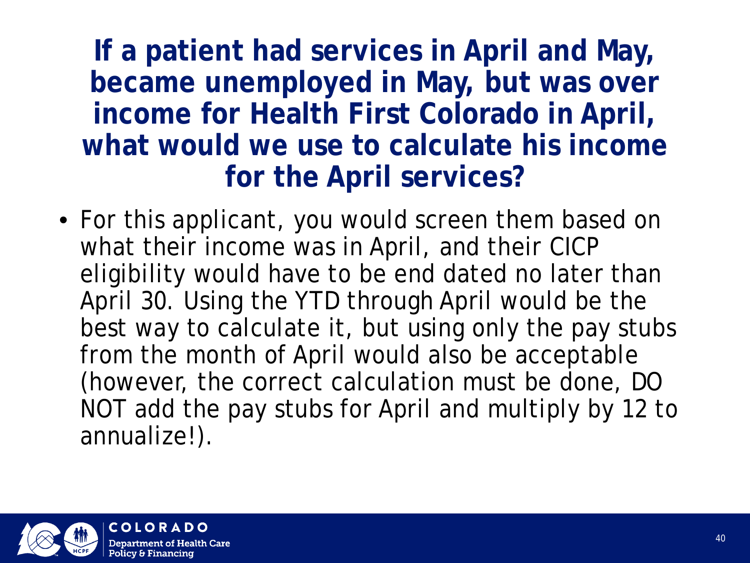# If a patient had services in April and May, became unemployed in May, but was over income for Health First Colorado in April, what would we use to calculate his income for the April services?

- For this applicant, you would screen them based on what their income was in April, and their CICP eligibility would have to be end dated no later than April 30. Using the YTD through April would be the best way to calculate it, but using only the pay stubs from the month of April would also be acceptable (however, the correct calculation must be done, DO NOT add the pay stubs for April and multiply by 12 to annualize!).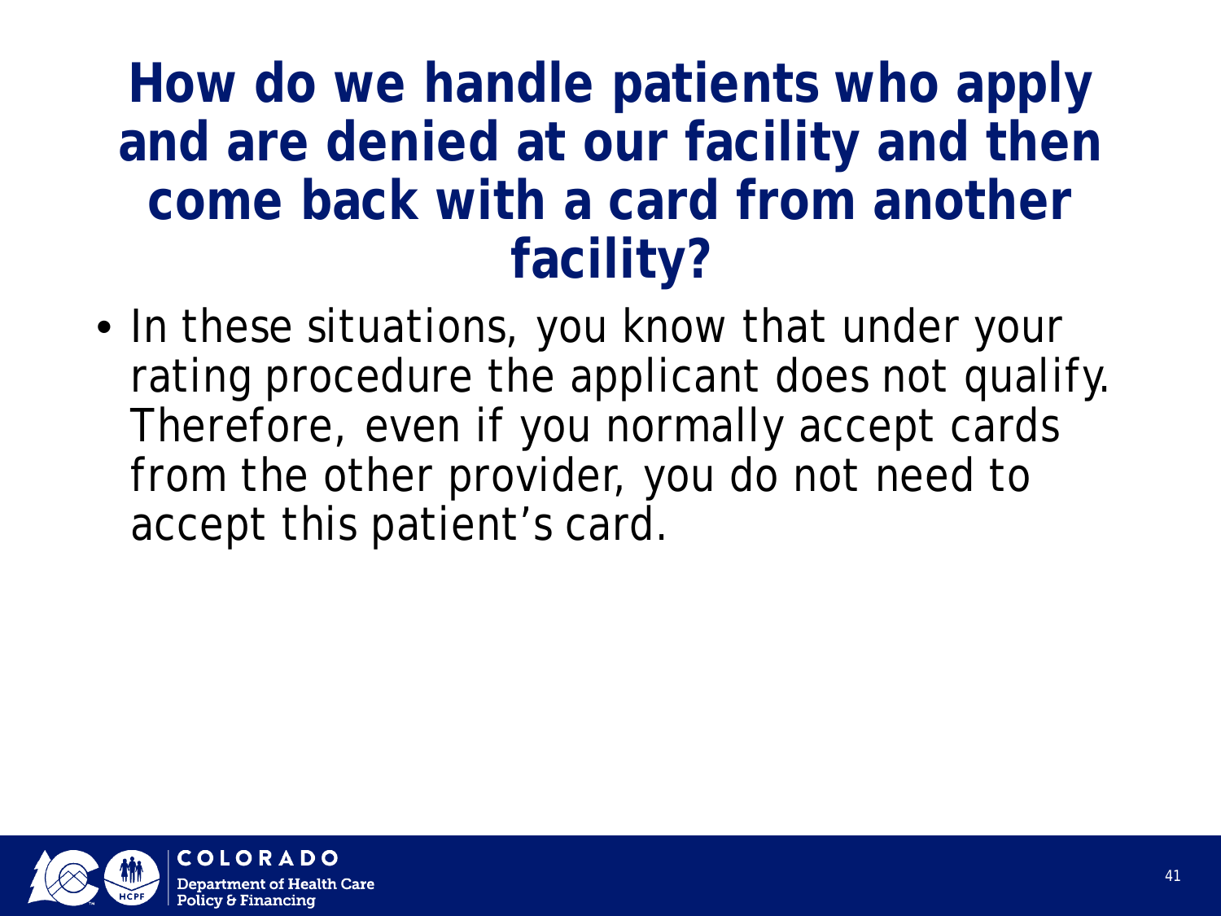# How do we handle patients who apply and are denied at our facility and then come back with a card from another facility?

- In these situations, you know that under your rating procedure the applicant does not qualify. Therefore, even if you normally accept cards from the other provider, you do not need to accept this patient's card.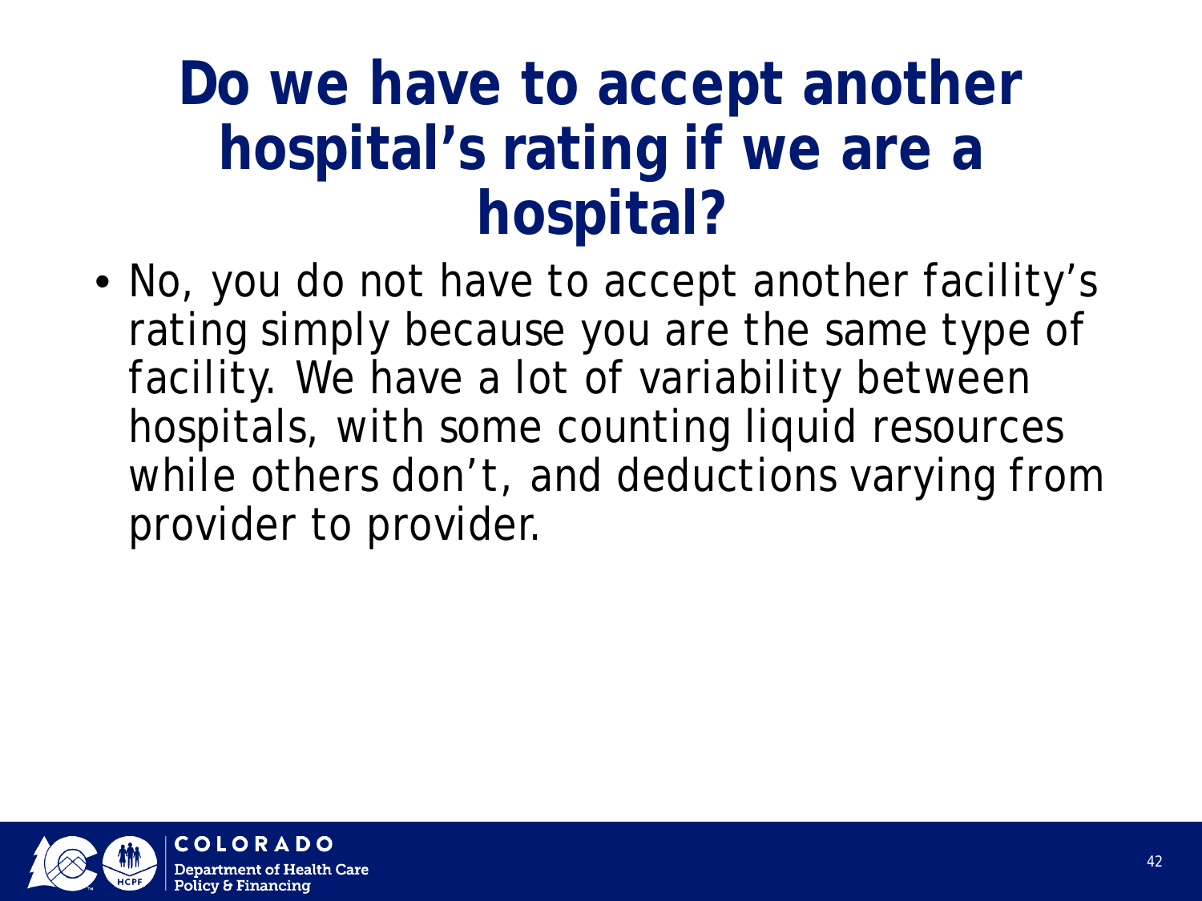# Do we have to accept another hospital's rating if we are a hospital?

- No, you do not have to accept another facility's rating simply because you are the same type of facility. We have a lot of variability between hospitals, with some counting liquid resources while others don't, and deductions varying from provider to provider.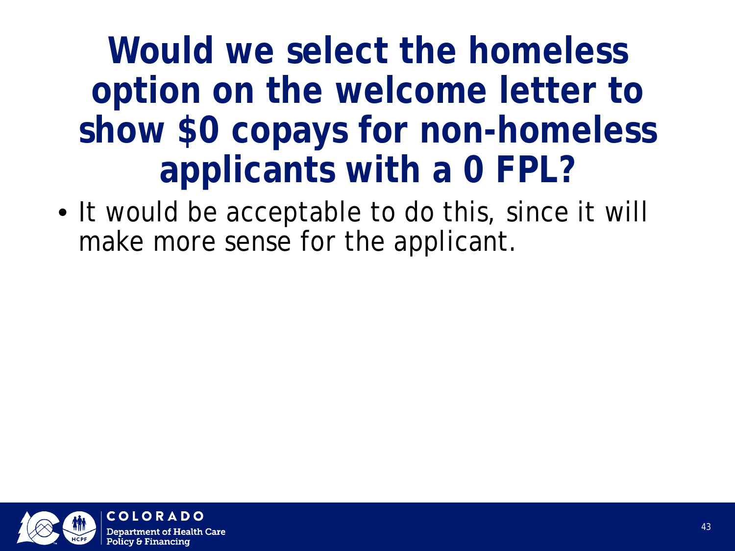# Would we select the homeless option on the welcome letter to show $0 copays for non-homeless applicants with a 0 FPL?

- It would be acceptable to do this, since it will make more sense for the applicant.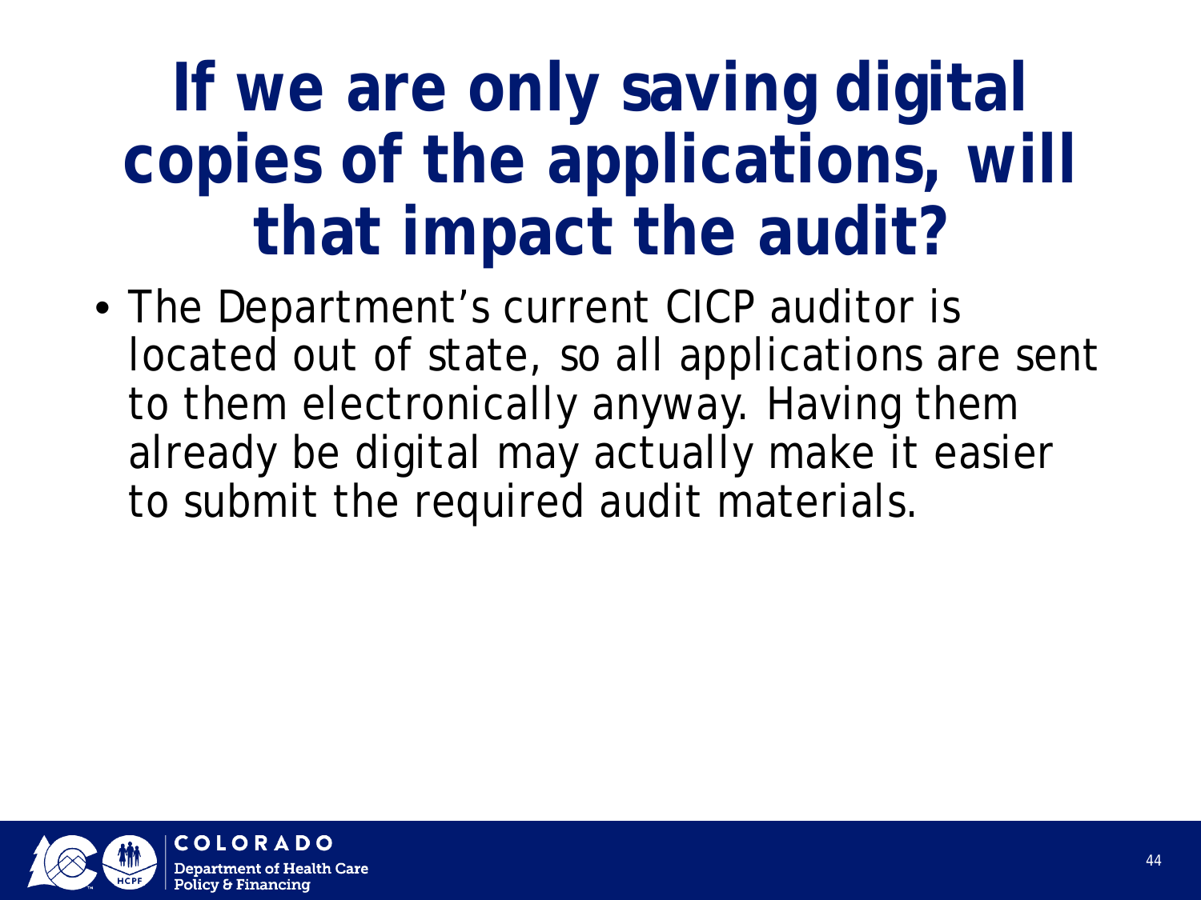# If we are only saving digital copies of the applications, will that impact the audit?

- The Department's current CICP auditor is located out of state, so all applications are sent to them electronically anyway. Having them already be digital may actually make it easier to submit the required audit materials.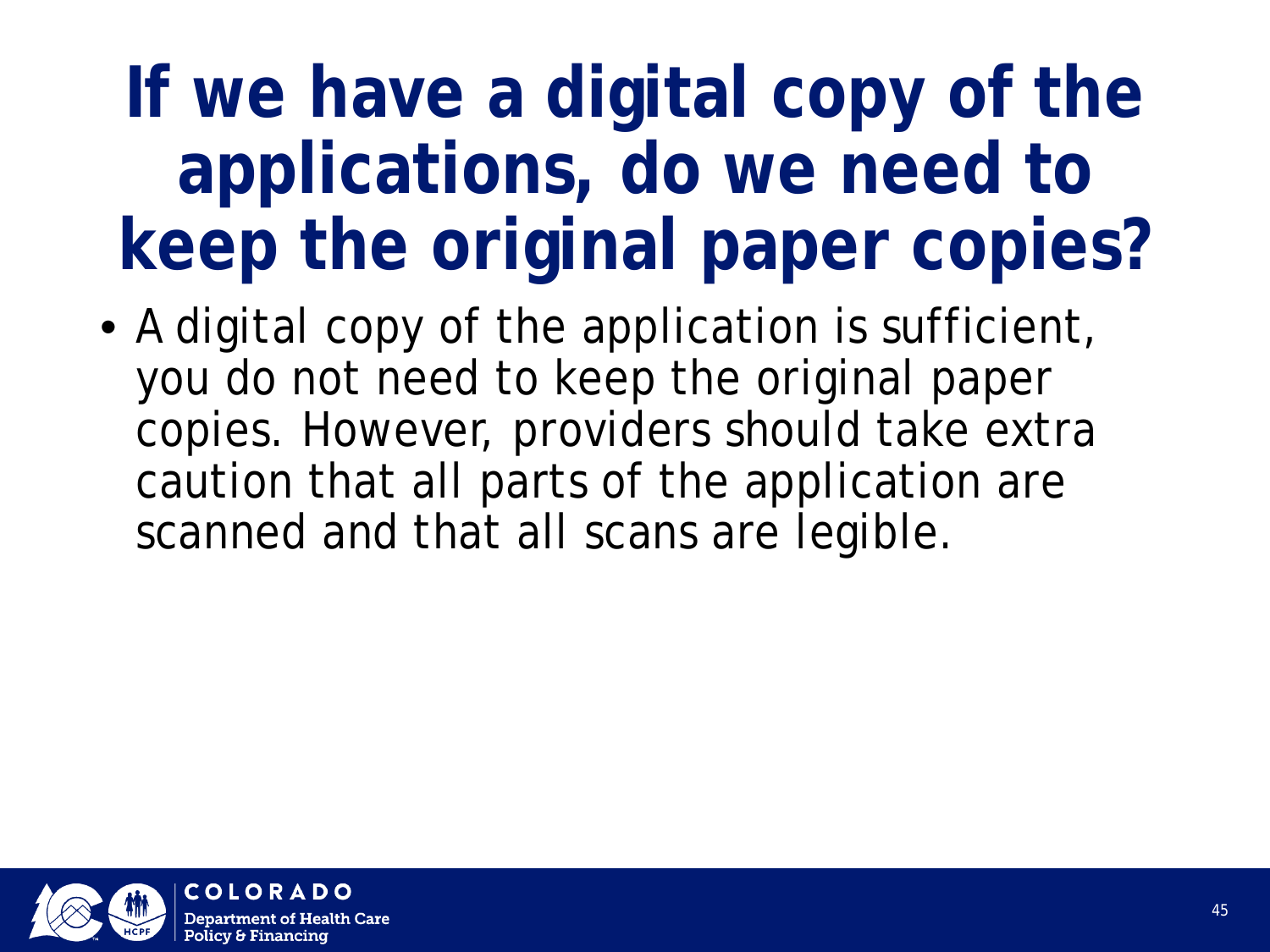# If we have a digital copy of the applications, do we need to keep the original paper copies?

- A digital copy of the application is sufficient, you do not need to keep the original paper copies. However, providers should take extra caution that all parts of the application are scanned and that all scans are legible.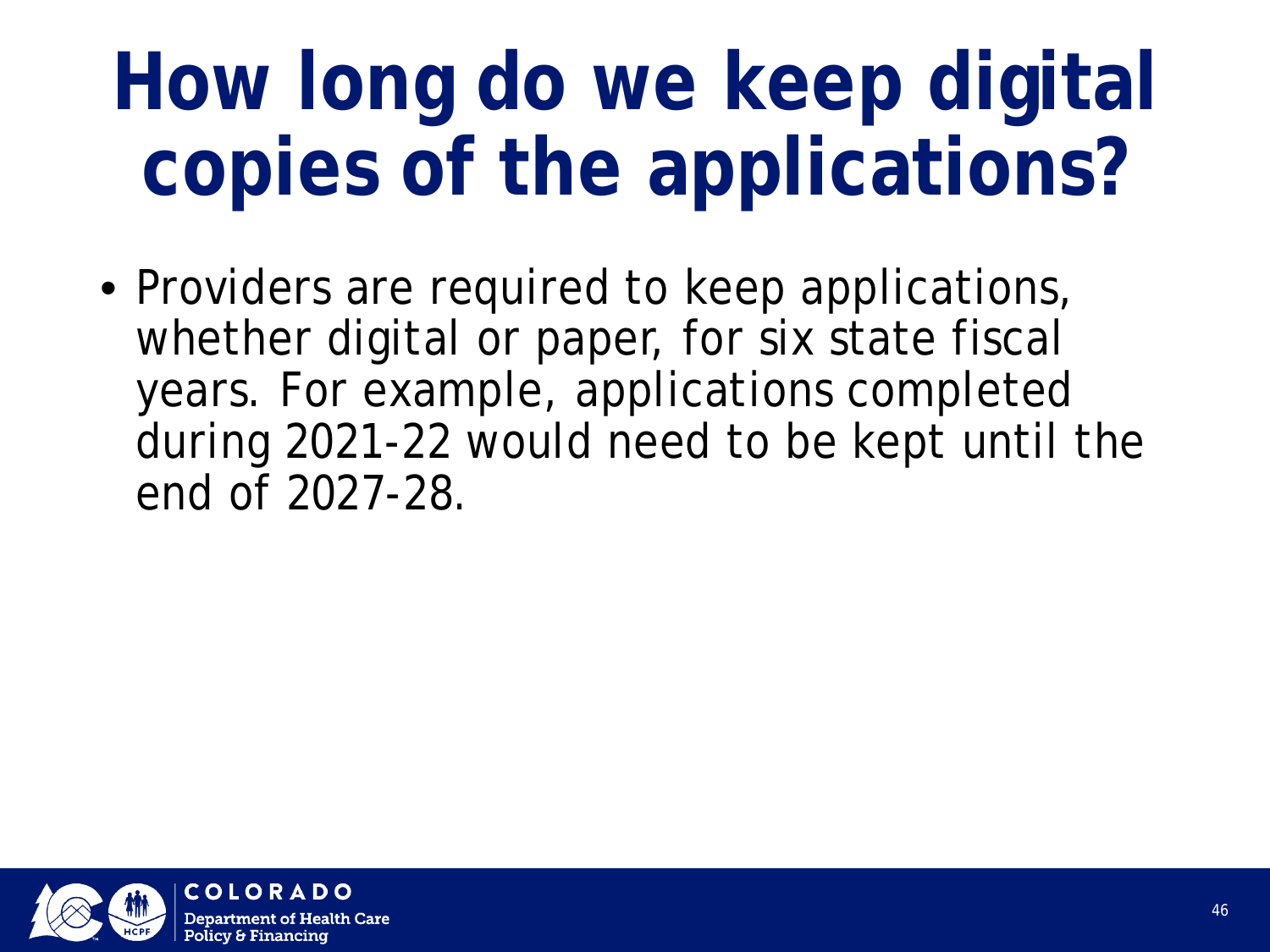# How long do we keep digital copies of the applications?

- Providers are required to keep applications, whether digital or paper, for six state fiscal years. For example, applications completed during 2021-22 would need to be kept until the end of 2027-28.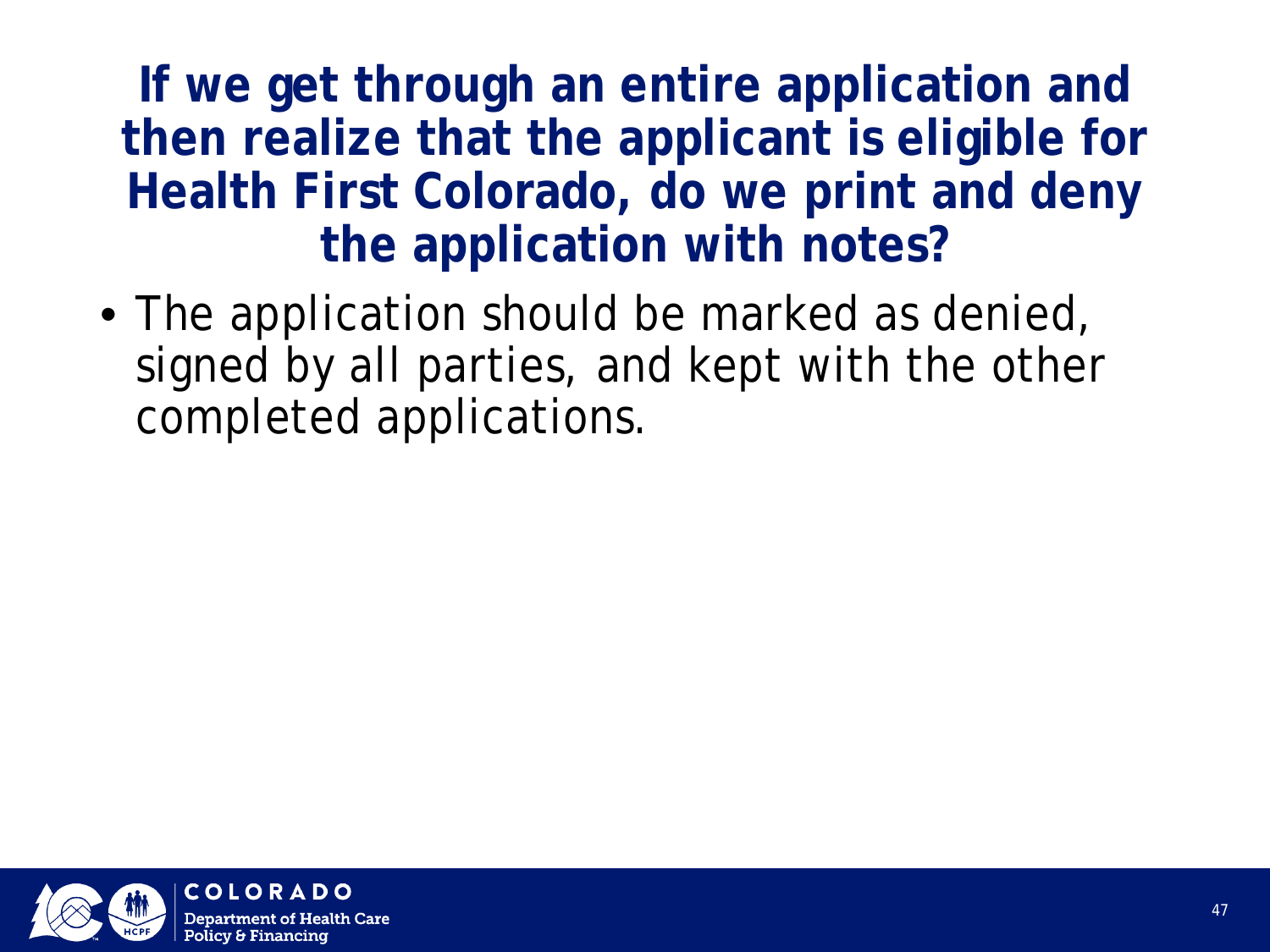# If we get through an entire application and then realize that the applicant is eligible for Health First Colorado, do we print and deny the application with notes?

- The application should be marked as denied, signed by all parties, and kept with the other completed applications.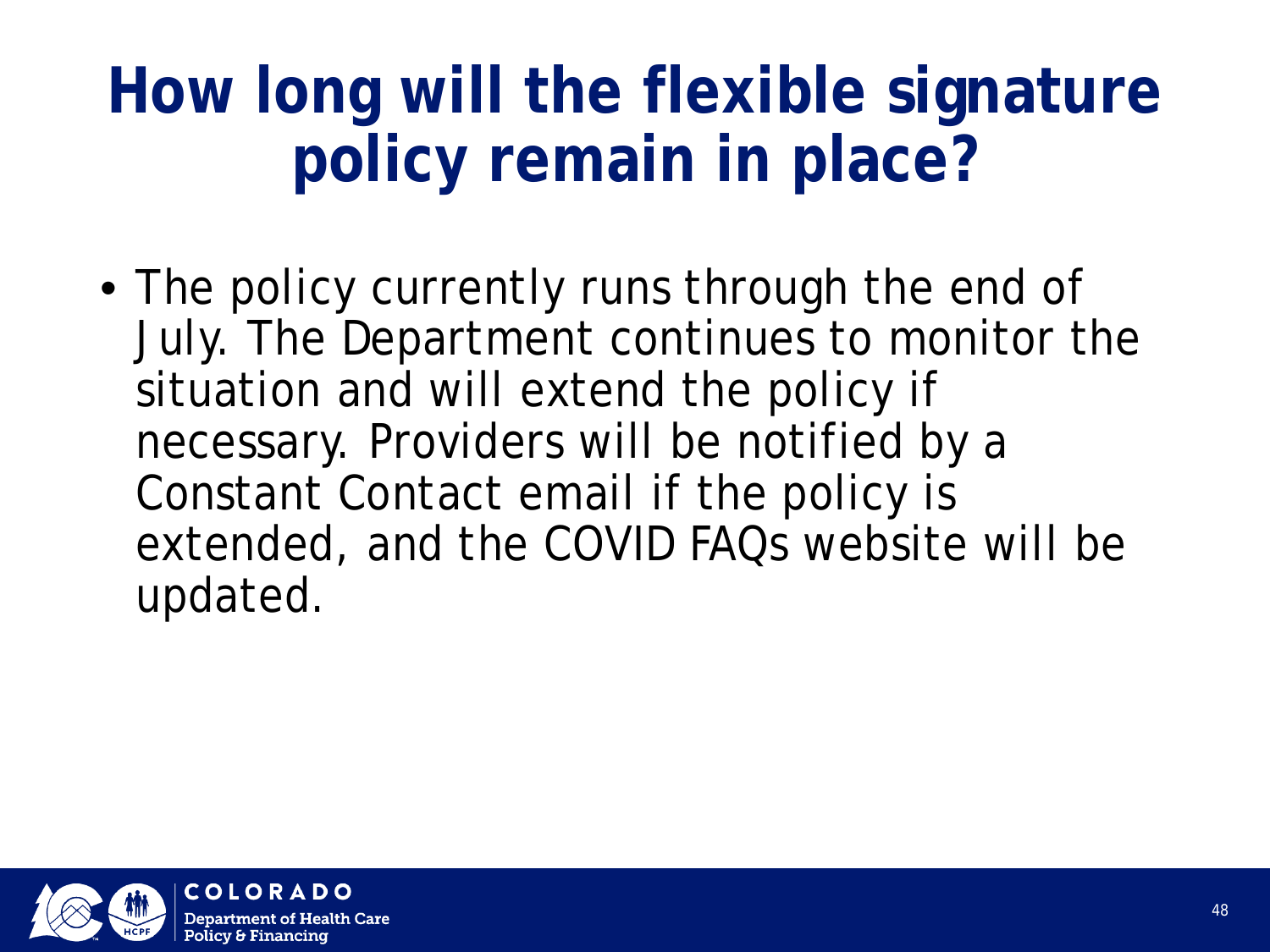# How long will the flexible signature policy remain in place?

- The policy currently runs through the end of July. The Department continues to monitor the situation and will extend the policy if necessary. Providers will be notified by a Constant Contact email if the policy is extended, and the COVID FAQs website will be updated.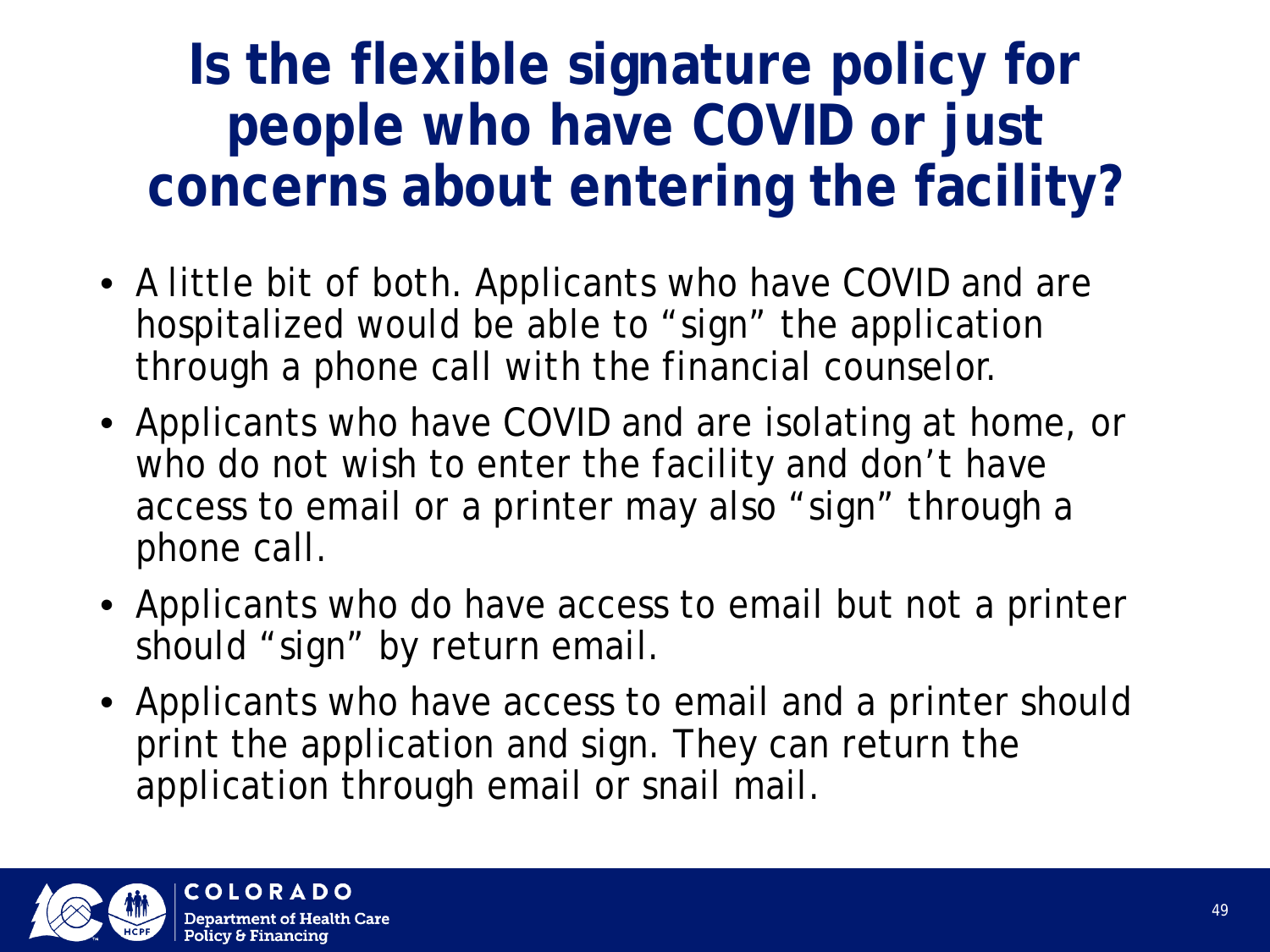# Is the flexible signature policy for people who have COVID or just concerns about entering the facility?

- A little bit of both. Applicants who have COVID and are hospitalized would be able to "sign" the application through a phone call with the financial counselor.
- Applicants who have COVID and are isolating at home, or who do not wish to enter the facility and don't have access to email or a printer may also "sign" through a phone call.
- Applicants who do have access to email but not a printer should "sign" by return email.
- Applicants who have access to email and a printer should print the application and sign. They can return the application through email or snail mail.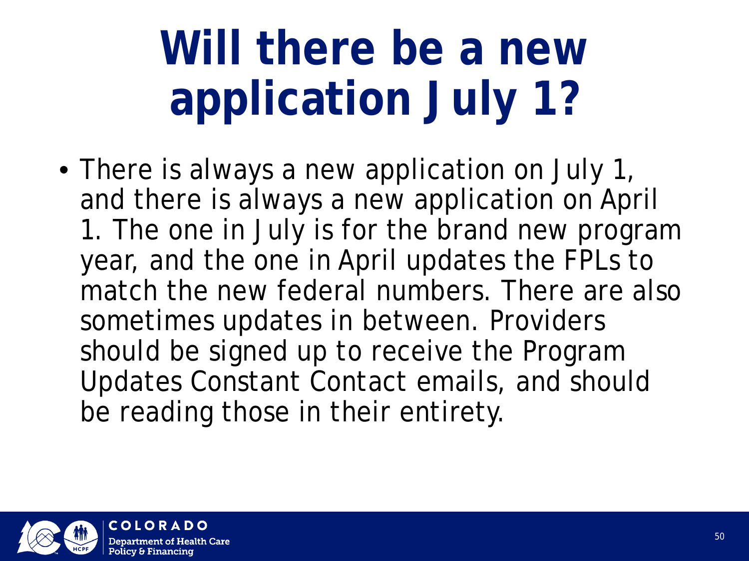# Will there be a new application July 1?

- There is always a new application on July 1, and there is always a new application on April 1. The one in July is for the brand new program year, and the one in April updates the FPLs to match the new federal numbers. There are also sometimes updates in between. Providers should be signed up to receive the Program Updates Constant Contact emails, and should be reading those in their entirety.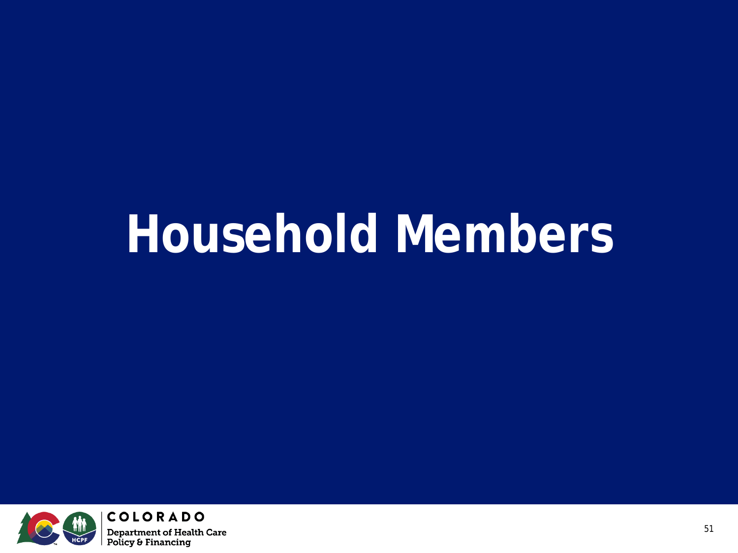# Household Members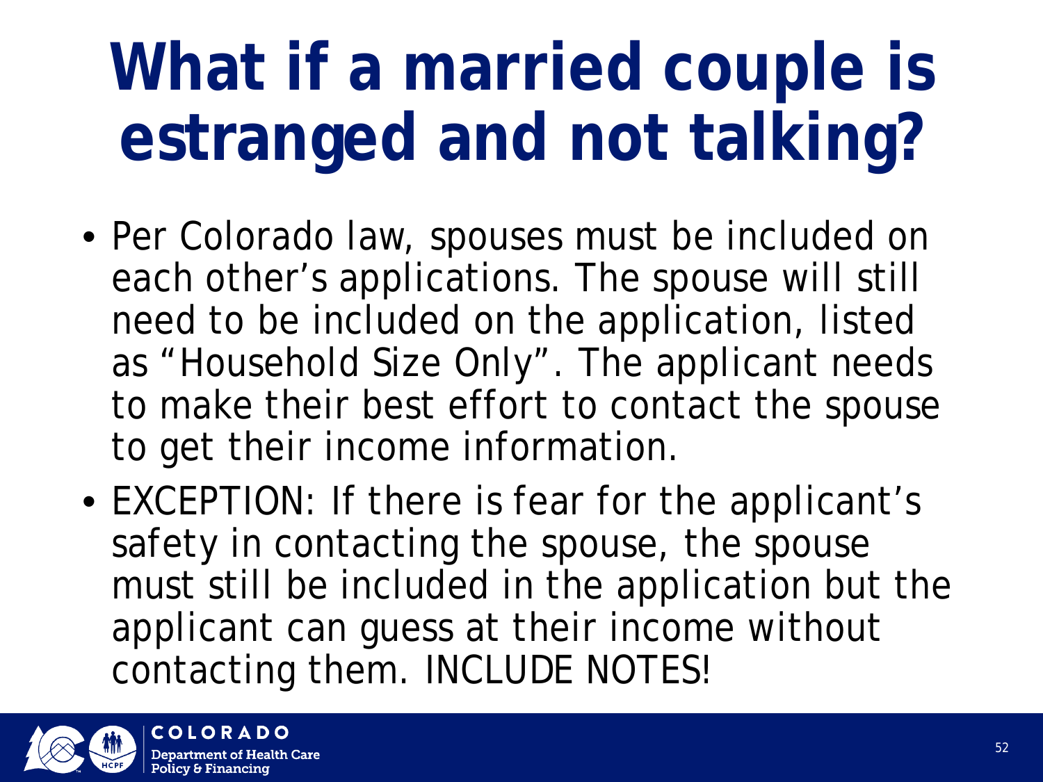# What if a married couple is estranged and not talking?

- Per Colorado law, spouses must be included on each other's applications. The spouse will still need to be included on the application, listed as "Household Size Only". The applicant needs to make their best effort to contact the spouse to get their income information.
- EXCEPTION: If there is fear for the applicant's safety in contacting the spouse, the spouse must still be included in the application but the applicant can guess at their income without contacting them. INCLUDE NOTES!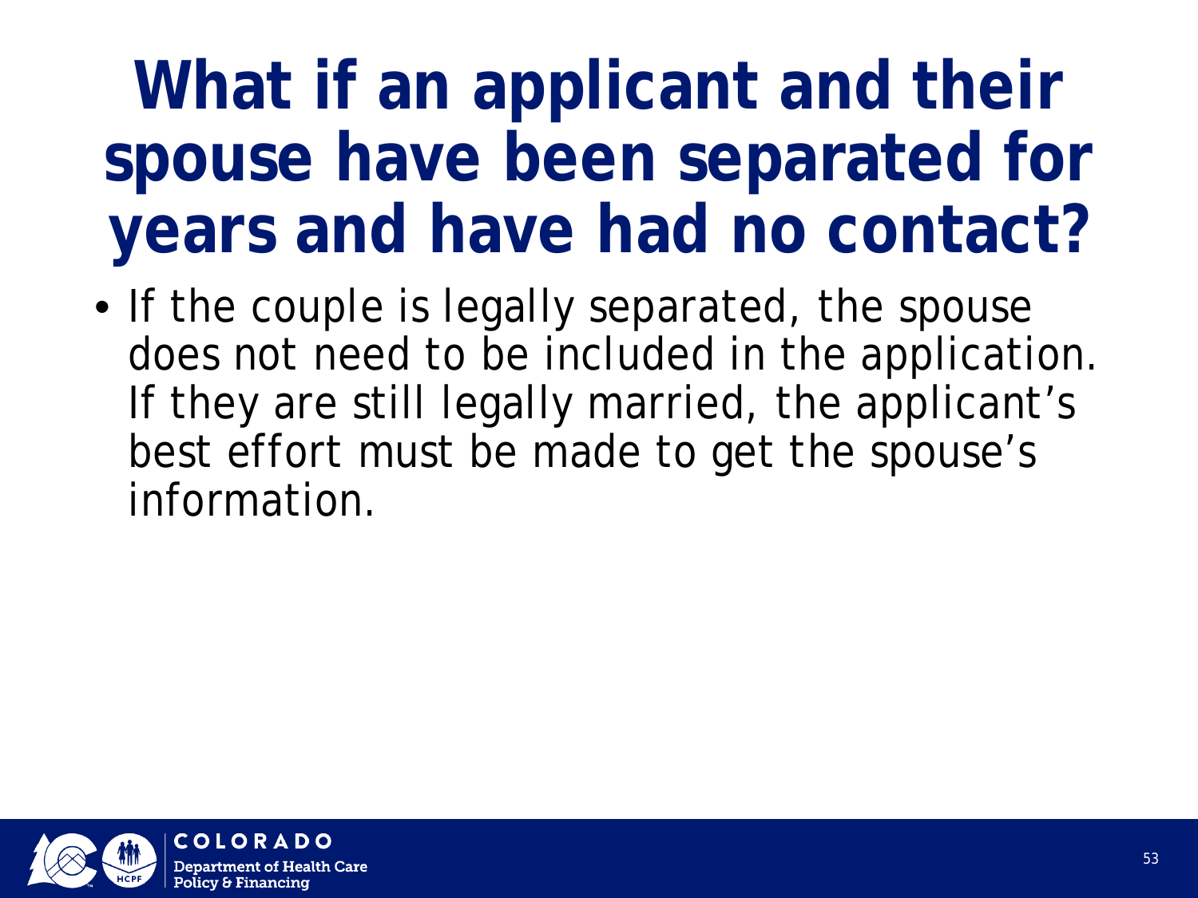# What if an applicant and their spouse have been separated for years and have had no contact?

- If the couple is legally separated, the spouse does not need to be included in the application. If they are still legally married, the applicant's best effort must be made to get the spouse's information.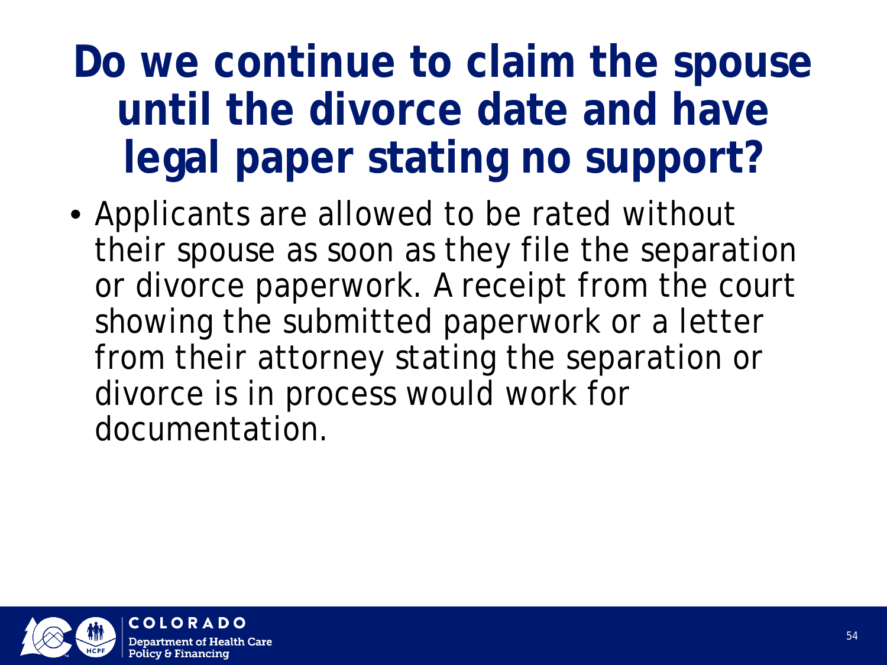# Do we continue to claim the spouse until the divorce date and have legal paper stating no support?

- Applicants are allowed to be rated without their spouse as soon as they file the separation or divorce paperwork. A receipt from the court showing the submitted paperwork or a letter from their attorney stating the separation or divorce is in process would work for documentation.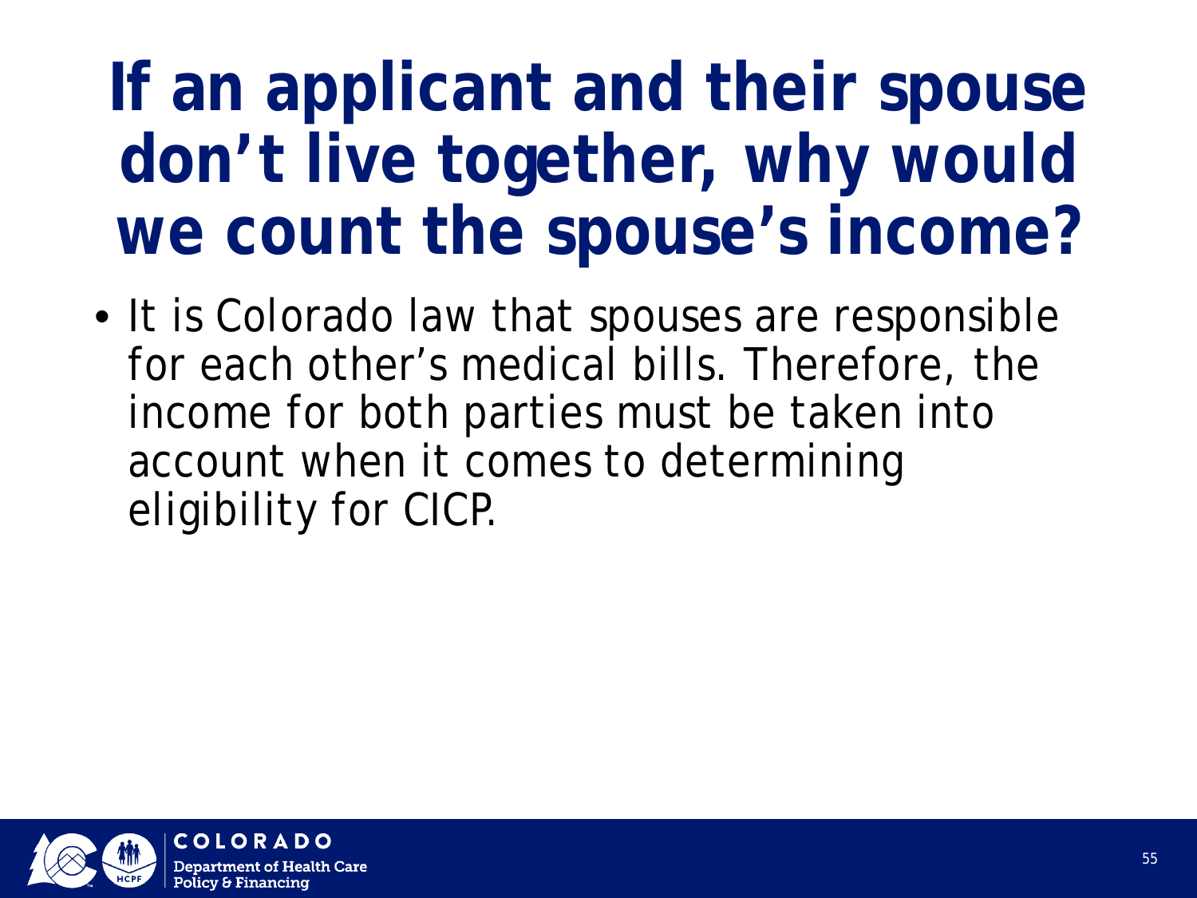# If an applicant and their spouse don’t live together, why would we count the spouse’s income?

- It is Colorado law that spouses are responsible for each other’s medical bills. Therefore, the income for both parties must be taken into account when it comes to determining eligibility for CICP.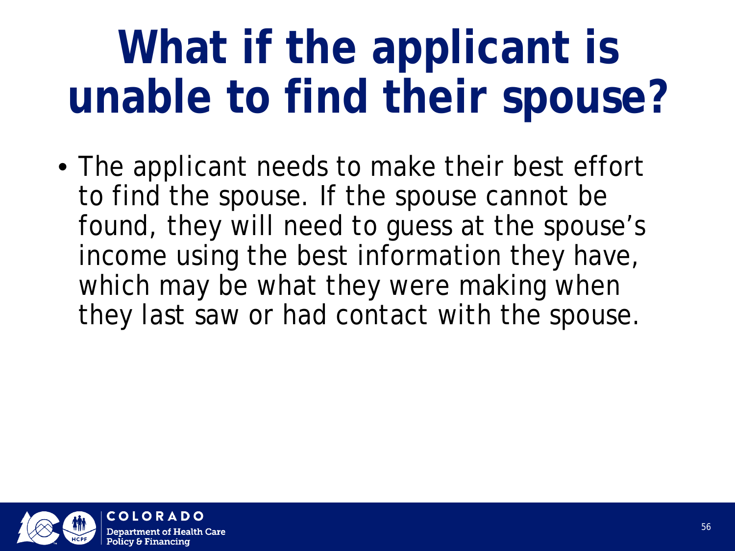# What if the applicant is unable to find their spouse?

- The applicant needs to make their best effort to find the spouse. If the spouse cannot be found, they will need to guess at the spouse's income using the best information they have, which may be what they were making when they last saw or had contact with the spouse.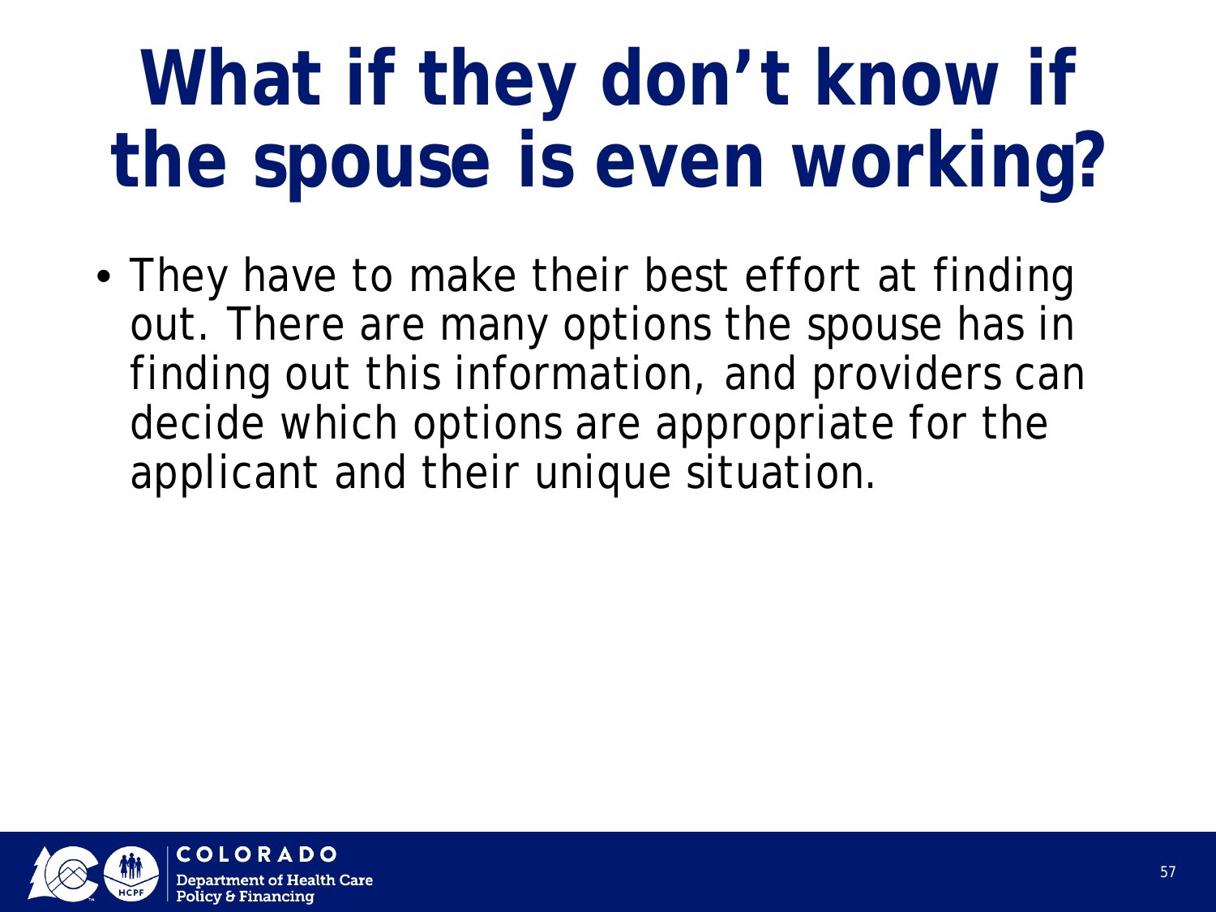# What if they don't know if the spouse is even working?

- They have to make their best effort at finding out. There are many options the spouse has in finding out this information, and providers can decide which options are appropriate for the applicant and their unique situation.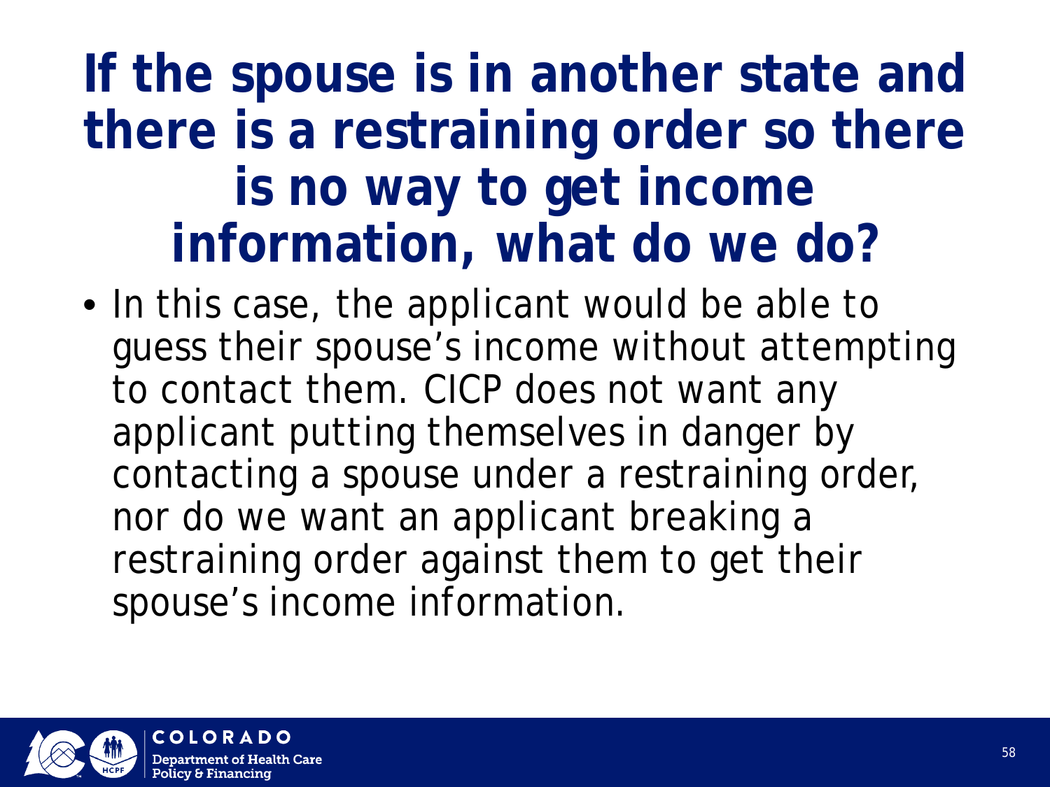# If the spouse is in another state and there is a restraining order so there is no way to get income information, what do we do?

- In this case, the applicant would be able to guess their spouse's income without attempting to contact them. CICP does not want any applicant putting themselves in danger by contacting a spouse under a restraining order, nor do we want an applicant breaking a restraining order against them to get their spouse's income information.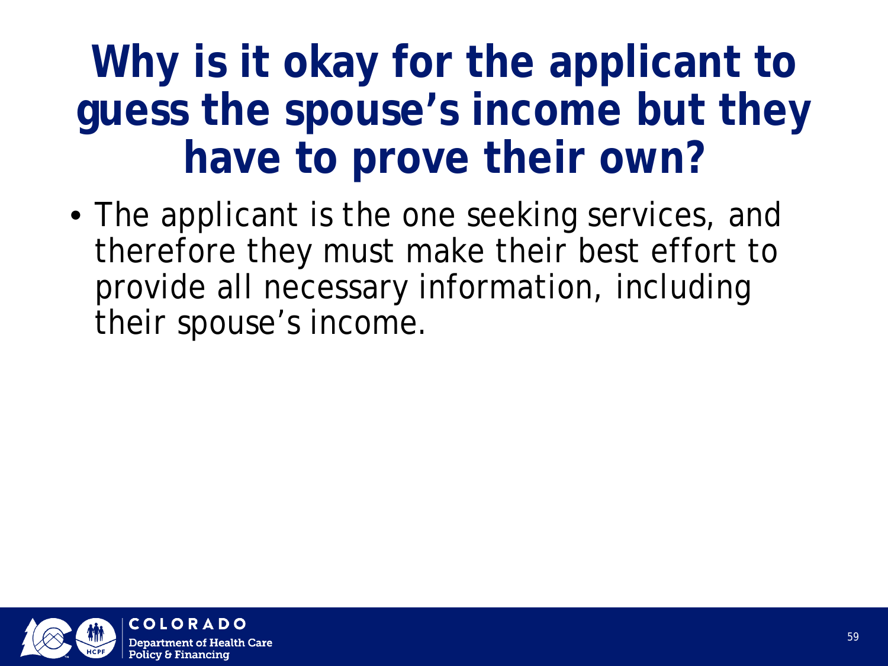# Why is it okay for the applicant to guess the spouse's income but they have to prove their own?

- The applicant is the one seeking services, and therefore they must make their best effort to provide all necessary information, including their spouse's income.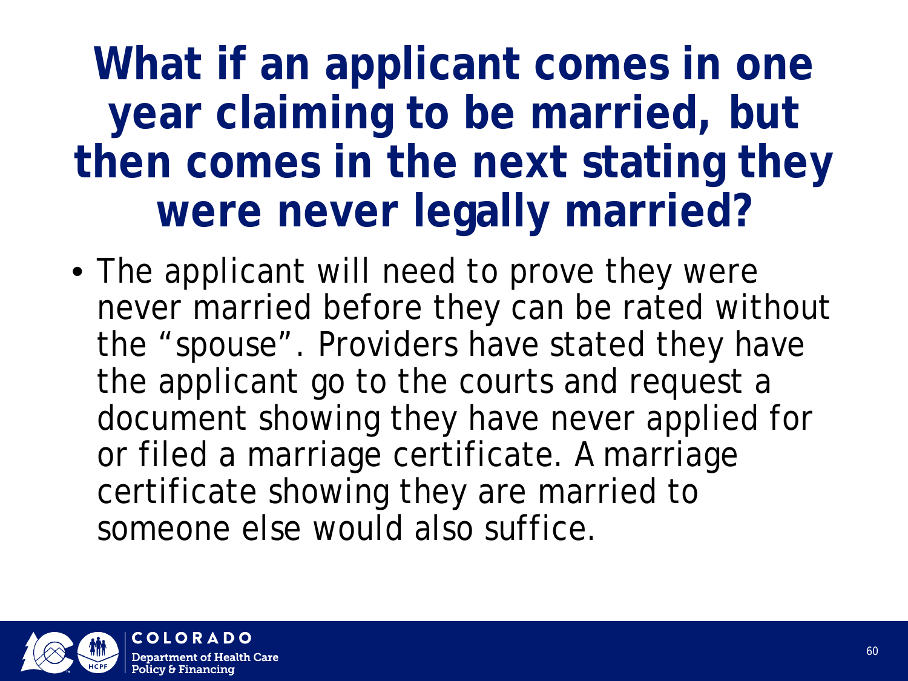# What if an applicant comes in one year claiming to be married, but then comes in the next stating they were never legally married?

- The applicant will need to prove they were never married before they can be rated without the “spouse”. Providers have stated they have the applicant go to the courts and request a document showing they have never applied for or filed a marriage certificate. A marriage certificate showing they are married to someone else would also suffice.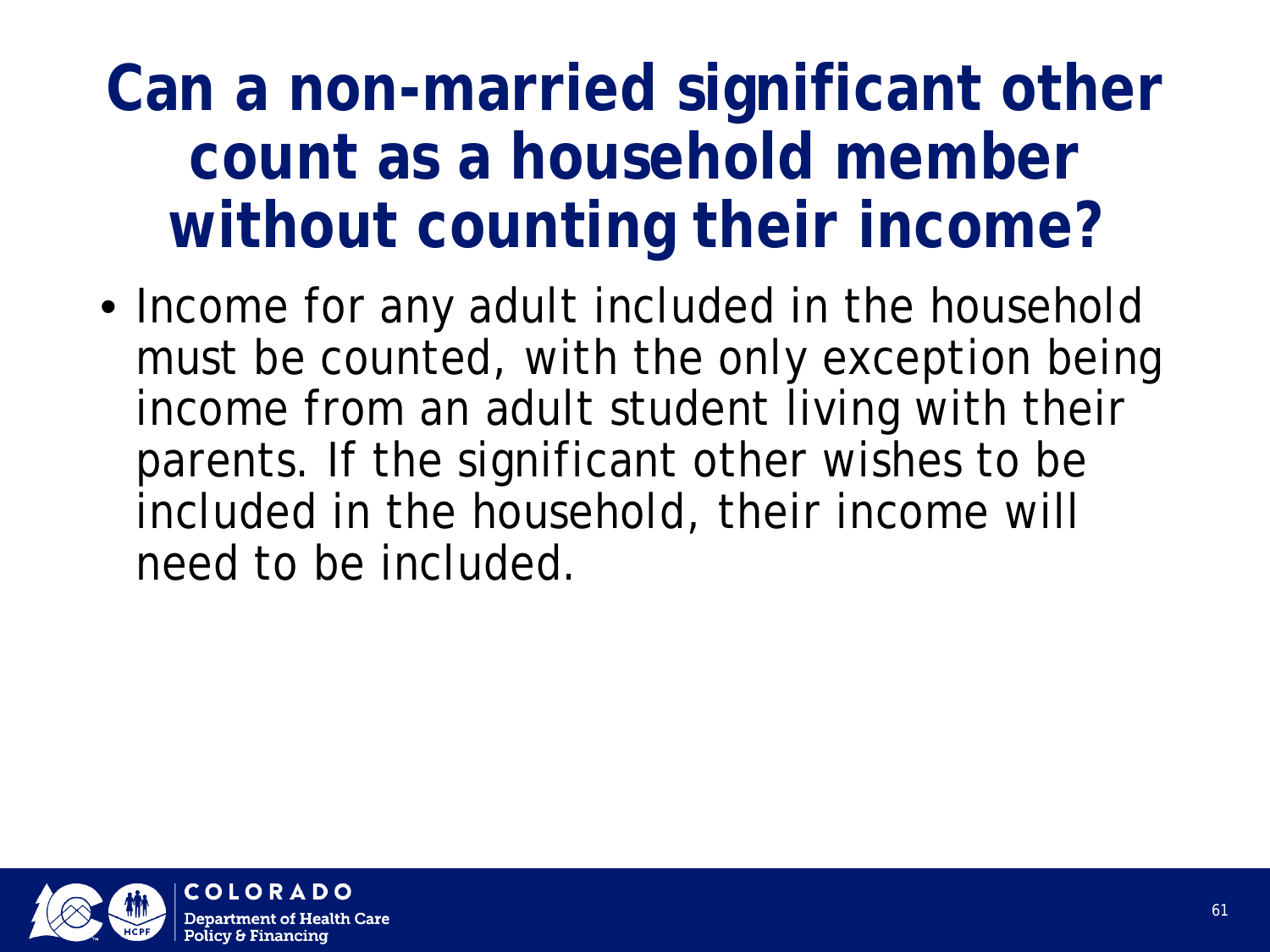# Can a non-married significant other count as a household member without counting their income?

- Income for any adult included in the household must be counted, with the only exception being income from an adult student living with their parents. If the significant other wishes to be included in the household, their income will need to be included.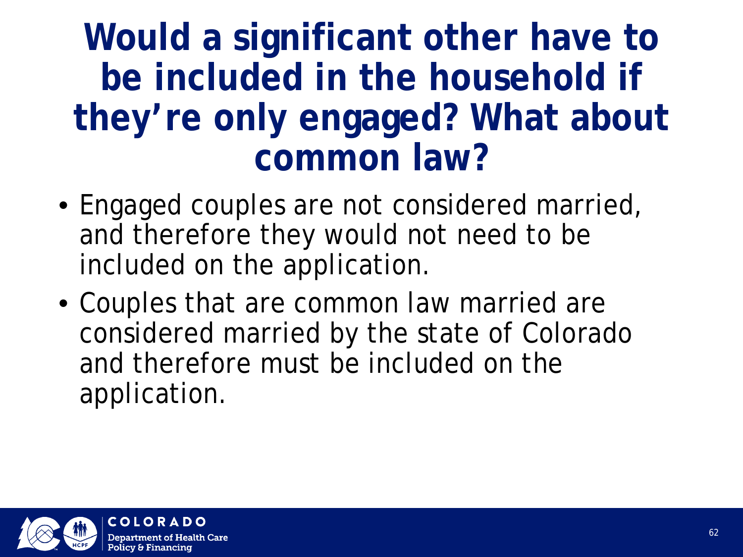# Would a significant other have to be included in the household if they're only engaged? What about common law?

- Engaged couples are not considered married, and therefore they would not need to be included on the application.
- Couples that are common law married are considered married by the state of Colorado and therefore must be included on the application.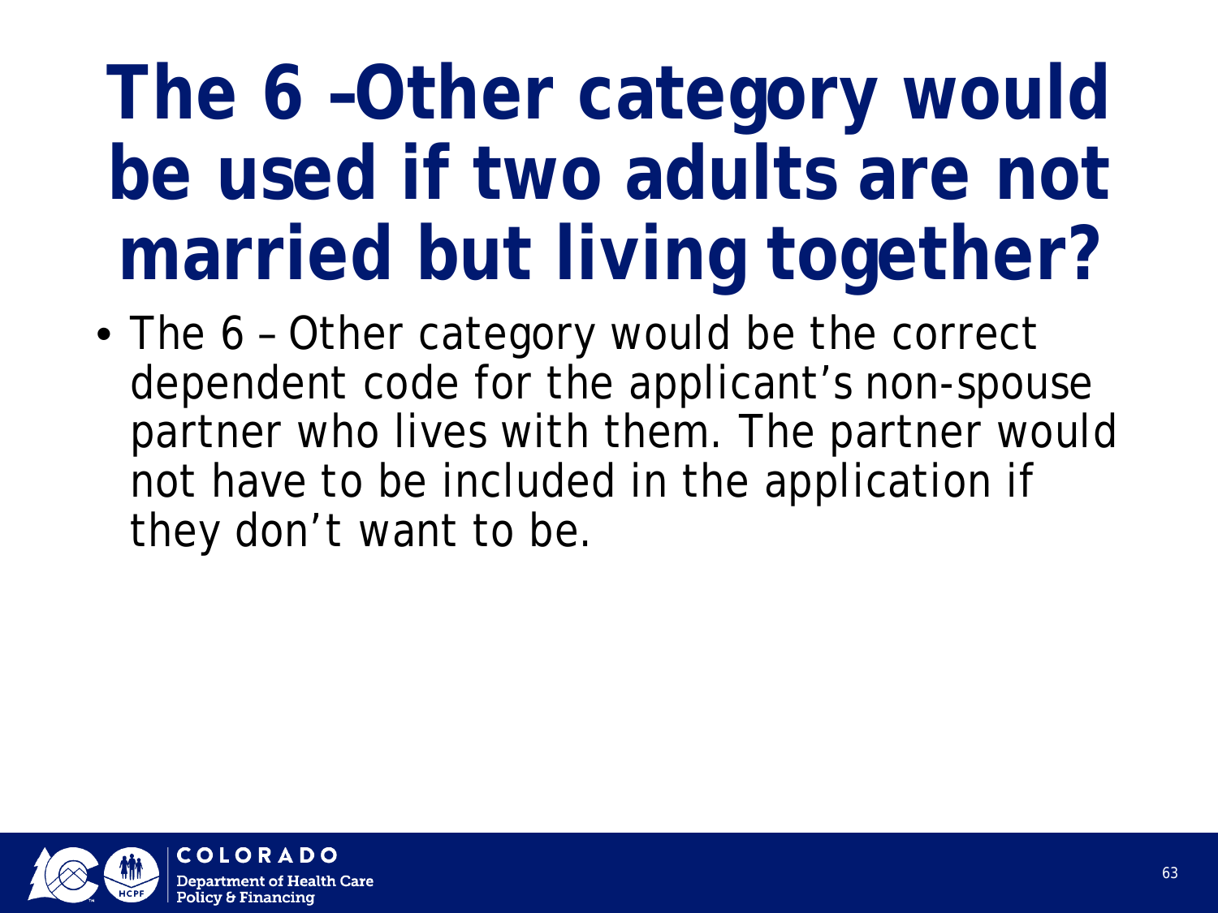# The 6 –Other category would be used if two adults are not married but living together?

- The 6 – Other category would be the correct dependent code for the applicant’s non-spouse partner who lives with them. The partner would not have to be included in the application if they don’t want to be.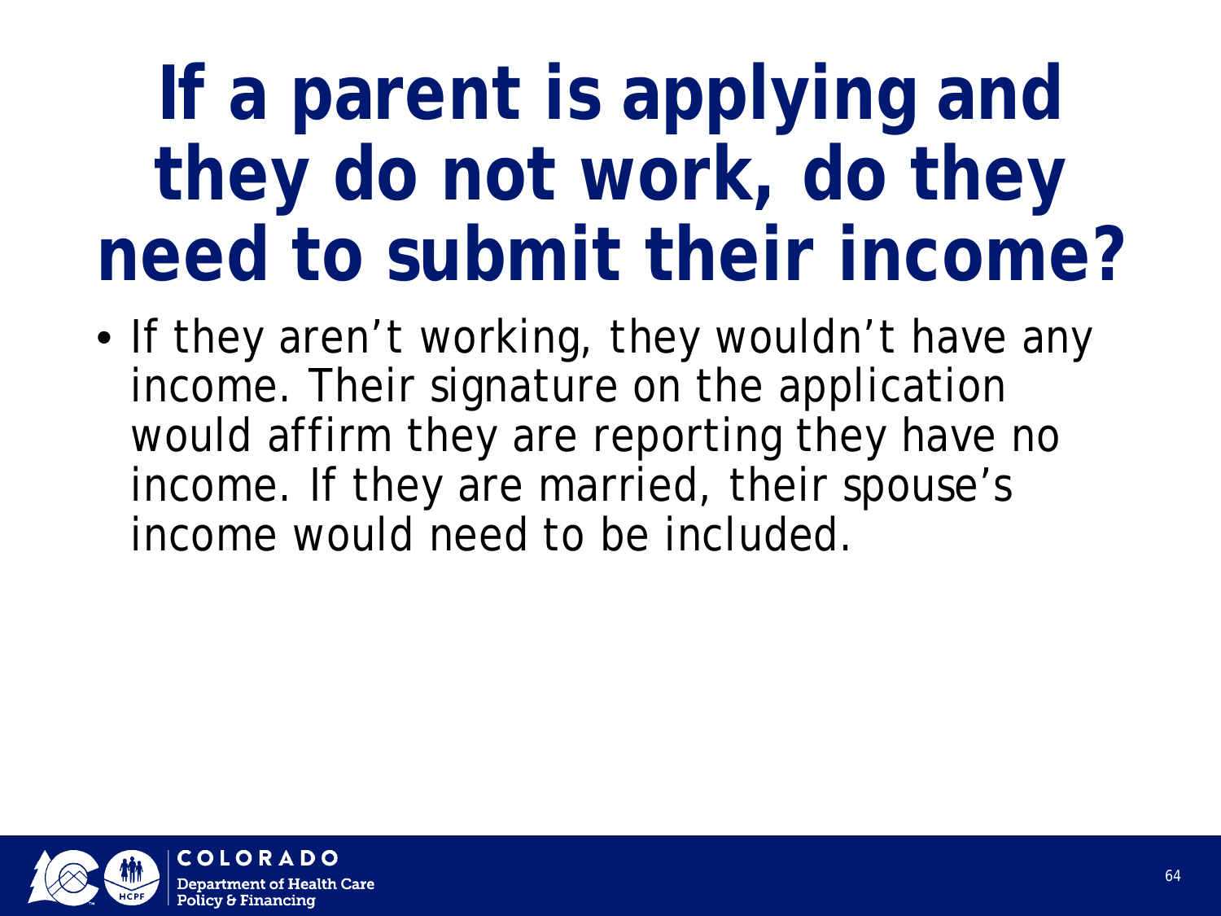# If a parent is applying and they do not work, do they need to submit their income?

- If they aren't working, they wouldn't have any income. Their signature on the application would affirm they are reporting they have no income. If they are married, their spouse's income would need to be included.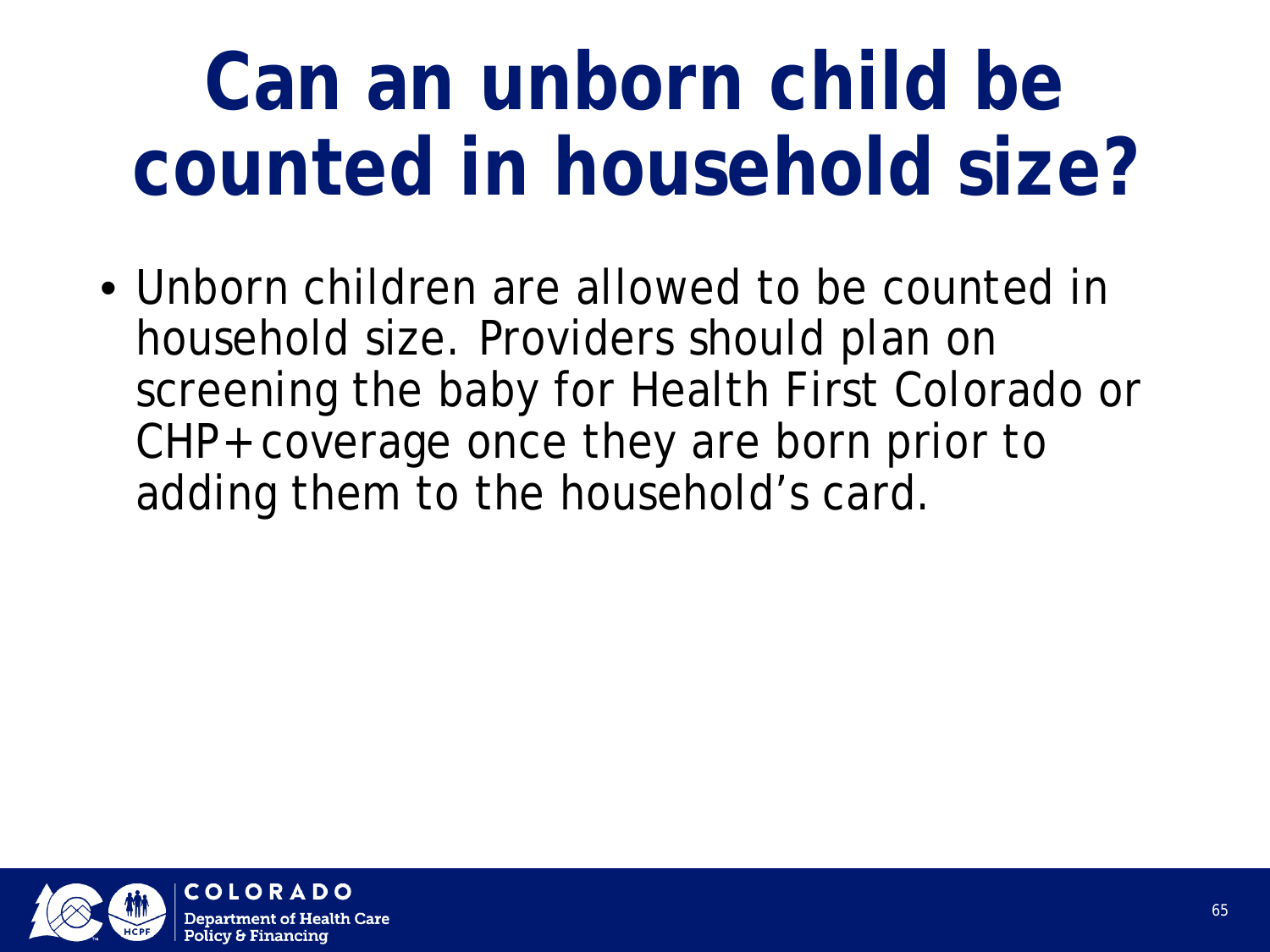# Can an unborn child be counted in household size?

- Unborn children are allowed to be counted in household size. Providers should plan on screening the baby for Health First Colorado or CHP+ coverage once they are born prior to adding them to the household's card.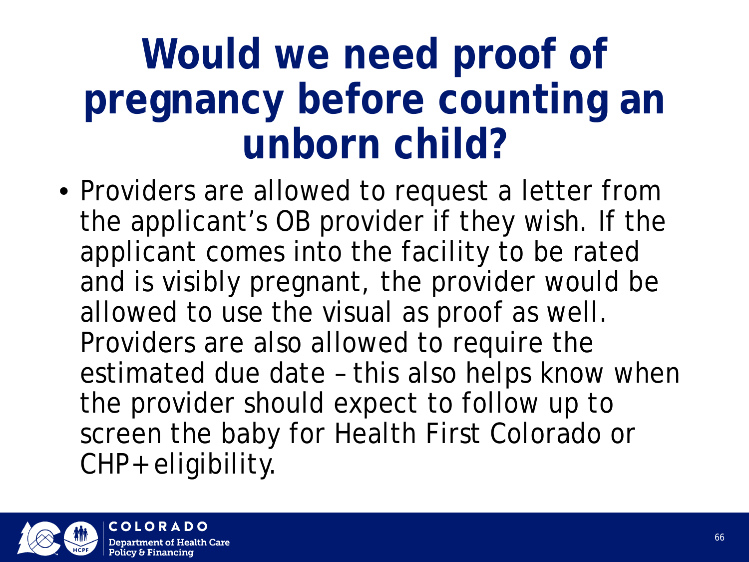# Would we need proof of pregnancy before counting an unborn child?

- Providers are allowed to request a letter from the applicant's OB provider if they wish. If the applicant comes into the facility to be rated and is visibly pregnant, the provider would be allowed to use the visual as proof as well. Providers are also allowed to require the estimated due date – this also helps know when the provider should expect to follow up to screen the baby for Health First Colorado or CHP+ eligibility.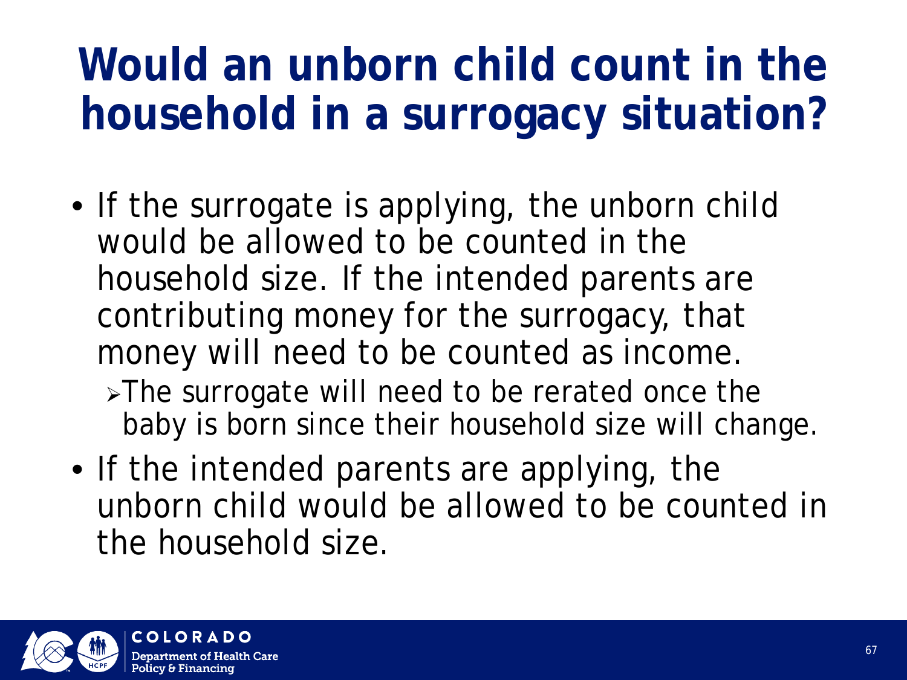# Would an unborn child count in the household in a surrogacy situation?

- If the surrogate is applying, the unborn child would be allowed to be counted in the household size. If the intended parents are contributing money for the surrogacy, that money will need to be counted as income.
  - The surrogate will need to be rerated once the baby is born since their household size will change.
- If the intended parents are applying, the unborn child would be allowed to be counted in the household size.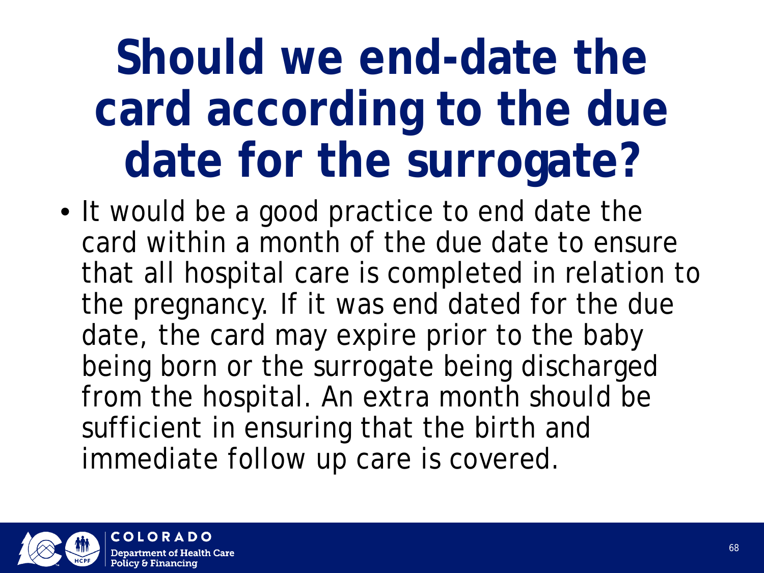# Should we end-date the card according to the due date for the surrogate?

- It would be a good practice to end date the card within a month of the due date to ensure that all hospital care is completed in relation to the pregnancy. If it was end dated for the due date, the card may expire prior to the baby being born or the surrogate being discharged from the hospital. An extra month should be sufficient in ensuring that the birth and immediate follow up care is covered.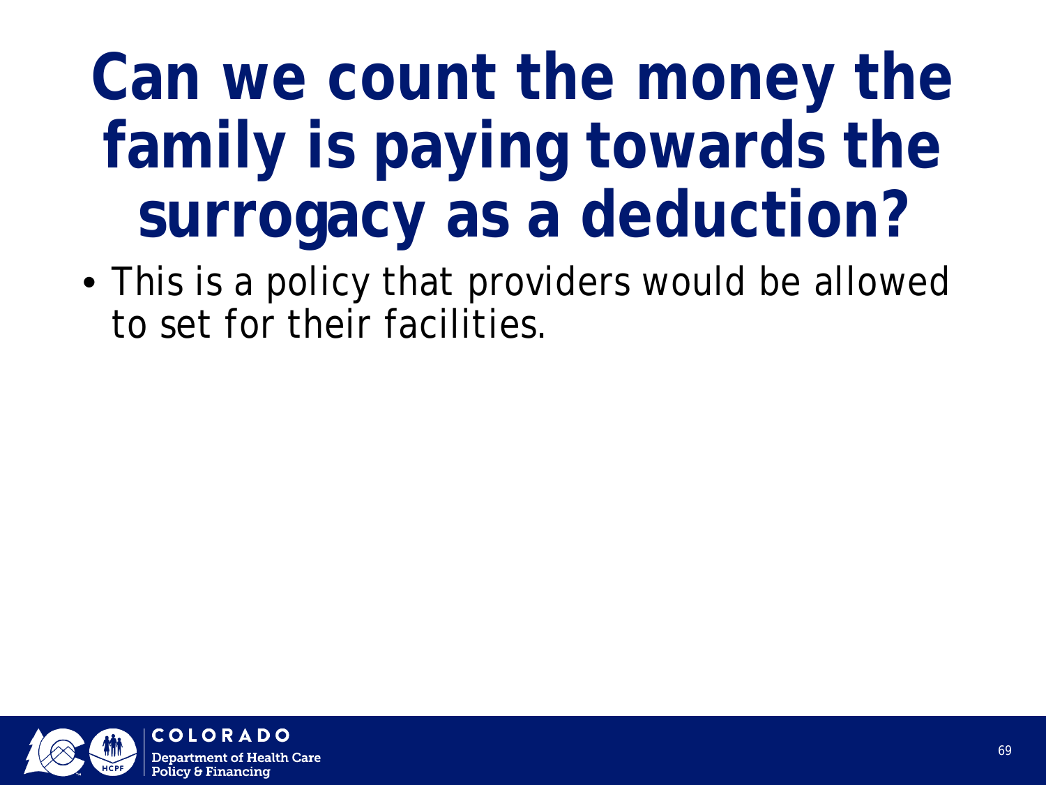# Can we count the money the family is paying towards the surrogacy as a deduction?

- This is a policy that providers would be allowed to set for their facilities.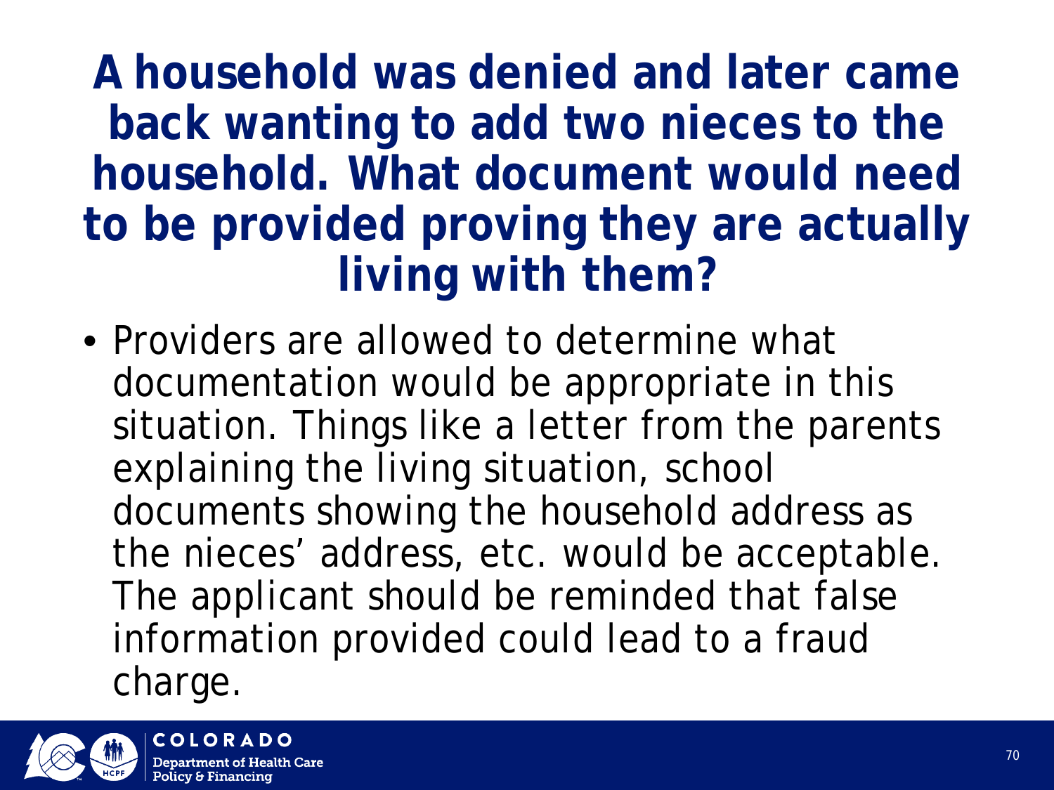# A household was denied and later came back wanting to add two nieces to the household. What document would need to be provided proving they are actually living with them?

- Providers are allowed to determine what documentation would be appropriate in this situation. Things like a letter from the parents explaining the living situation, school documents showing the household address as the nieces' address, etc. would be acceptable. The applicant should be reminded that false information provided could lead to a fraud charge.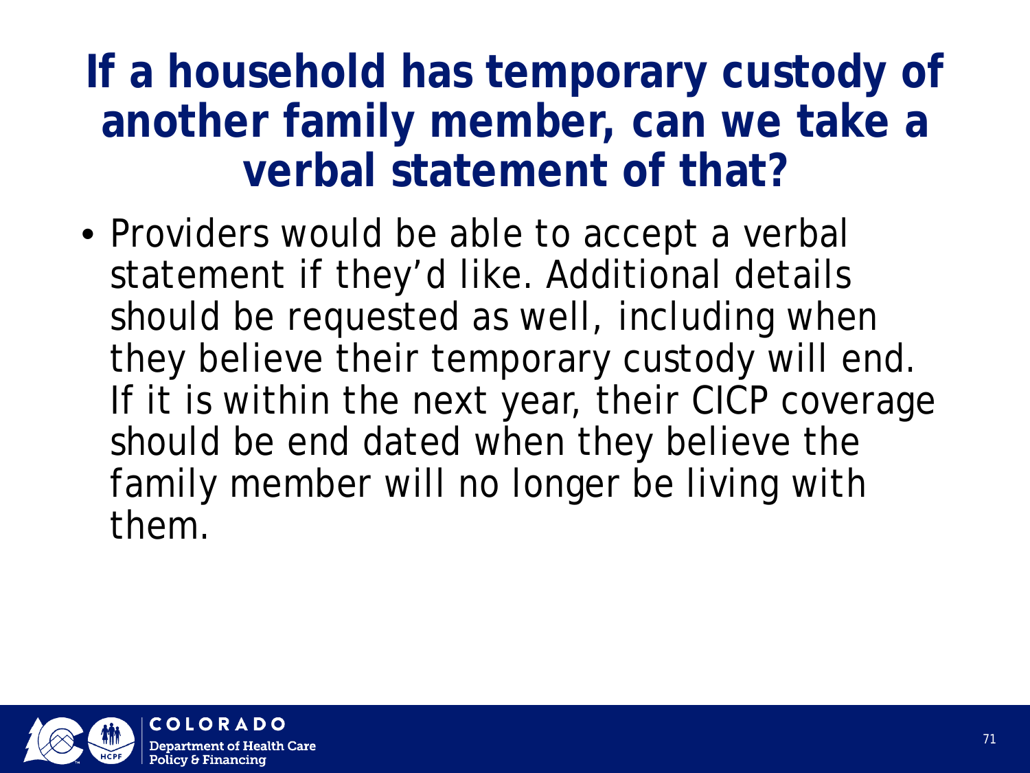# If a household has temporary custody of another family member, can we take a verbal statement of that?

- Providers would be able to accept a verbal statement if they'd like. Additional details should be requested as well, including when they believe their temporary custody will end. If it is within the next year, their CICP coverage should be end dated when they believe the family member will no longer be living with them.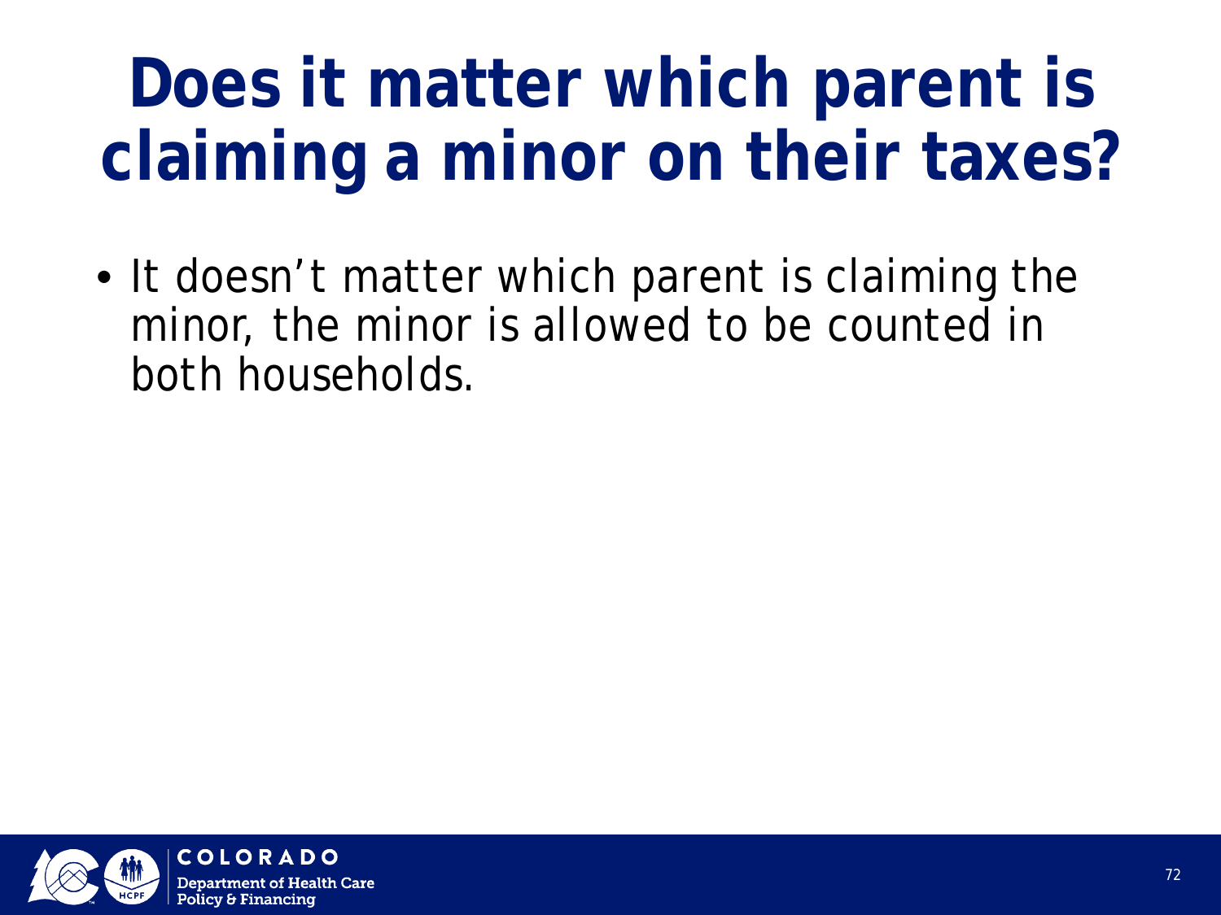# Does it matter which parent is claiming a minor on their taxes?

- It doesn’t matter which parent is claiming the minor, the minor is allowed to be counted in both households.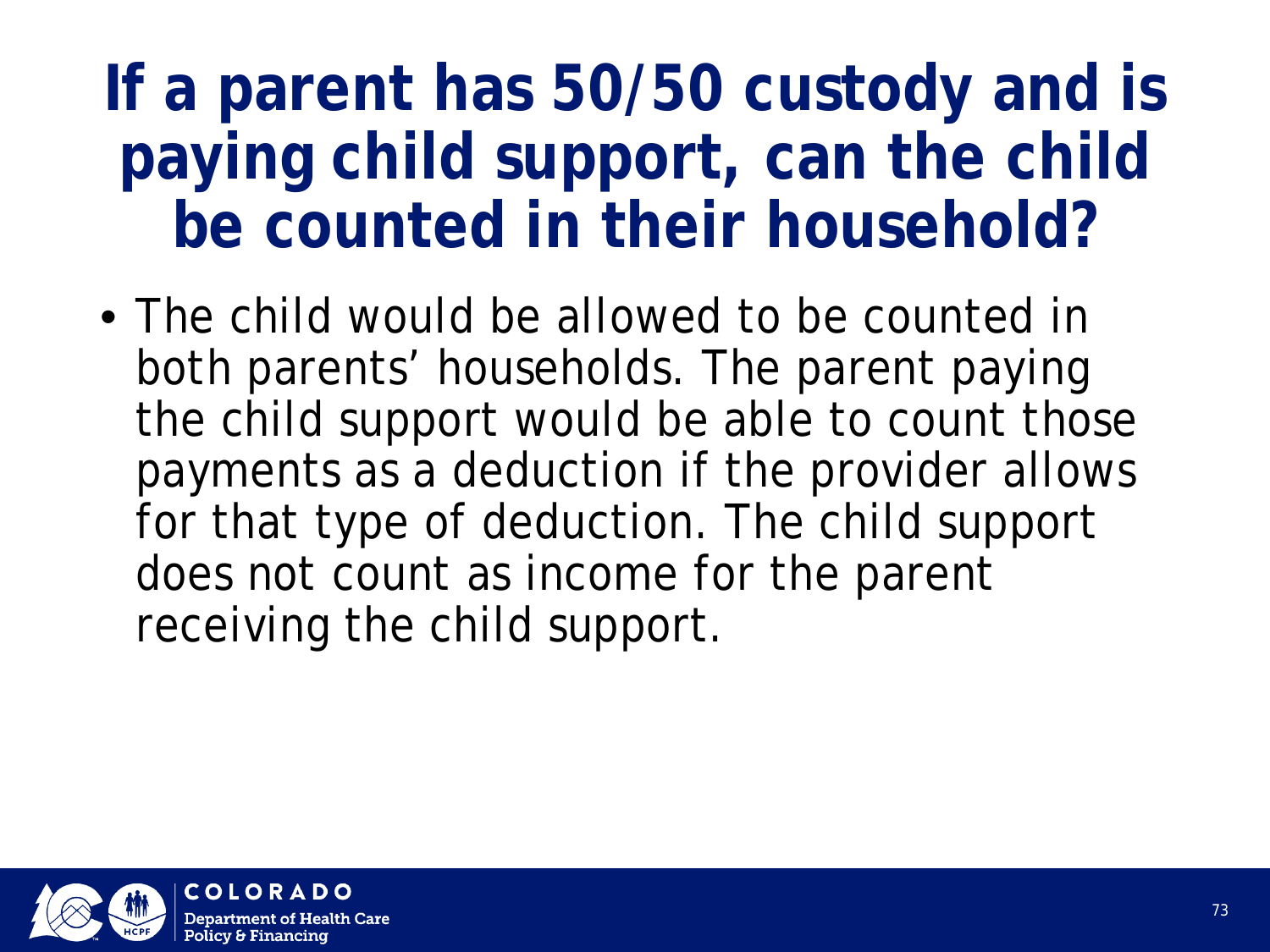# If a parent has 50/50 custody and is paying child support, can the child be counted in their household?

- The child would be allowed to be counted in both parents' households. The parent paying the child support would be able to count those payments as a deduction if the provider allows for that type of deduction. The child support does not count as income for the parent receiving the child support.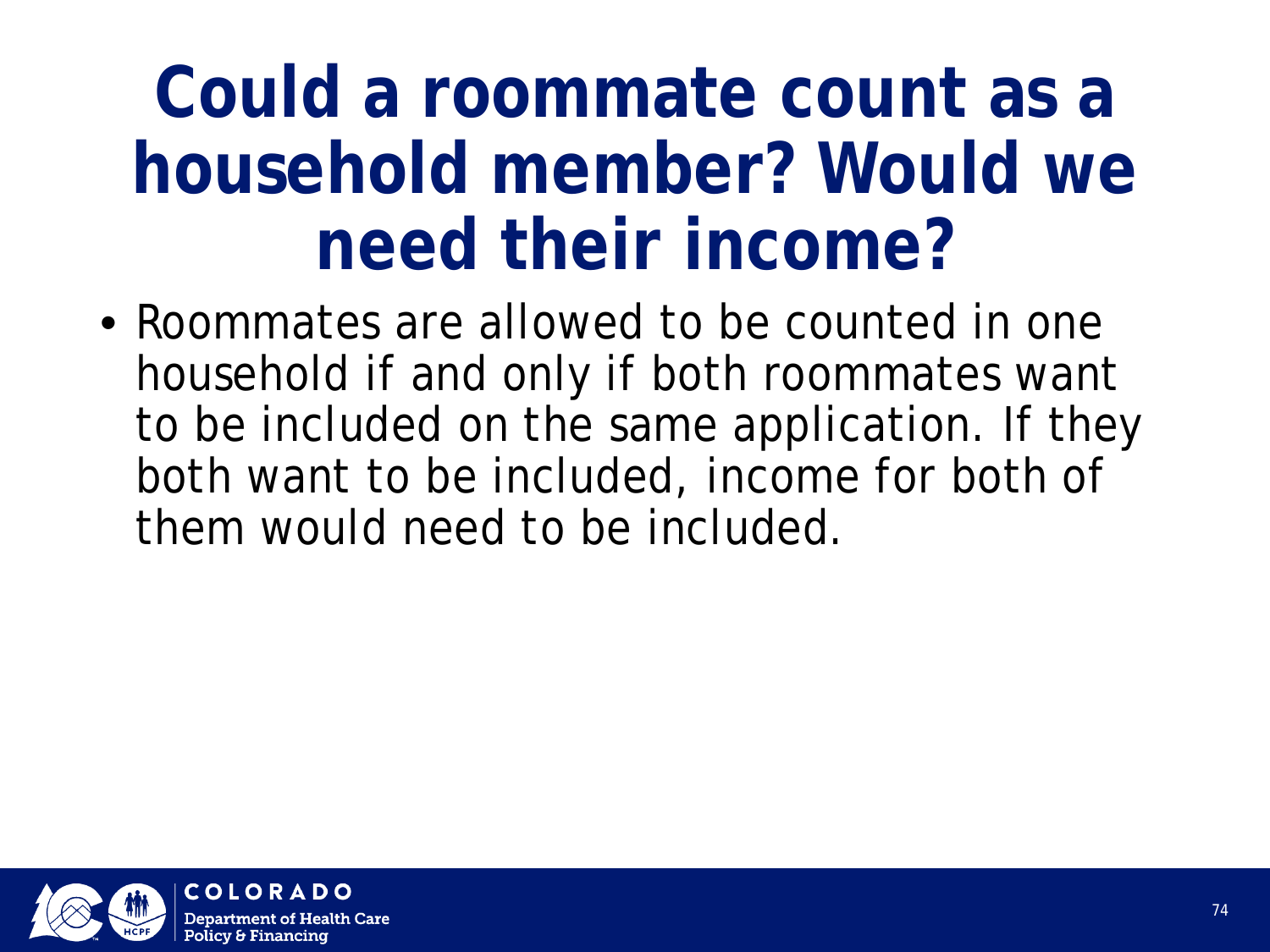# Could a roommate count as a household member? Would we need their income?

- Roommates are allowed to be counted in one household if and only if both roommates want to be included on the same application. If they both want to be included, income for both of them would need to be included.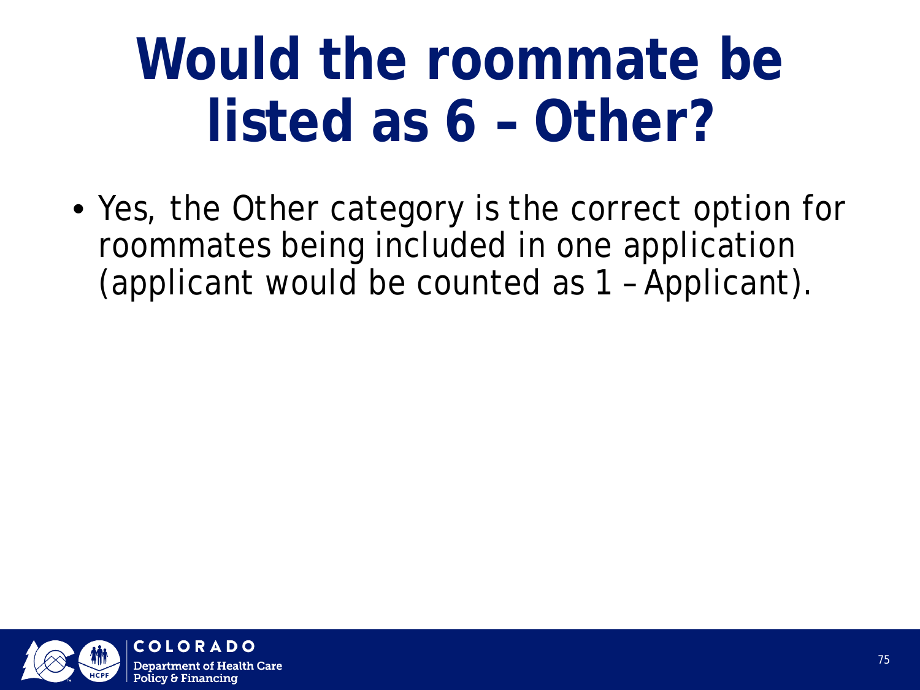# Would the roommate be listed as 6 – Other?

- Yes, the Other category is the correct option for roommates being included in one application (applicant would be counted as 1 – Applicant).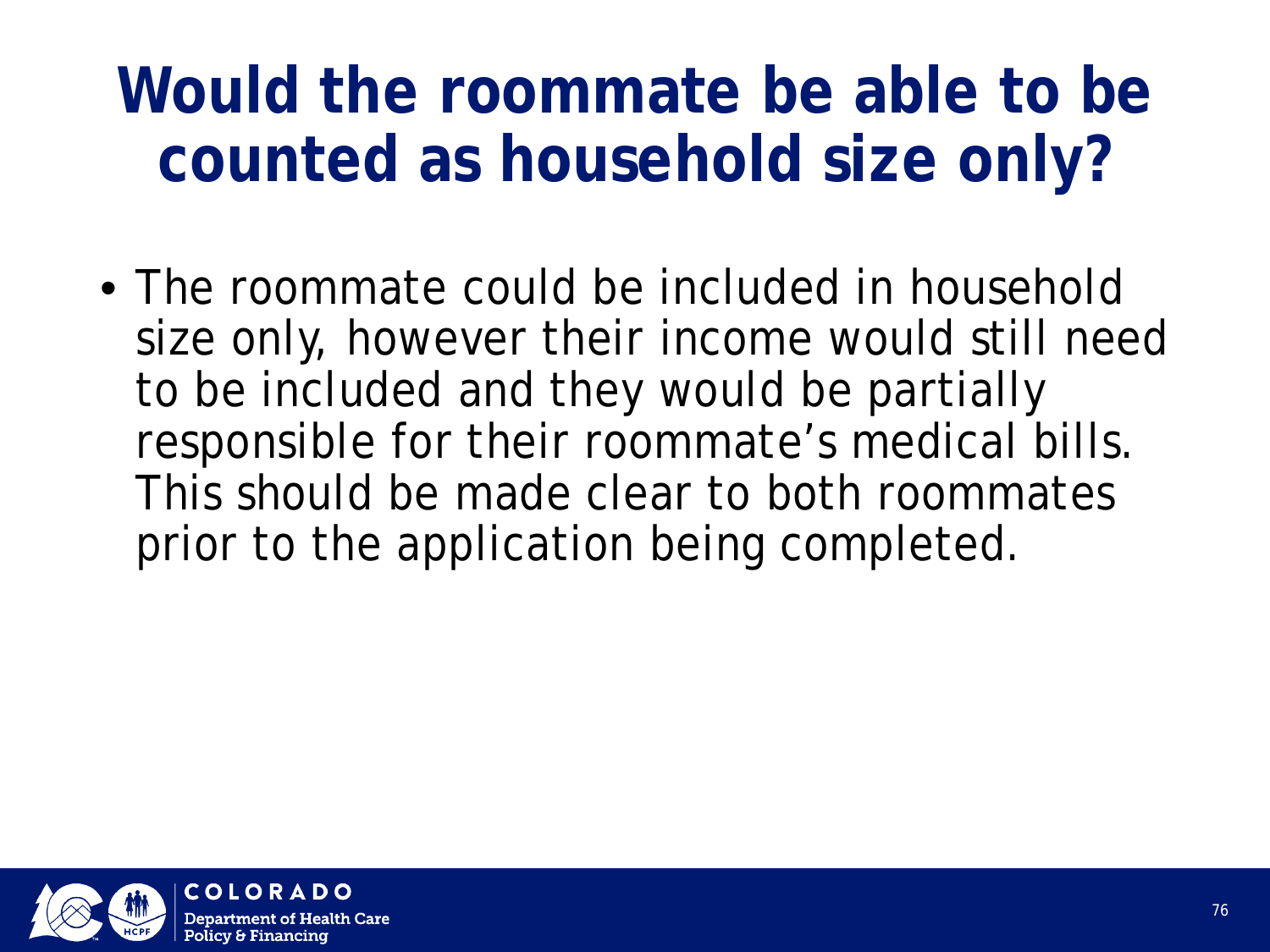# Would the roommate be able to be counted as household size only?

- The roommate could be included in household size only, however their income would still need to be included and they would be partially responsible for their roommate’s medical bills. This should be made clear to both roommates prior to the application being completed.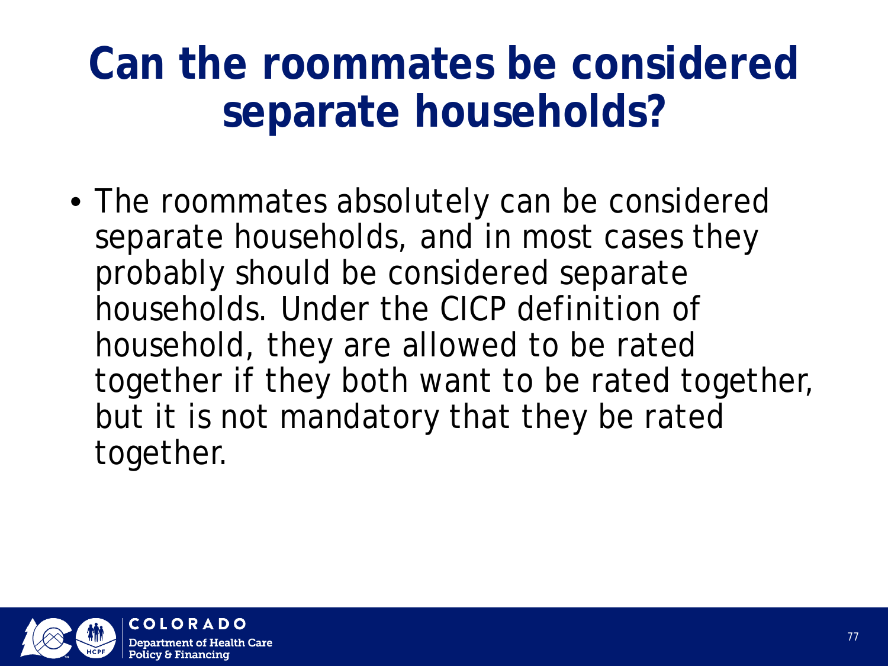# Can the roommates be considered separate households?

- The roommates absolutely can be considered separate households, and in most cases they probably should be considered separate households. Under the CICP definition of household, they are allowed to be rated together if they both want to be rated together, but it is not mandatory that they be rated together.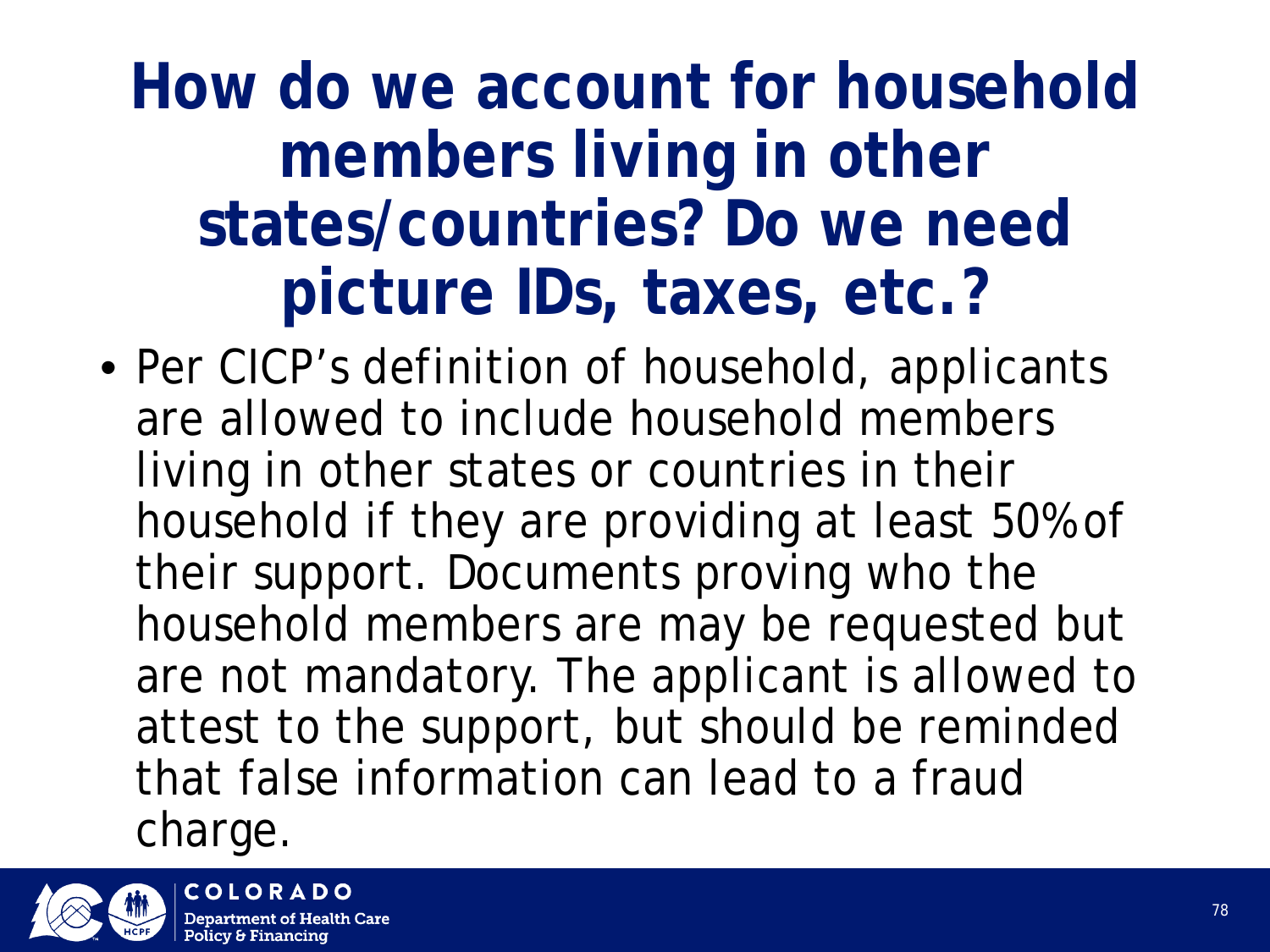# How do we account for household members living in other states/countries? Do we need picture IDs, taxes, etc.?

- Per CICP's definition of household, applicants are allowed to include household members living in other states or countries in their household if they are providing at least 50% of their support. Documents proving who the household members are may be requested but are not mandatory. The applicant is allowed to attest to the support, but should be reminded that false information can lead to a fraud charge.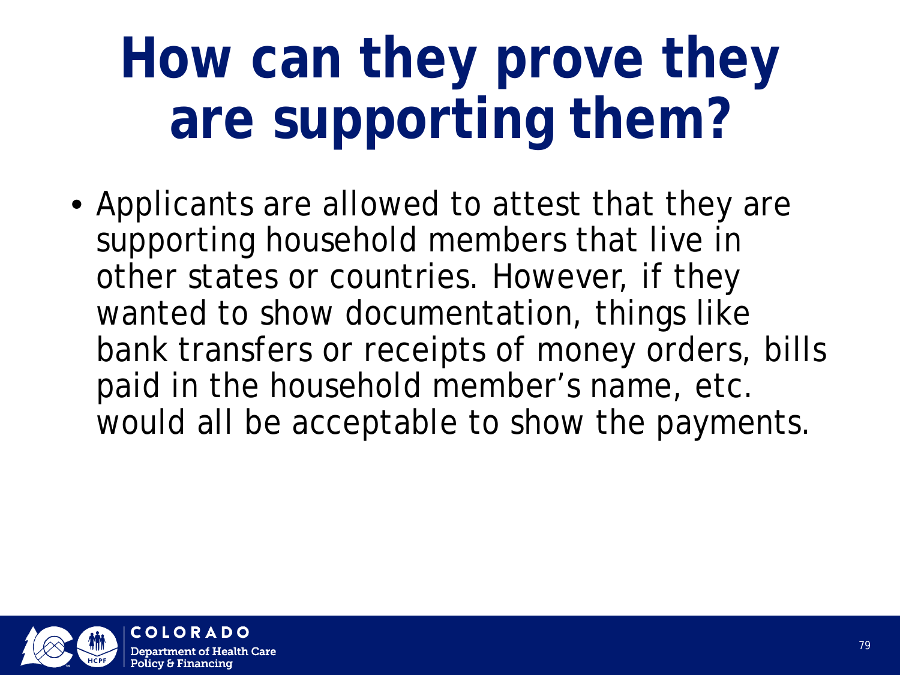# How can they prove they are supporting them?

- Applicants are allowed to attest that they are supporting household members that live in other states or countries. However, if they wanted to show documentation, things like bank transfers or receipts of money orders, bills paid in the household member's name, etc. would all be acceptable to show the payments.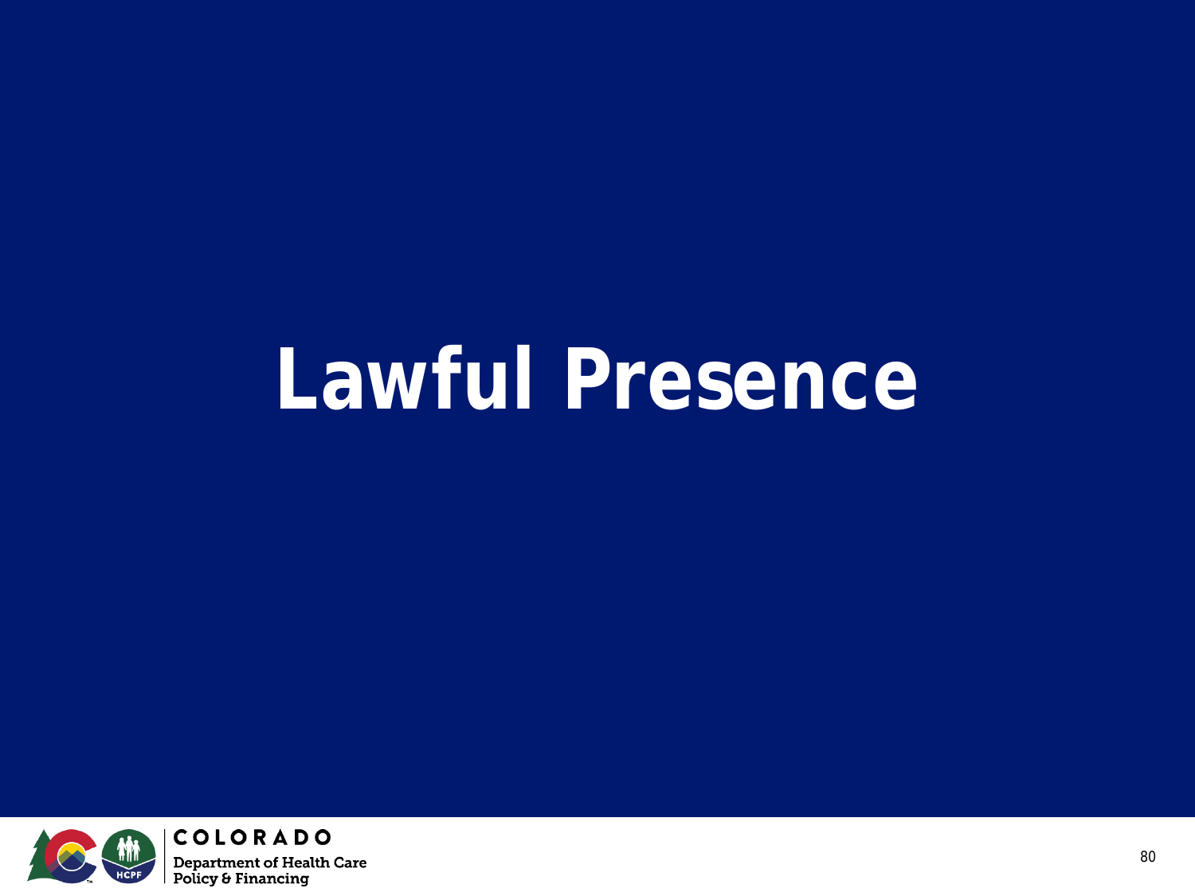# Lawful Presence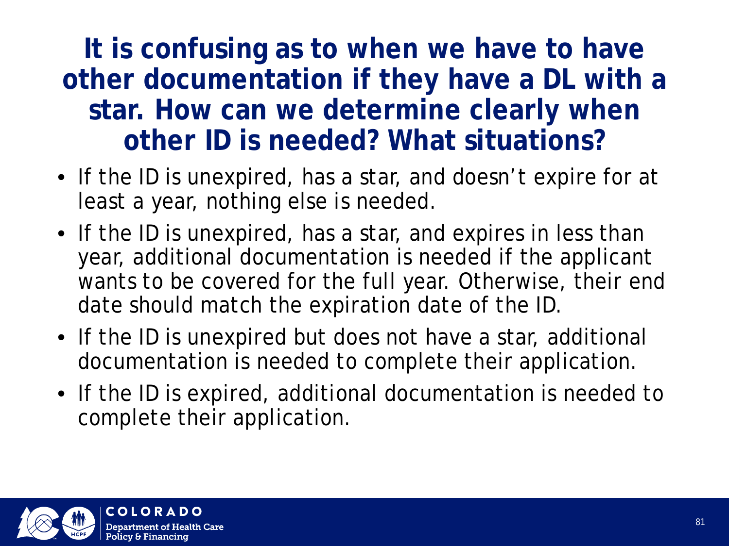# It is confusing as to when we have to have other documentation if they have a DL with a star. How can we determine clearly when other ID is needed? What situations?

- If the ID is unexpired, has a star, and doesn't expire for at least a year, nothing else is needed.
- If the ID is unexpired, has a star, and expires in less than year, additional documentation is needed if the applicant wants to be covered for the full year. Otherwise, their end date should match the expiration date of the ID.
- If the ID is unexpired but does not have a star, additional documentation is needed to complete their application.
- If the ID is expired, additional documentation is needed to complete their application.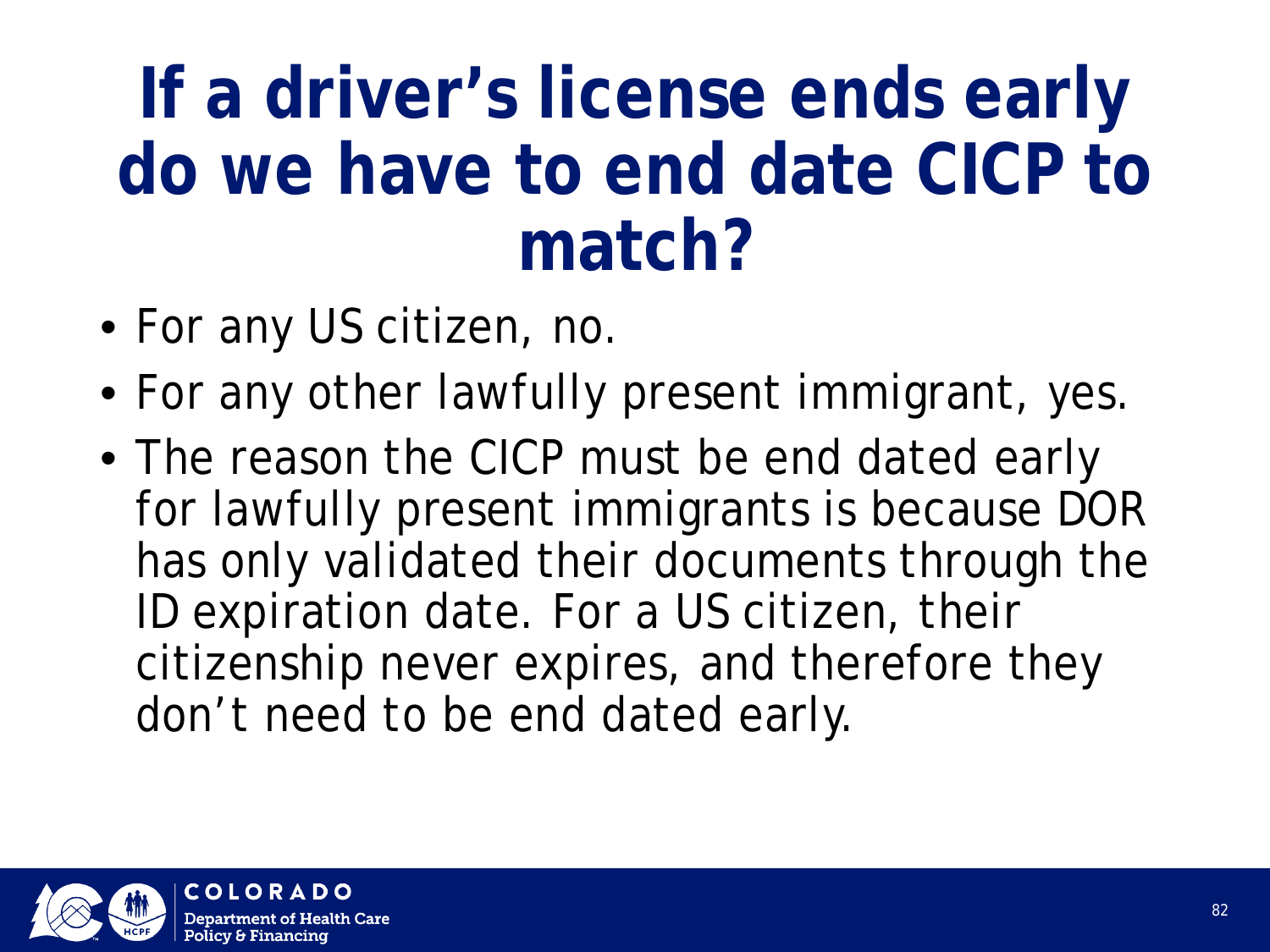# If a driver's license ends early do we have to end date CICP to match?

- For any US citizen, no.
- For any other lawfully present immigrant, yes.
- The reason the CICP must be end dated early for lawfully present immigrants is because DOR has only validated their documents through the ID expiration date. For a US citizen, their citizenship never expires, and therefore they don't need to be end dated early.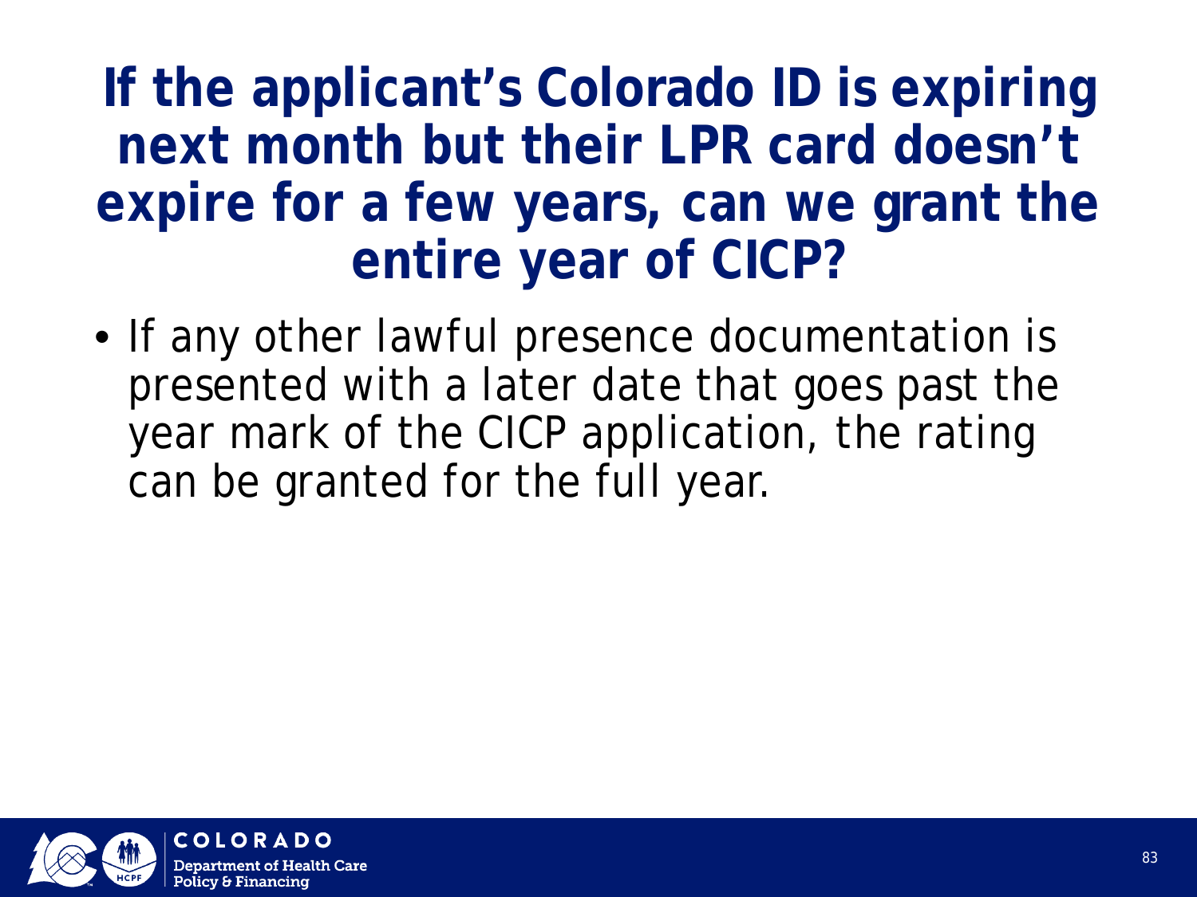# If the applicant's Colorado ID is expiring next month but their LPR card doesn't expire for a few years, can we grant the entire year of CICP?

- If any other lawful presence documentation is presented with a later date that goes past the year mark of the CICP application, the rating can be granted for the full year.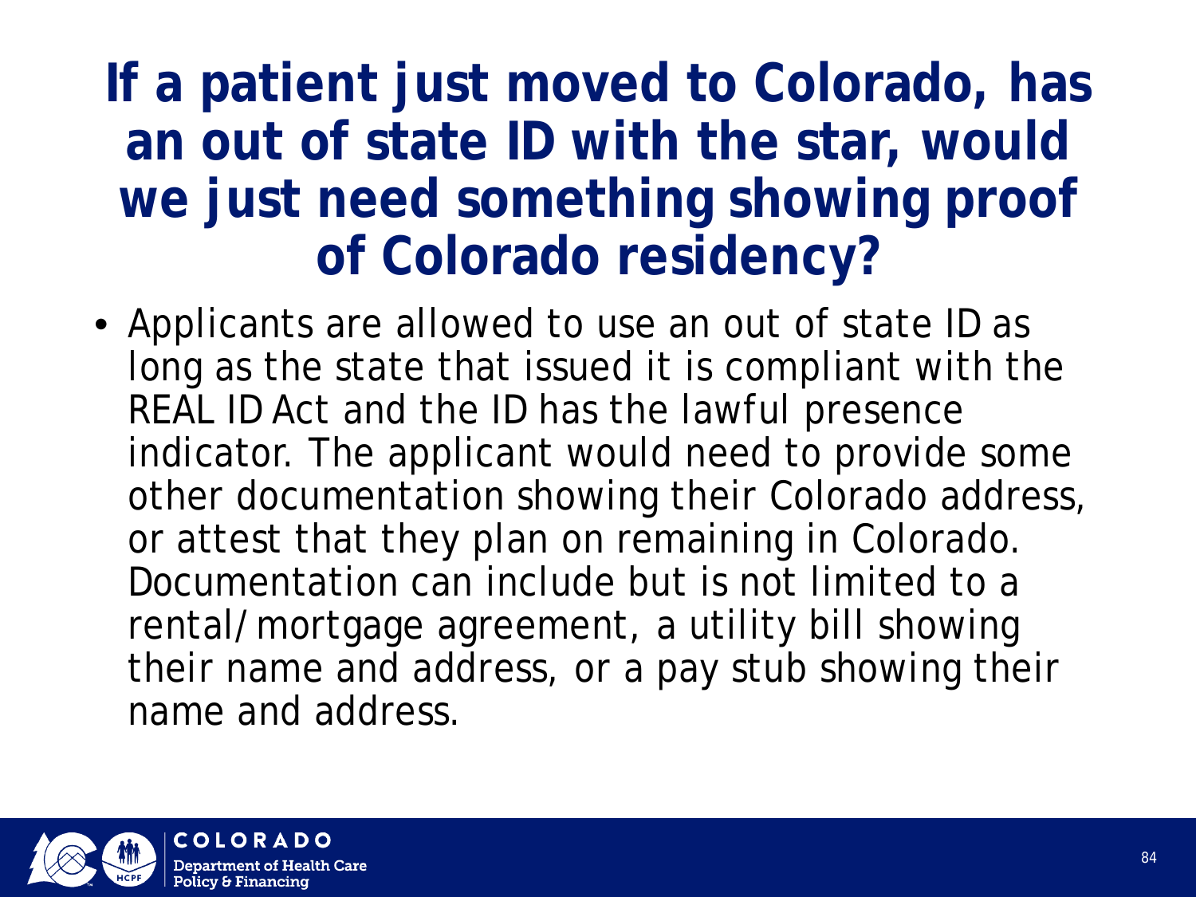# If a patient just moved to Colorado, has an out of state ID with the star, would we just need something showing proof of Colorado residency?

- Applicants are allowed to use an out of state ID as long as the state that issued it is compliant with the REAL ID Act and the ID has the lawful presence indicator. The applicant would need to provide some other documentation showing their Colorado address, or attest that they plan on remaining in Colorado. Documentation can include but is not limited to a rental/mortgage agreement, a utility bill showing their name and address, or a pay stub showing their name and address.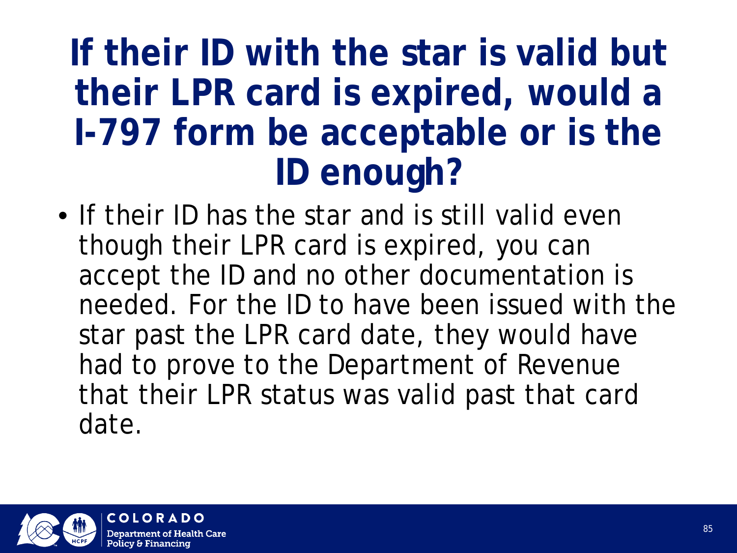# If their ID with the star is valid but their LPR card is expired, would a I-797 form be acceptable or is the ID enough?

- If their ID has the star and is still valid even though their LPR card is expired, you can accept the ID and no other documentation is needed. For the ID to have been issued with the star past the LPR card date, they would have had to prove to the Department of Revenue that their LPR status was valid past that card date.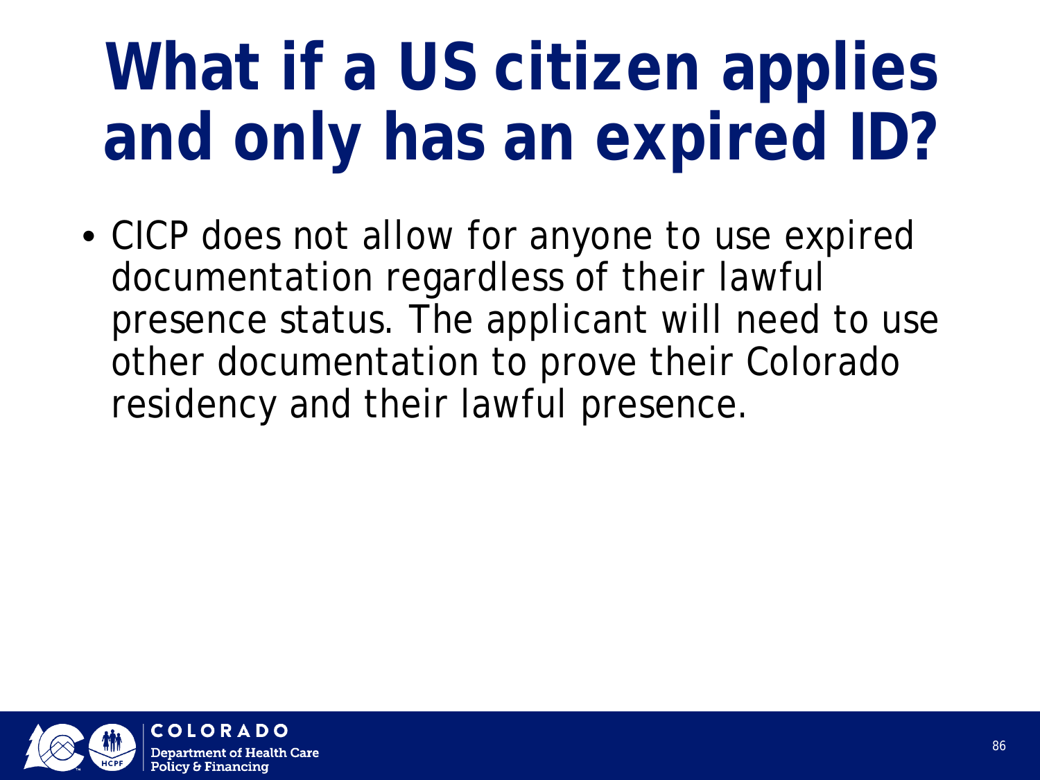# What if a US citizen applies and only has an expired ID?

- CICP does not allow for anyone to use expired documentation regardless of their lawful presence status. The applicant will need to use other documentation to prove their Colorado residency and their lawful presence.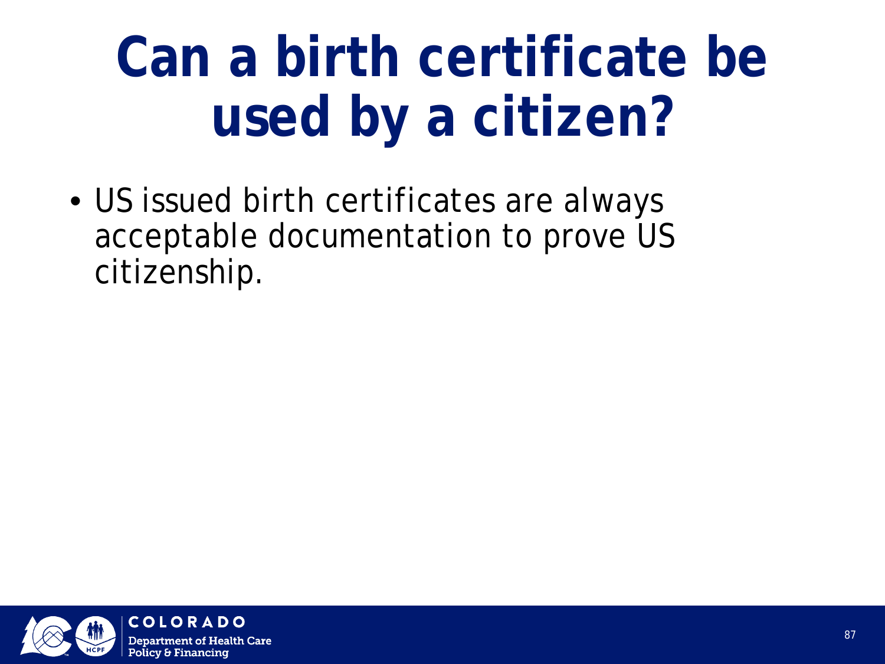# Can a birth certificate be used by a citizen?

- US issued birth certificates are always acceptable documentation to prove US citizenship.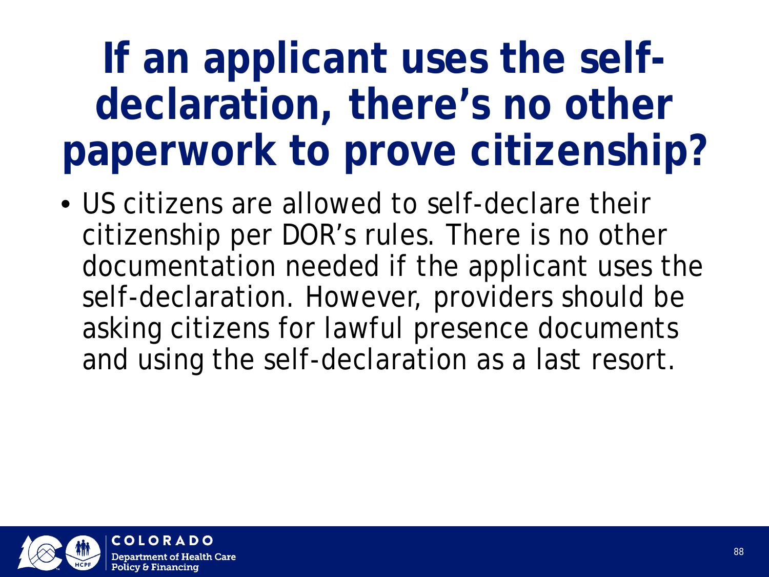# If an applicant uses the self-declaration, there's no other paperwork to prove citizenship?

- US citizens are allowed to self-declare their citizenship per DOR's rules. There is no other documentation needed if the applicant uses the self-declaration. However, providers should be asking citizens for lawful presence documents and using the self-declaration as a last resort.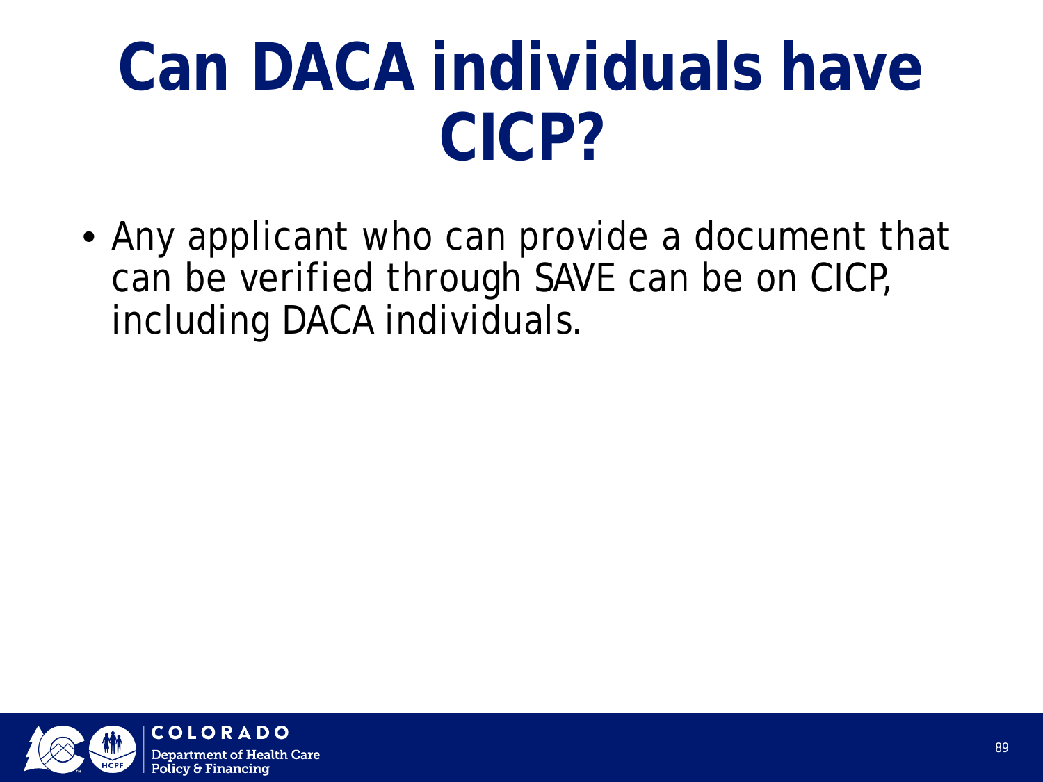# Can DACA individuals have CICP?

- Any applicant who can provide a document that can be verified through SAVE can be on CICP, including DACA individuals.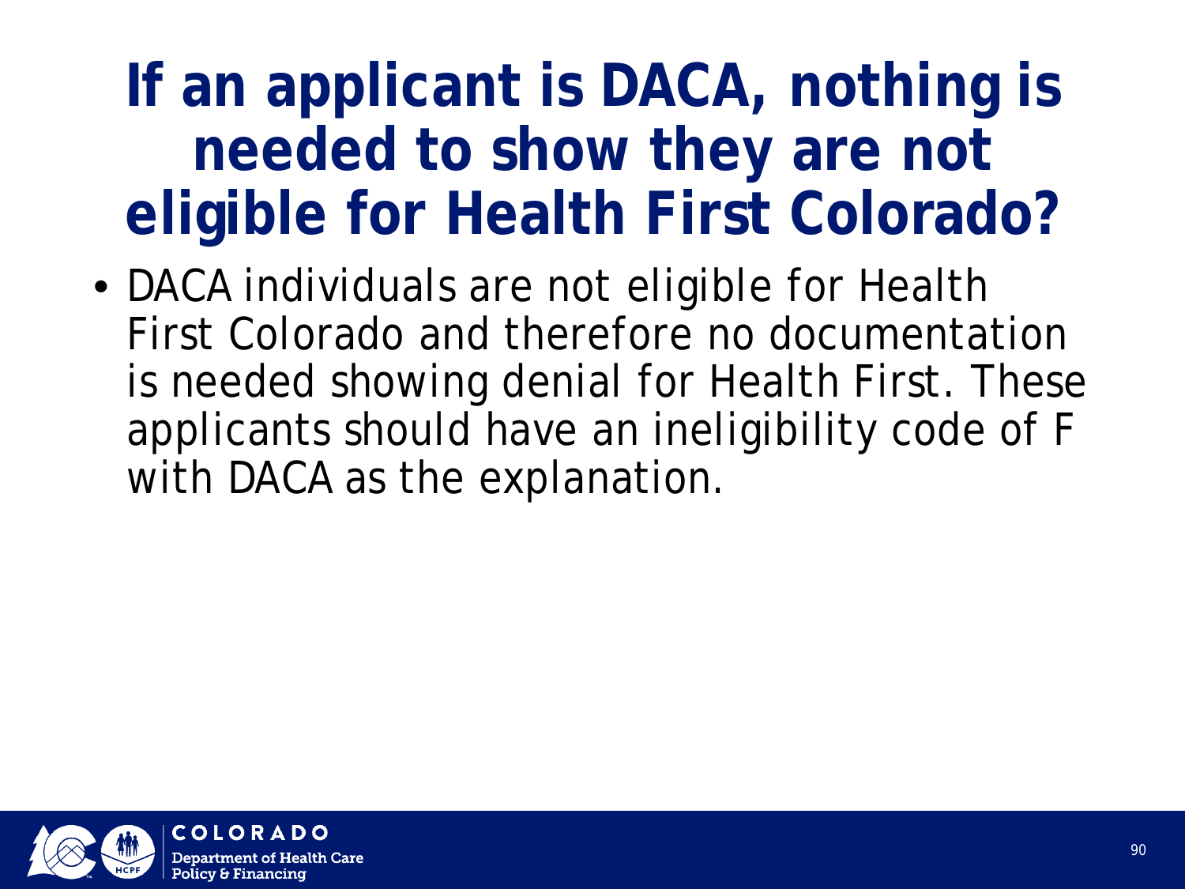# If an applicant is DACA, nothing is needed to show they are not eligible for Health First Colorado?

- DACA individuals are not eligible for Health First Colorado and therefore no documentation is needed showing denial for Health First. These applicants should have an ineligibility code of F with DACA as the explanation.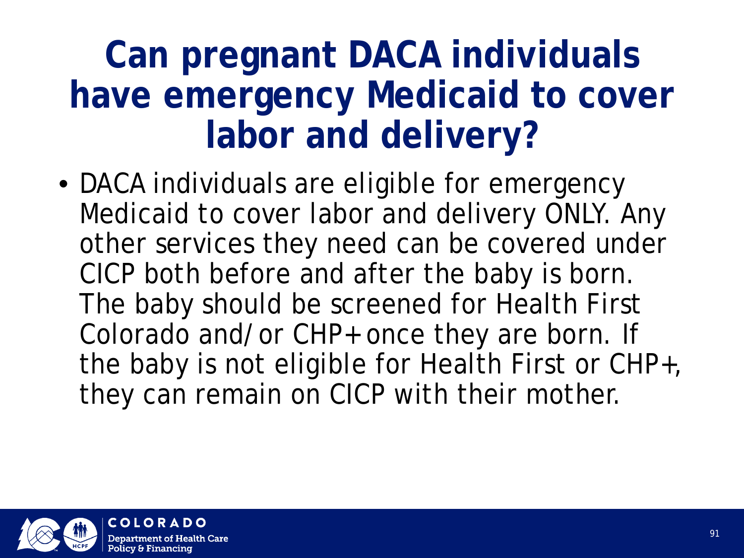# Can pregnant DACA individuals have emergency Medicaid to cover labor and delivery?

- DACA individuals are eligible for emergency Medicaid to cover labor and delivery ONLY. Any other services they need can be covered under CICP both before and after the baby is born. The baby should be screened for Health First Colorado and/or CHP+ once they are born. If the baby is not eligible for Health First or CHP+, they can remain on CICP with their mother.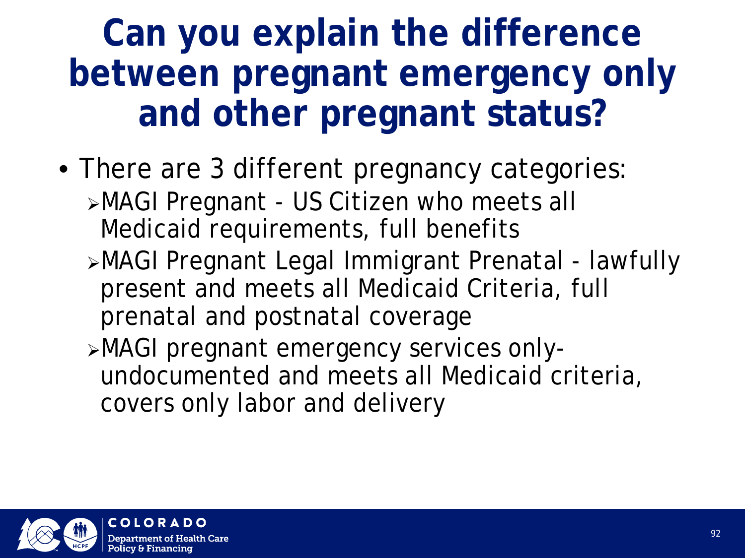# Can you explain the difference between pregnant emergency only and other pregnant status?

- There are 3 different pregnancy categories:
  - MAGI Pregnant - US Citizen who meets all Medicaid requirements, full benefits
  - MAGI Pregnant Legal Immigrant Prenatal - lawfully present and meets all Medicaid Criteria, full prenatal and postnatal coverage
  - MAGI pregnant emergency services only- undocumented and meets all Medicaid criteria, covers only labor and delivery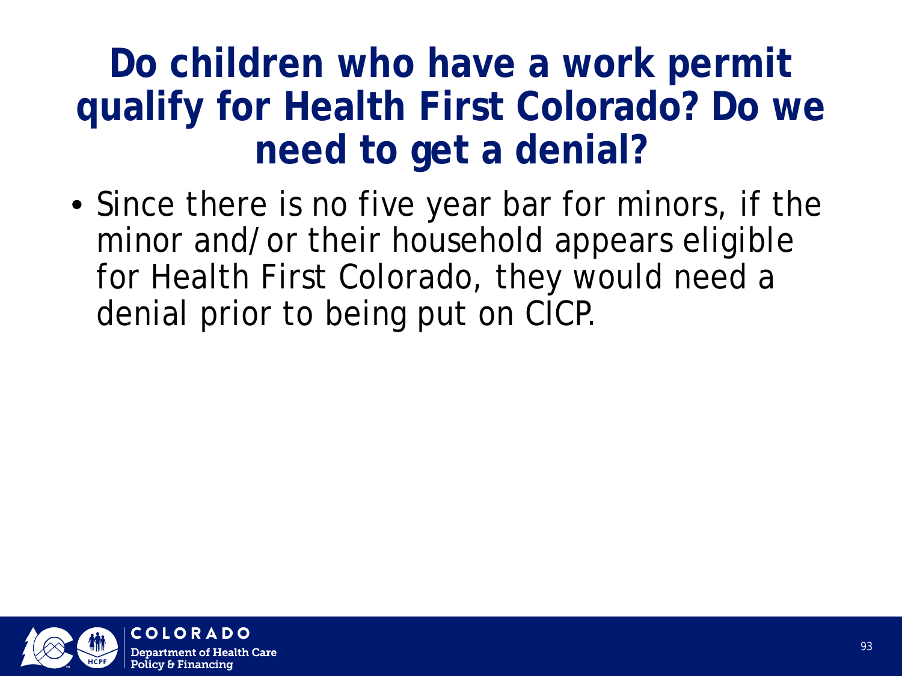# Do children who have a work permit qualify for Health First Colorado? Do we need to get a denial?

- Since there is no five year bar for minors, if the minor and/or their household appears eligible for Health First Colorado, they would need a denial prior to being put on CICP.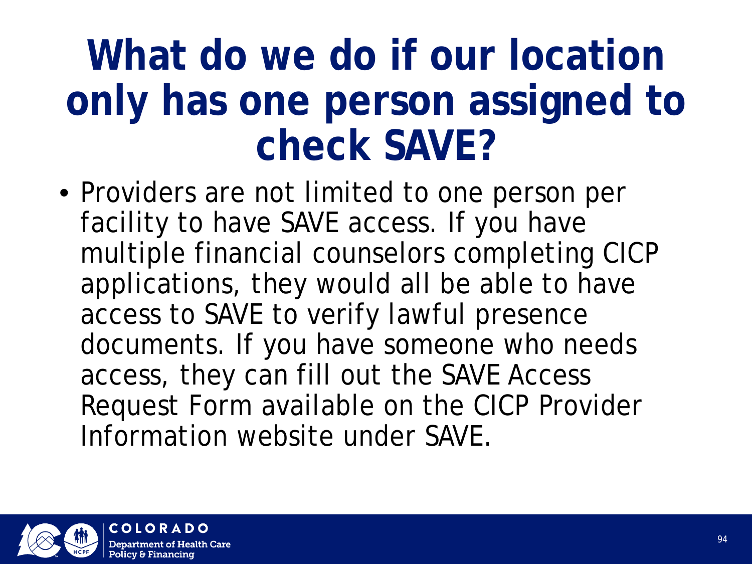# What do we do if our location only has one person assigned to check SAVE?

- Providers are not limited to one person per facility to have SAVE access. If you have multiple financial counselors completing CICP applications, they would all be able to have access to SAVE to verify lawful presence documents. If you have someone who needs access, they can fill out the SAVE Access Request Form available on the CICP Provider Information website under SAVE.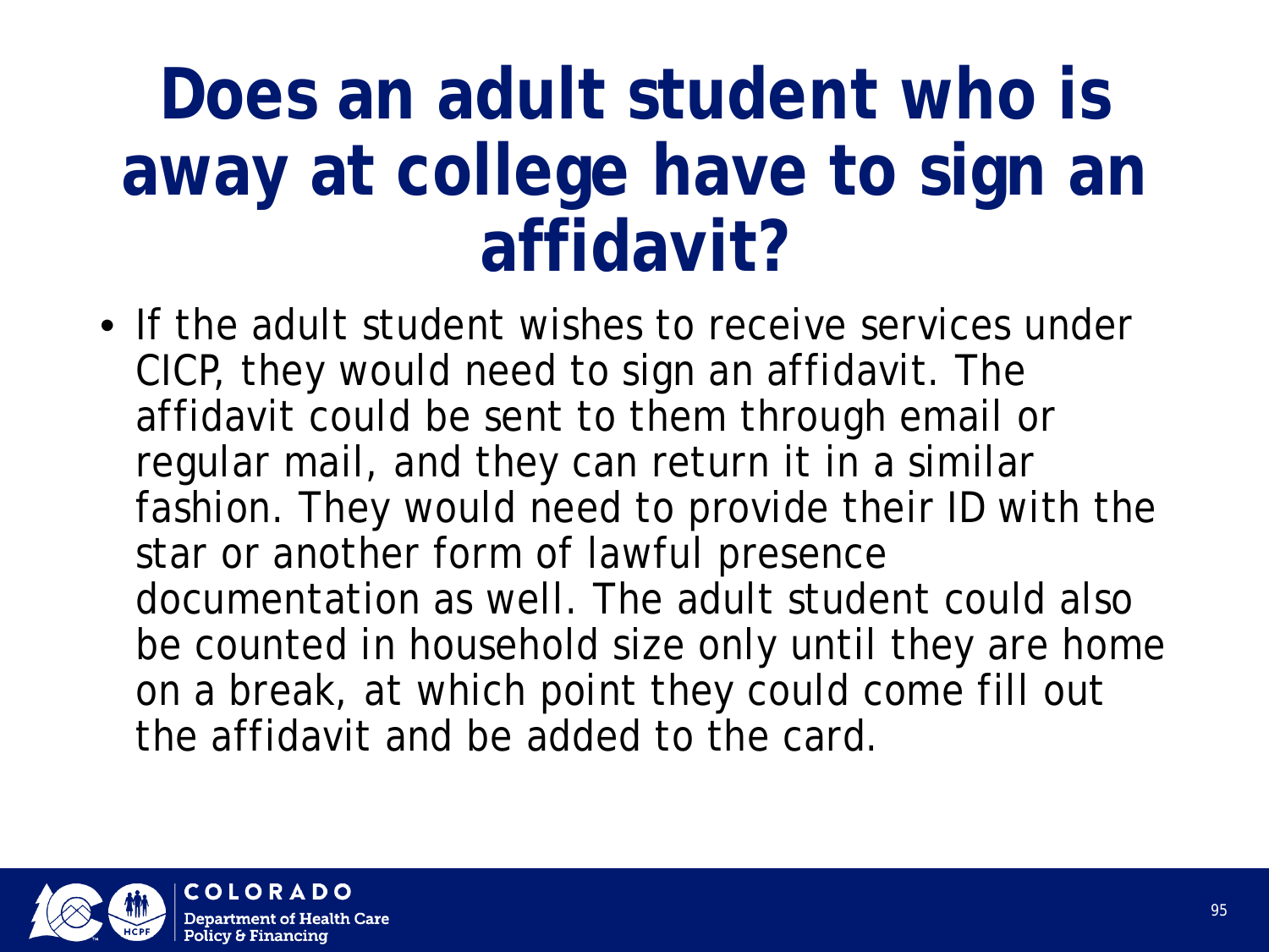# Does an adult student who is away at college have to sign an affidavit?

- If the adult student wishes to receive services under CICP, they would need to sign an affidavit. The affidavit could be sent to them through email or regular mail, and they can return it in a similar fashion. They would need to provide their ID with the star or another form of lawful presence documentation as well. The adult student could also be counted in household size only until they are home on a break, at which point they could come fill out the affidavit and be added to the card.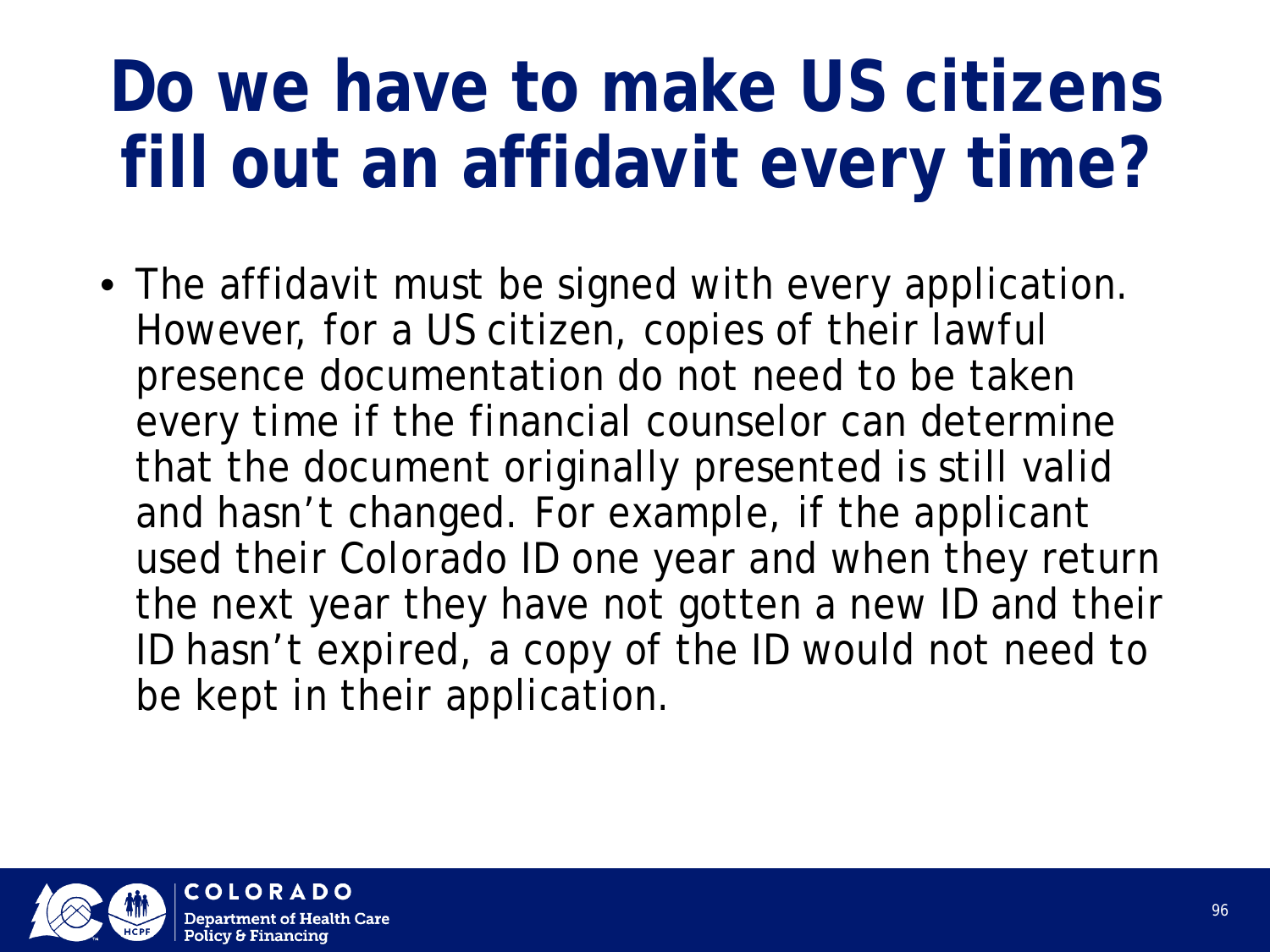# Do we have to make US citizens fill out an affidavit every time?

- The affidavit must be signed with every application. However, for a US citizen, copies of their lawful presence documentation do not need to be taken every time if the financial counselor can determine that the document originally presented is still valid and hasn't changed. For example, if the applicant used their Colorado ID one year and when they return the next year they have not gotten a new ID and their ID hasn't expired, a copy of the ID would not need to be kept in their application.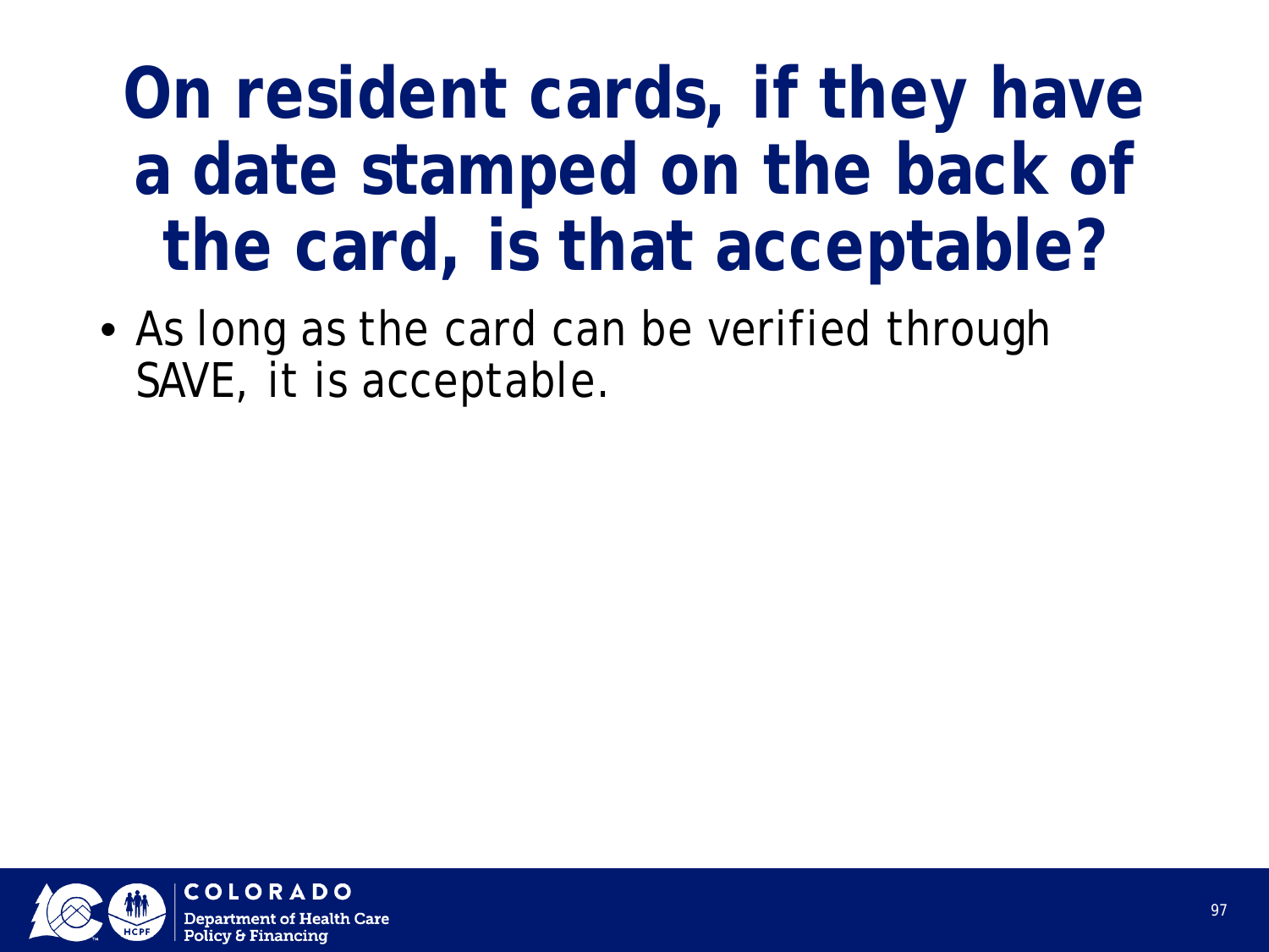# On resident cards, if they have a date stamped on the back of the card, is that acceptable?

- As long as the card can be verified through SAVE, it is acceptable.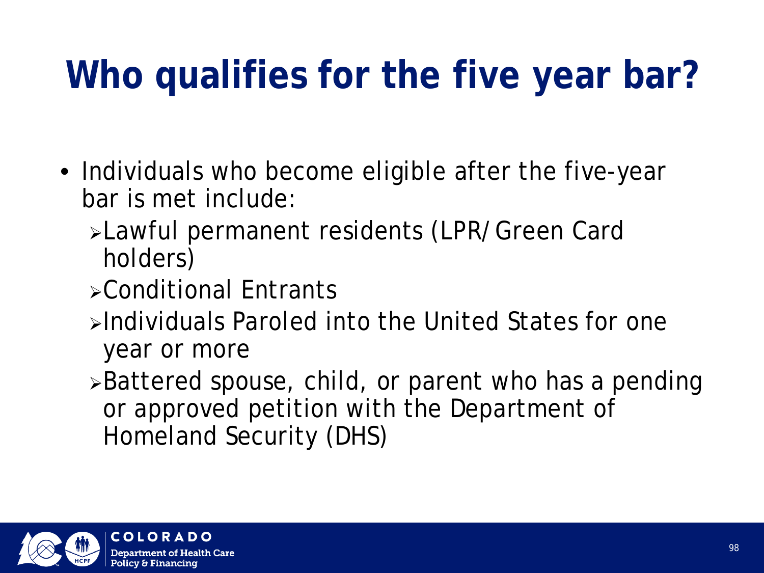# Who qualifies for the five year bar?

- Individuals who become eligible after the five-year bar is met include:
  - Lawful permanent residents (LPR/ Green Card holders)
  - Conditional Entrants
  - Individuals Paroled into the United States for one year or more
  - Battered spouse, child, or parent who has a pending or approved petition with the Department of Homeland Security (DHS)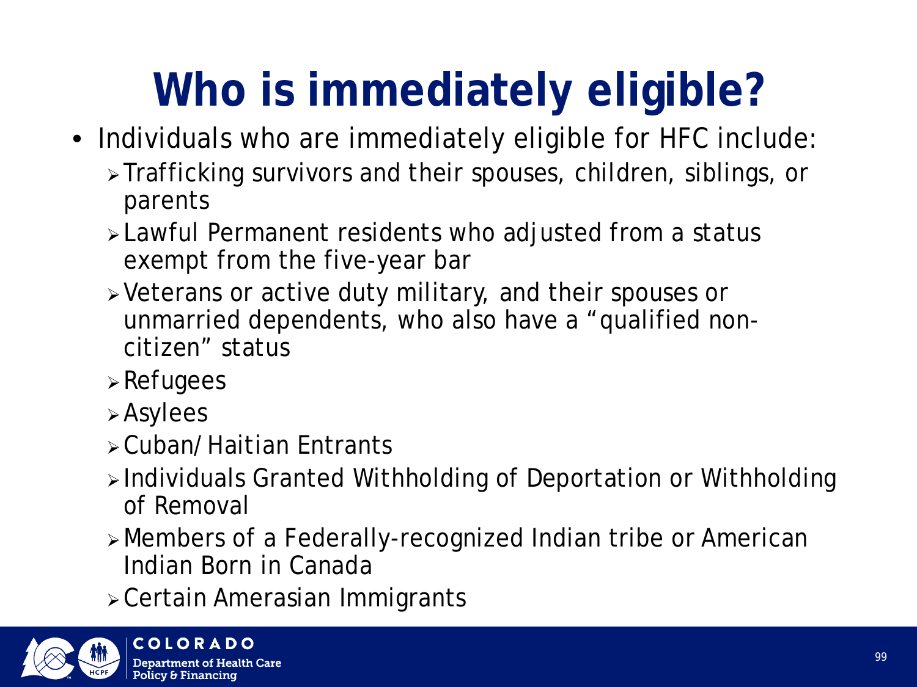# Who is immediately eligible?

- Individuals who are immediately eligible for HFC include:
  - Trafficking survivors and their spouses, children, siblings, or parents
  - Lawful Permanent residents who adjusted from a status exempt from the five-year bar
  - Veterans or active duty military, and their spouses or unmarried dependents, who also have a "qualified non-citizen" status
  - Refugees
  - Asylees
  - Cuban/Haitian Entrants
  - Individuals Granted Withholding of Deportation or Withholding of Removal
  - Members of a Federally-recognized Indian tribe or American Indian Born in Canada
  - Certain Amerasian Immigrants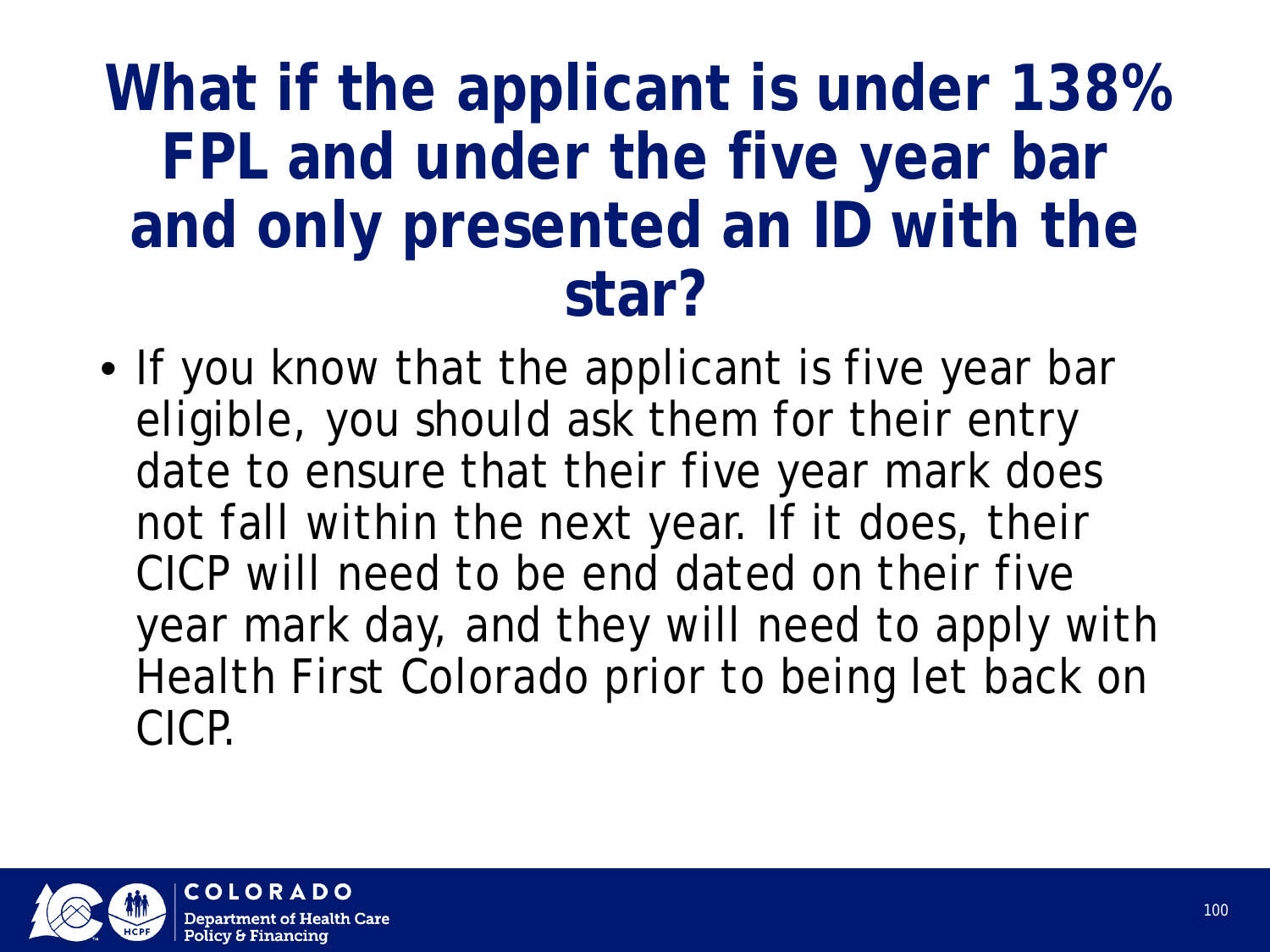# What if the applicant is under 138% FPL and under the five year bar and only presented an ID with the star?

- If you know that the applicant is five year bar eligible, you should ask them for their entry date to ensure that their five year mark does not fall within the next year. If it does, their CICP will need to be end dated on their five year mark day, and they will need to apply with Health First Colorado prior to being let back on CICP.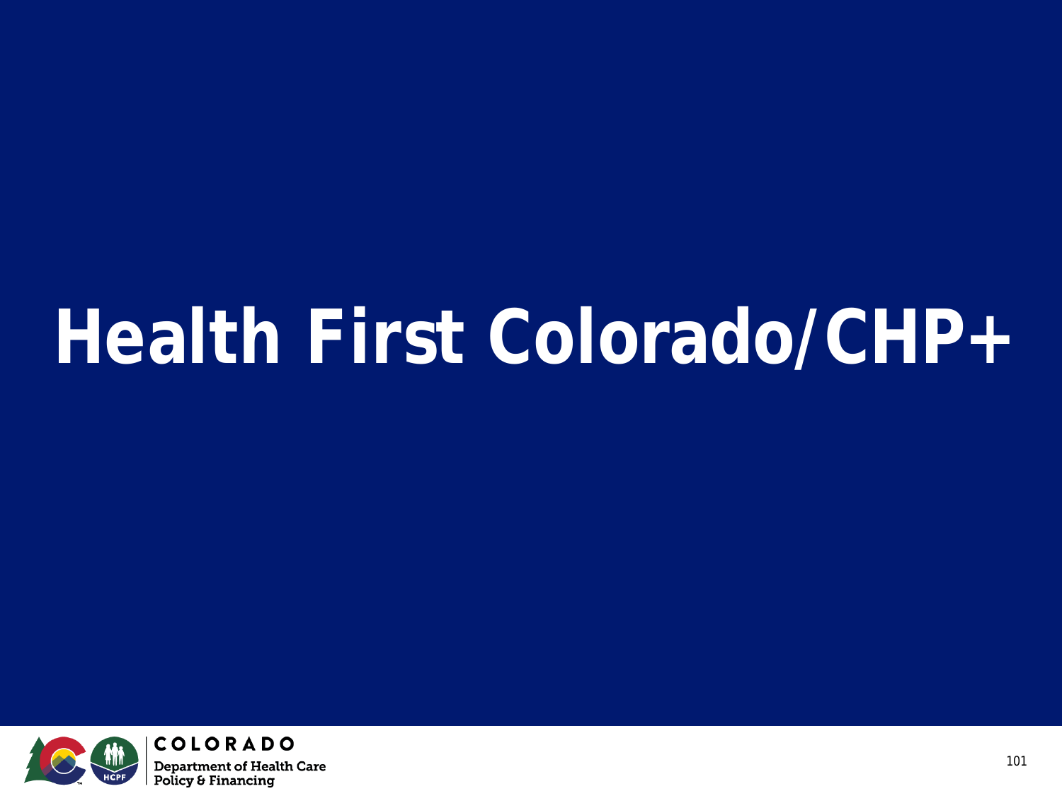# Health First Colorado/CHP+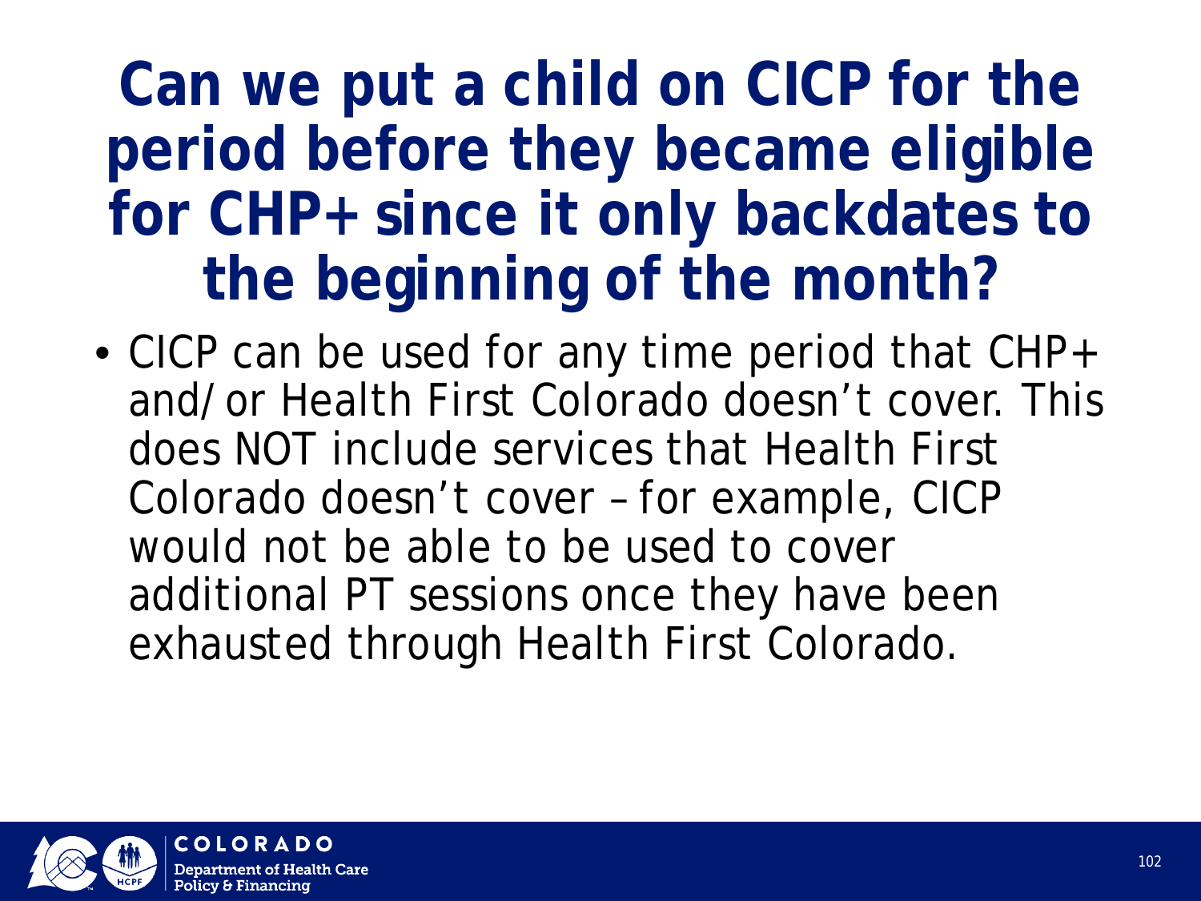# Can we put a child on CICP for the period before they became eligible for CHP+ since it only backdates to the beginning of the month?

- CICP can be used for any time period that CHP+ and/or Health First Colorado doesn't cover. This does NOT include services that Health First Colorado doesn't cover – for example, CICP would not be able to be used to cover additional PT sessions once they have been exhausted through Health First Colorado.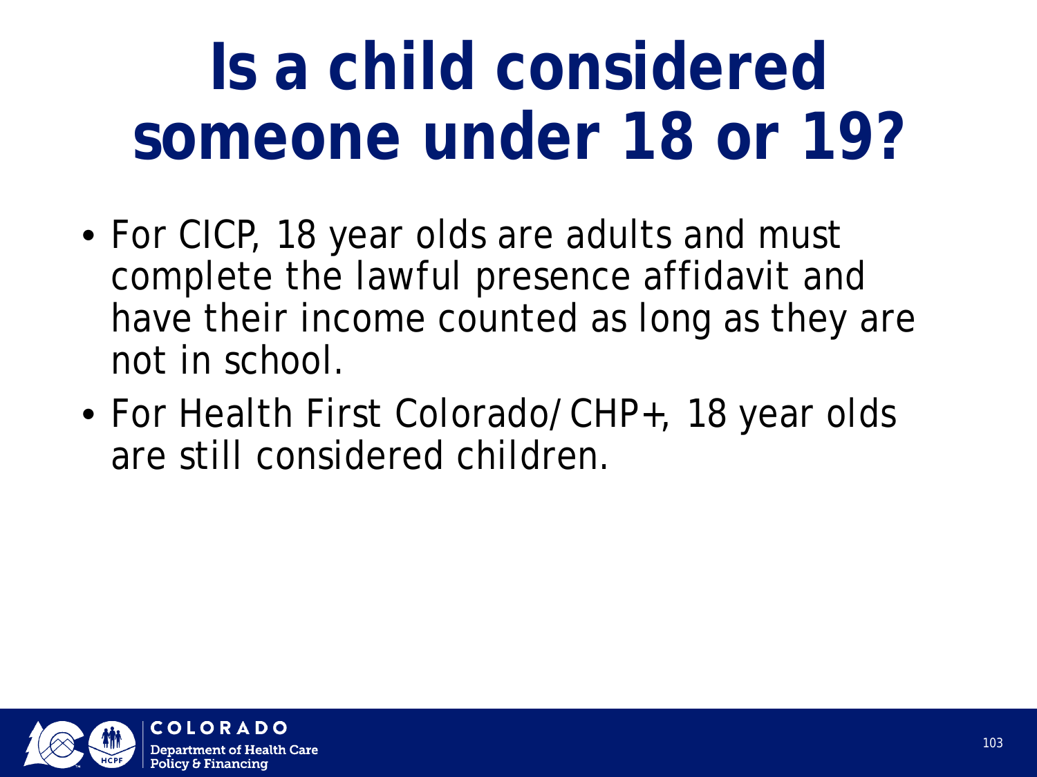# Is a child considered someone under 18 or 19?

- For CICP, 18 year olds are adults and must complete the lawful presence affidavit and have their income counted as long as they are not in school.
- For Health First Colorado/CHP+, 18 year olds are still considered children.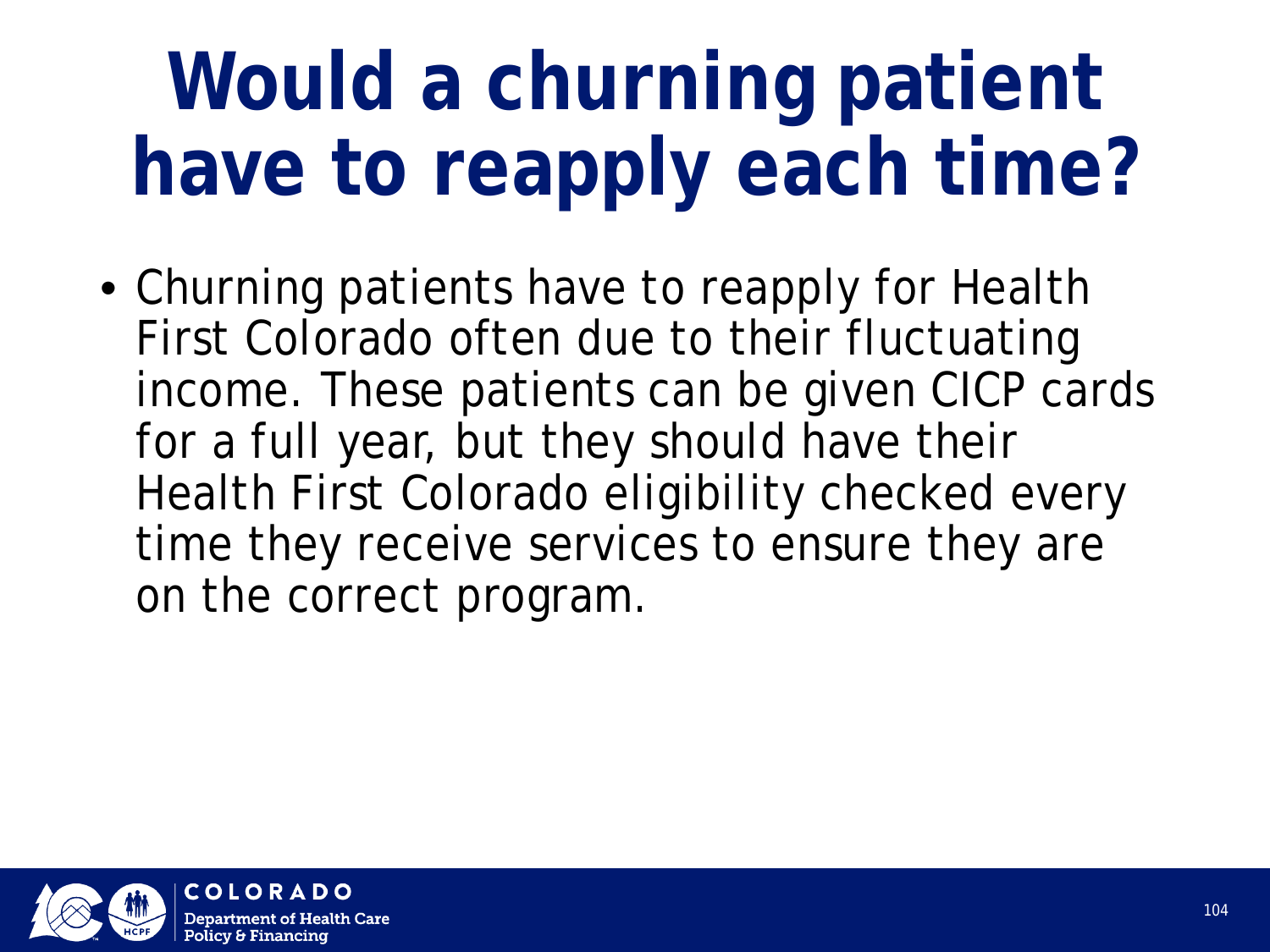# Would a churning patient have to reapply each time?

- Churning patients have to reapply for Health First Colorado often due to their fluctuating income. These patients can be given CICP cards for a full year, but they should have their Health First Colorado eligibility checked every time they receive services to ensure they are on the correct program.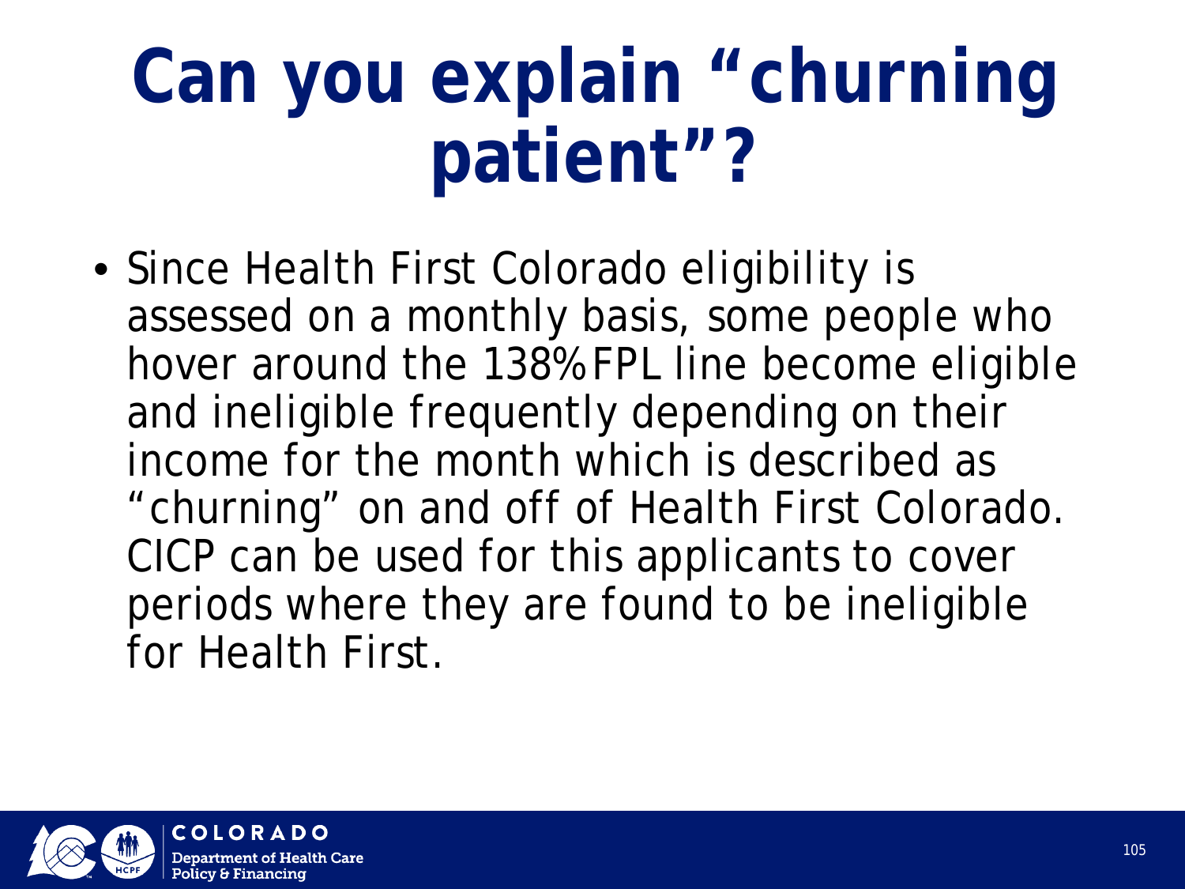# Can you explain "churning patient"?

- Since Health First Colorado eligibility is assessed on a monthly basis, some people who hover around the 138% FPL line become eligible and ineligible frequently depending on their income for the month which is described as "churning" on and off of Health First Colorado. CICP can be used for this applicants to cover periods where they are found to be ineligible for Health First.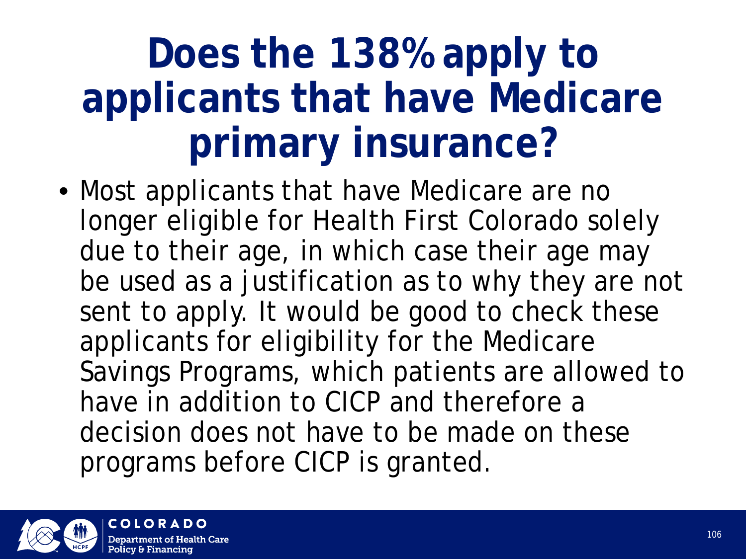# Does the 138% apply to applicants that have Medicare primary insurance?

- Most applicants that have Medicare are no longer eligible for Health First Colorado solely due to their age, in which case their age may be used as a justification as to why they are not sent to apply. It would be good to check these applicants for eligibility for the Medicare Savings Programs, which patients are allowed to have in addition to CICP and therefore a decision does not have to be made on these programs before CICP is granted.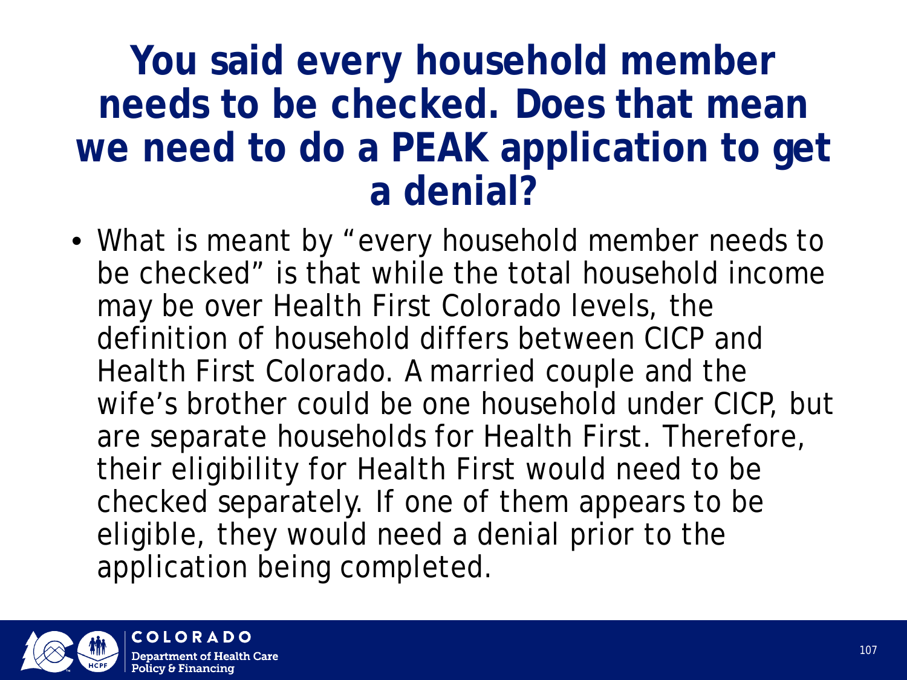# You said every household member needs to be checked. Does that mean we need to do a PEAK application to get a denial?

- What is meant by "every household member needs to be checked" is that while the total household income may be over Health First Colorado levels, the definition of household differs between CICP and Health First Colorado. A married couple and the wife's brother could be one household under CICP, but are separate households for Health First. Therefore, their eligibility for Health First would need to be checked separately. If one of them appears to be eligible, they would need a denial prior to the application being completed.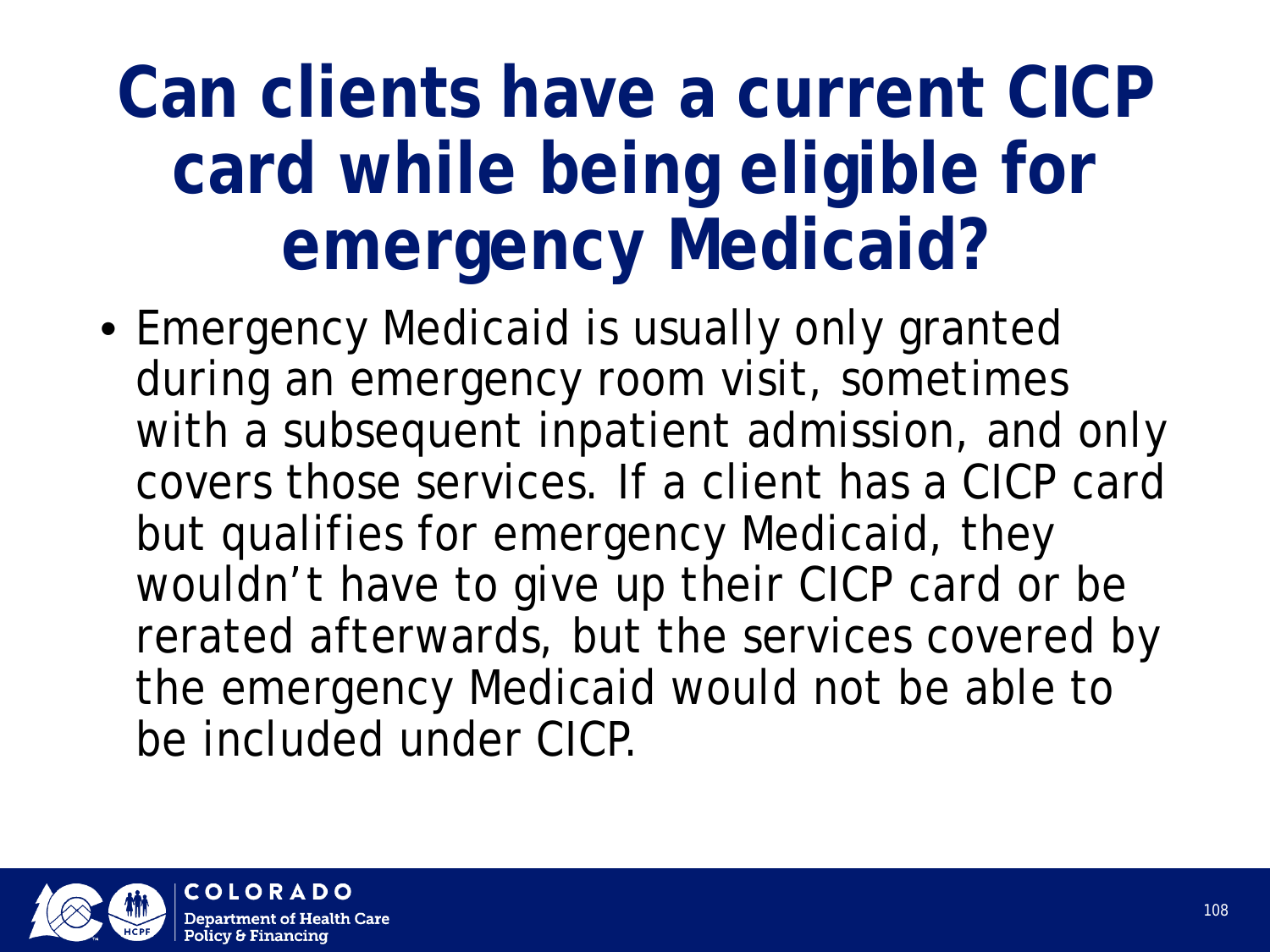# Can clients have a current CICP card while being eligible for emergency Medicaid?

- Emergency Medicaid is usually only granted during an emergency room visit, sometimes with a subsequent inpatient admission, and only covers those services. If a client has a CICP card but qualifies for emergency Medicaid, they wouldn't have to give up their CICP card or be rerated afterwards, but the services covered by the emergency Medicaid would not be able to be included under CICP.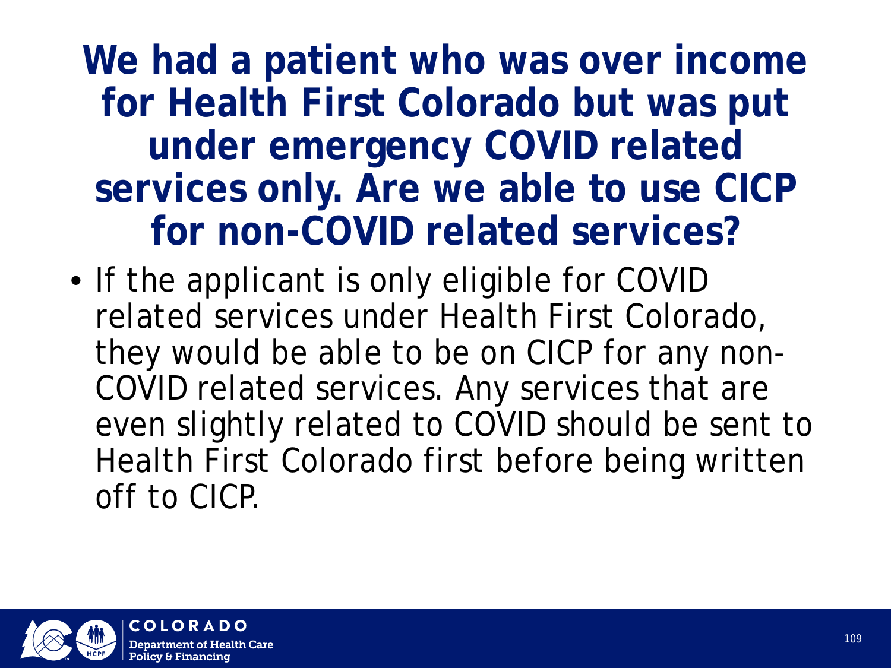# We had a patient who was over income for Health First Colorado but was put under emergency COVID related services only. Are we able to use CICP for non-COVID related services?

- If the applicant is only eligible for COVID related services under Health First Colorado, they would be able to be on CICP for any non-COVID related services. Any services that are even slightly related to COVID should be sent to Health First Colorado first before being written off to CICP.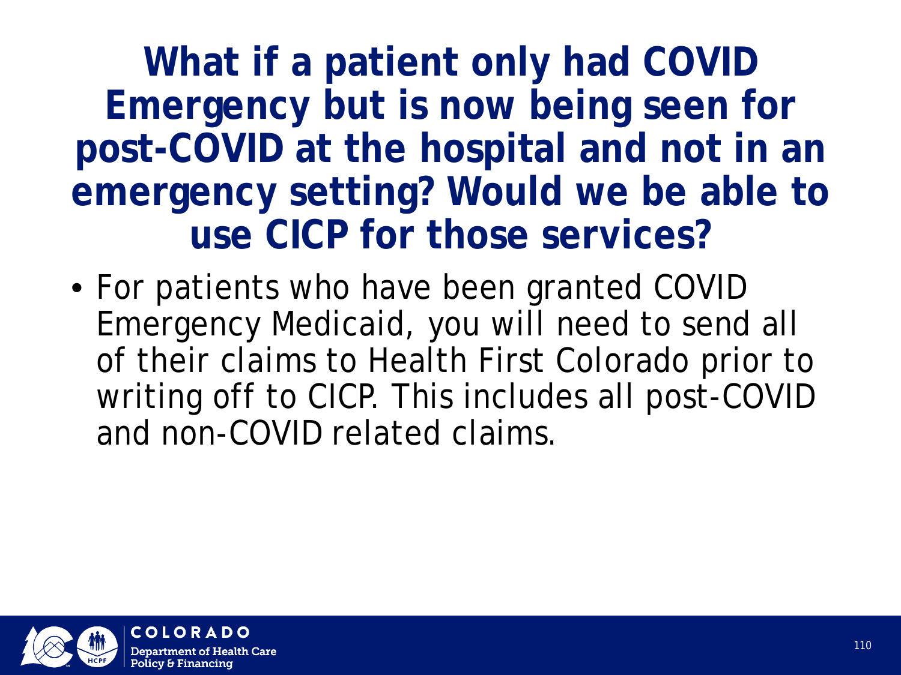# What if a patient only had COVID Emergency but is now being seen for post-COVID at the hospital and not in an emergency setting? Would we be able to use CICP for those services?

- For patients who have been granted COVID Emergency Medicaid, you will need to send all of their claims to Health First Colorado prior to writing off to CICP. This includes all post-COVID and non-COVID related claims.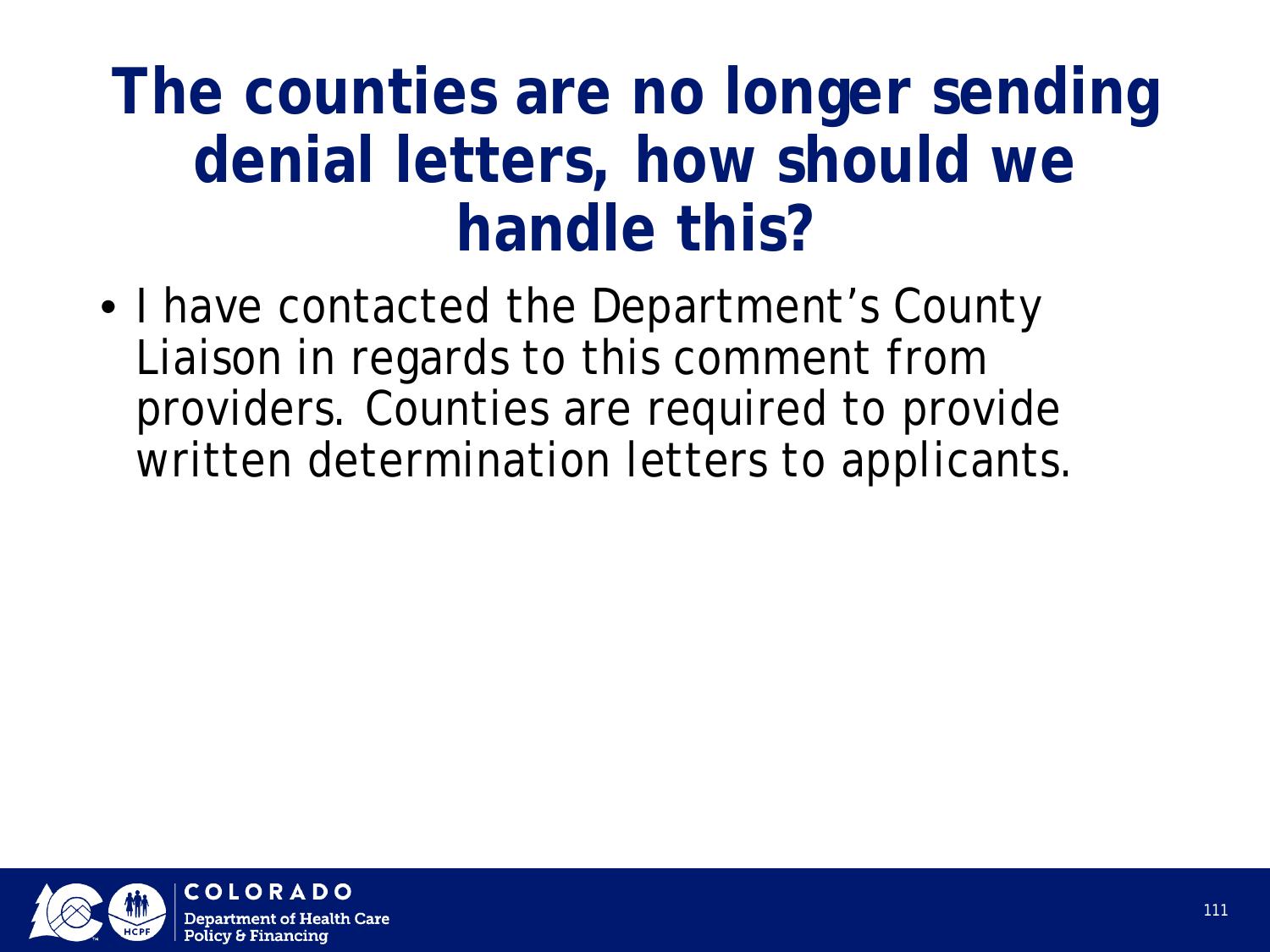# The counties are no longer sending denial letters, how should we handle this?

- I have contacted the Department's County Liaison in regards to this comment from providers. Counties are required to provide written determination letters to applicants.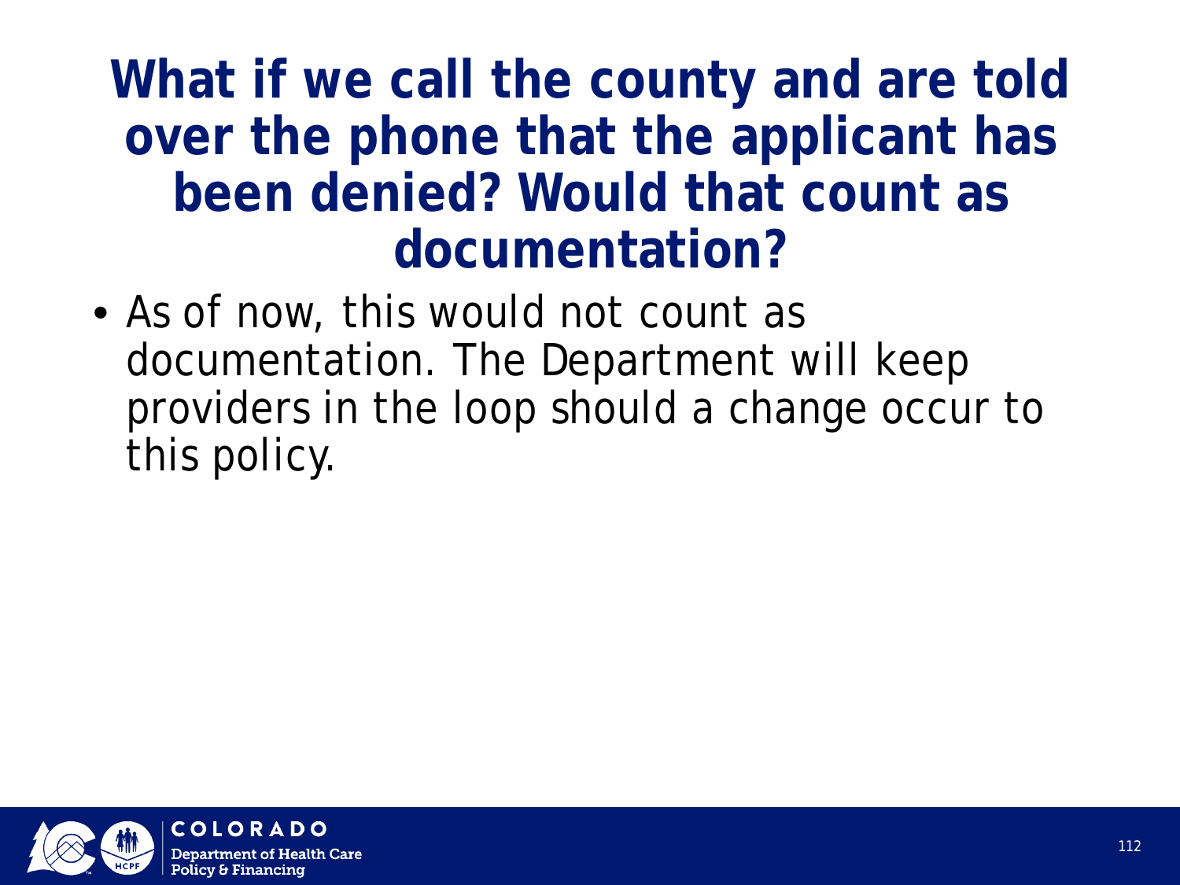# What if we call the county and are told over the phone that the applicant has been denied? Would that count as documentation?

- As of now, this would not count as documentation. The Department will keep providers in the loop should a change occur to this policy.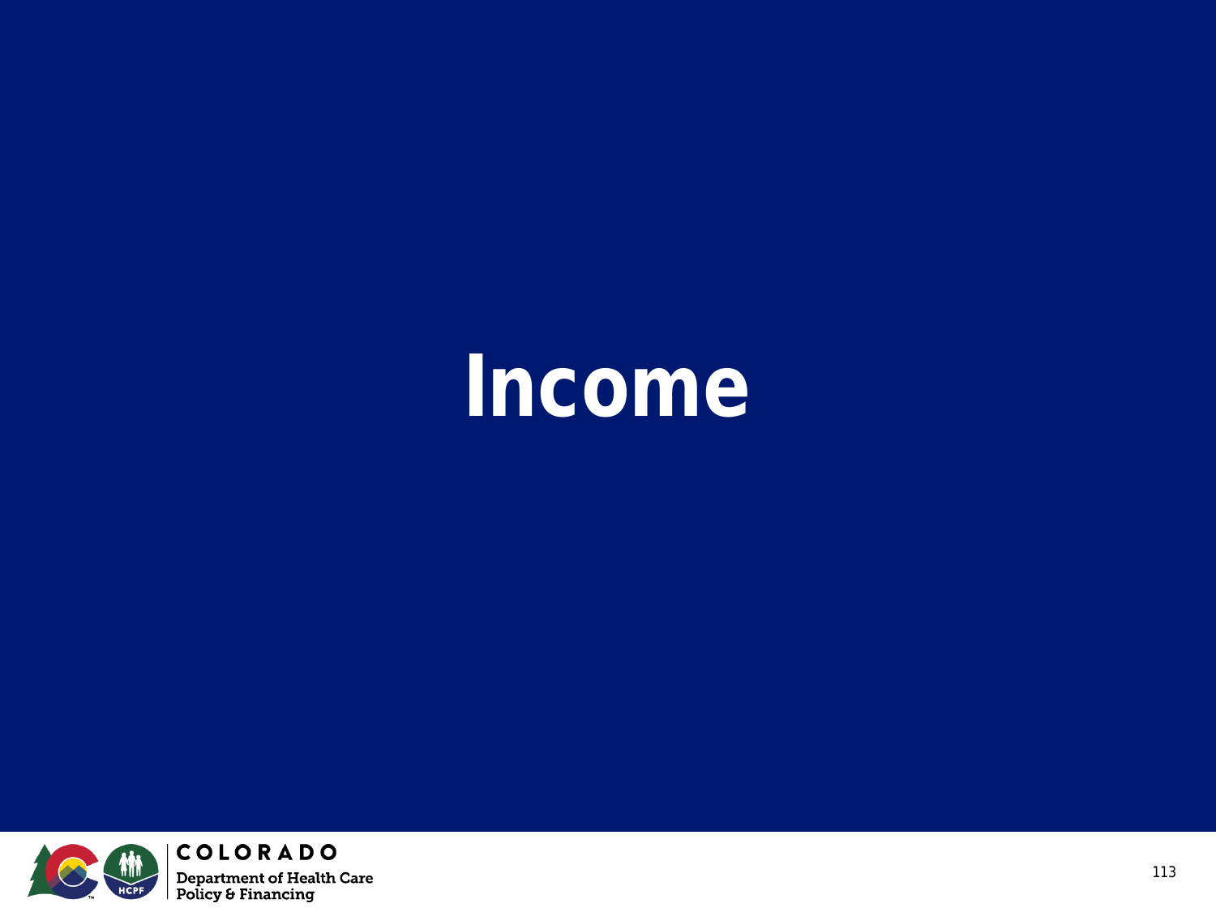# Income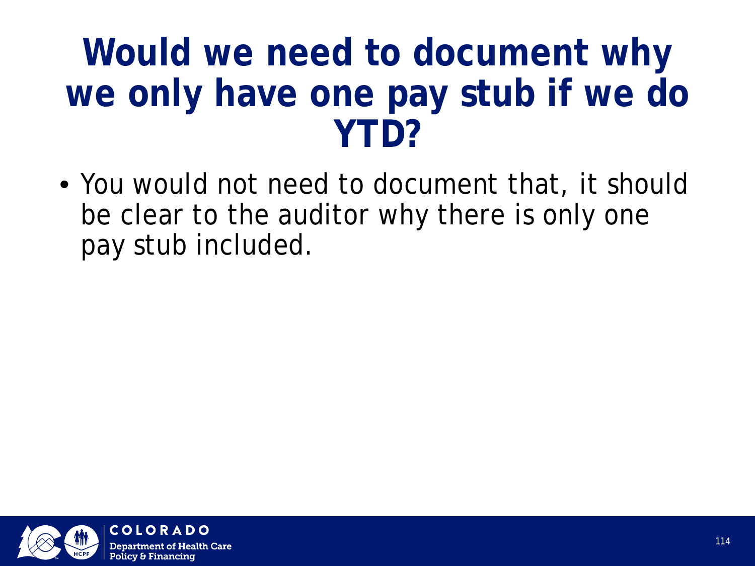# Would we need to document why we only have one pay stub if we do YTD?

- You would not need to document that, it should be clear to the auditor why there is only one pay stub included.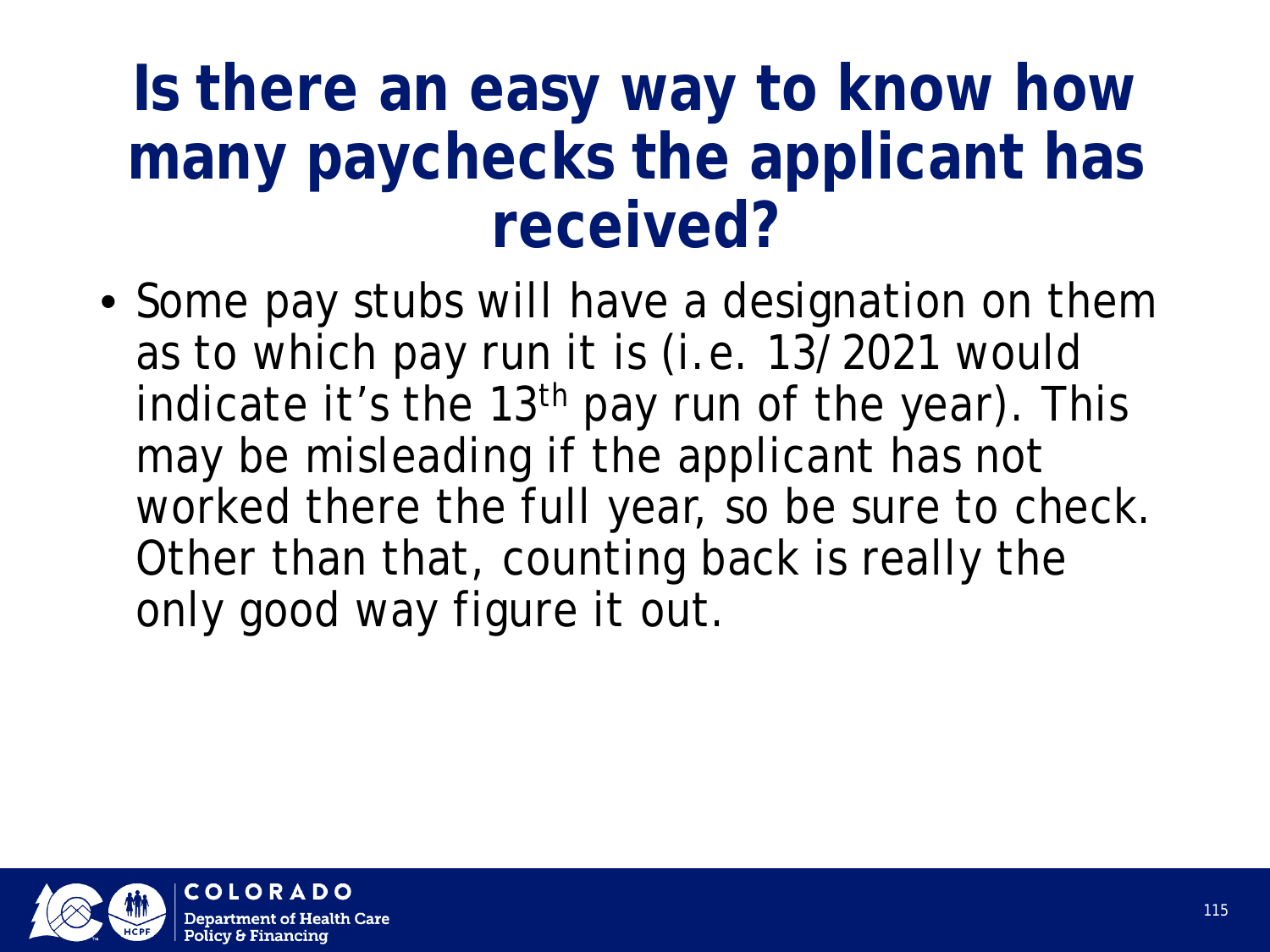# Is there an easy way to know how many paychecks the applicant has received?

- Some pay stubs will have a designation on them as to which pay run it is (i.e. 13/2021 would indicate it's the 13th pay run of the year). This may be misleading if the applicant has not worked there the full year, so be sure to check. Other than that, counting back is really the only good way figure it out.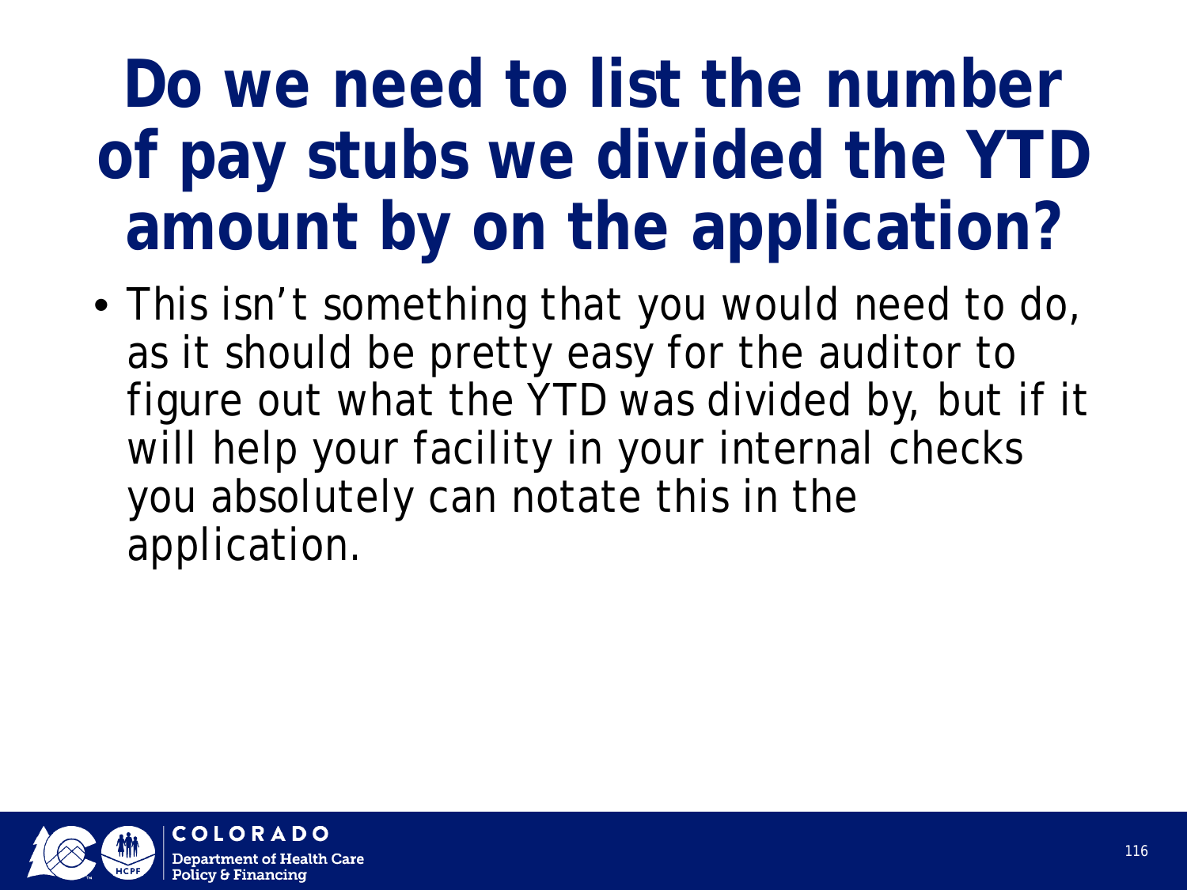# Do we need to list the number of pay stubs we divided the YTD amount by on the application?

- This isn't something that you would need to do, as it should be pretty easy for the auditor to figure out what the YTD was divided by, but if it will help your facility in your internal checks you absolutely can notate this in the application.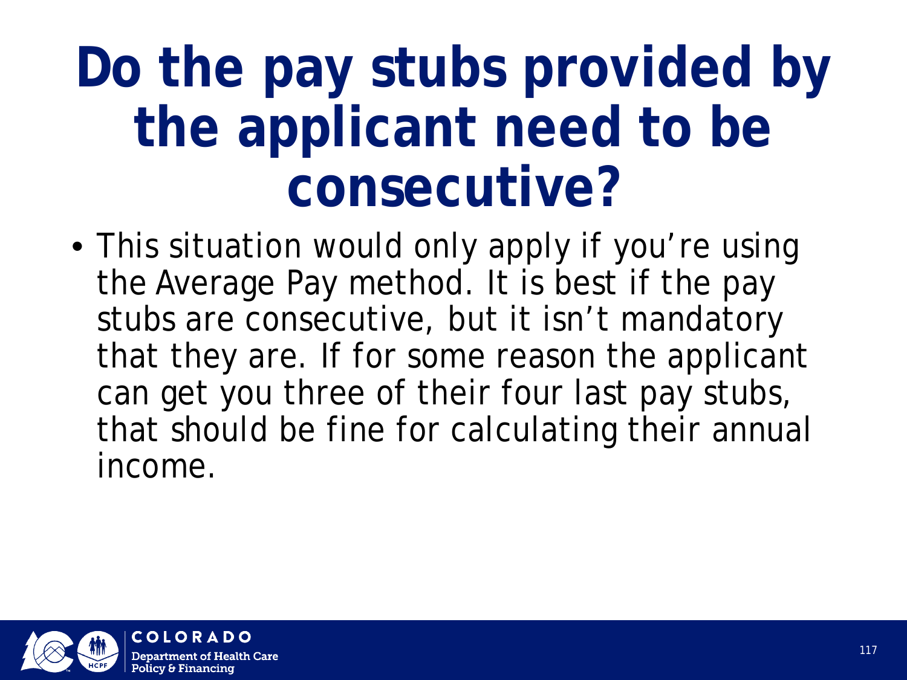# Do the pay stubs provided by the applicant need to be consecutive?

- This situation would only apply if you're using the Average Pay method. It is best if the pay stubs are consecutive, but it isn't mandatory that they are. If for some reason the applicant can get you three of their four last pay stubs, that should be fine for calculating their annual income.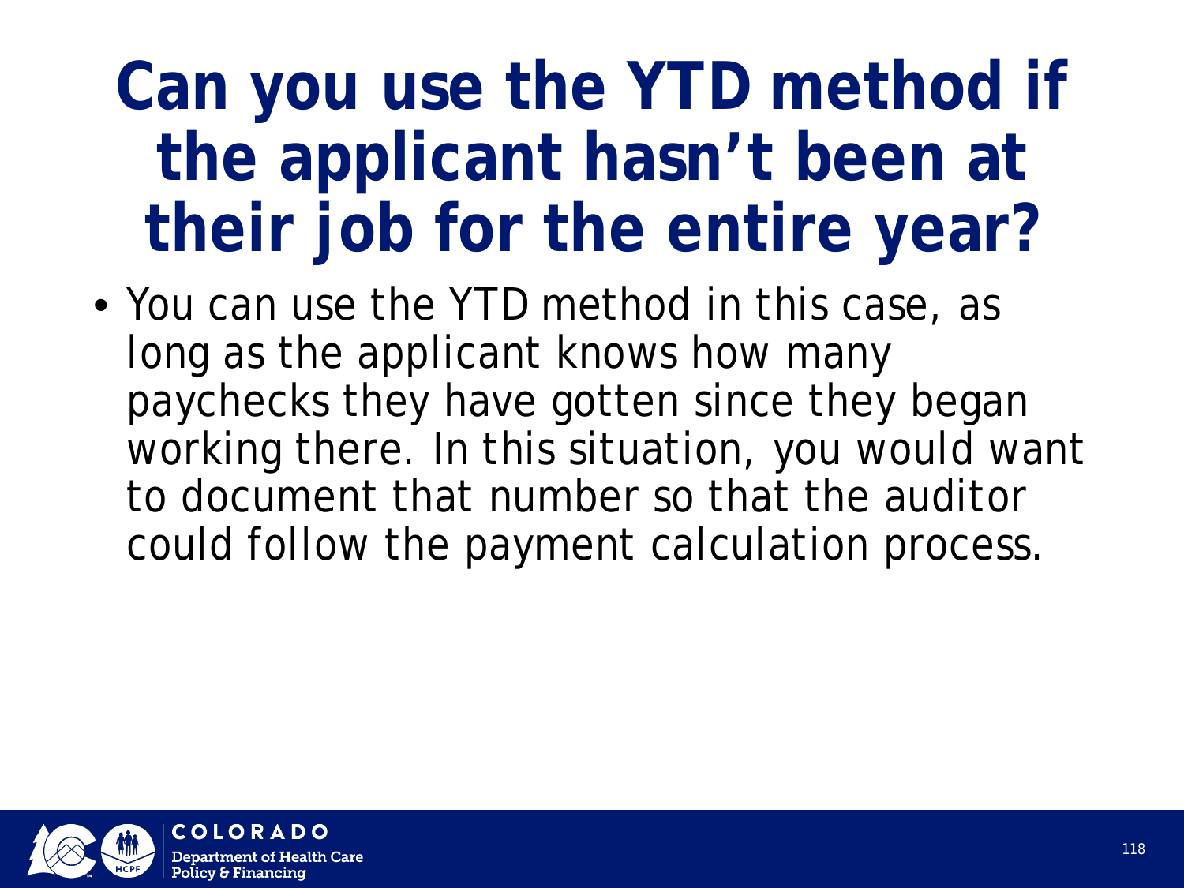# Can you use the YTD method if the applicant hasn't been at their job for the entire year?

- You can use the YTD method in this case, as long as the applicant knows how many paychecks they have gotten since they began working there. In this situation, you would want to document that number so that the auditor could follow the payment calculation process.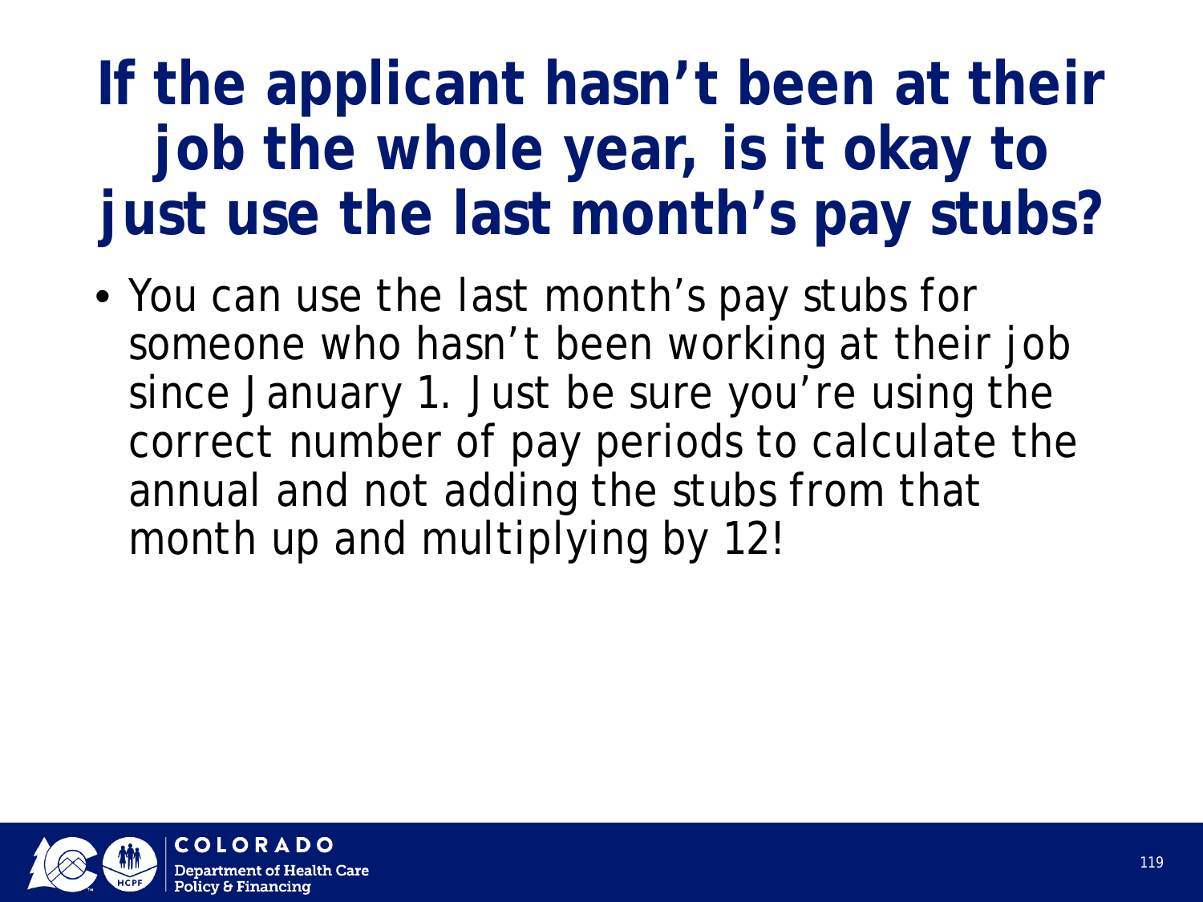# If the applicant hasn’t been at their job the whole year, is it okay to just use the last month’s pay stubs?

- You can use the last month’s pay stubs for someone who hasn’t been working at their job since January 1. Just be sure you’re using the correct number of pay periods to calculate the annual and not adding the stubs from that month up and multiplying by 12!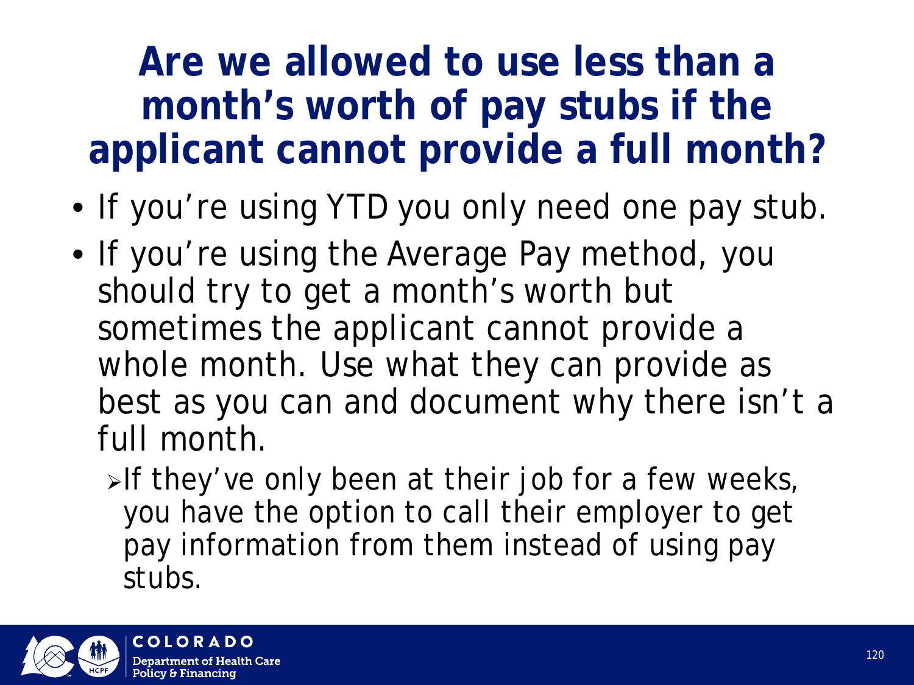# Are we allowed to use less than a month's worth of pay stubs if the applicant cannot provide a full month?

- If you're using YTD you only need one pay stub.
- If you're using the Average Pay method, you should try to get a month's worth but sometimes the applicant cannot provide a whole month. Use what they can provide as best as you can and document why there isn't a full month.
  - If they've only been at their job for a few weeks, you have the option to call their employer to get pay information from them instead of using pay stubs.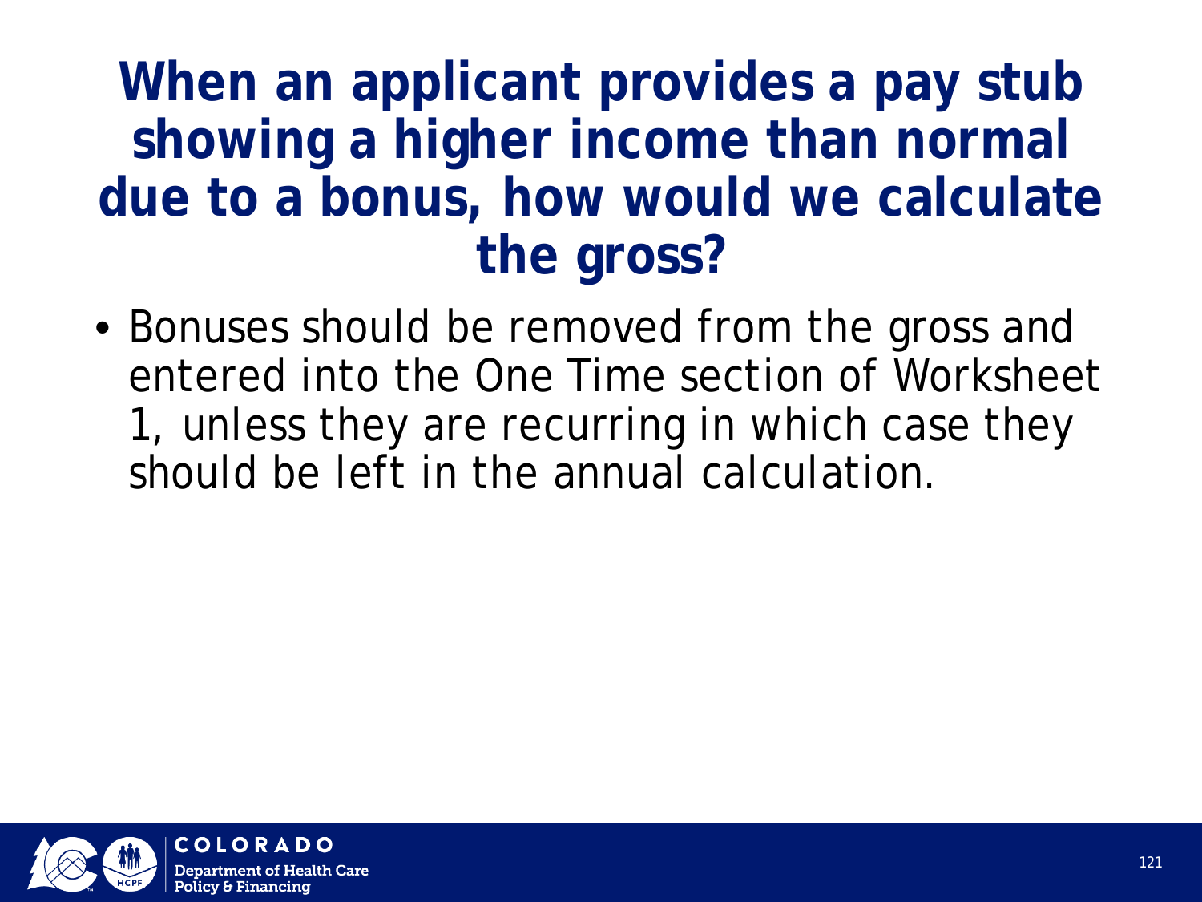# When an applicant provides a pay stub showing a higher income than normal due to a bonus, how would we calculate the gross?

- Bonuses should be removed from the gross and entered into the One Time section of Worksheet 1, unless they are recurring in which case they should be left in the annual calculation.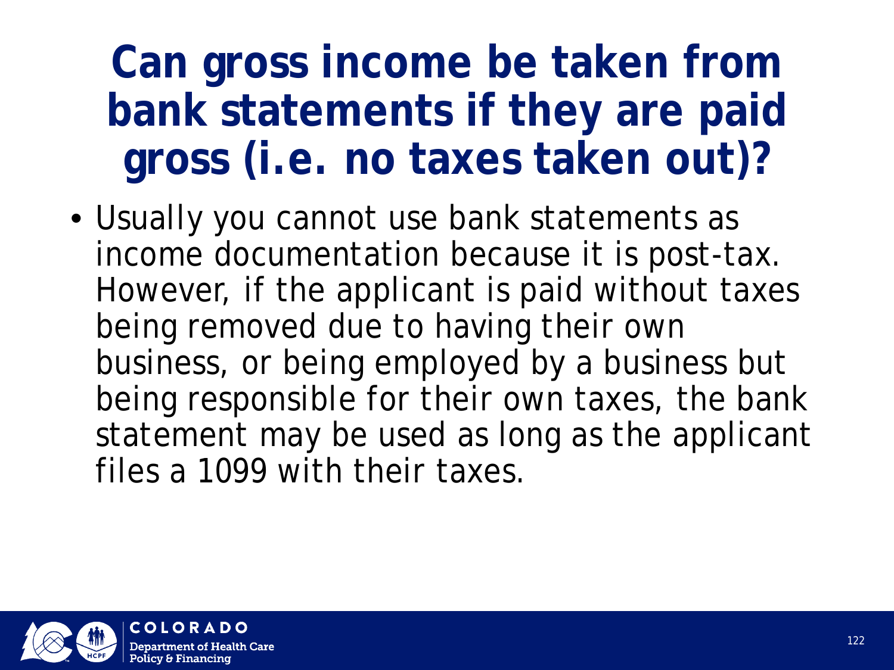# Can gross income be taken from bank statements if they are paid gross (i.e. no taxes taken out)?

- Usually you cannot use bank statements as income documentation because it is post-tax. However, if the applicant is paid without taxes being removed due to having their own business, or being employed by a business but being responsible for their own taxes, the bank statement may be used as long as the applicant files a 1099 with their taxes.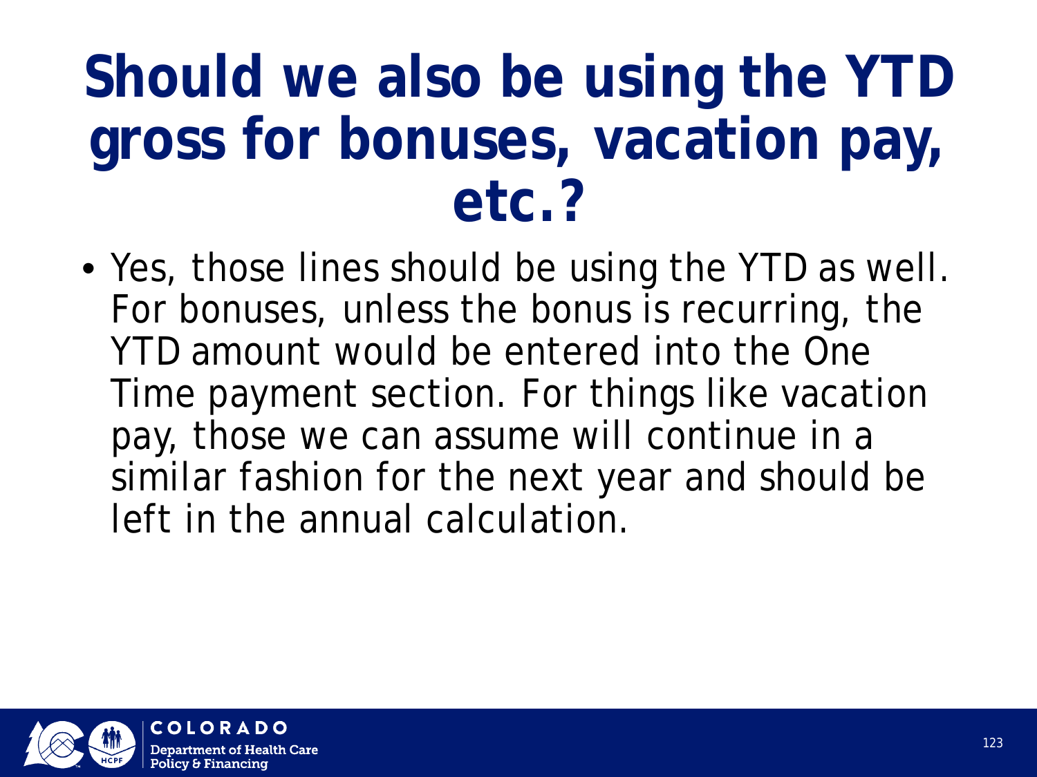# Should we also be using the YTD gross for bonuses, vacation pay, etc.?

- Yes, those lines should be using the YTD as well. For bonuses, unless the bonus is recurring, the YTD amount would be entered into the One Time payment section. For things like vacation pay, those we can assume will continue in a similar fashion for the next year and should be left in the annual calculation.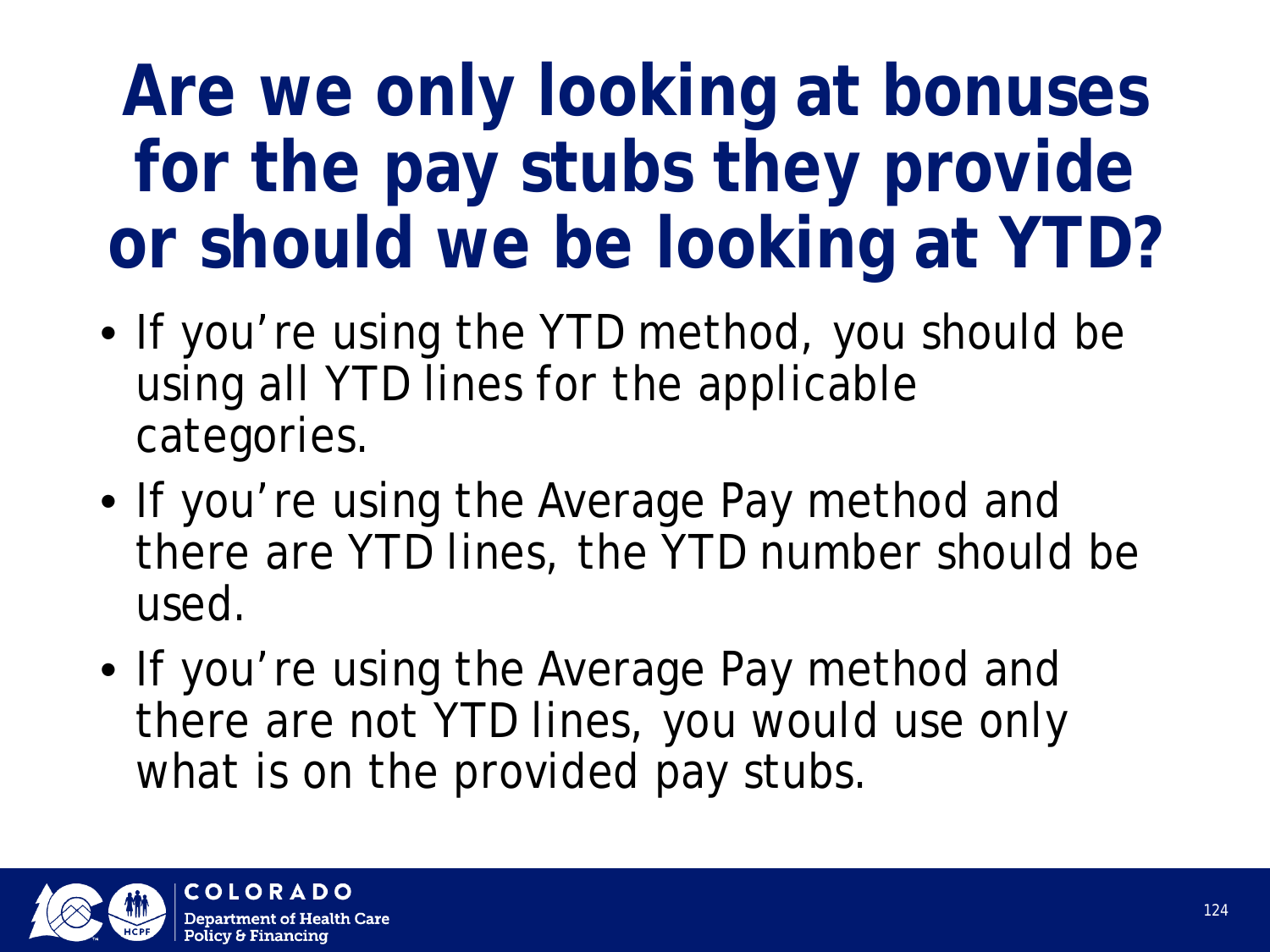# Are we only looking at bonuses for the pay stubs they provide or should we be looking at YTD?

- If you're using the YTD method, you should be using all YTD lines for the applicable categories.
- If you're using the Average Pay method and there are YTD lines, the YTD number should be used.
- If you're using the Average Pay method and there are not YTD lines, you would use only what is on the provided pay stubs.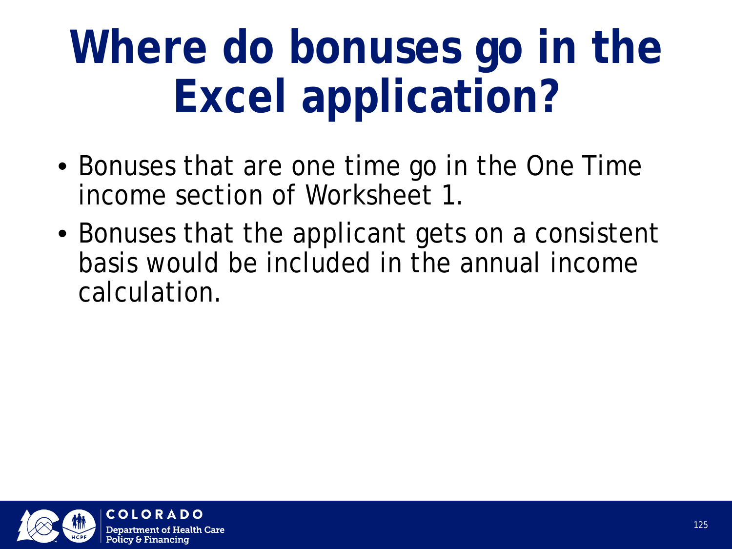# Where do bonuses go in the Excel application?

- Bonuses that are one time go in the One Time income section of Worksheet 1.
- Bonuses that the applicant gets on a consistent basis would be included in the annual income calculation.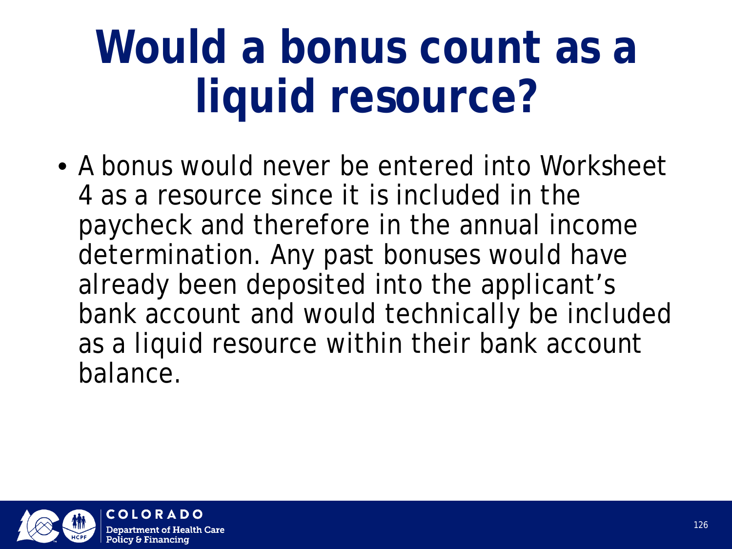# Would a bonus count as a liquid resource?

- A bonus would never be entered into Worksheet 4 as a resource since it is included in the paycheck and therefore in the annual income determination. Any past bonuses would have already been deposited into the applicant's bank account and would technically be included as a liquid resource within their bank account balance.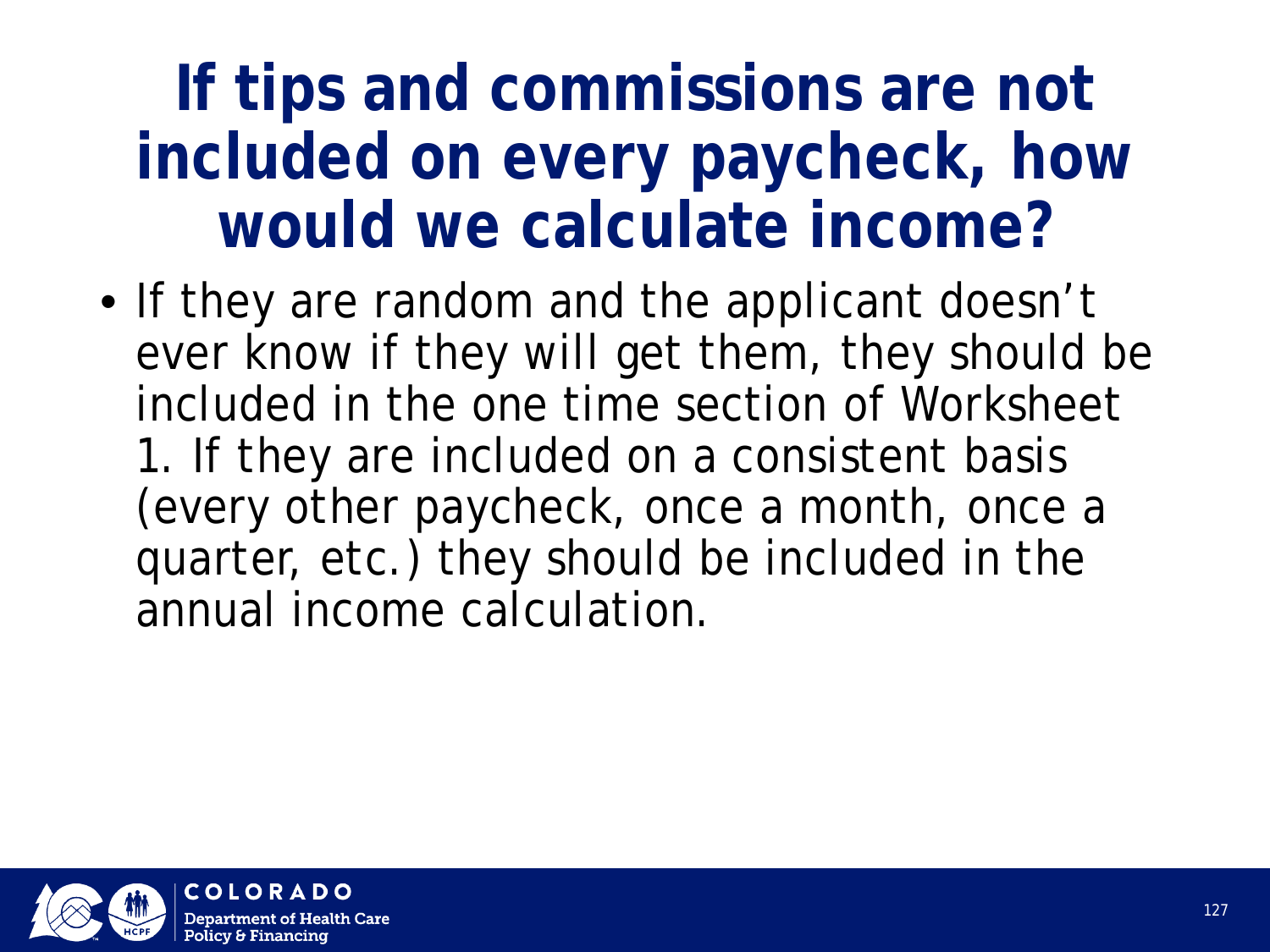# If tips and commissions are not included on every paycheck, how would we calculate income?

- If they are random and the applicant doesn't ever know if they will get them, they should be included in the one time section of Worksheet 1. If they are included on a consistent basis (every other paycheck, once a month, once a quarter, etc.) they should be included in the annual income calculation.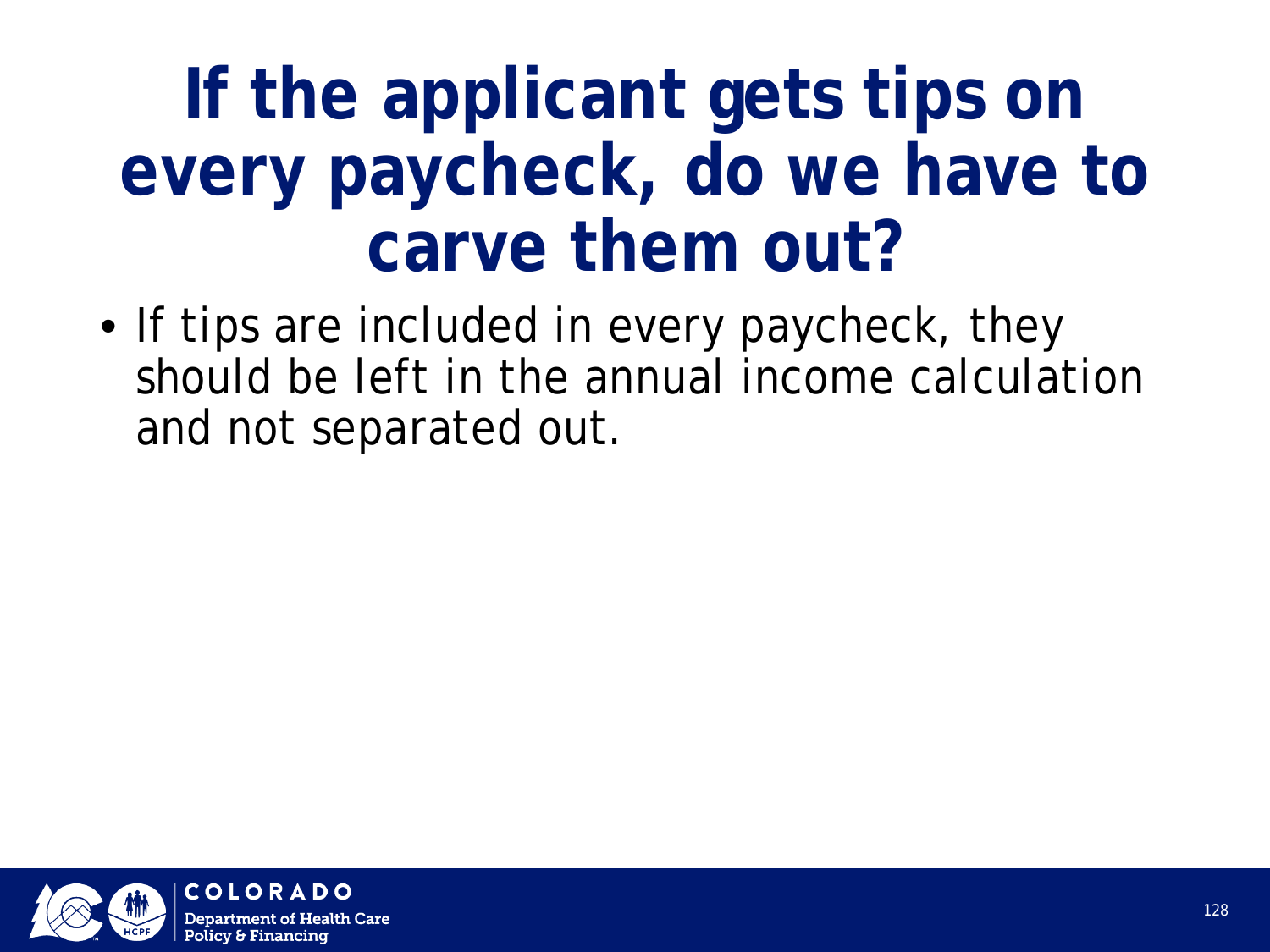# If the applicant gets tips on every paycheck, do we have to carve them out?

- If tips are included in every paycheck, they should be left in the annual income calculation and not separated out.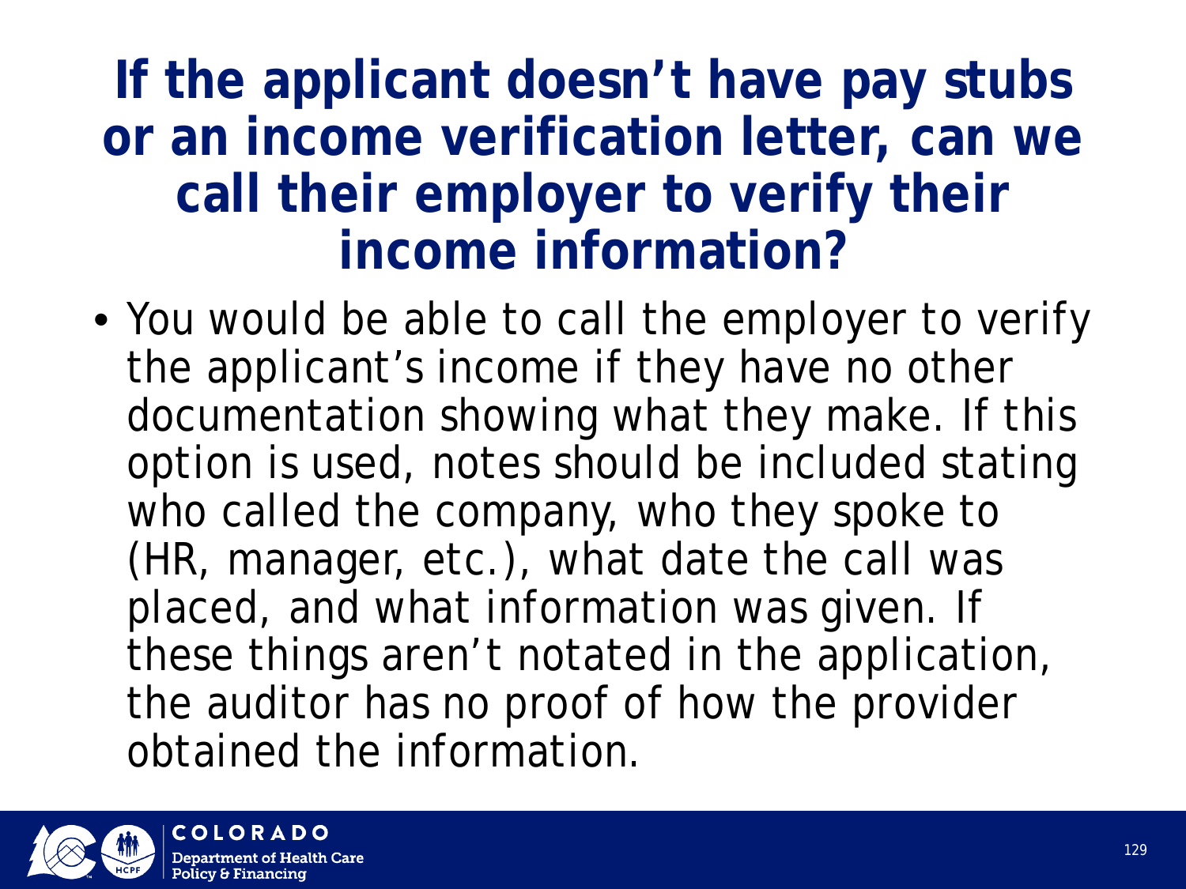# If the applicant doesn't have pay stubs or an income verification letter, can we call their employer to verify their income information?

- You would be able to call the employer to verify the applicant's income if they have no other documentation showing what they make. If this option is used, notes should be included stating who called the company, who they spoke to (HR, manager, etc.), what date the call was placed, and what information was given. If these things aren't notated in the application, the auditor has no proof of how the provider obtained the information.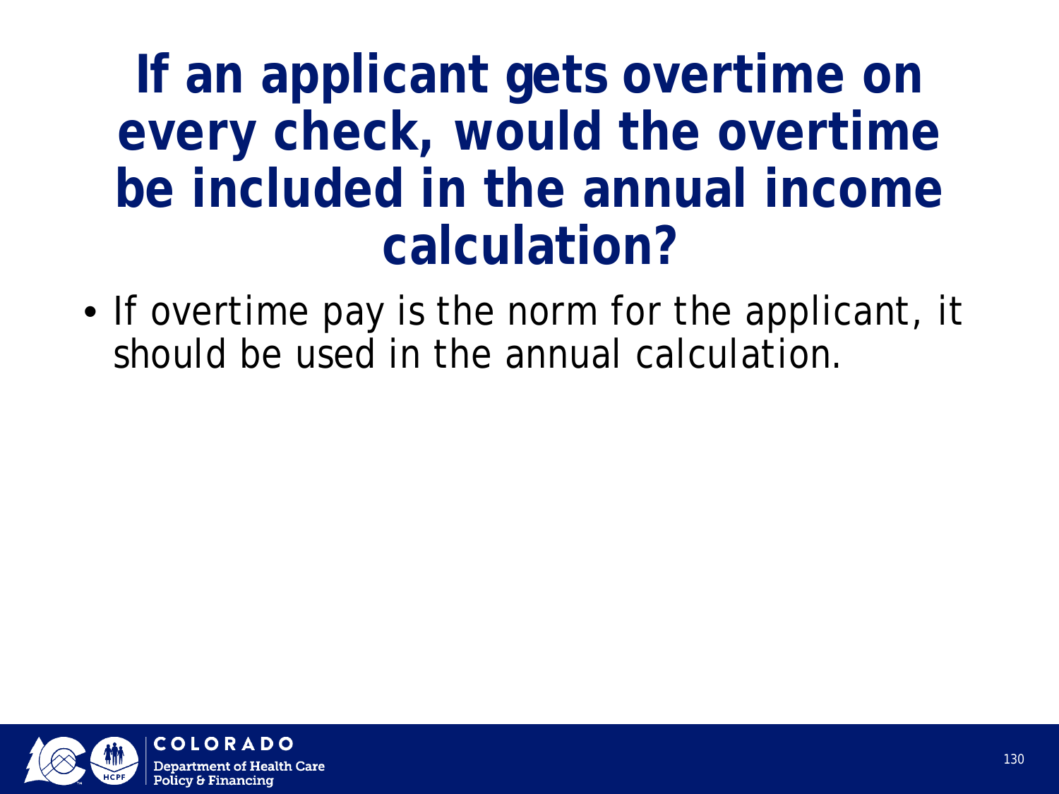# If an applicant gets overtime on every check, would the overtime be included in the annual income calculation?

- If overtime pay is the norm for the applicant, it should be used in the annual calculation.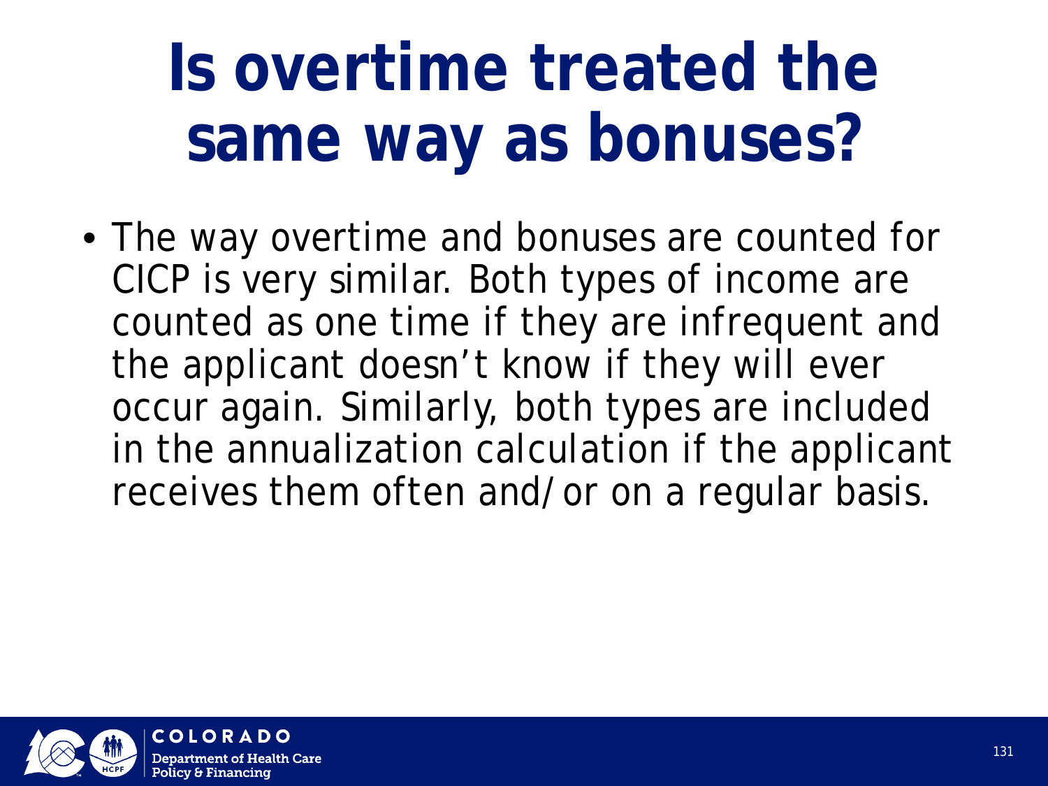# Is overtime treated the same way as bonuses?

- The way overtime and bonuses are counted for CICP is very similar. Both types of income are counted as one time if they are infrequent and the applicant doesn't know if they will ever occur again. Similarly, both types are included in the annualization calculation if the applicant receives them often and/or on a regular basis.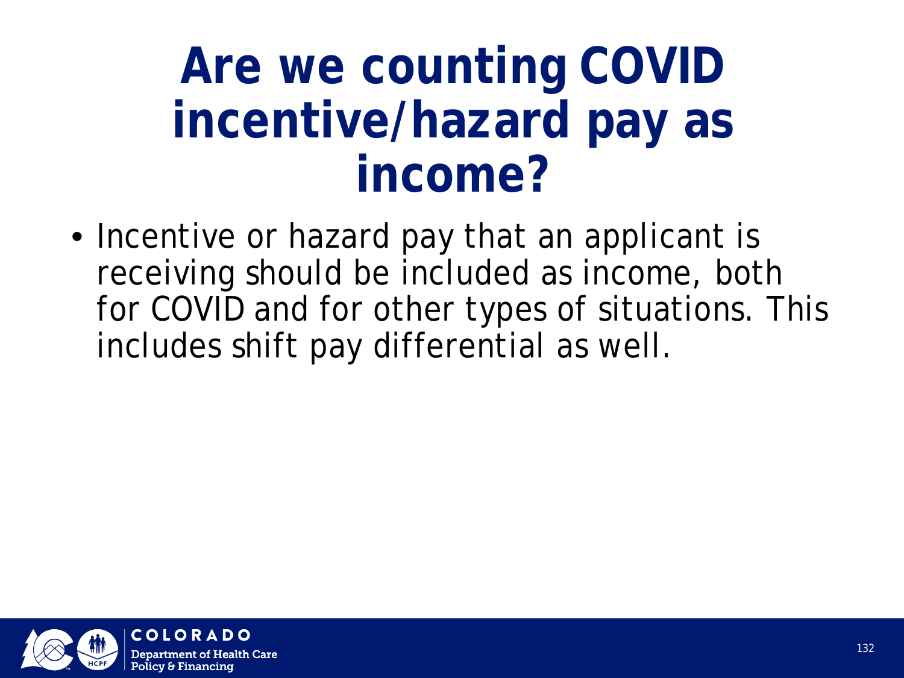# Are we counting COVID incentive/hazard pay as income?

- Incentive or hazard pay that an applicant is receiving should be included as income, both for COVID and for other types of situations. This includes shift pay differential as well.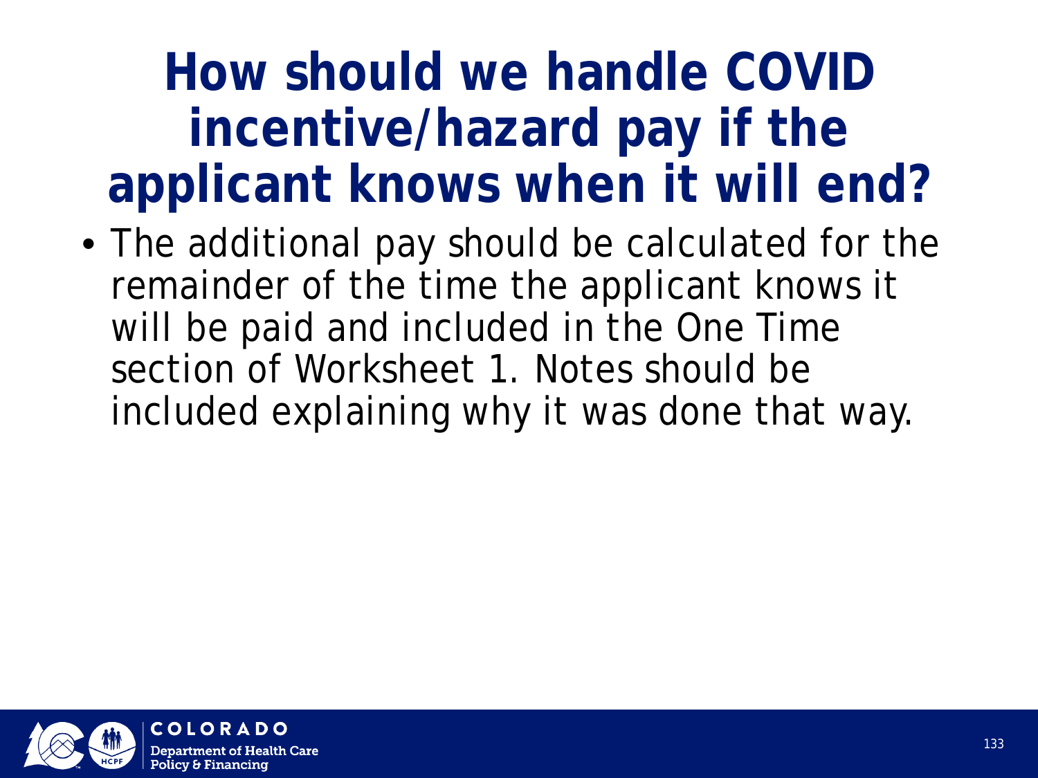# How should we handle COVID incentive/hazard pay if the applicant knows when it will end?

- The additional pay should be calculated for the remainder of the time the applicant knows it will be paid and included in the One Time section of Worksheet 1. Notes should be included explaining why it was done that way.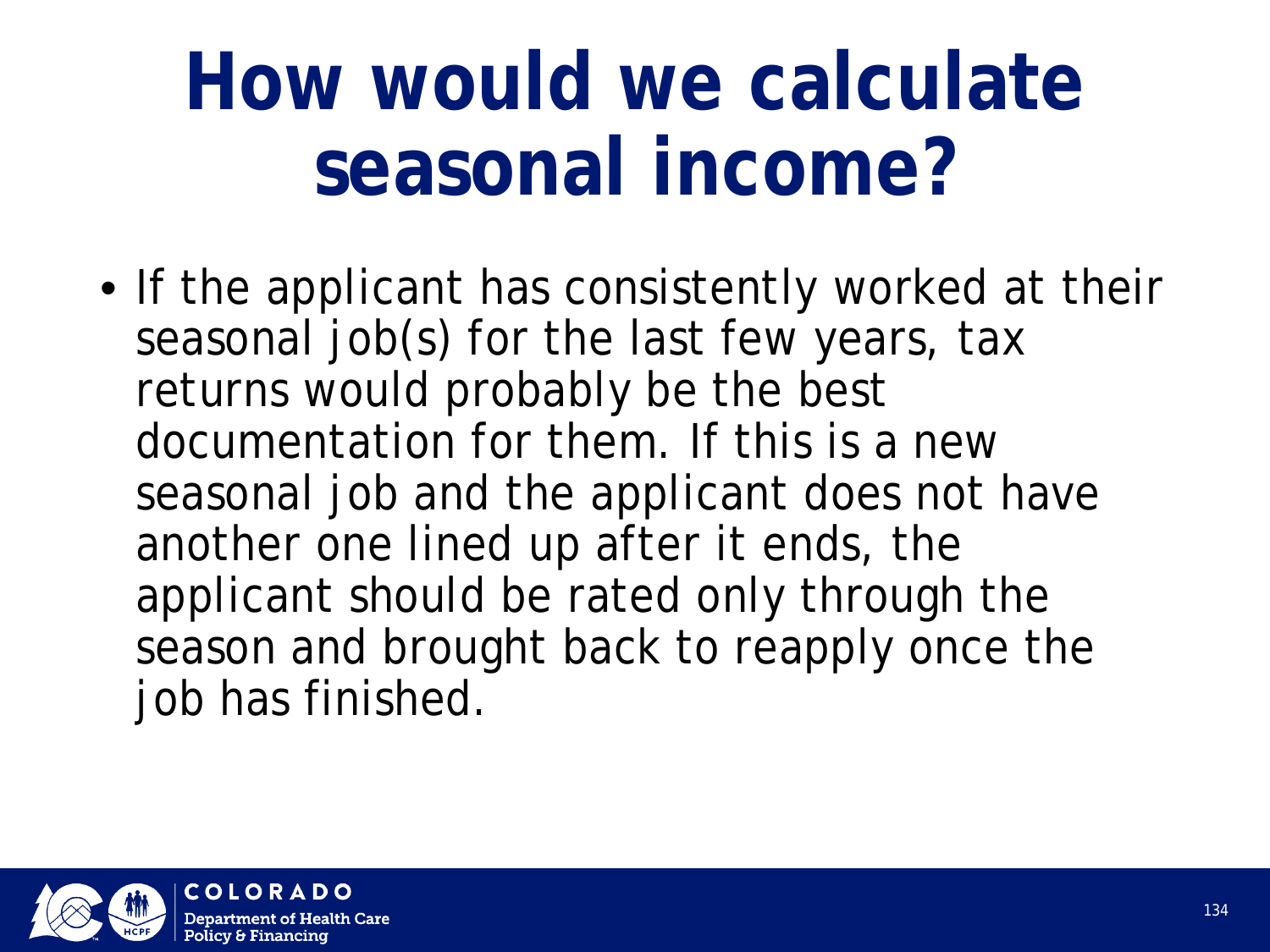# How would we calculate seasonal income?

- If the applicant has consistently worked at their seasonal job(s) for the last few years, tax returns would probably be the best documentation for them. If this is a new seasonal job and the applicant does not have another one lined up after it ends, the applicant should be rated only through the season and brought back to reapply once the job has finished.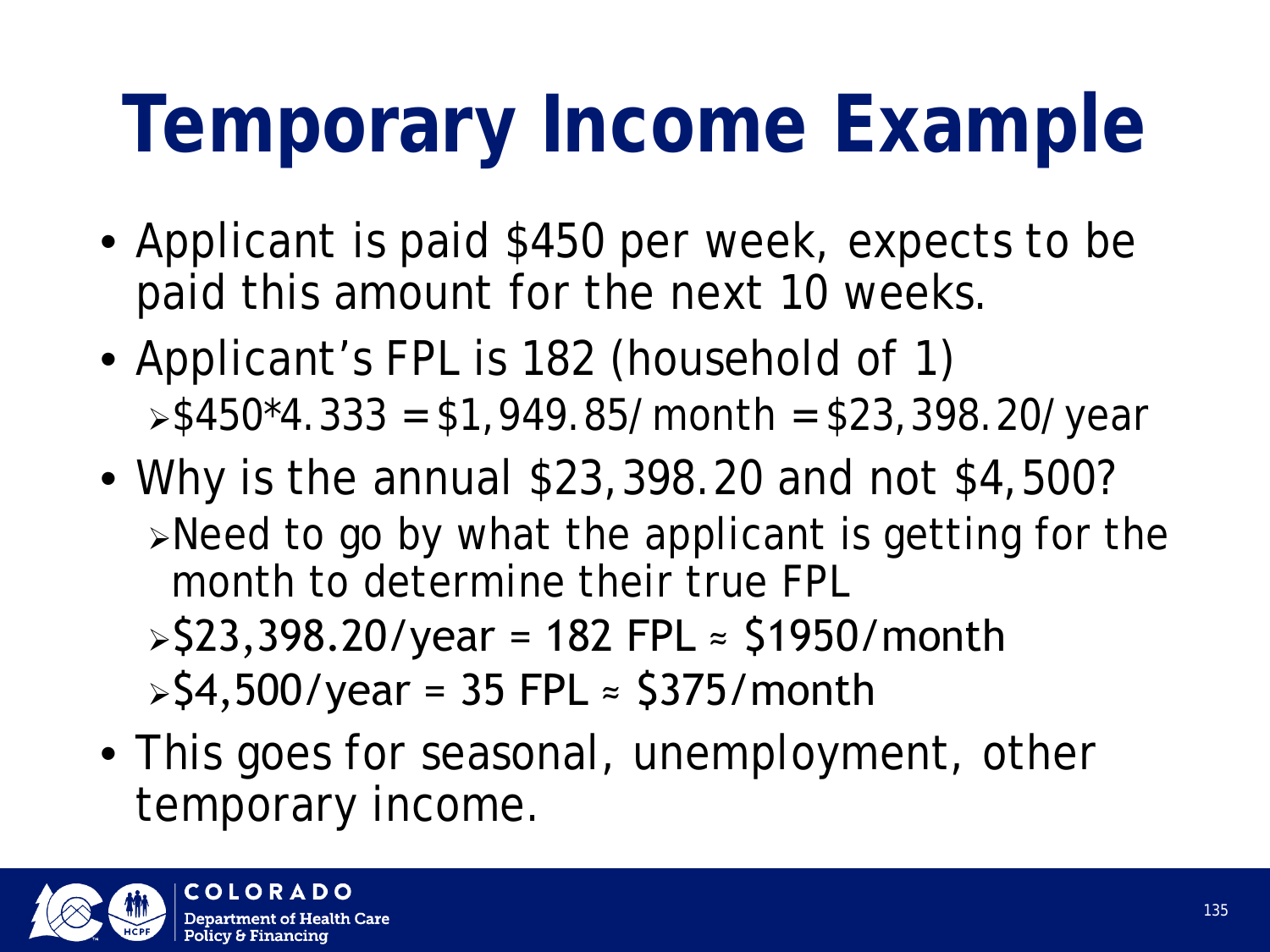# Temporary Income Example

- Applicant is paid $450 per week, expects to be paid this amount for the next 10 weeks.
- Applicant's FPL is 182 (household of 1)
  - $450*4.333 = $1,949.85/month = $23,398.20/year
- Why is the annual $23,398.20 and not $4,500?
  - Need to go by what the applicant is getting for the month to determine their true FPL
  - $23,398.20/year = 182 FPL ≈ $1950/month
  - $4,500/year = 35 FPL ≈ $375/month
- This goes for seasonal, unemployment, other temporary income.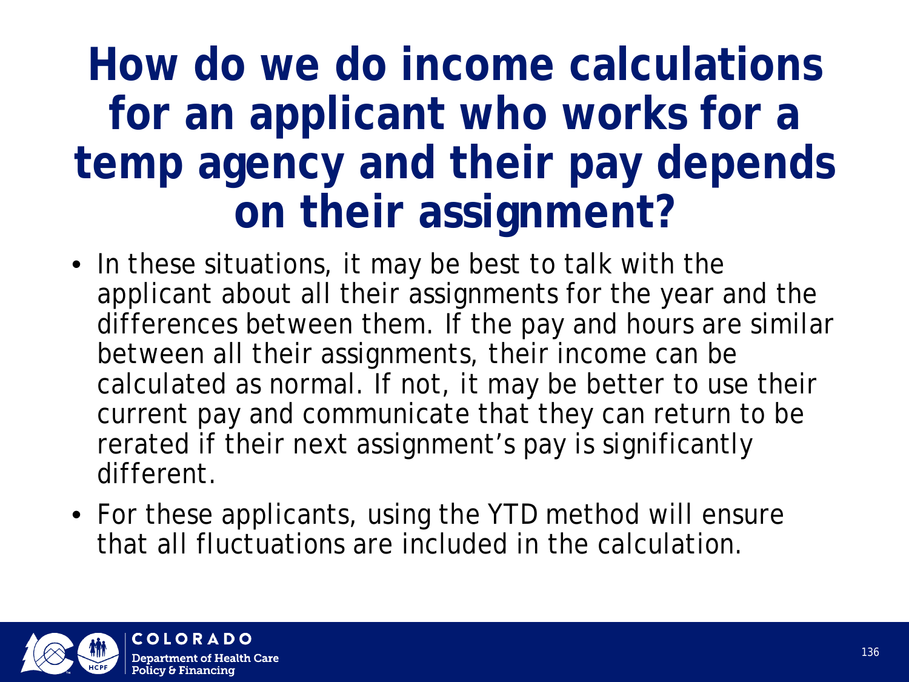# How do we do income calculations for an applicant who works for a temp agency and their pay depends on their assignment?

- In these situations, it may be best to talk with the applicant about all their assignments for the year and the differences between them. If the pay and hours are similar between all their assignments, their income can be calculated as normal. If not, it may be better to use their current pay and communicate that they can return to be rerated if their next assignment's pay is significantly different.
- For these applicants, using the YTD method will ensure that all fluctuations are included in the calculation.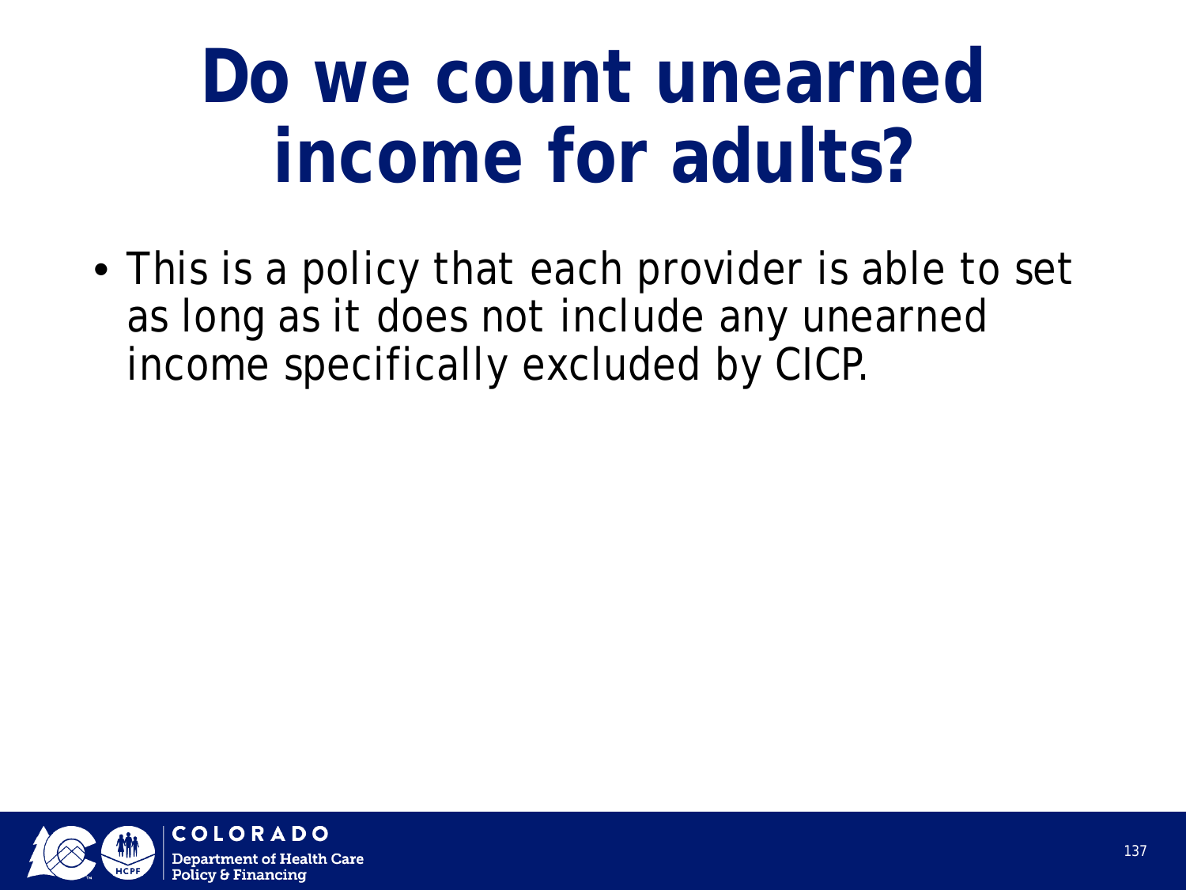# Do we count unearned income for adults?

- This is a policy that each provider is able to set as long as it does not include any unearned income specifically excluded by CICP.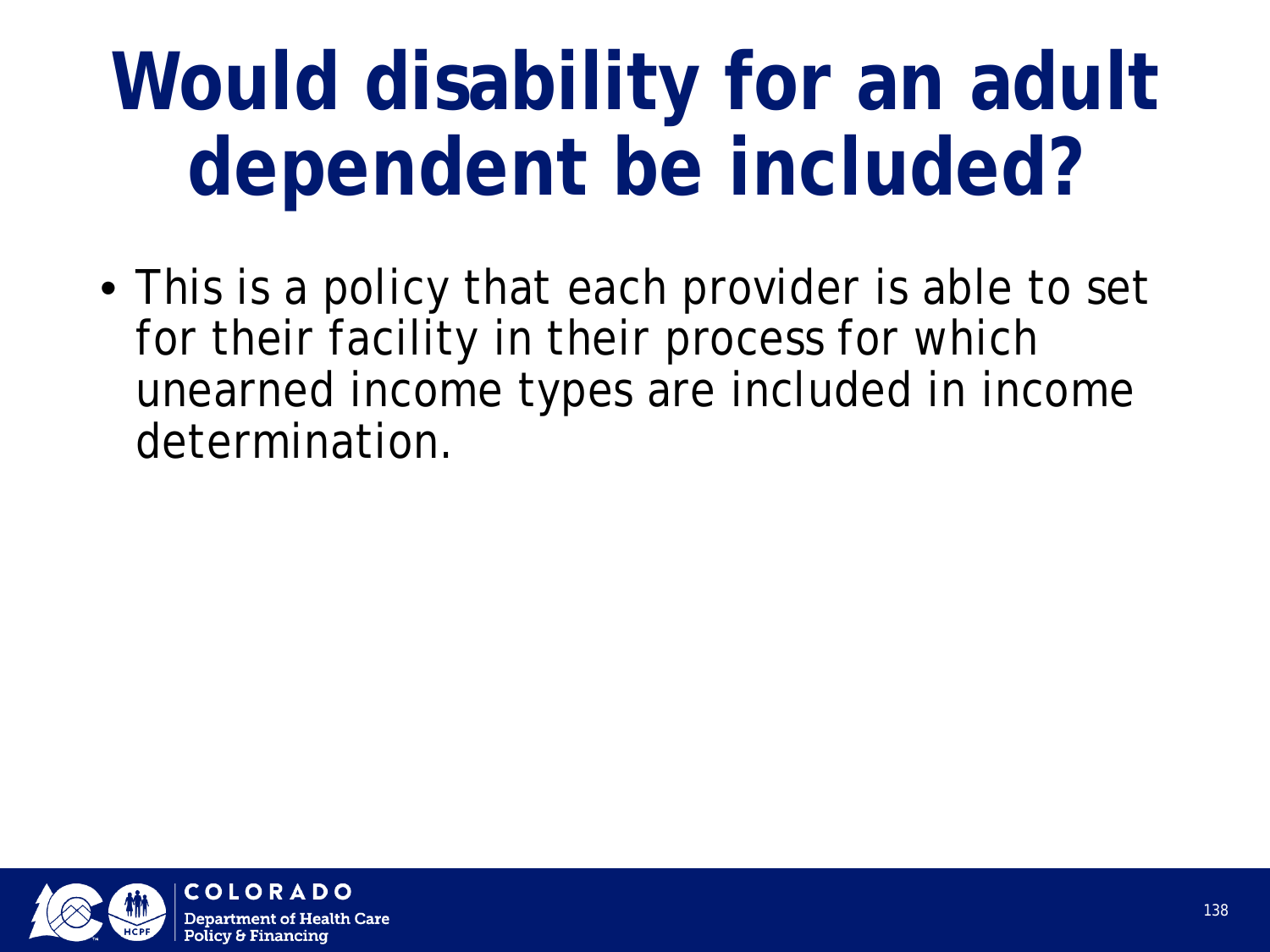# Would disability for an adult dependent be included?

- This is a policy that each provider is able to set for their facility in their process for which unearned income types are included in income determination.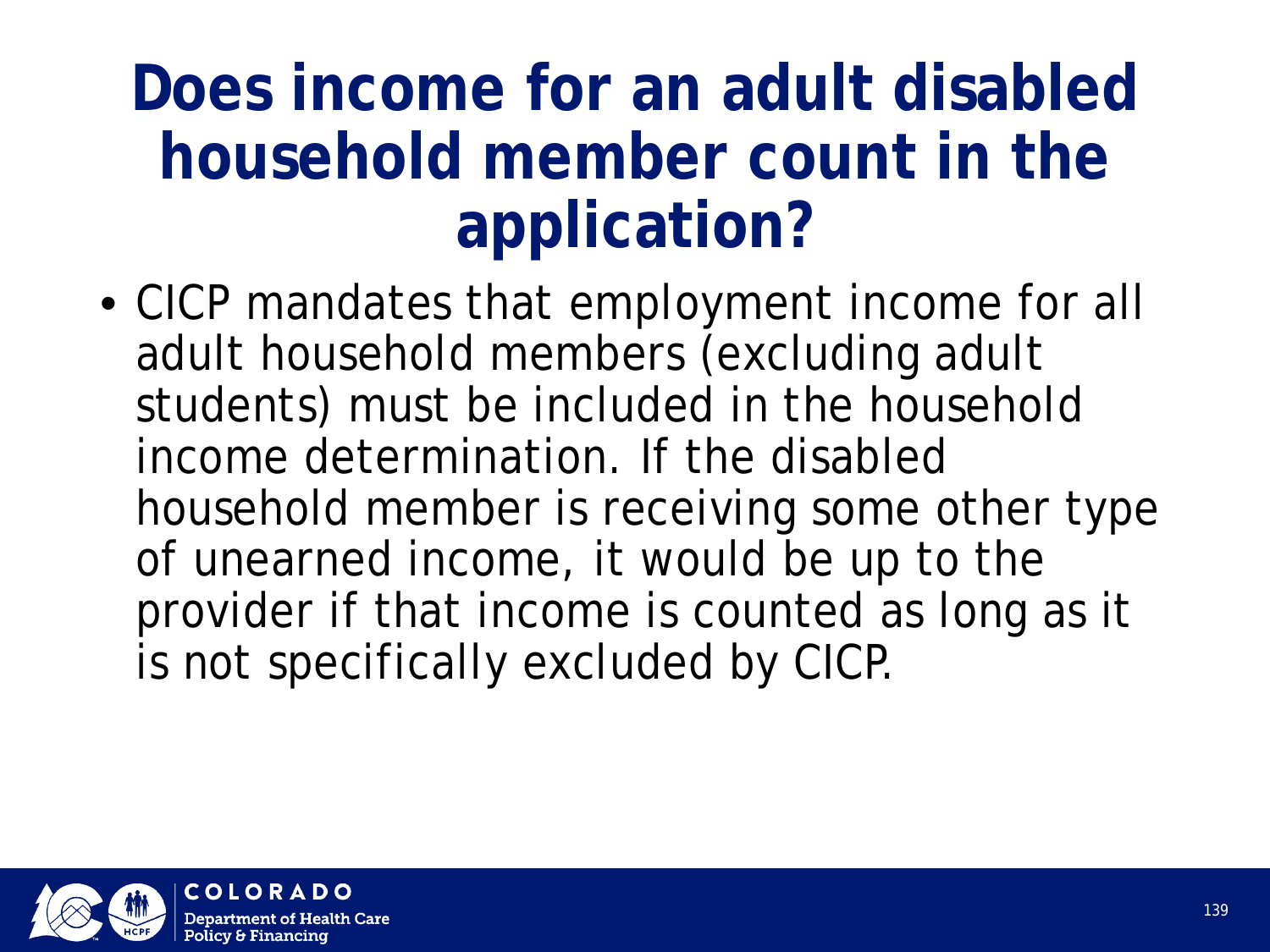# Does income for an adult disabled household member count in the application?

- CICP mandates that employment income for all adult household members (excluding adult students) must be included in the household income determination. If the disabled household member is receiving some other type of unearned income, it would be up to the provider if that income is counted as long as it is not specifically excluded by CICP.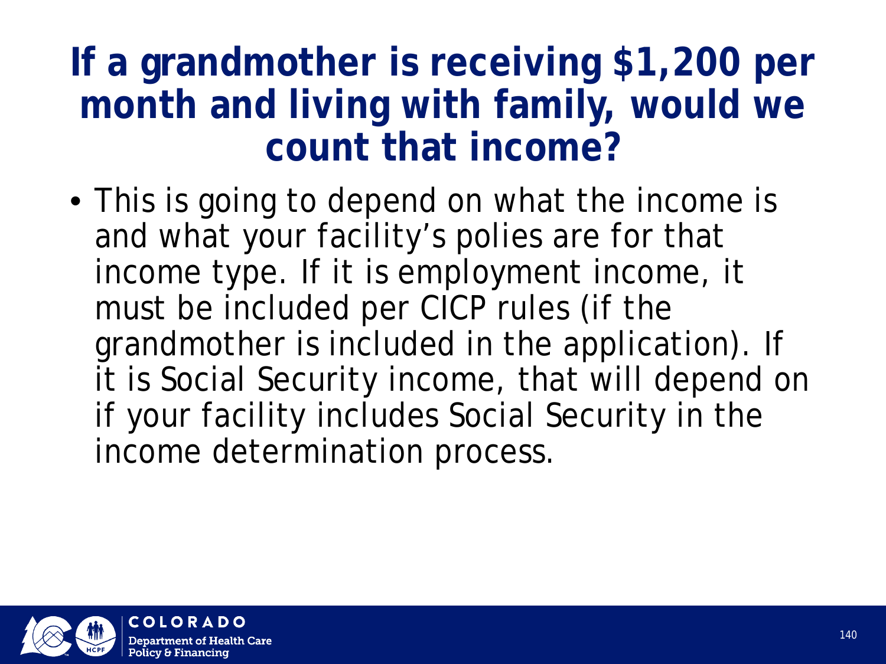# If a grandmother is receiving $1,200 per month and living with family, would we count that income?

- This is going to depend on what the income is and what your facility's polies are for that income type. If it is employment income, it must be included per CICP rules (if the grandmother is included in the application). If it is Social Security income, that will depend on if your facility includes Social Security in the income determination process.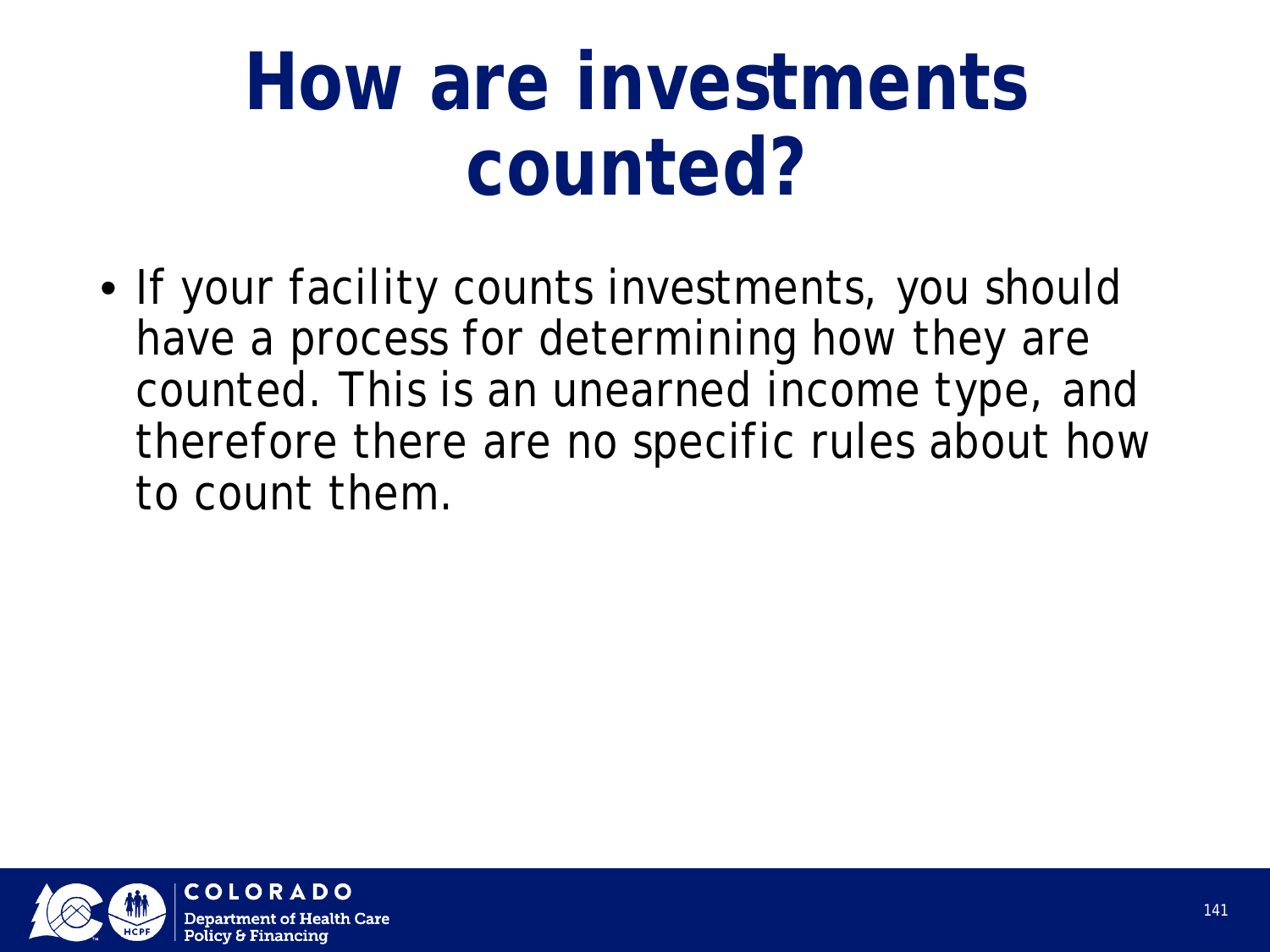# How are investments counted?

- If your facility counts investments, you should have a process for determining how they are counted. This is an unearned income type, and therefore there are no specific rules about how to count them.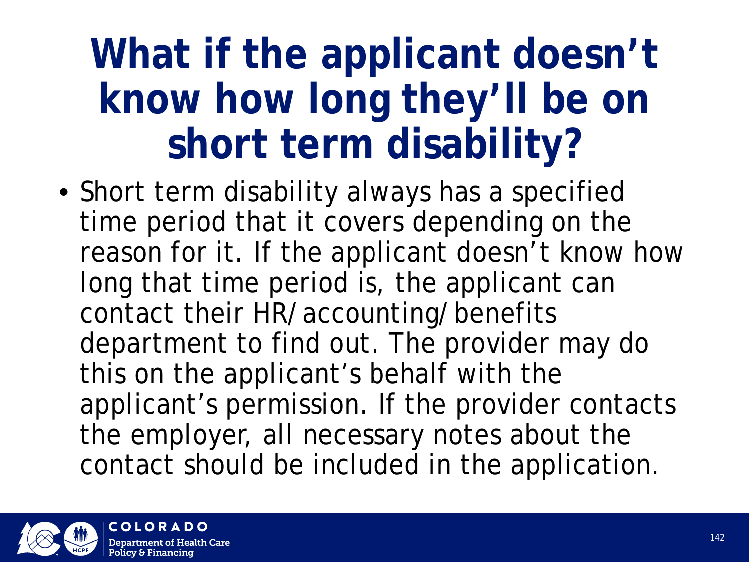# What if the applicant doesn't know how long they'll be on short term disability?

- Short term disability always has a specified time period that it covers depending on the reason for it. If the applicant doesn't know how long that time period is, the applicant can contact their HR/accounting/benefits department to find out. The provider may do this on the applicant's behalf with the applicant's permission. If the provider contacts the employer, all necessary notes about the contact should be included in the application.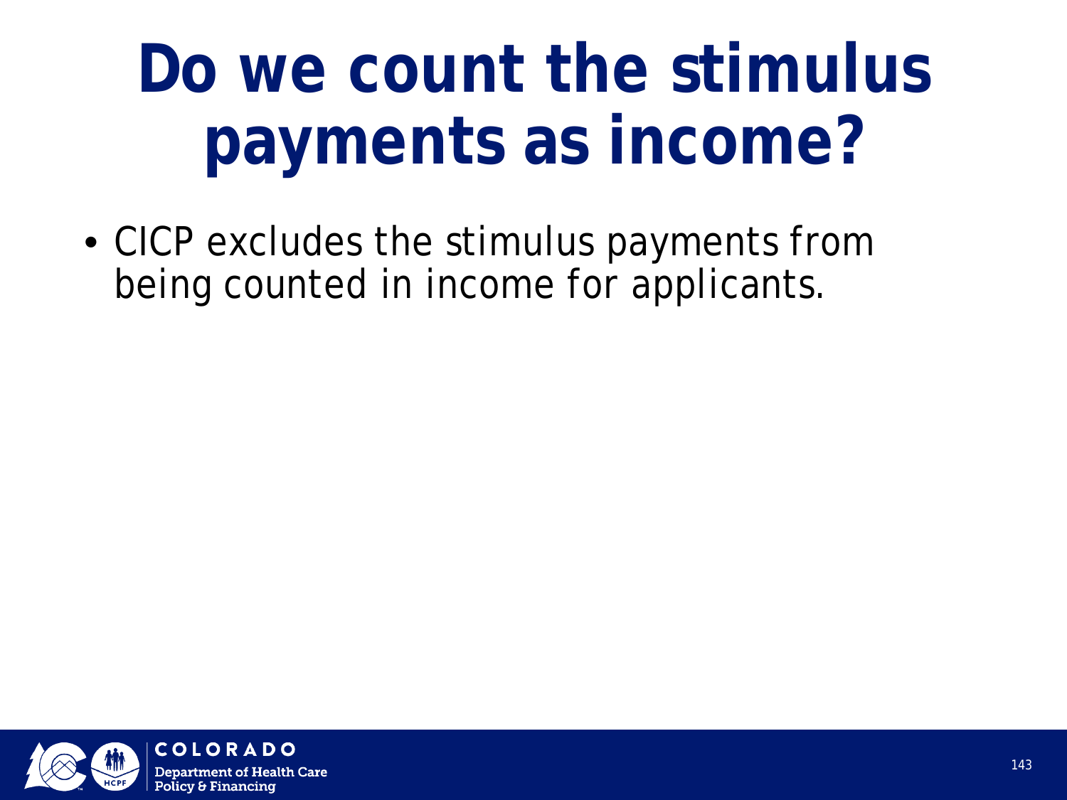# Do we count the stimulus payments as income?

- CICP excludes the stimulus payments from being counted in income for applicants.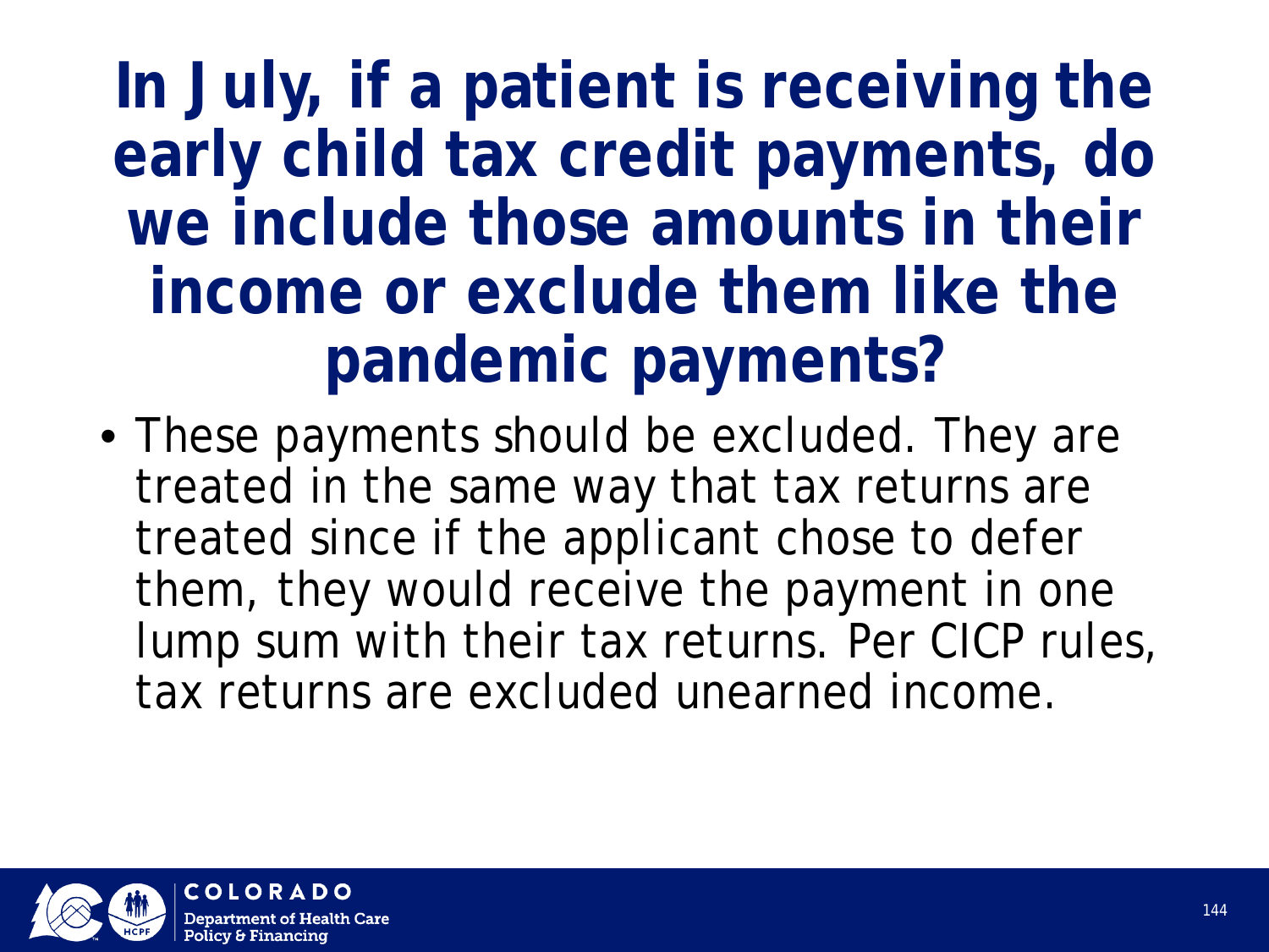# In July, if a patient is receiving the early child tax credit payments, do we include those amounts in their income or exclude them like the pandemic payments?

- These payments should be excluded. They are treated in the same way that tax returns are treated since if the applicant chose to defer them, they would receive the payment in one lump sum with their tax returns. Per CICP rules, tax returns are excluded unearned income.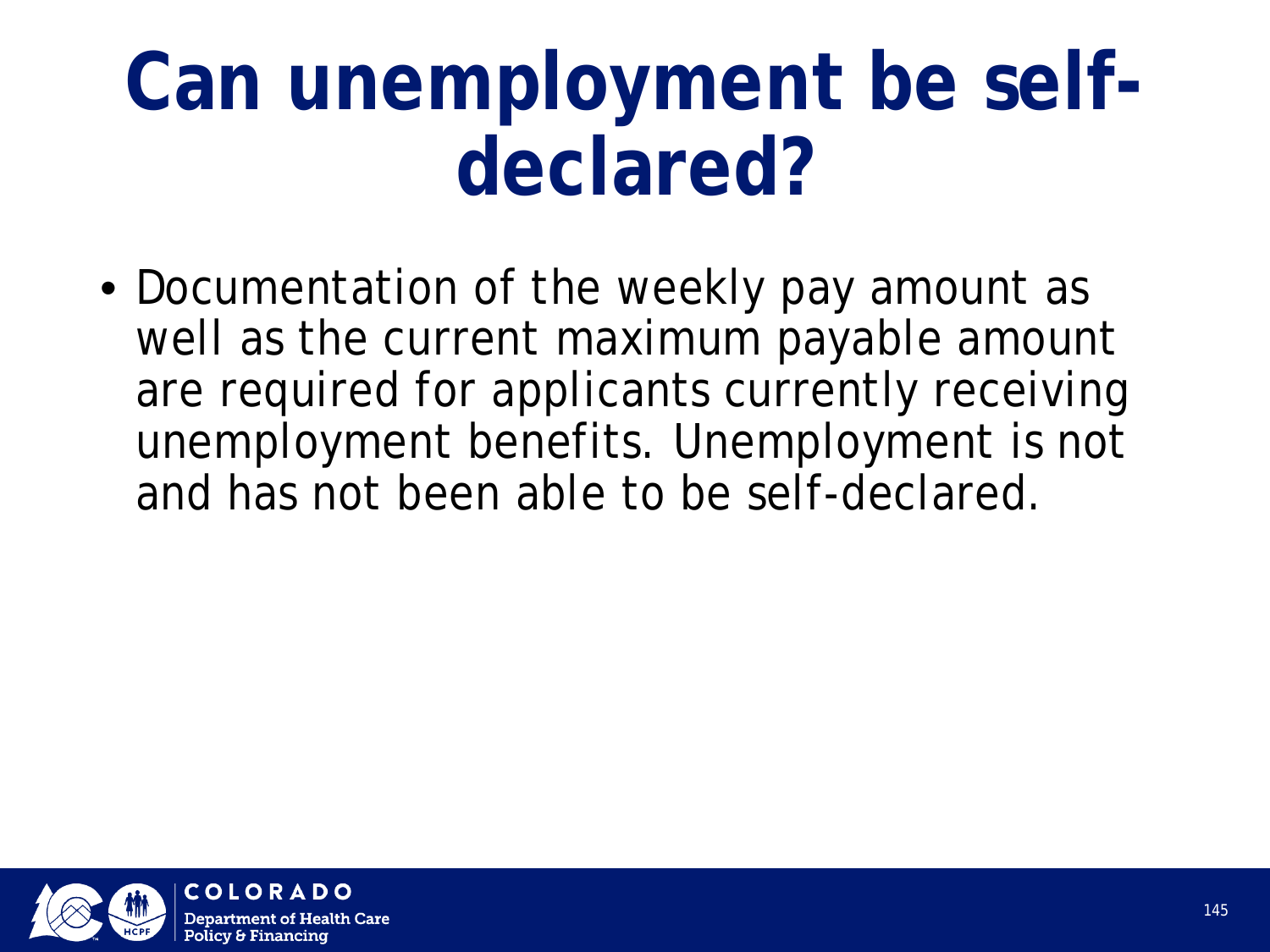# Can unemployment be self-declared?

- Documentation of the weekly pay amount as well as the current maximum payable amount are required for applicants currently receiving unemployment benefits. Unemployment is not and has not been able to be self-declared.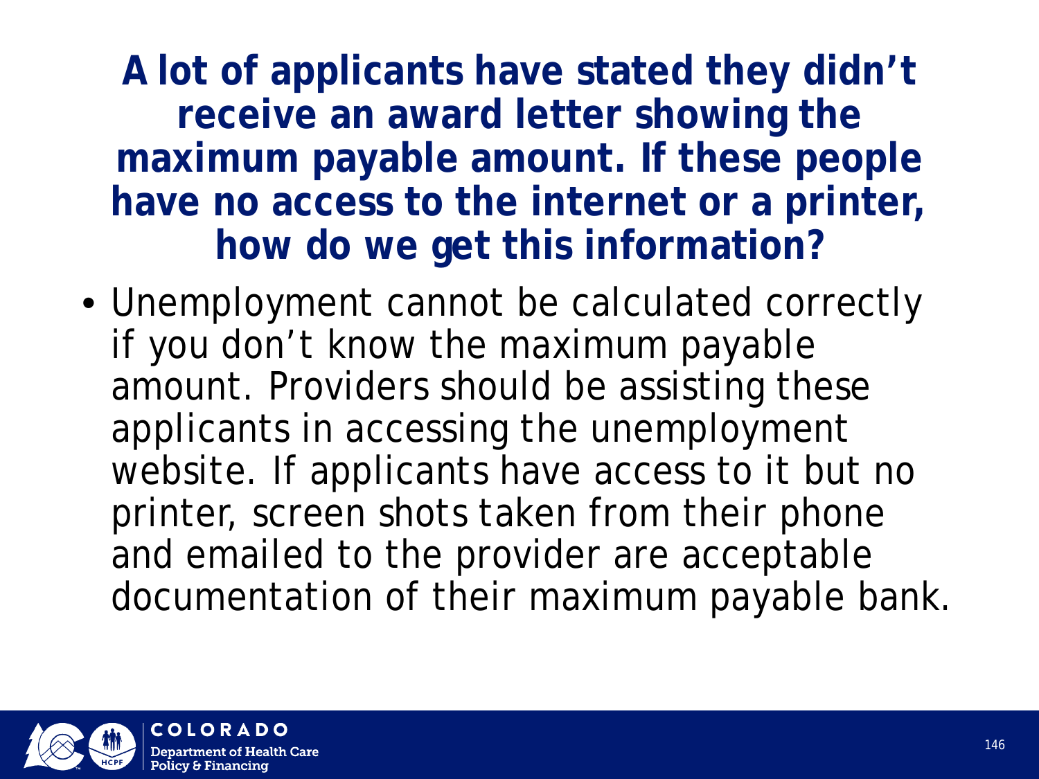## A lot of applicants have stated they didn’t receive an award letter showing the maximum payable amount. If these people have no access to the internet or a printer, how do we get this information?

- Unemployment cannot be calculated correctly if you don’t know the maximum payable amount. Providers should be assisting these applicants in accessing the unemployment website. If applicants have access to it but no printer, screen shots taken from their phone and emailed to the provider are acceptable documentation of their maximum payable bank.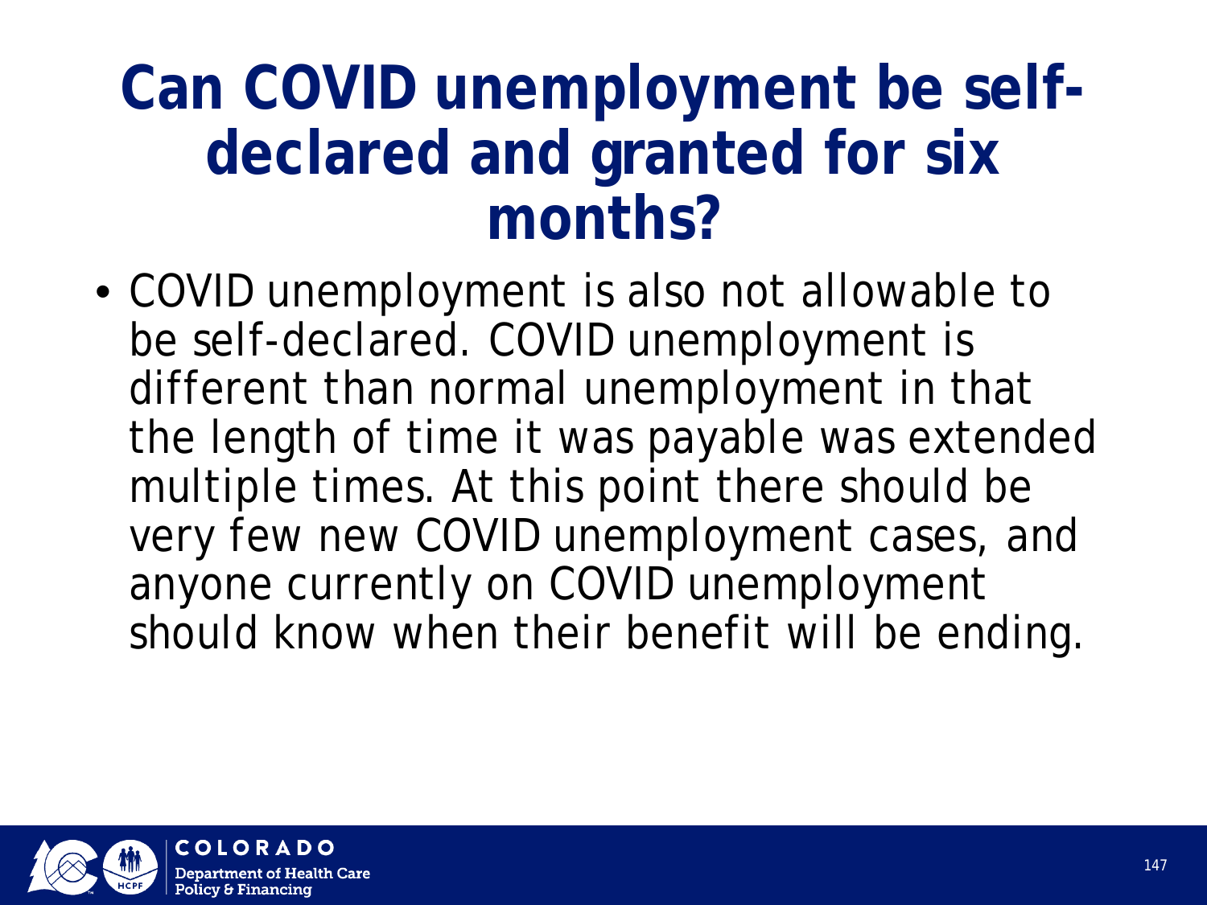# Can COVID unemployment be self-declared and granted for six months?

- COVID unemployment is also not allowable to be self-declared. COVID unemployment is different than normal unemployment in that the length of time it was payable was extended multiple times. At this point there should be very few new COVID unemployment cases, and anyone currently on COVID unemployment should know when their benefit will be ending.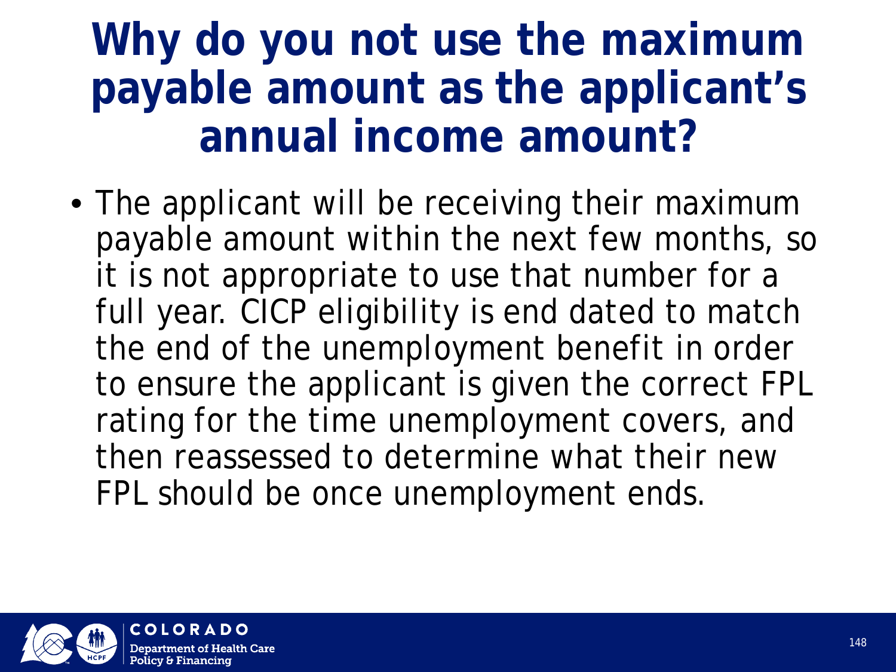# Why do you not use the maximum payable amount as the applicant's annual income amount?

- The applicant will be receiving their maximum payable amount within the next few months, so it is not appropriate to use that number for a full year. CICP eligibility is end dated to match the end of the unemployment benefit in order to ensure the applicant is given the correct FPL rating for the time unemployment covers, and then reassessed to determine what their new FPL should be once unemployment ends.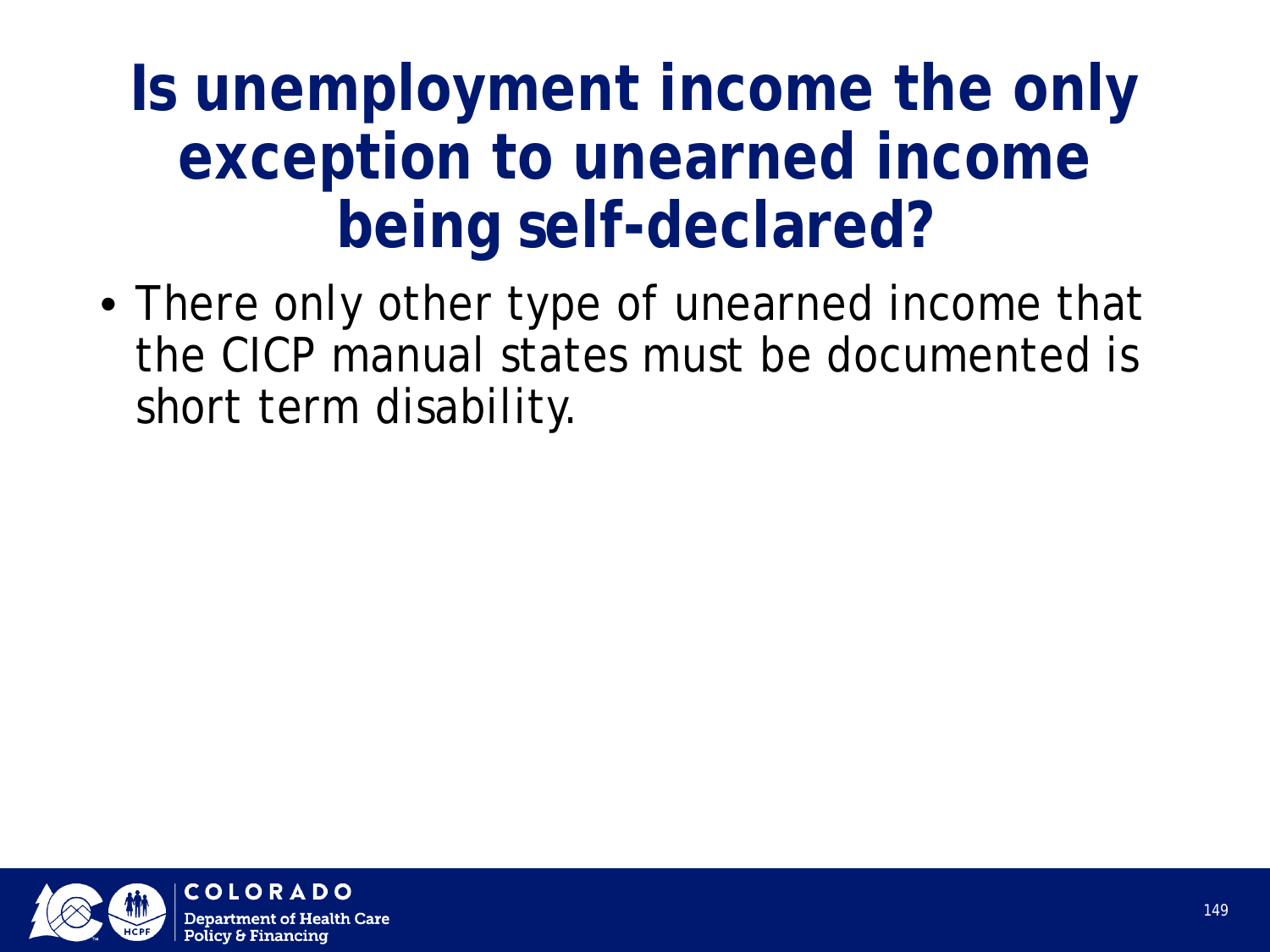# Is unemployment income the only exception to unearned income being self-declared?

- There only other type of unearned income that the CICP manual states must be documented is short term disability.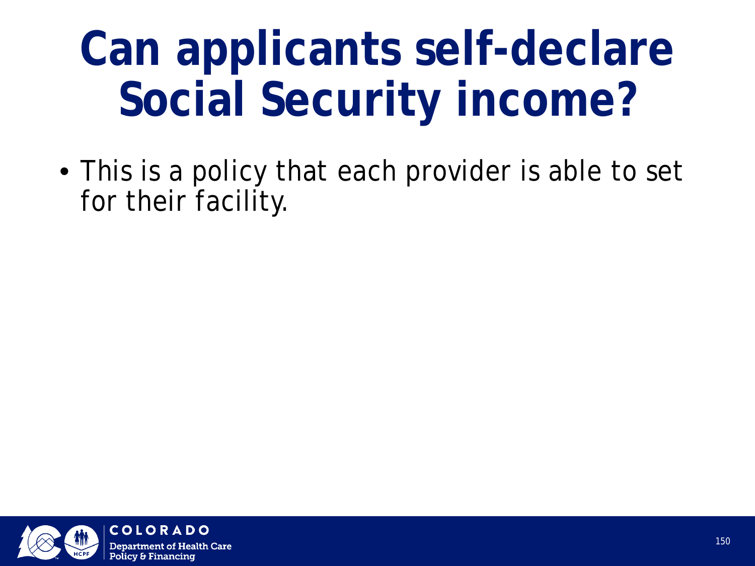# Can applicants self-declare Social Security income?

- This is a policy that each provider is able to set for their facility.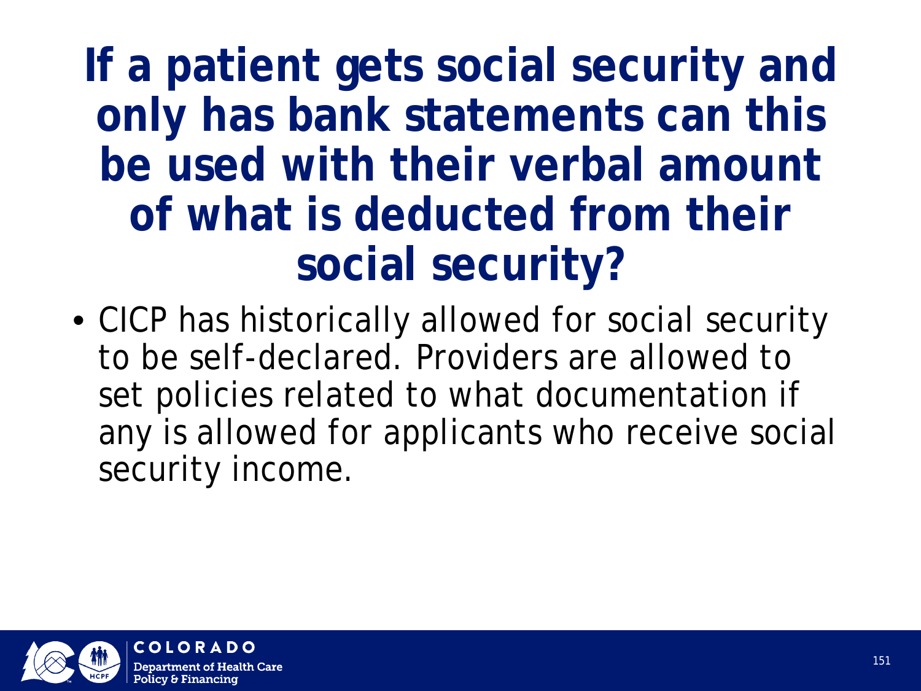# If a patient gets social security and only has bank statements can this be used with their verbal amount of what is deducted from their social security?

- CICP has historically allowed for social security to be self-declared. Providers are allowed to set policies related to what documentation if any is allowed for applicants who receive social security income.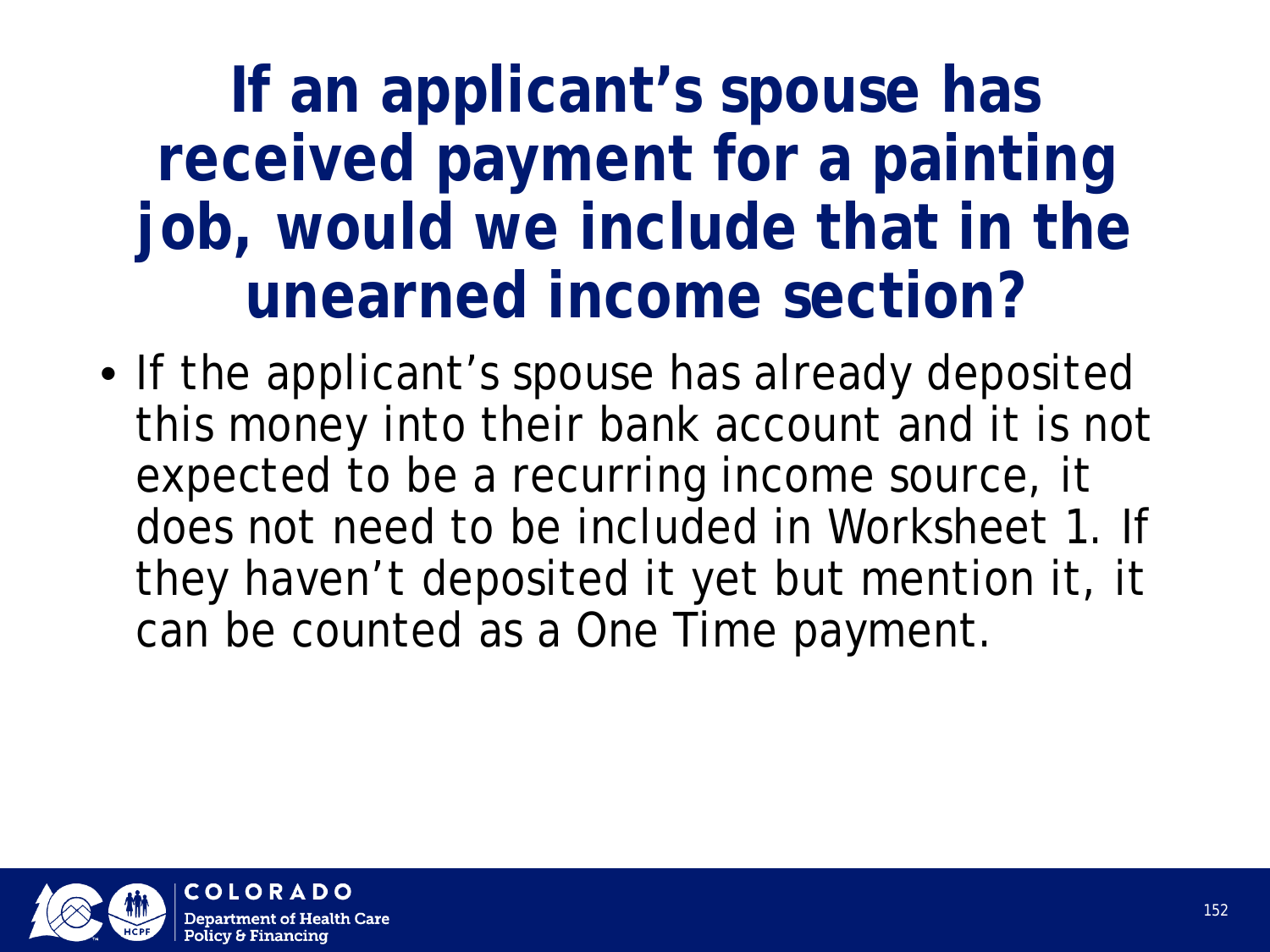# If an applicant's spouse has received payment for a painting job, would we include that in the unearned income section?

- If the applicant's spouse has already deposited this money into their bank account and it is not expected to be a recurring income source, it does not need to be included in Worksheet 1. If they haven't deposited it yet but mention it, it can be counted as a One Time payment.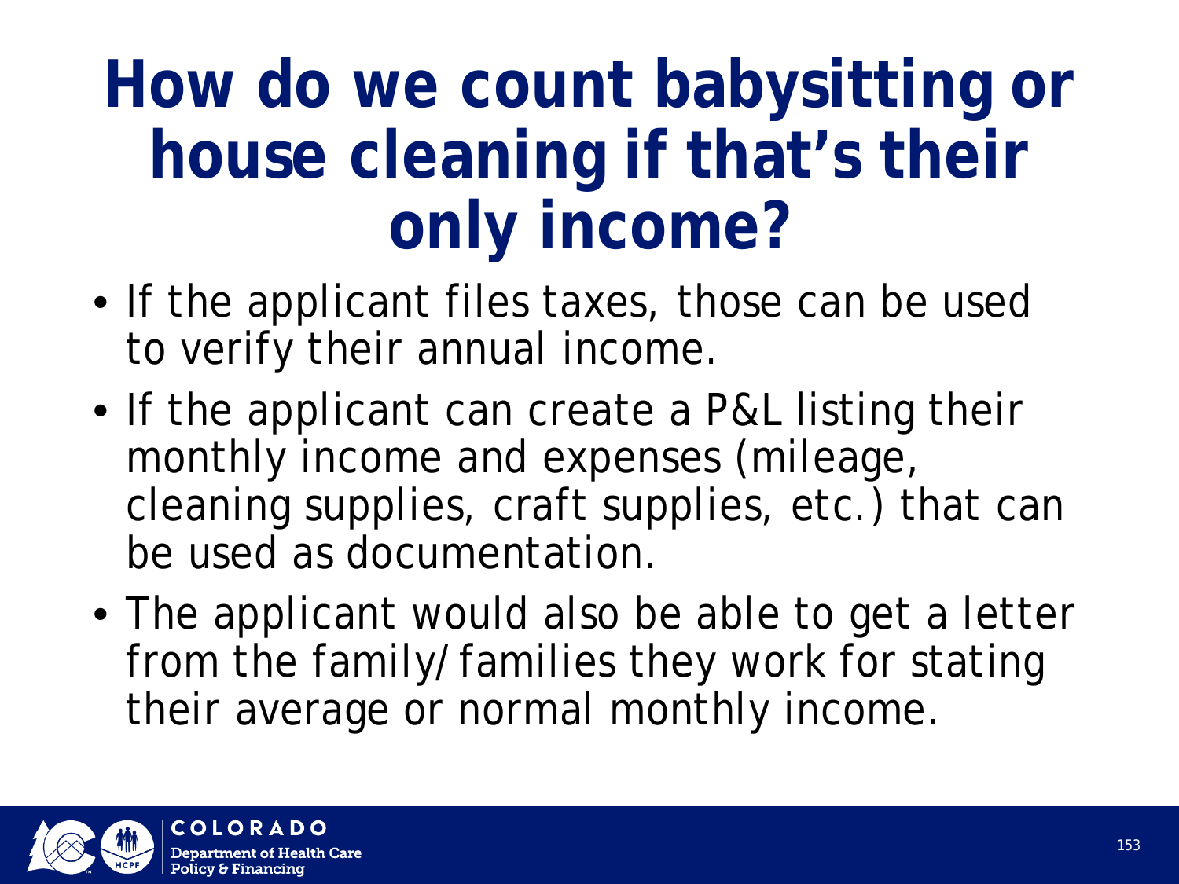# How do we count babysitting or house cleaning if that's their only income?

- If the applicant files taxes, those can be used to verify their annual income.
- If the applicant can create a P&L listing their monthly income and expenses (mileage, cleaning supplies, craft supplies, etc.) that can be used as documentation.
- The applicant would also be able to get a letter from the family/families they work for stating their average or normal monthly income.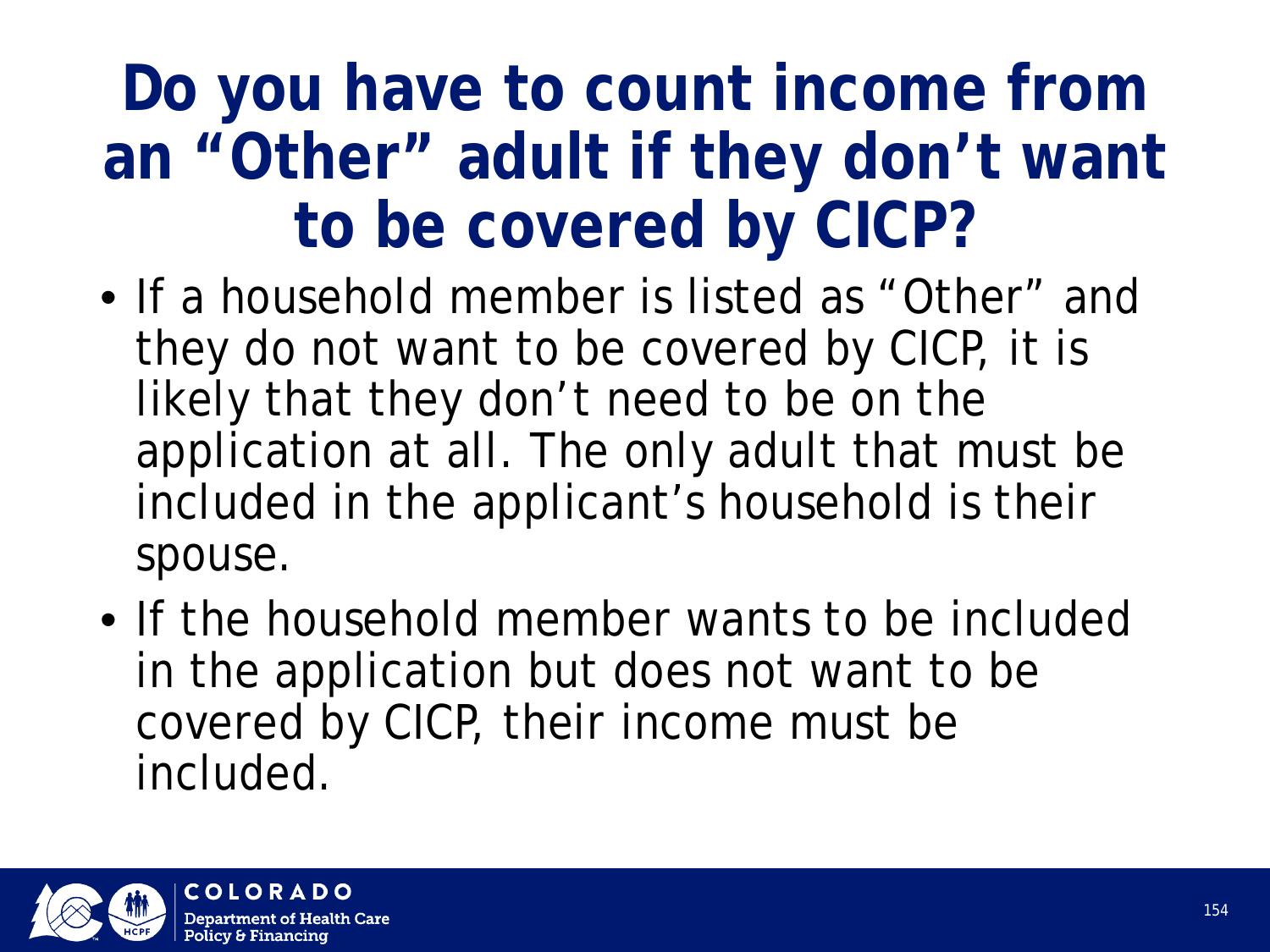# Do you have to count income from an "Other" adult if they don't want to be covered by CICP?

- If a household member is listed as "Other" and they do not want to be covered by CICP, it is likely that they don't need to be on the application at all. The only adult that must be included in the applicant's household is their spouse.
- If the household member wants to be included in the application but does not want to be covered by CICP, their income must be included.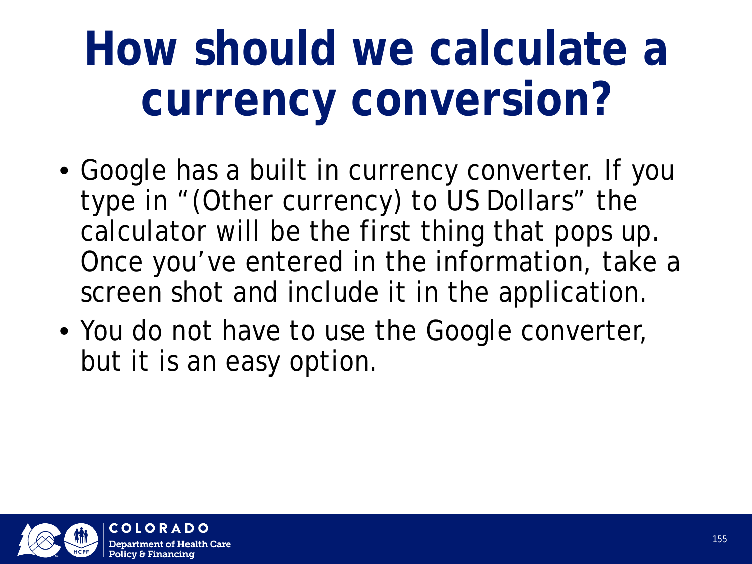# How should we calculate a currency conversion?

- Google has a built in currency converter. If you type in "(Other currency) to US Dollars" the calculator will be the first thing that pops up. Once you've entered in the information, take a screen shot and include it in the application.
- You do not have to use the Google converter, but it is an easy option.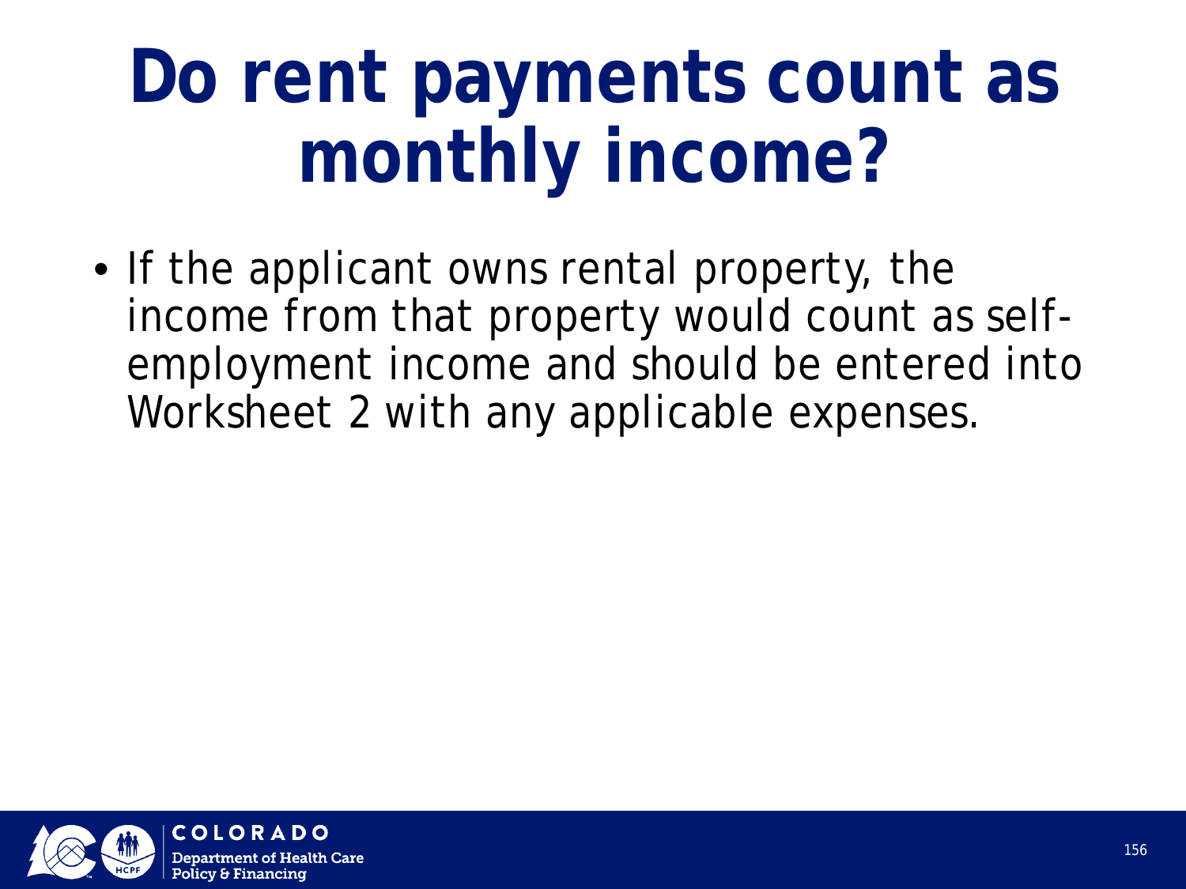# Do rent payments count as monthly income?

- If the applicant owns rental property, the income from that property would count as self-employment income and should be entered into Worksheet 2 with any applicable expenses.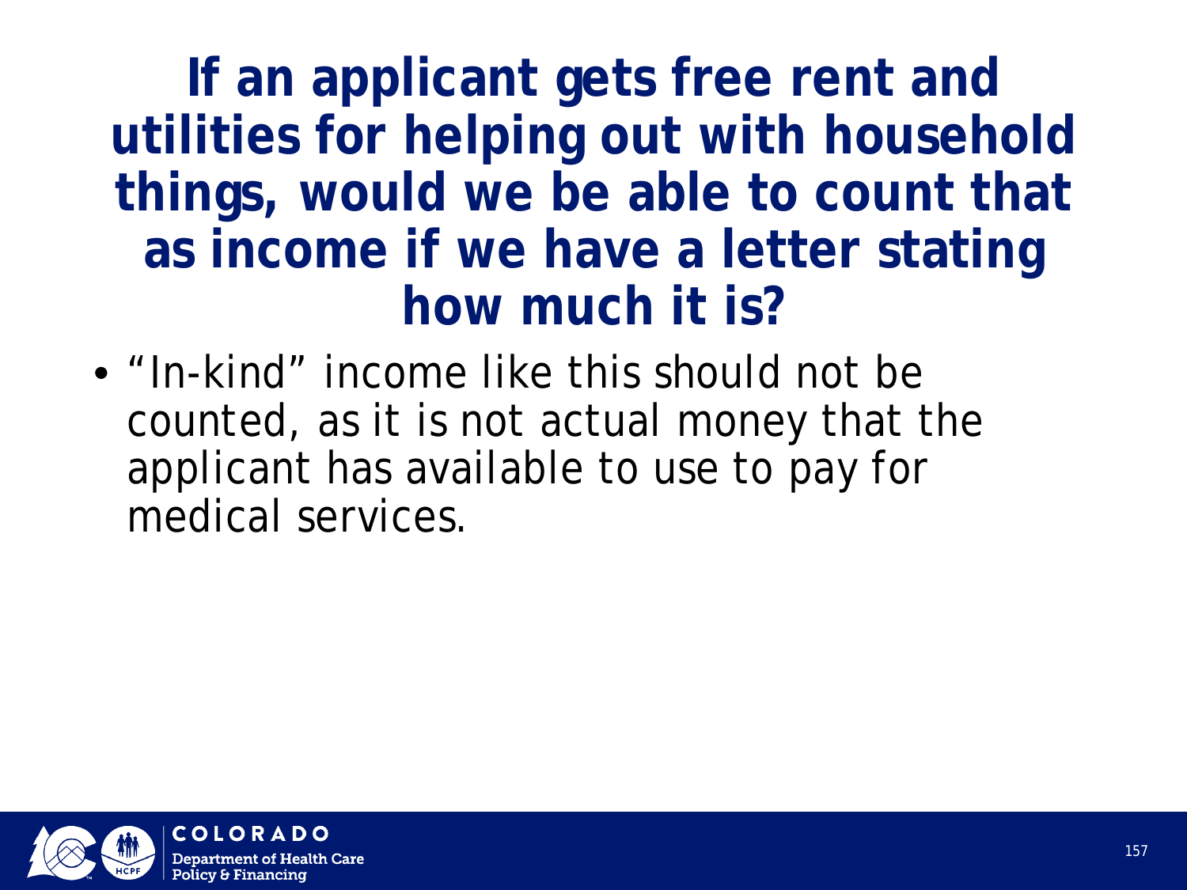# If an applicant gets free rent and utilities for helping out with household things, would we be able to count that as income if we have a letter stating how much it is?

- "In-kind" income like this should not be counted, as it is not actual money that the applicant has available to use to pay for medical services.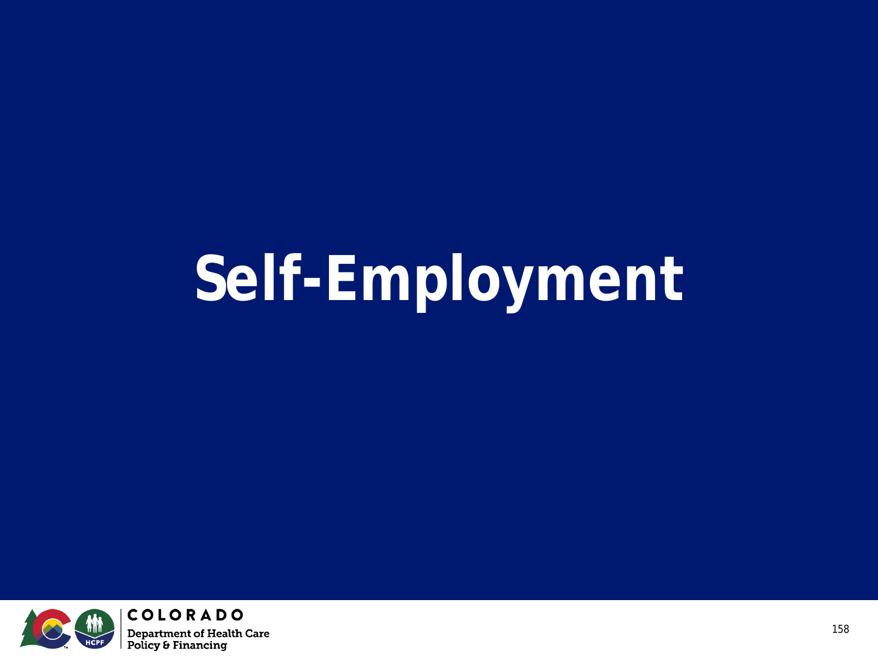# Self-Employment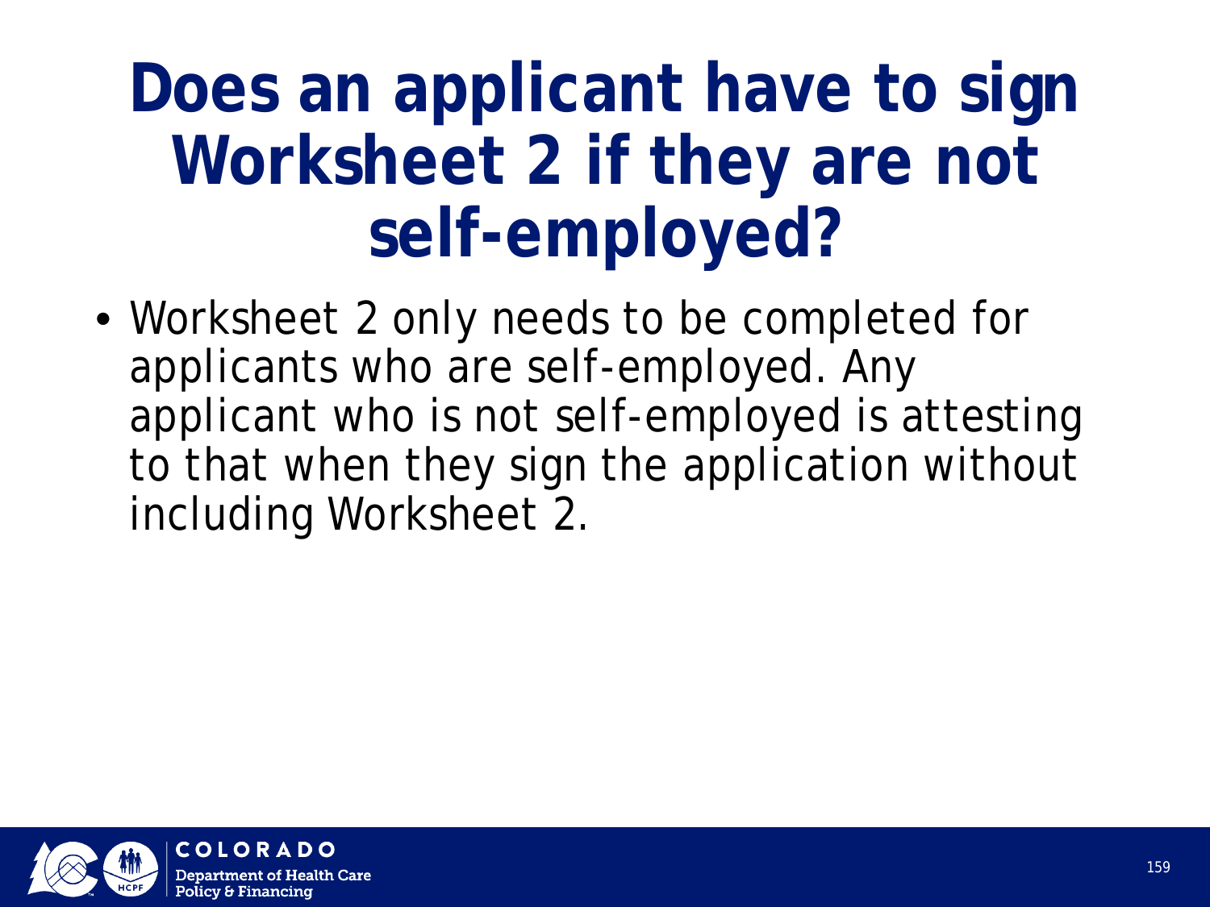# Does an applicant have to sign Worksheet 2 if they are not self-employed?

- Worksheet 2 only needs to be completed for applicants who are self-employed. Any applicant who is not self-employed is attesting to that when they sign the application without including Worksheet 2.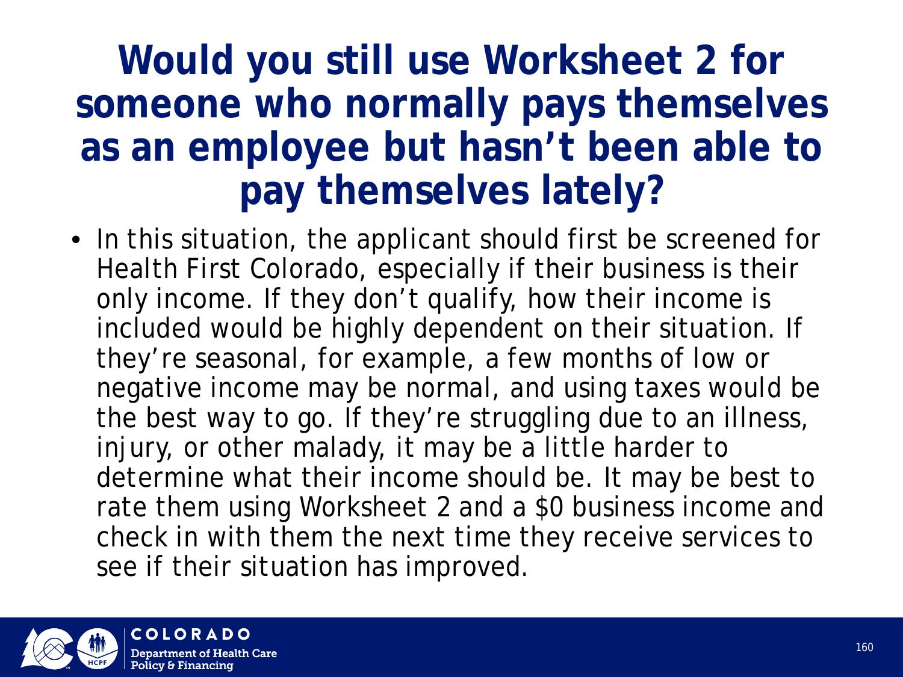# Would you still use Worksheet 2 for someone who normally pays themselves as an employee but hasn't been able to pay themselves lately?

- In this situation, the applicant should first be screened for Health First Colorado, especially if their business is their only income. If they don't qualify, how their income is included would be highly dependent on their situation. If they're seasonal, for example, a few months of low or negative income may be normal, and using taxes would be the best way to go. If they're struggling due to an illness, injury, or other malady, it may be a little harder to determine what their income should be. It may be best to rate them using Worksheet 2 and a $0 business income and check in with them the next time they receive services to see if their situation has improved.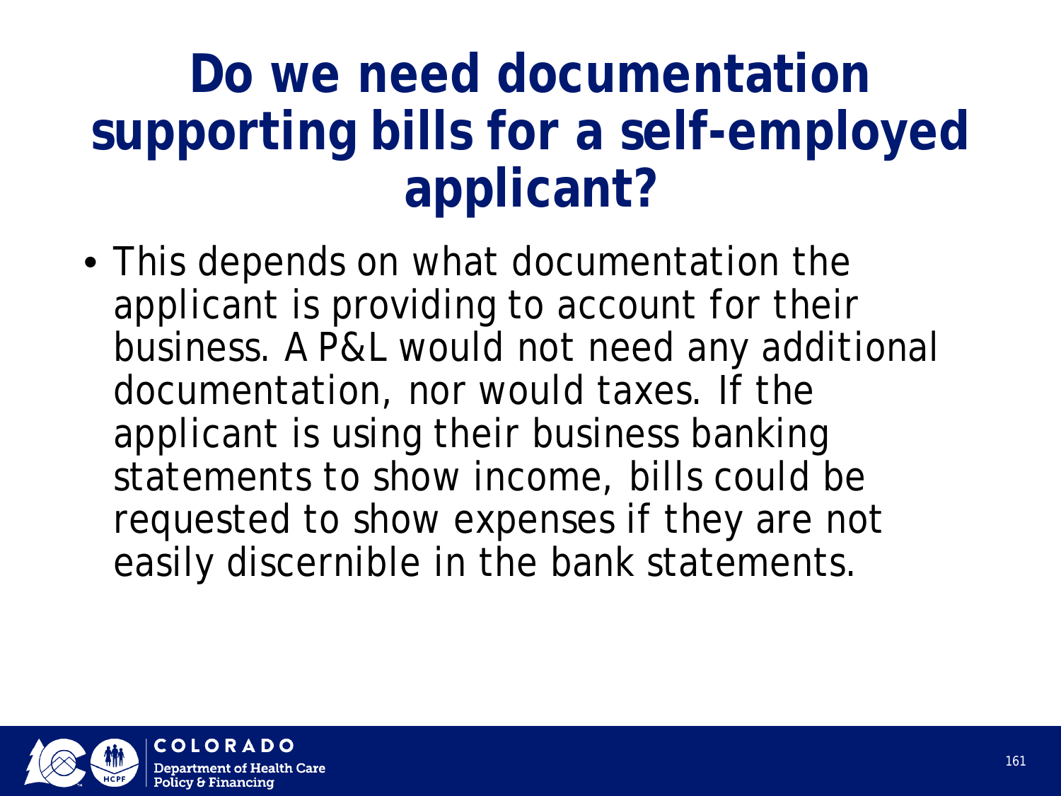# Do we need documentation supporting bills for a self-employed applicant?

- This depends on what documentation the applicant is providing to account for their business. A P&L would not need any additional documentation, nor would taxes. If the applicant is using their business banking statements to show income, bills could be requested to show expenses if they are not easily discernible in the bank statements.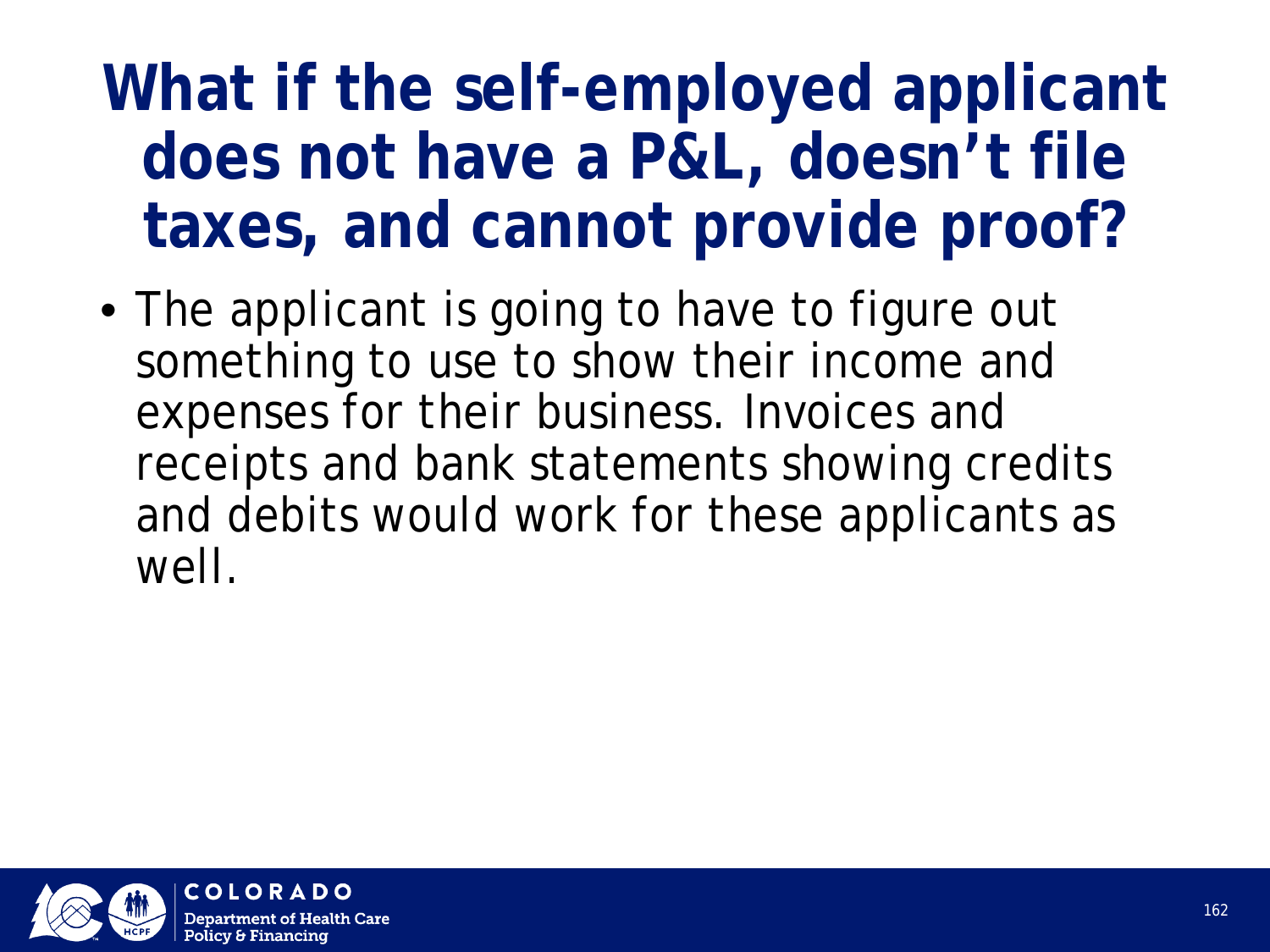# What if the self-employed applicant does not have a P&L, doesn't file taxes, and cannot provide proof?

- The applicant is going to have to figure out something to use to show their income and expenses for their business. Invoices and receipts and bank statements showing credits and debits would work for these applicants as well.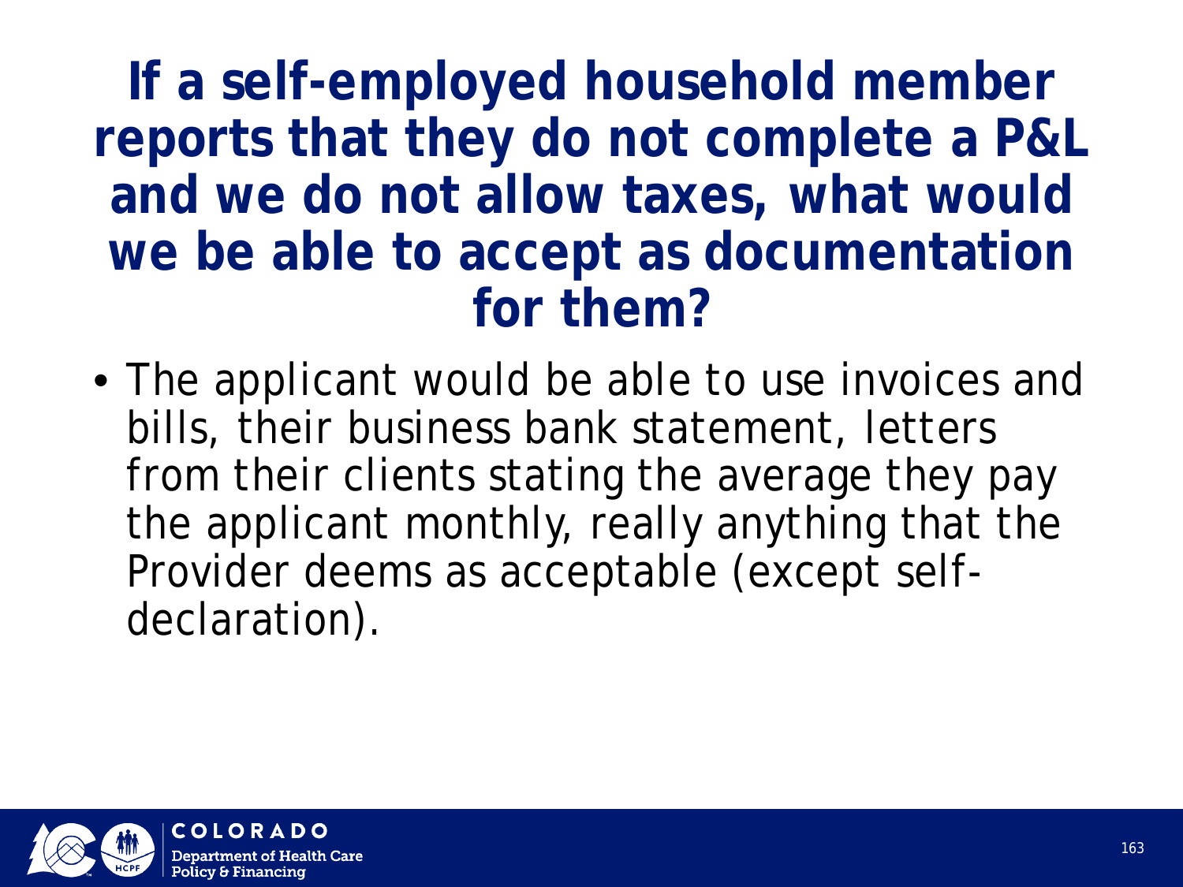# If a self-employed household member reports that they do not complete a P&L and we do not allow taxes, what would we be able to accept as documentation for them?

- The applicant would be able to use invoices and bills, their business bank statement, letters from their clients stating the average they pay the applicant monthly, really anything that the Provider deems as acceptable (except self-declaration).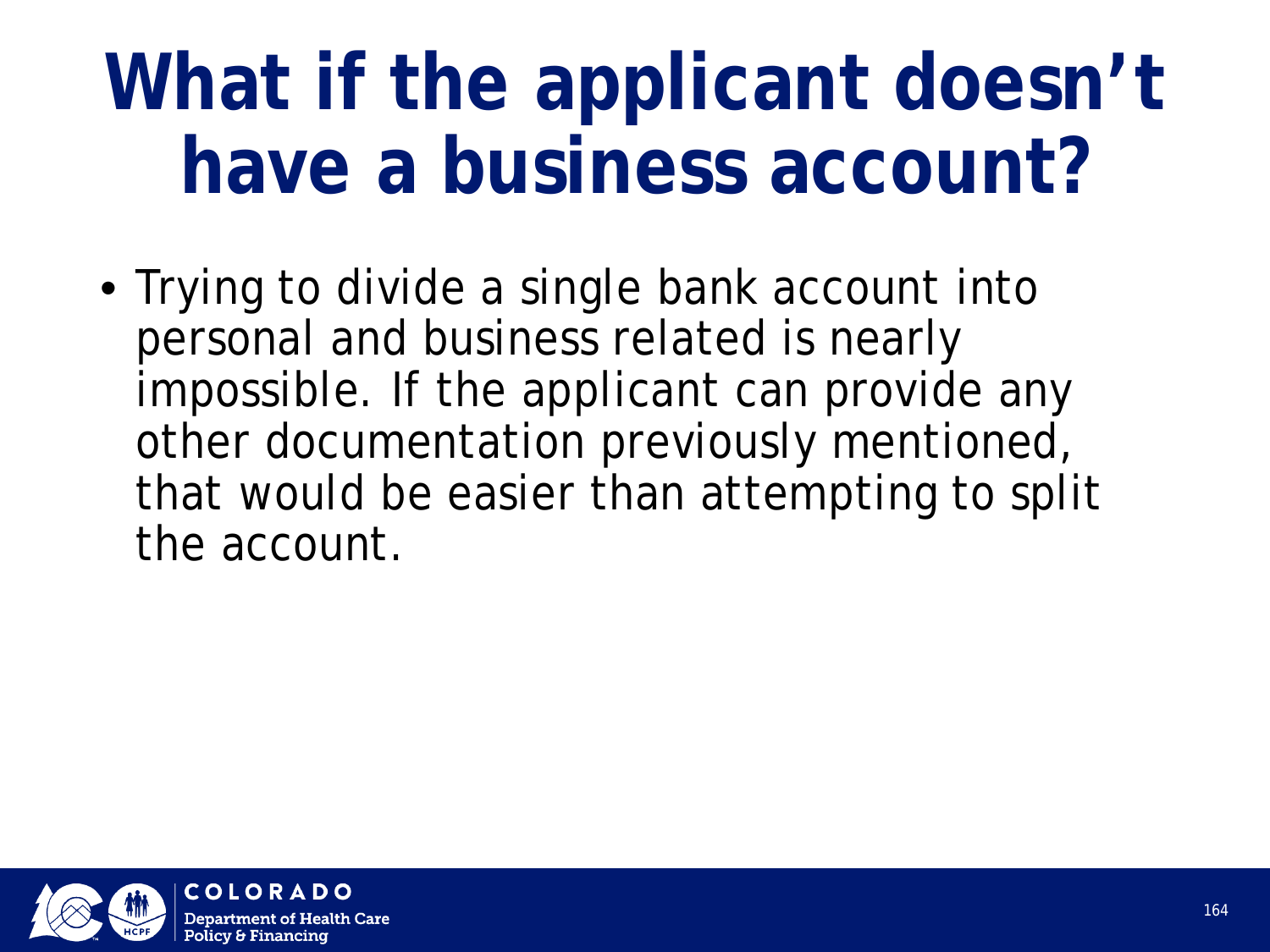# What if the applicant doesn't have a business account?

- Trying to divide a single bank account into personal and business related is nearly impossible. If the applicant can provide any other documentation previously mentioned, that would be easier than attempting to split the account.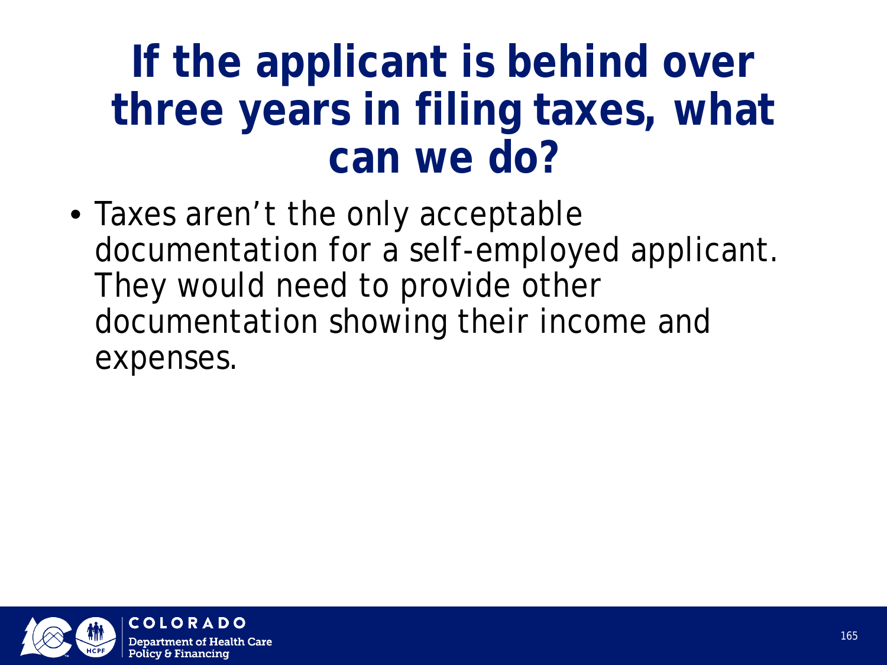# If the applicant is behind over three years in filing taxes, what can we do?

- Taxes aren't the only acceptable documentation for a self-employed applicant. They would need to provide other documentation showing their income and expenses.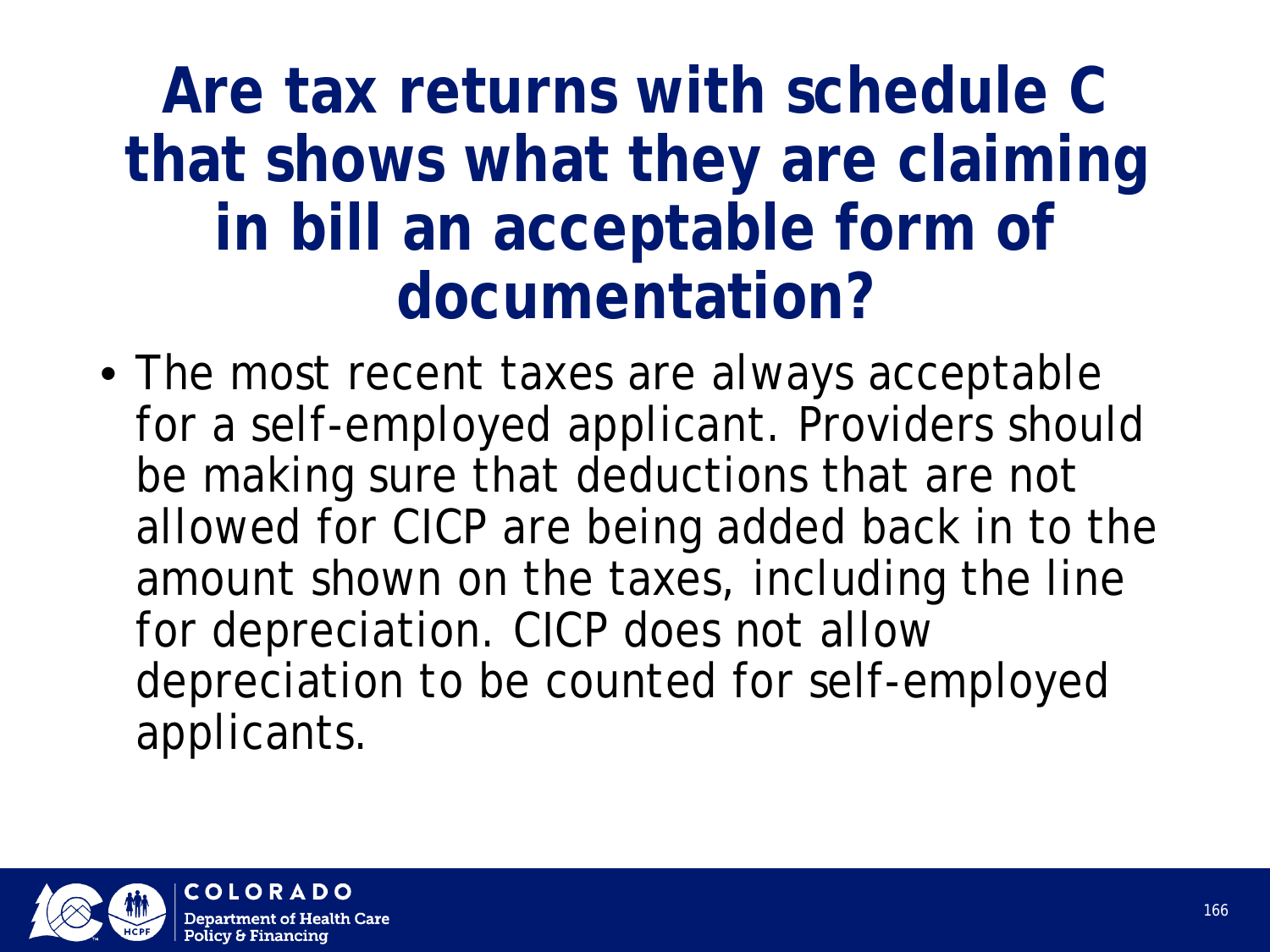# Are tax returns with schedule C that shows what they are claiming in bill an acceptable form of documentation?

- The most recent taxes are always acceptable for a self-employed applicant. Providers should be making sure that deductions that are not allowed for CICP are being added back in to the amount shown on the taxes, including the line for depreciation. CICP does not allow depreciation to be counted for self-employed applicants.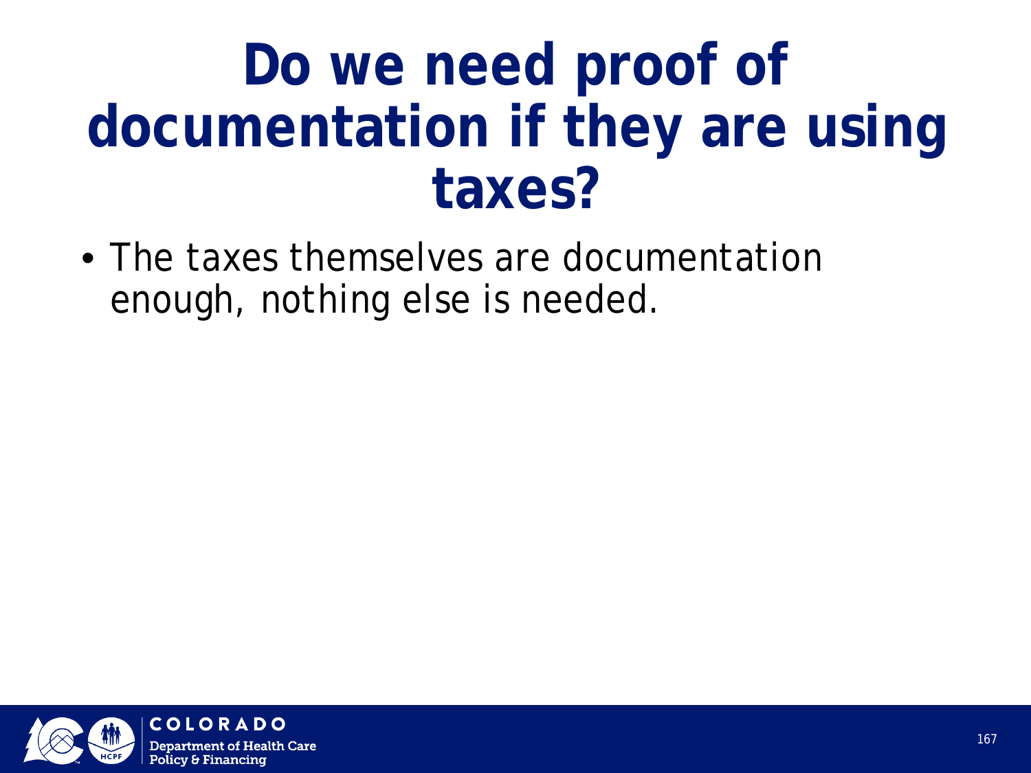# Do we need proof of documentation if they are using taxes?

- The taxes themselves are documentation enough, nothing else is needed.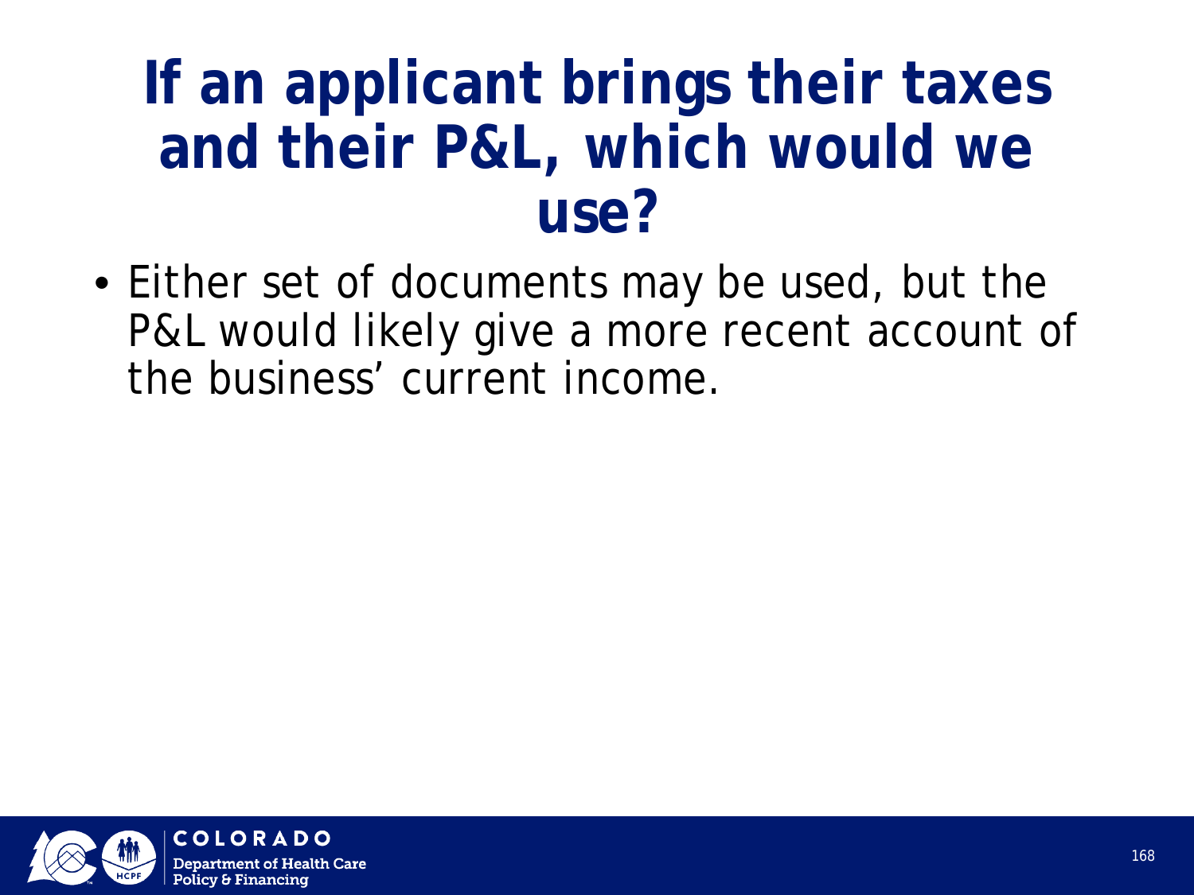# If an applicant brings their taxes and their P&L, which would we use?

- Either set of documents may be used, but the P&L would likely give a more recent account of the business' current income.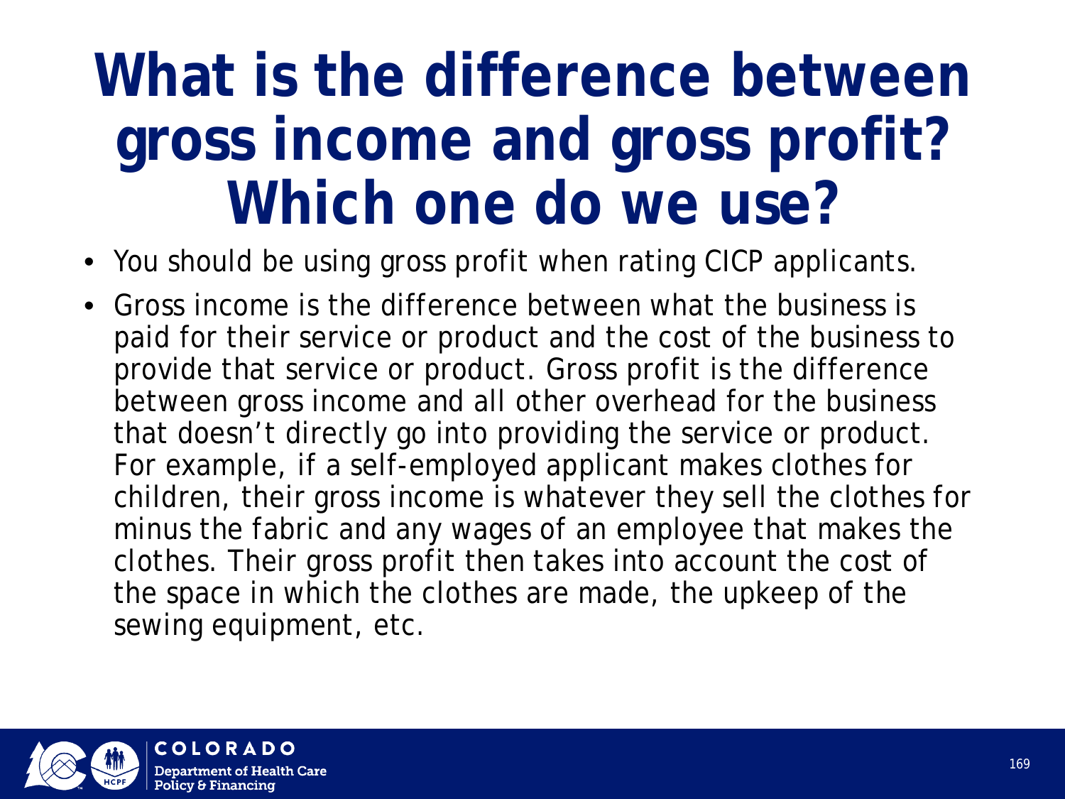# What is the difference between gross income and gross profit? Which one do we use?

- You should be using gross profit when rating CICP applicants.
- Gross income is the difference between what the business is paid for their service or product and the cost of the business to provide that service or product. Gross profit is the difference between gross income and all other overhead for the business that doesn't directly go into providing the service or product. For example, if a self-employed applicant makes clothes for children, their gross income is whatever they sell the clothes for minus the fabric and any wages of an employee that makes the clothes. Their gross profit then takes into account the cost of the space in which the clothes are made, the upkeep of the sewing equipment, etc.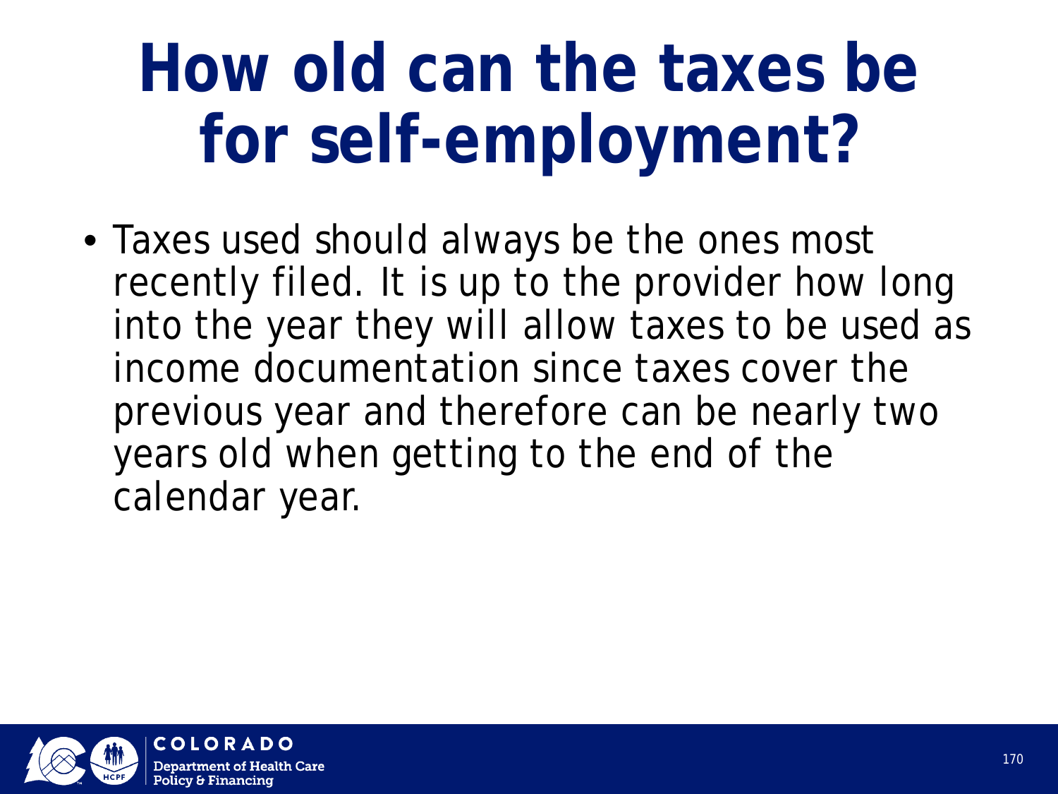# How old can the taxes be for self-employment?

- Taxes used should always be the ones most recently filed. It is up to the provider how long into the year they will allow taxes to be used as income documentation since taxes cover the previous year and therefore can be nearly two years old when getting to the end of the calendar year.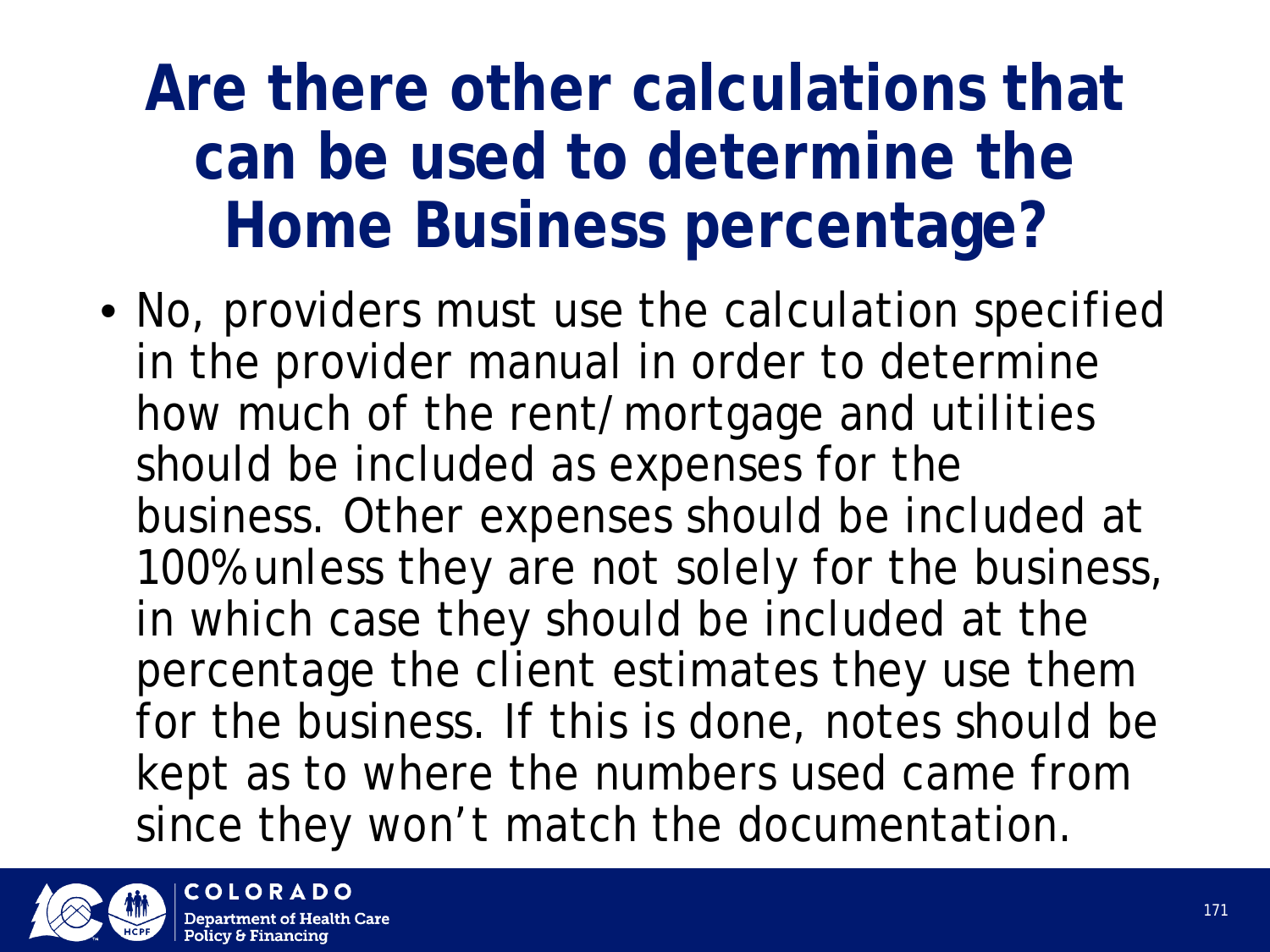# Are there other calculations that can be used to determine the Home Business percentage?

- No, providers must use the calculation specified in the provider manual in order to determine how much of the rent/mortgage and utilities should be included as expenses for the business. Other expenses should be included at 100% unless they are not solely for the business, in which case they should be included at the percentage the client estimates they use them for the business. If this is done, notes should be kept as to where the numbers used came from since they won't match the documentation.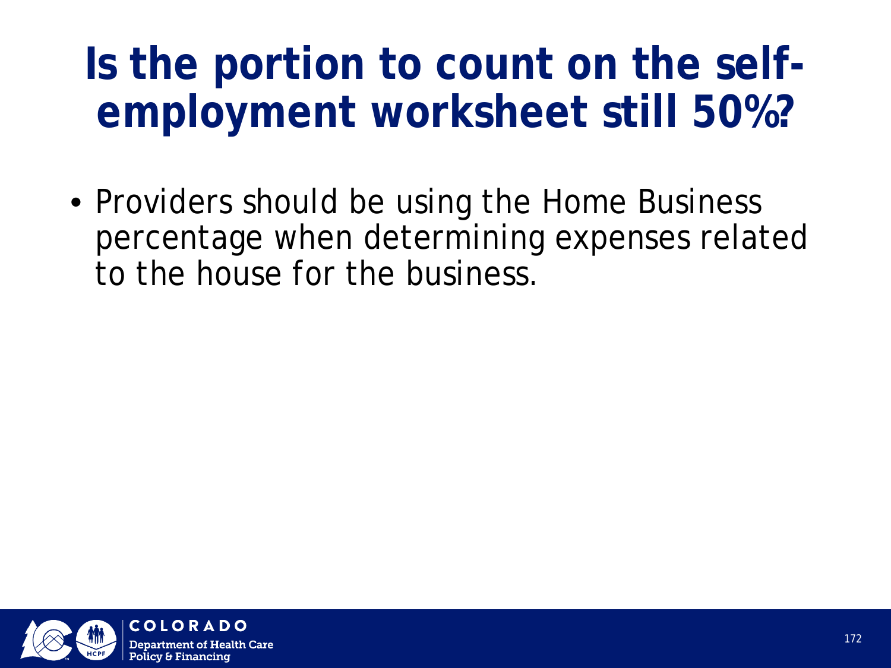# Is the portion to count on the self-employment worksheet still 50%?

- Providers should be using the Home Business percentage when determining expenses related to the house for the business.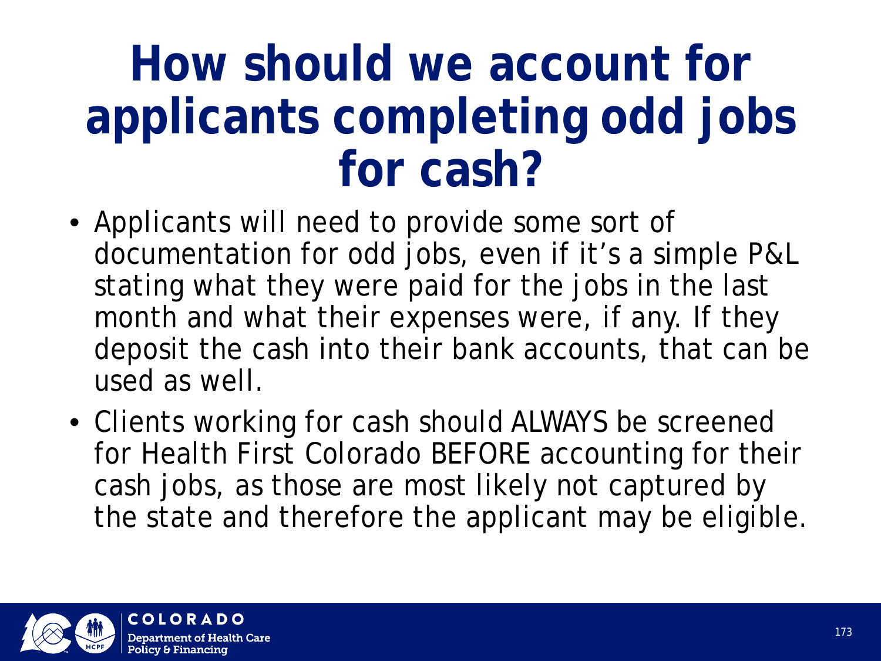# How should we account for applicants completing odd jobs for cash?

- Applicants will need to provide some sort of documentation for odd jobs, even if it's a simple P&L stating what they were paid for the jobs in the last month and what their expenses were, if any. If they deposit the cash into their bank accounts, that can be used as well.
- Clients working for cash should ALWAYS be screened for Health First Colorado BEFORE accounting for their cash jobs, as those are most likely not captured by the state and therefore the applicant may be eligible.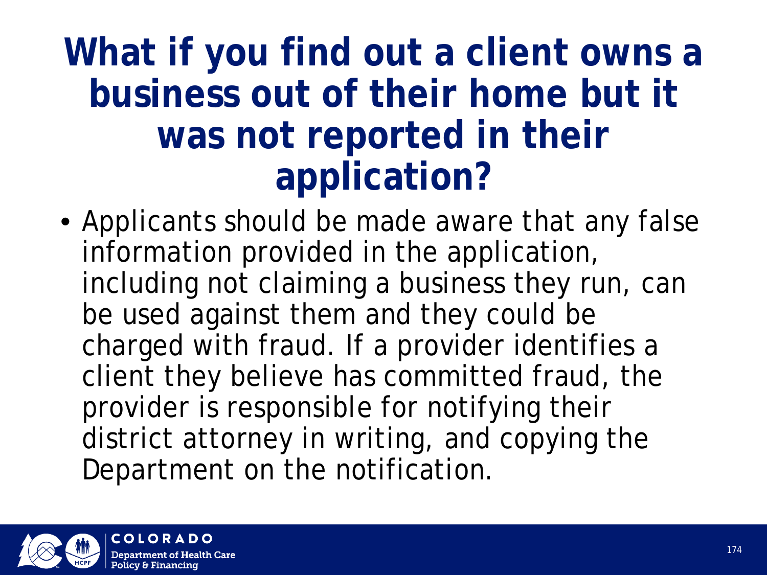# What if you find out a client owns a business out of their home but it was not reported in their application?

- Applicants should be made aware that any false information provided in the application, including not claiming a business they run, can be used against them and they could be charged with fraud. If a provider identifies a client they believe has committed fraud, the provider is responsible for notifying their district attorney in writing, and copying the Department on the notification.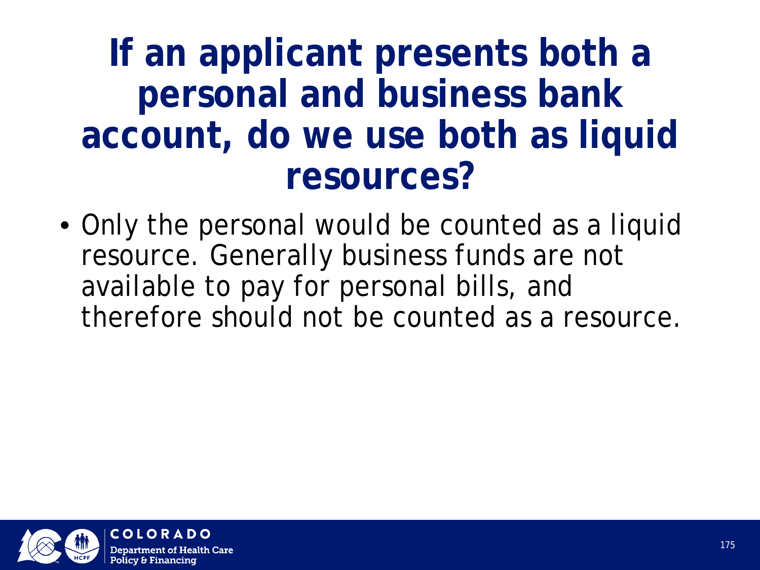# If an applicant presents both a personal and business bank account, do we use both as liquid resources?

- Only the personal would be counted as a liquid resource. Generally business funds are not available to pay for personal bills, and therefore should not be counted as a resource.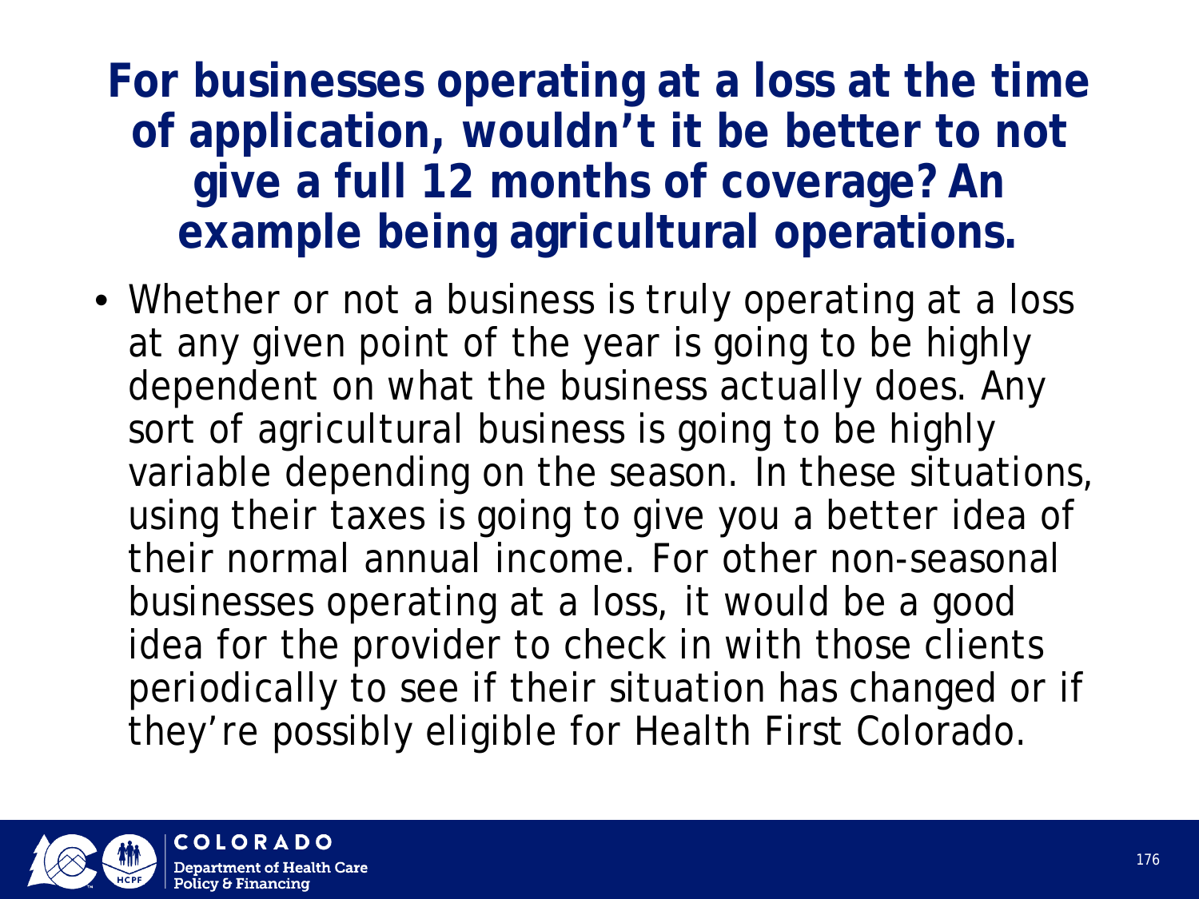# For businesses operating at a loss at the time of application, wouldn't it be better to not give a full 12 months of coverage? An example being agricultural operations.

- Whether or not a business is truly operating at a loss at any given point of the year is going to be highly dependent on what the business actually does. Any sort of agricultural business is going to be highly variable depending on the season. In these situations, using their taxes is going to give you a better idea of their normal annual income. For other non-seasonal businesses operating at a loss, it would be a good idea for the provider to check in with those clients periodically to see if their situation has changed or if they're possibly eligible for Health First Colorado.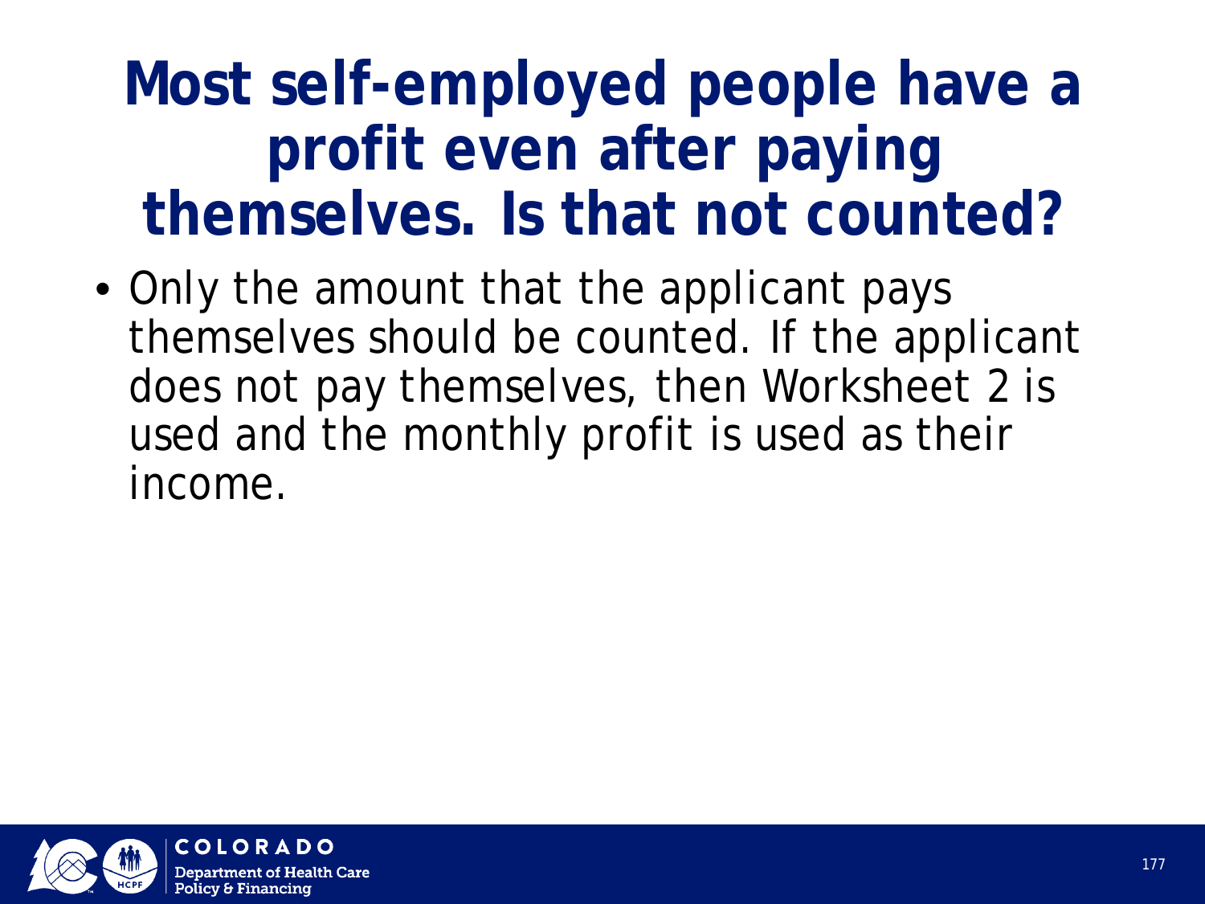# Most self-employed people have a profit even after paying themselves. Is that not counted?

- Only the amount that the applicant pays themselves should be counted. If the applicant does not pay themselves, then Worksheet 2 is used and the monthly profit is used as their income.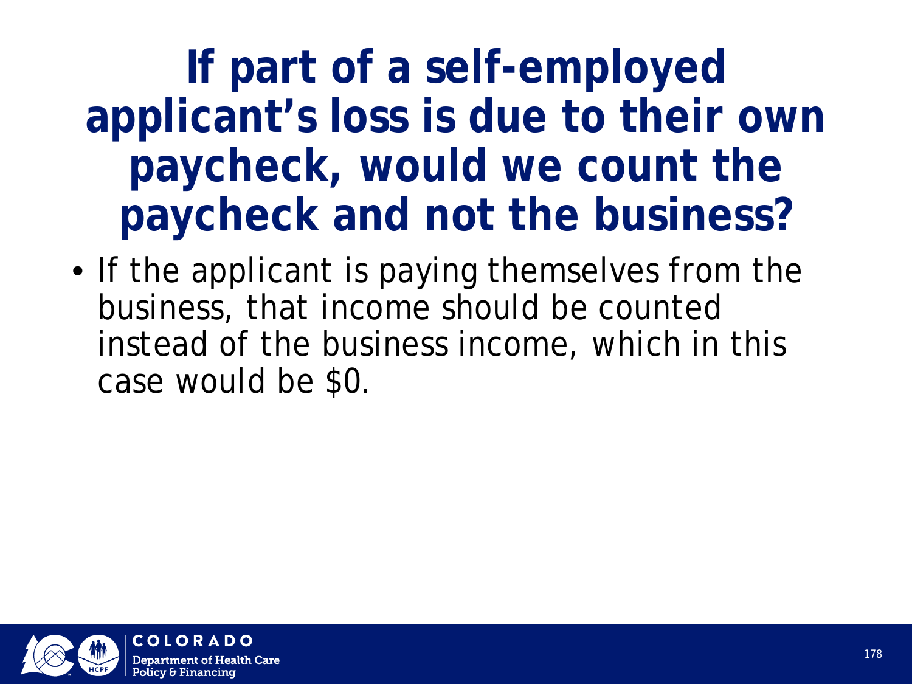# If part of a self-employed applicant's loss is due to their own paycheck, would we count the paycheck and not the business?

- If the applicant is paying themselves from the business, that income should be counted instead of the business income, which in this case would be $0.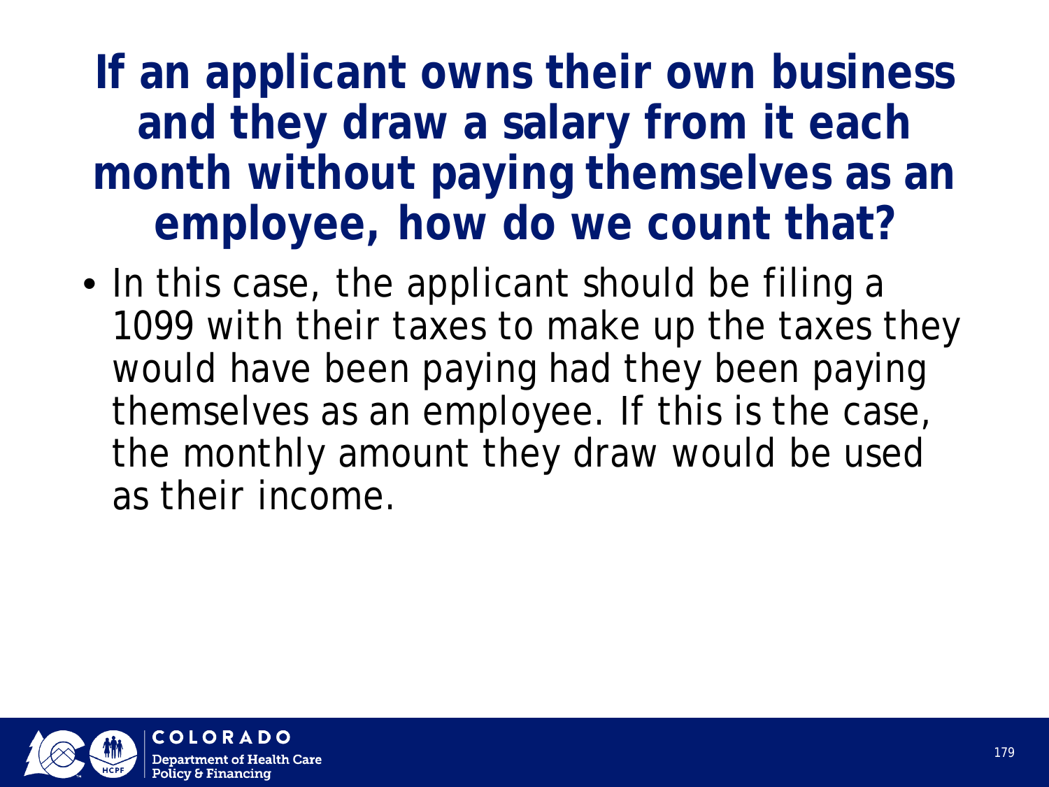# If an applicant owns their own business and they draw a salary from it each month without paying themselves as an employee, how do we count that?

- In this case, the applicant should be filing a 1099 with their taxes to make up the taxes they would have been paying had they been paying themselves as an employee. If this is the case, the monthly amount they draw would be used as their income.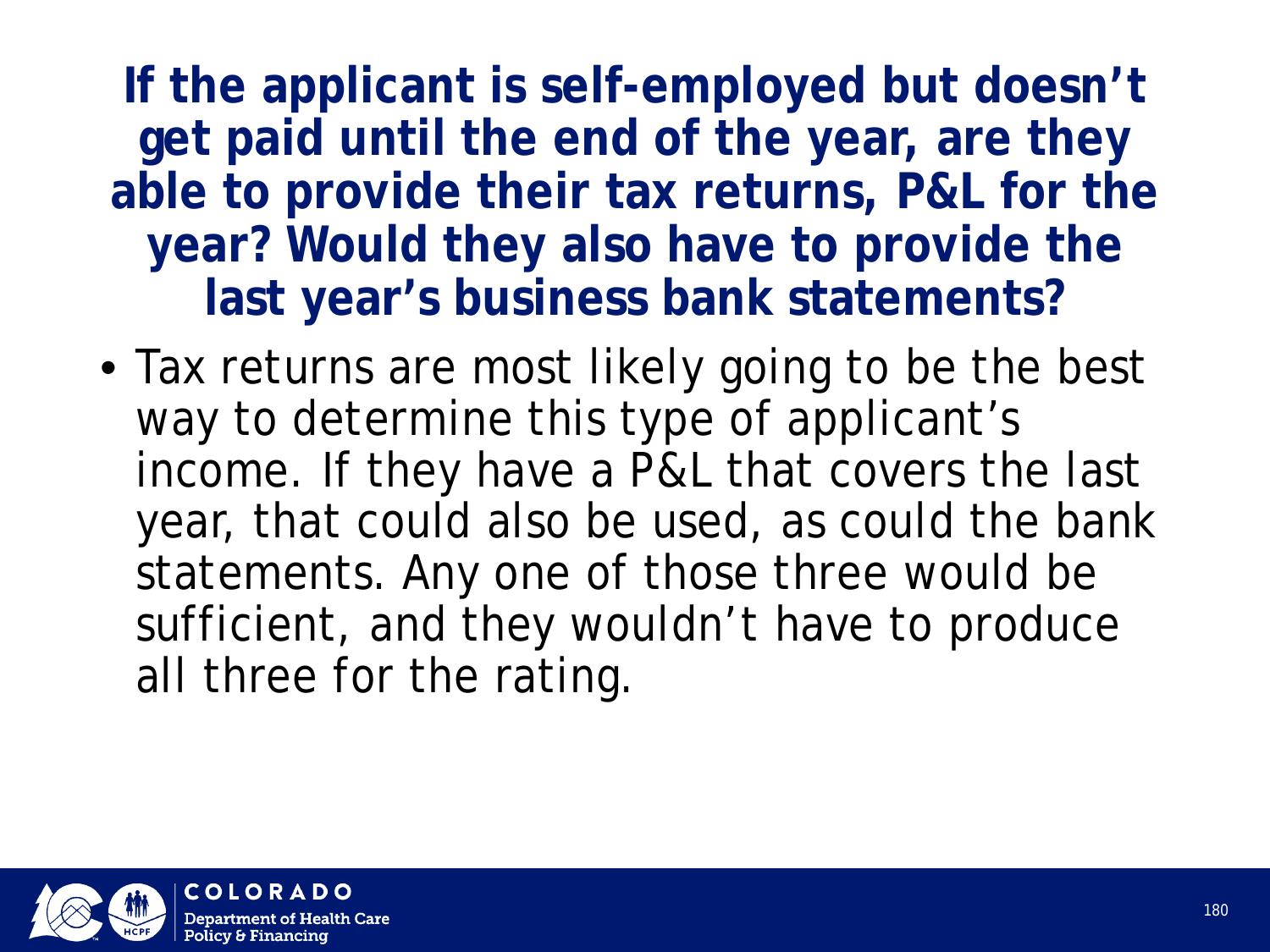# If the applicant is self-employed but doesn't get paid until the end of the year, are they able to provide their tax returns, P&L for the year? Would they also have to provide the last year's business bank statements?

- Tax returns are most likely going to be the best way to determine this type of applicant's income. If they have a P&L that covers the last year, that could also be used, as could the bank statements. Any one of those three would be sufficient, and they wouldn't have to produce all three for the rating.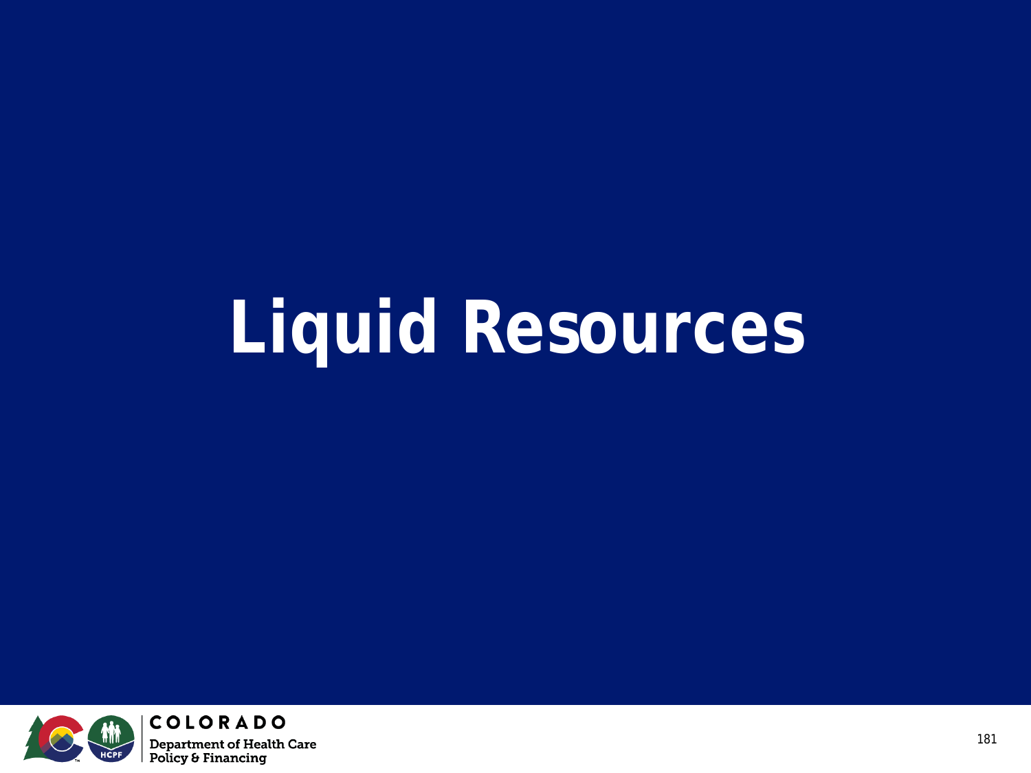# Liquid Resources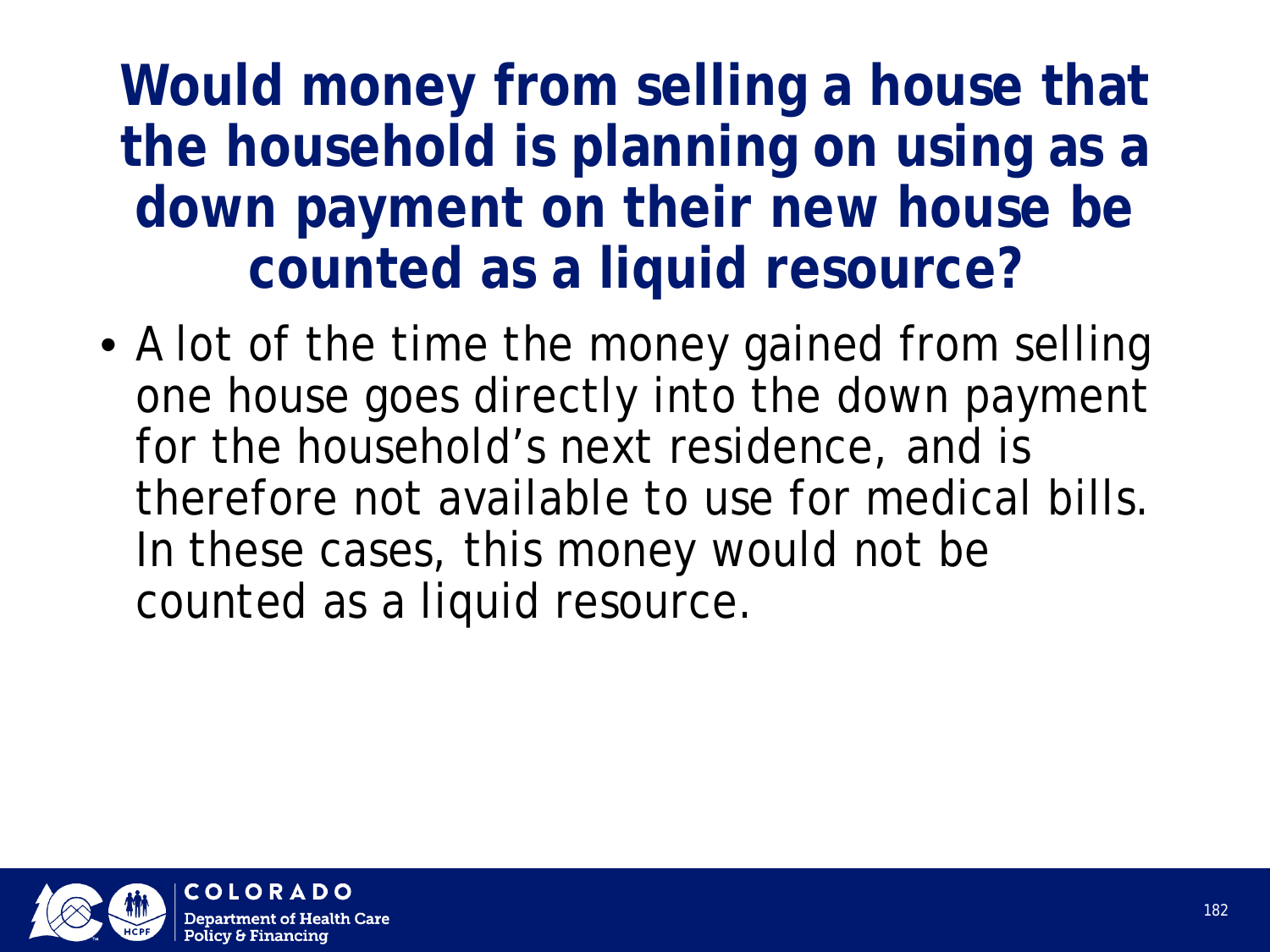# Would money from selling a house that the household is planning on using as a down payment on their new house be counted as a liquid resource?

- A lot of the time the money gained from selling one house goes directly into the down payment for the household's next residence, and is therefore not available to use for medical bills. In these cases, this money would not be counted as a liquid resource.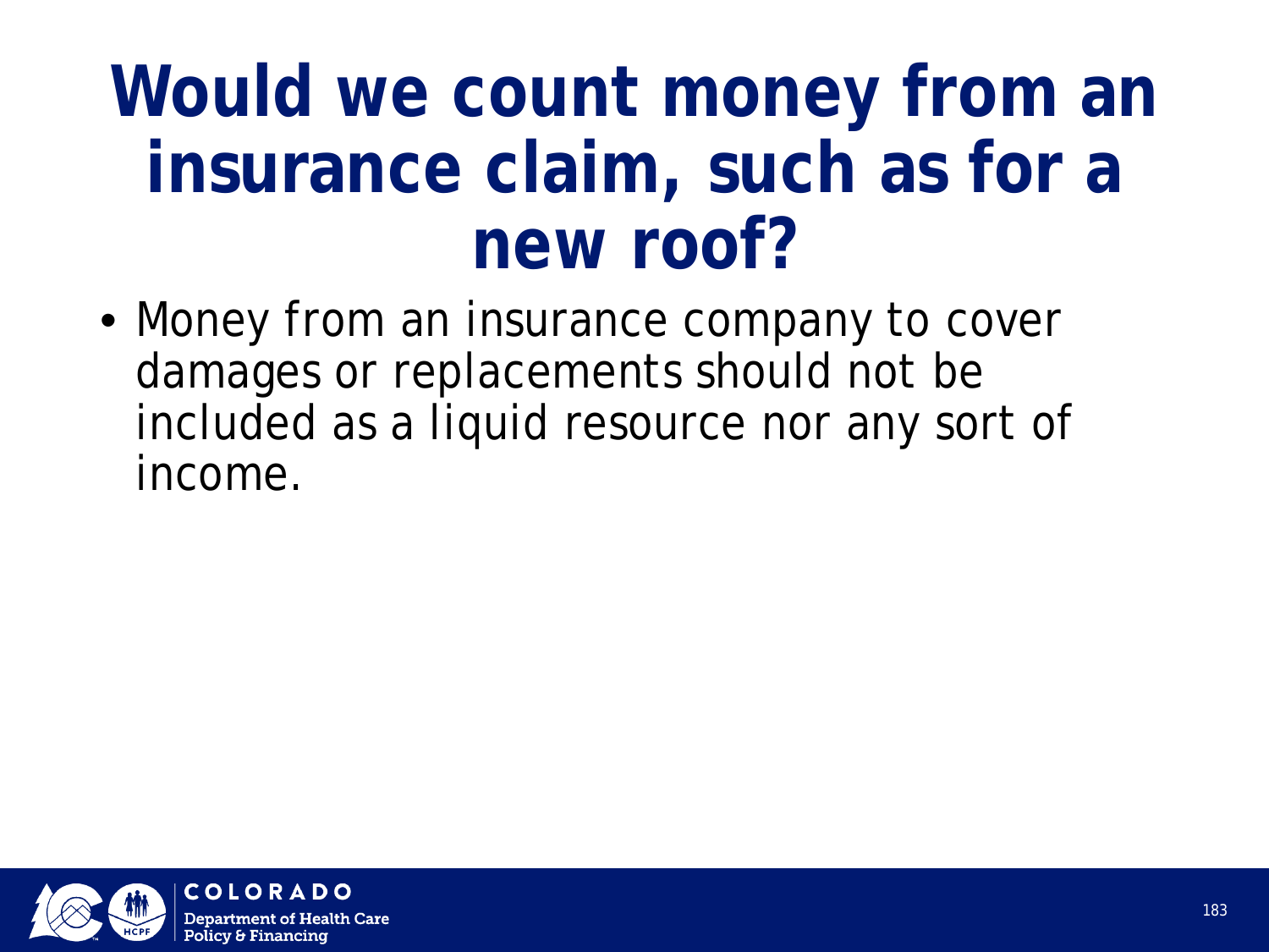# Would we count money from an insurance claim, such as for a new roof?

- Money from an insurance company to cover damages or replacements should not be included as a liquid resource nor any sort of income.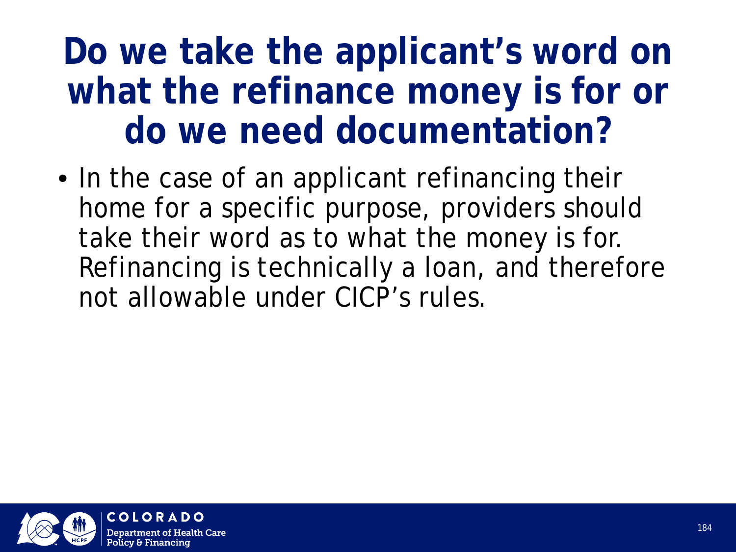# Do we take the applicant's word on what the refinance money is for or do we need documentation?

- In the case of an applicant refinancing their home for a specific purpose, providers should take their word as to what the money is for. Refinancing is technically a loan, and therefore not allowable under CICP's rules.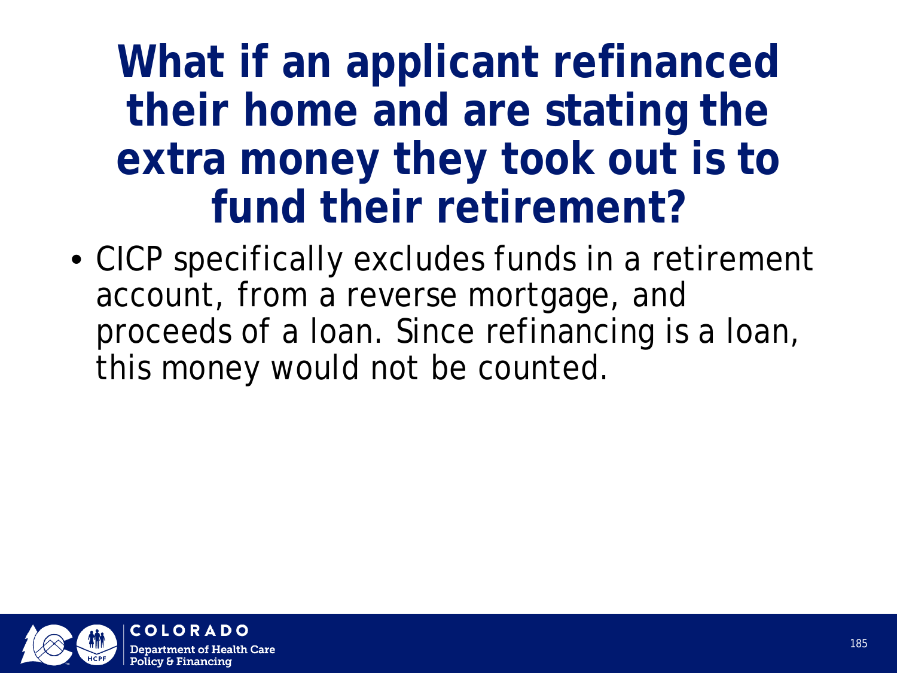# What if an applicant refinanced their home and are stating the extra money they took out is to fund their retirement?

- CICP specifically excludes funds in a retirement account, from a reverse mortgage, and proceeds of a loan. Since refinancing is a loan, this money would not be counted.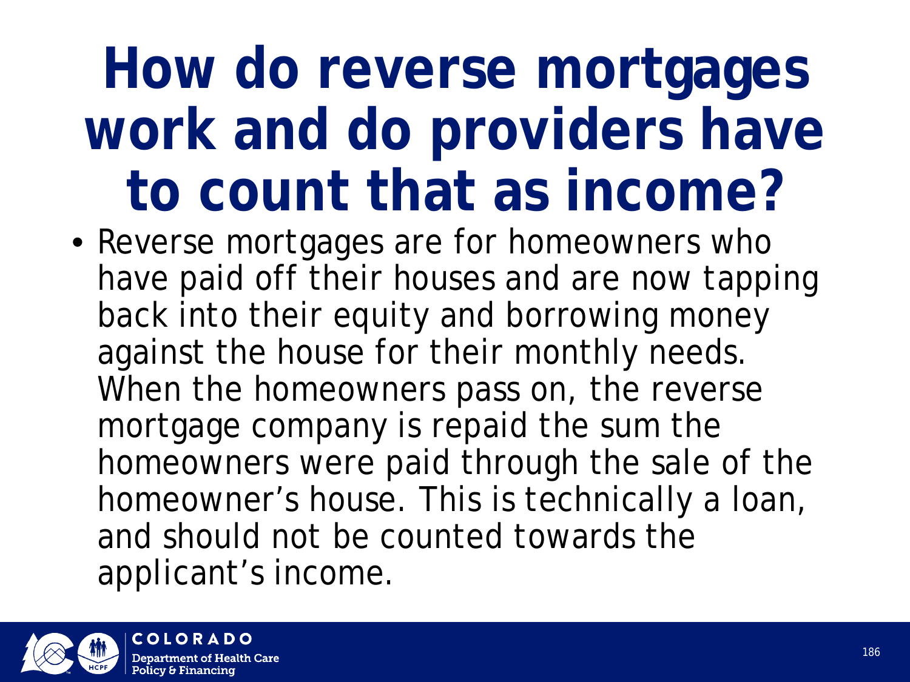# How do reverse mortgages work and do providers have to count that as income?

- Reverse mortgages are for homeowners who have paid off their houses and are now tapping back into their equity and borrowing money against the house for their monthly needs. When the homeowners pass on, the reverse mortgage company is repaid the sum the homeowners were paid through the sale of the homeowner's house. This is technically a loan, and should not be counted towards the applicant's income.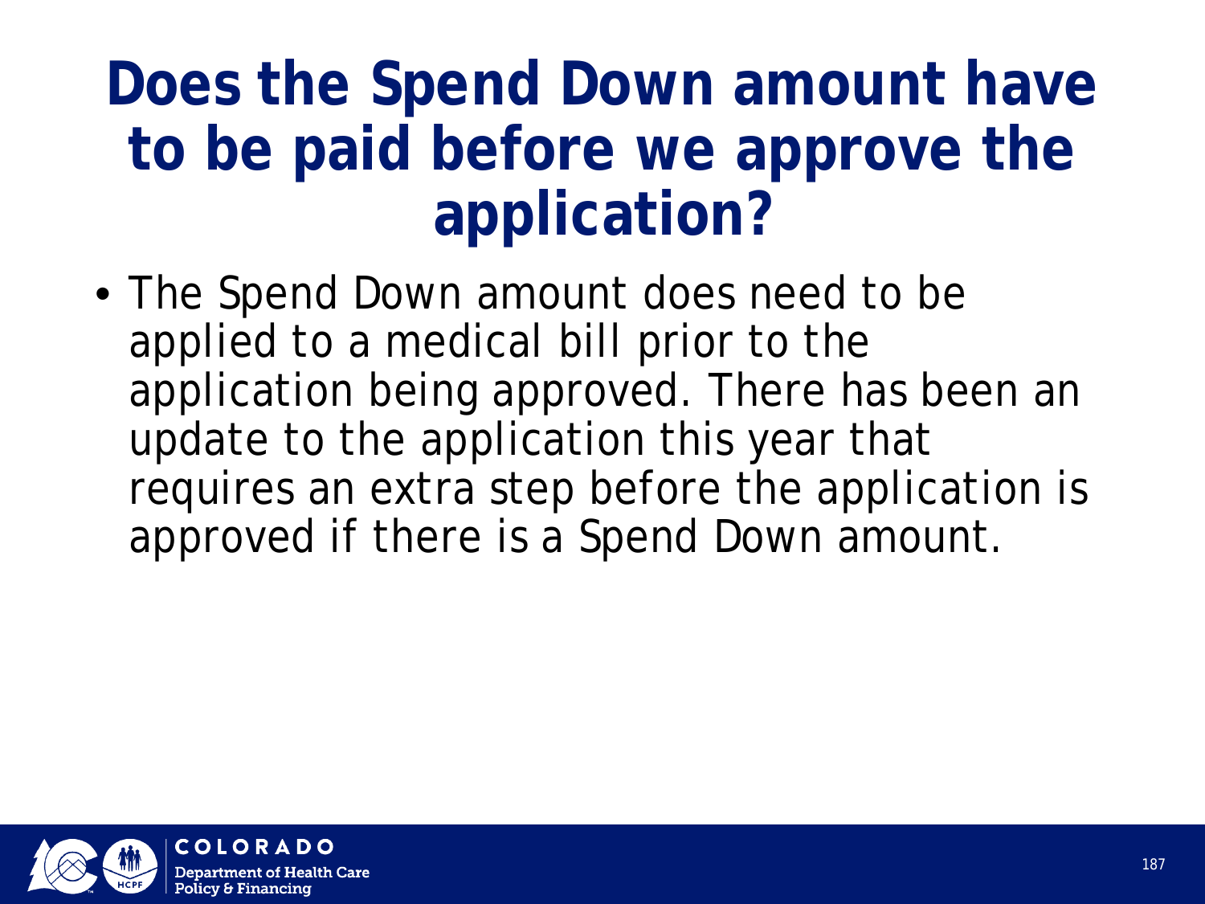# Does the Spend Down amount have to be paid before we approve the application?

- The Spend Down amount does need to be applied to a medical bill prior to the application being approved. There has been an update to the application this year that requires an extra step before the application is approved if there is a Spend Down amount.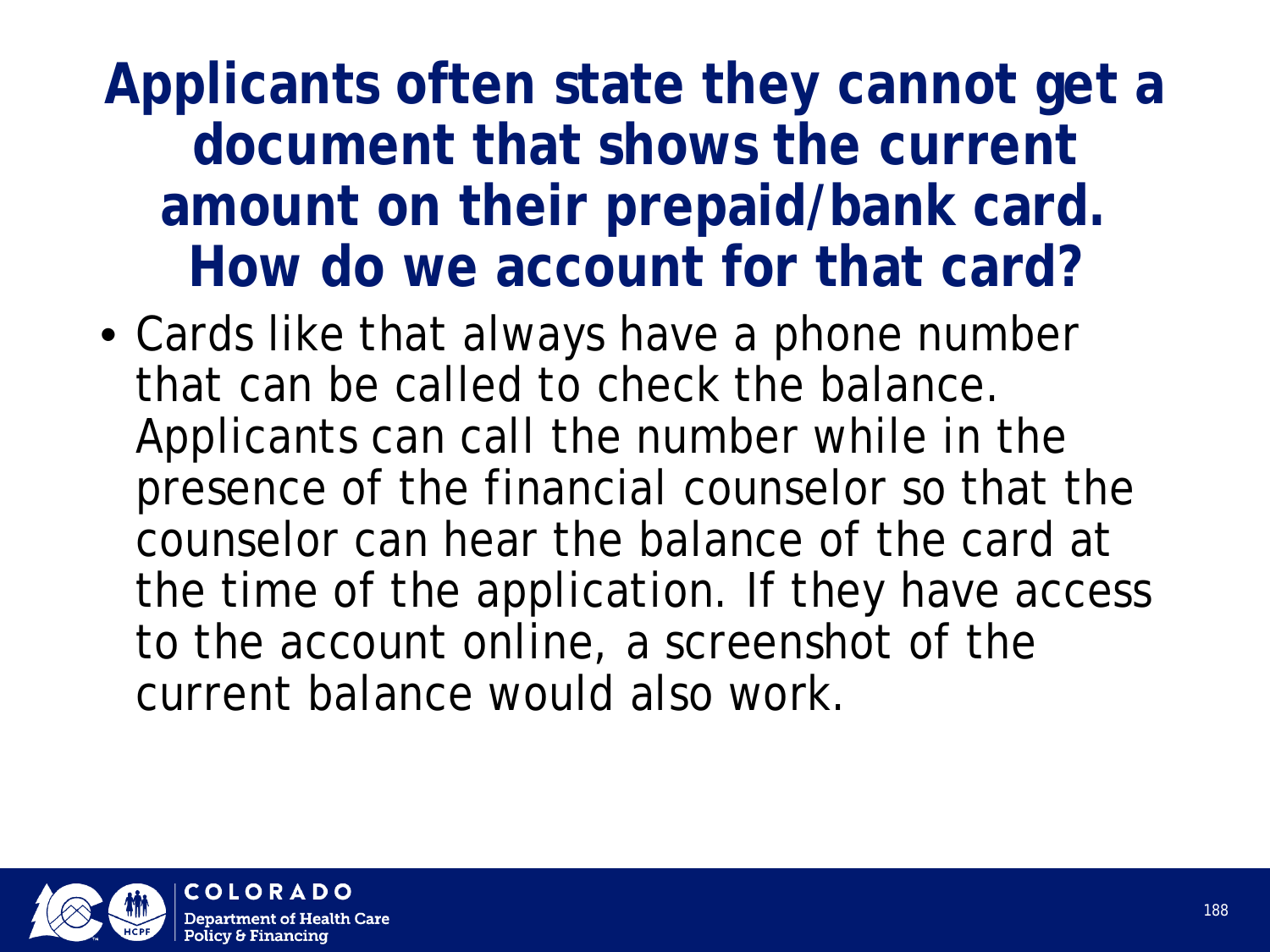# Applicants often state they cannot get a document that shows the current amount on their prepaid/bank card. How do we account for that card?

- Cards like that always have a phone number that can be called to check the balance. Applicants can call the number while in the presence of the financial counselor so that the counselor can hear the balance of the card at the time of the application. If they have access to the account online, a screenshot of the current balance would also work.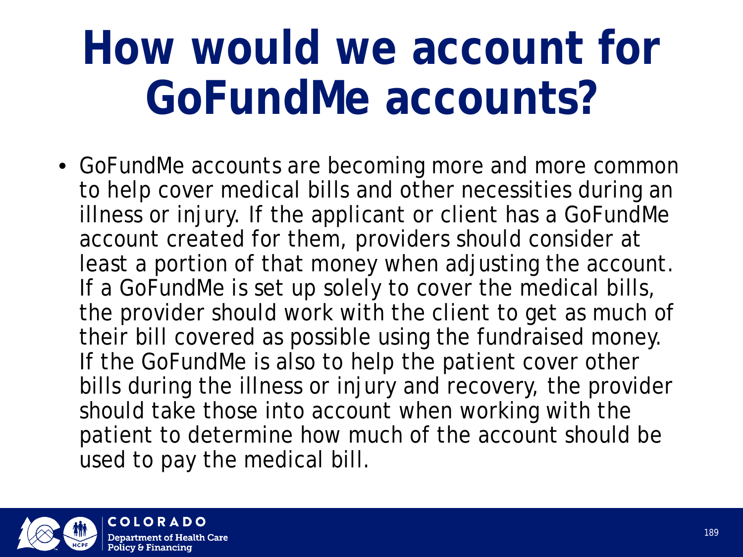# How would we account for GoFundMe accounts?

- GoFundMe accounts are becoming more and more common to help cover medical bills and other necessities during an illness or injury. If the applicant or client has a GoFundMe account created for them, providers should consider at least a portion of that money when adjusting the account. If a GoFundMe is set up solely to cover the medical bills, the provider should work with the client to get as much of their bill covered as possible using the fundraised money. If the GoFundMe is also to help the patient cover other bills during the illness or injury and recovery, the provider should take those into account when working with the patient to determine how much of the account should be used to pay the medical bill.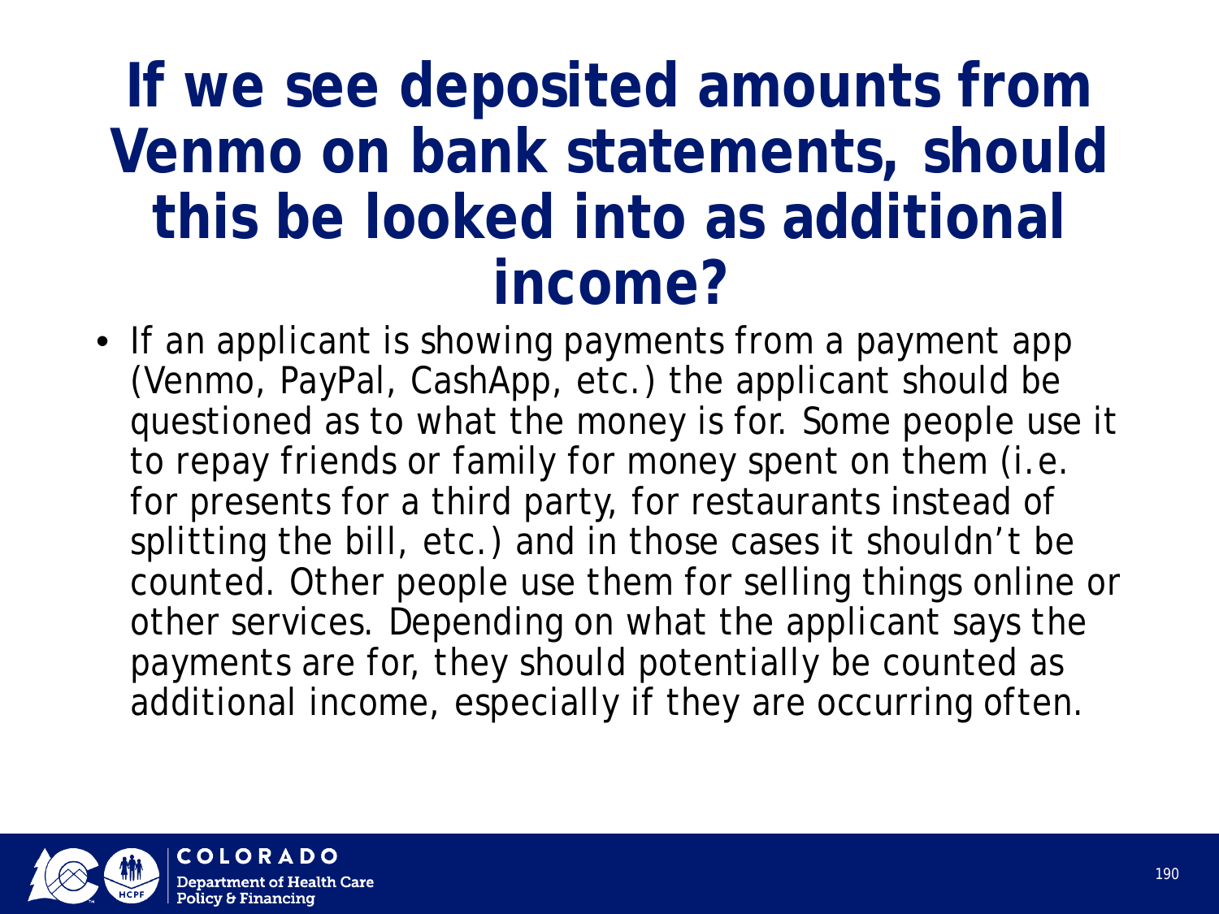# If we see deposited amounts from Venmo on bank statements, should this be looked into as additional income?

- If an applicant is showing payments from a payment app (Venmo, PayPal, CashApp, etc.) the applicant should be questioned as to what the money is for. Some people use it to repay friends or family for money spent on them (i.e. for presents for a third party, for restaurants instead of splitting the bill, etc.) and in those cases it shouldn't be counted. Other people use them for selling things online or other services. Depending on what the applicant says the payments are for, they should potentially be counted as additional income, especially if they are occurring often.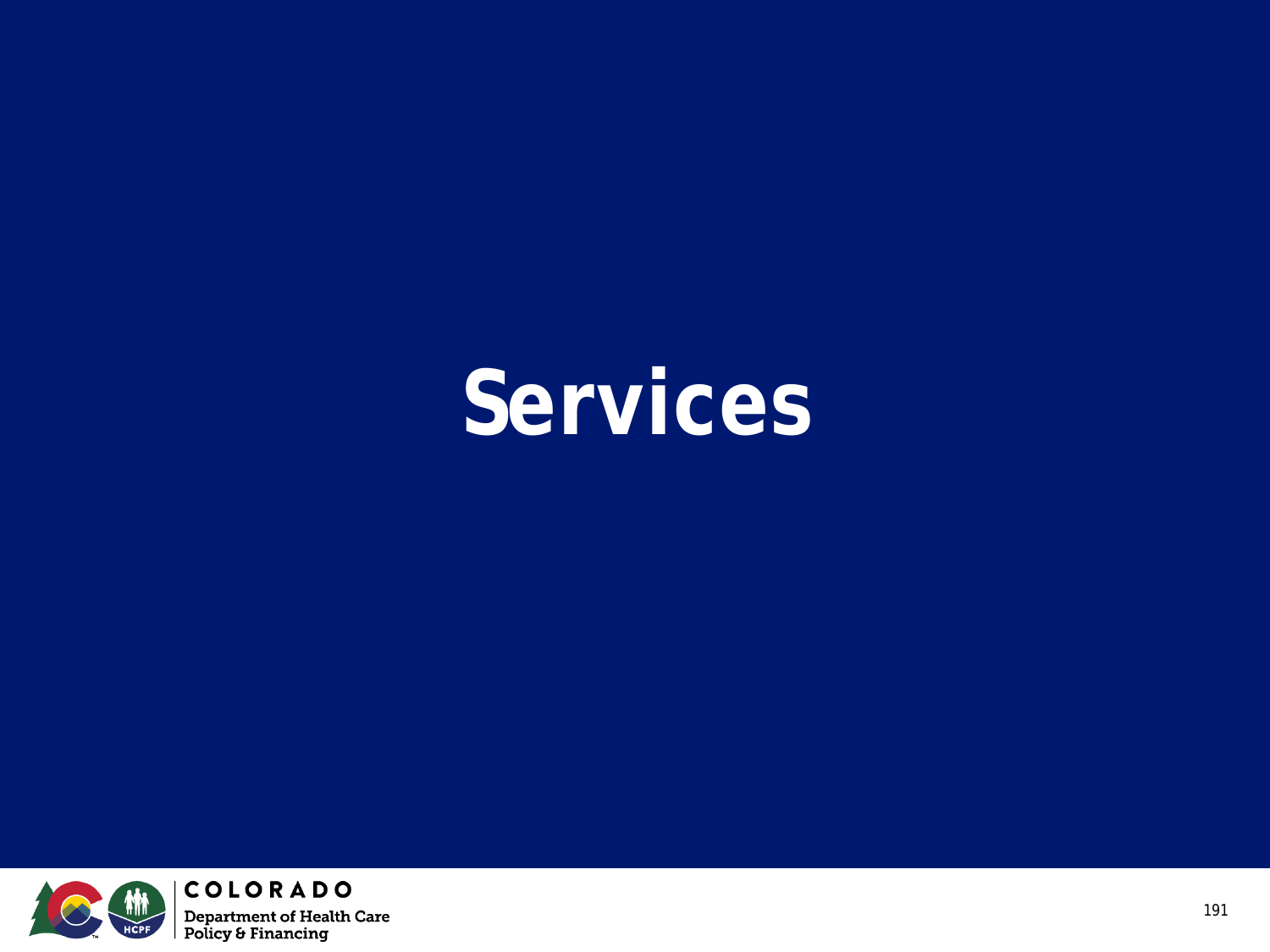# Services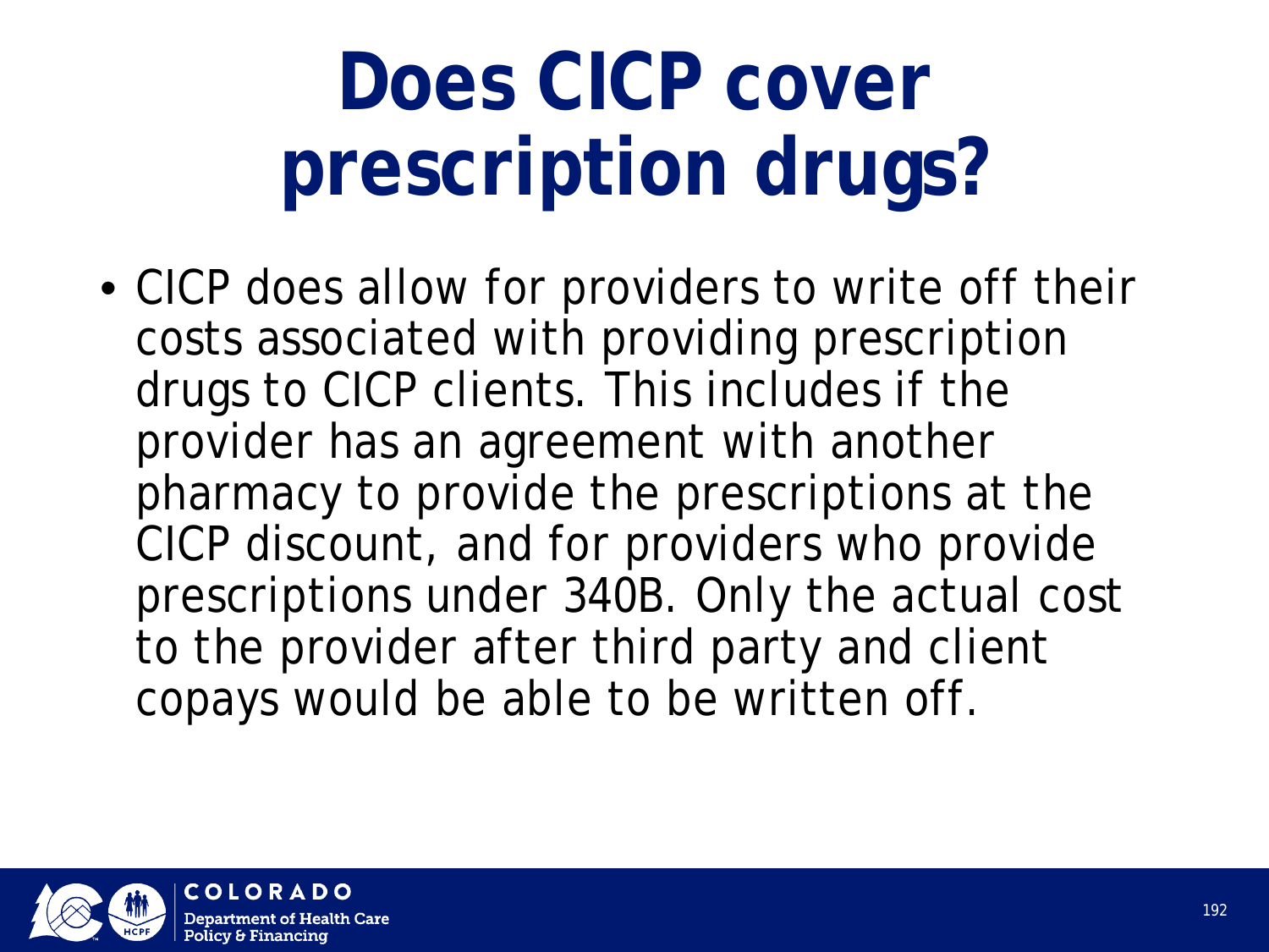# Does CICP cover prescription drugs?

- CICP does allow for providers to write off their costs associated with providing prescription drugs to CICP clients. This includes if the provider has an agreement with another pharmacy to provide the prescriptions at the CICP discount, and for providers who provide prescriptions under 340B. Only the actual cost to the provider after third party and client copays would be able to be written off.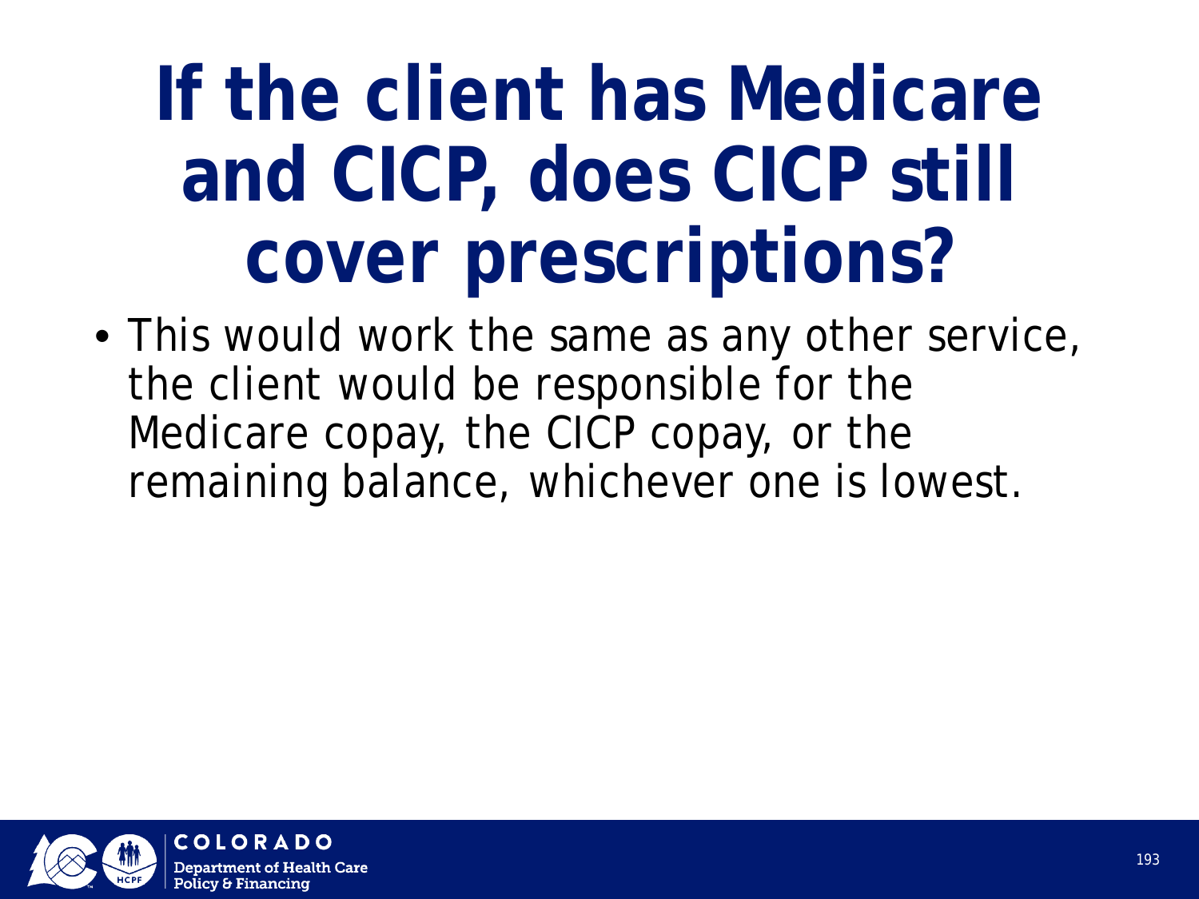# If the client has Medicare and CICP, does CICP still cover prescriptions?

- This would work the same as any other service, the client would be responsible for the Medicare copay, the CICP copay, or the remaining balance, whichever one is lowest.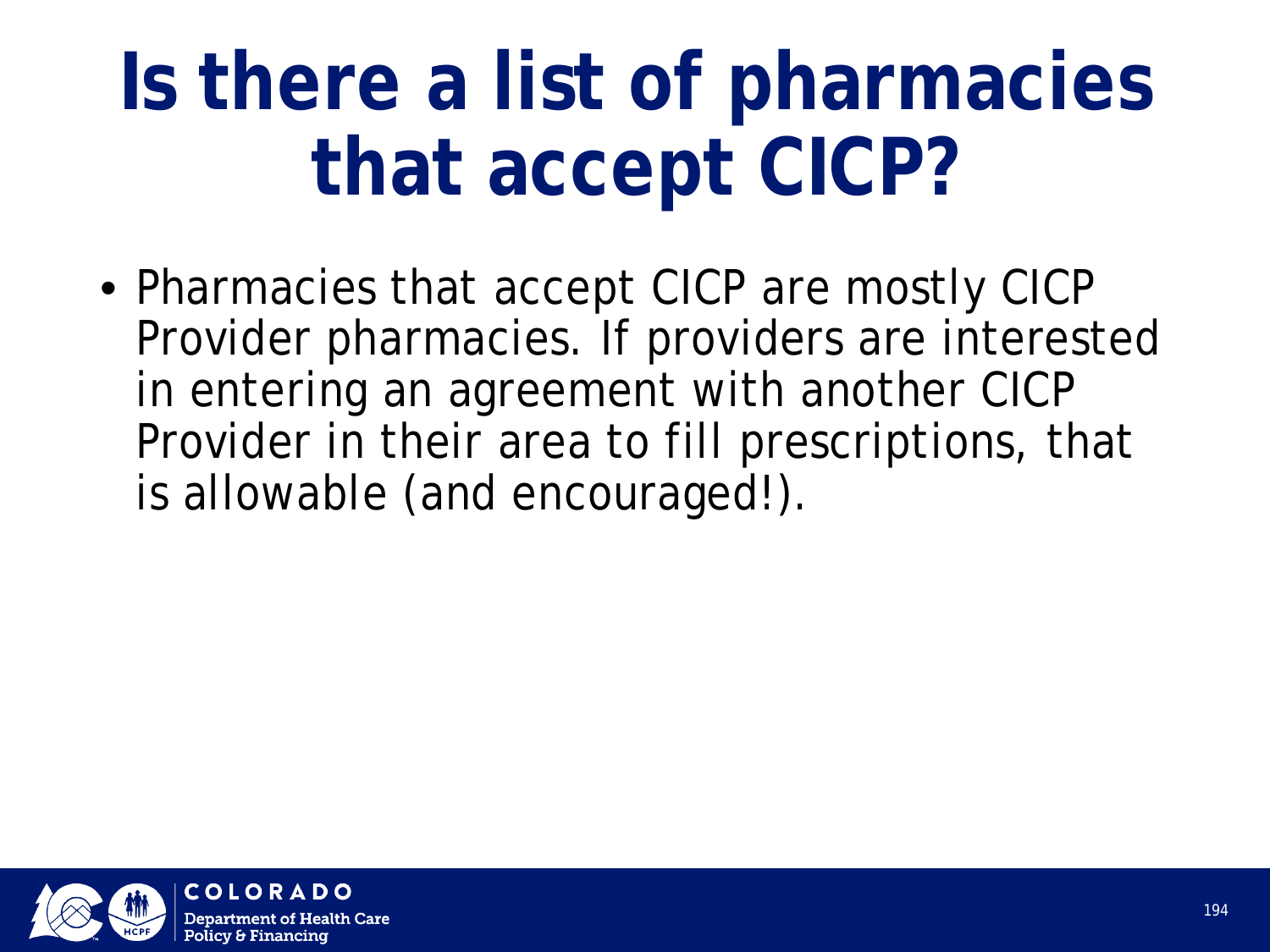# Is there a list of pharmacies that accept CICP?

- Pharmacies that accept CICP are mostly CICP Provider pharmacies. If providers are interested in entering an agreement with another CICP Provider in their area to fill prescriptions, that is allowable (and encouraged!).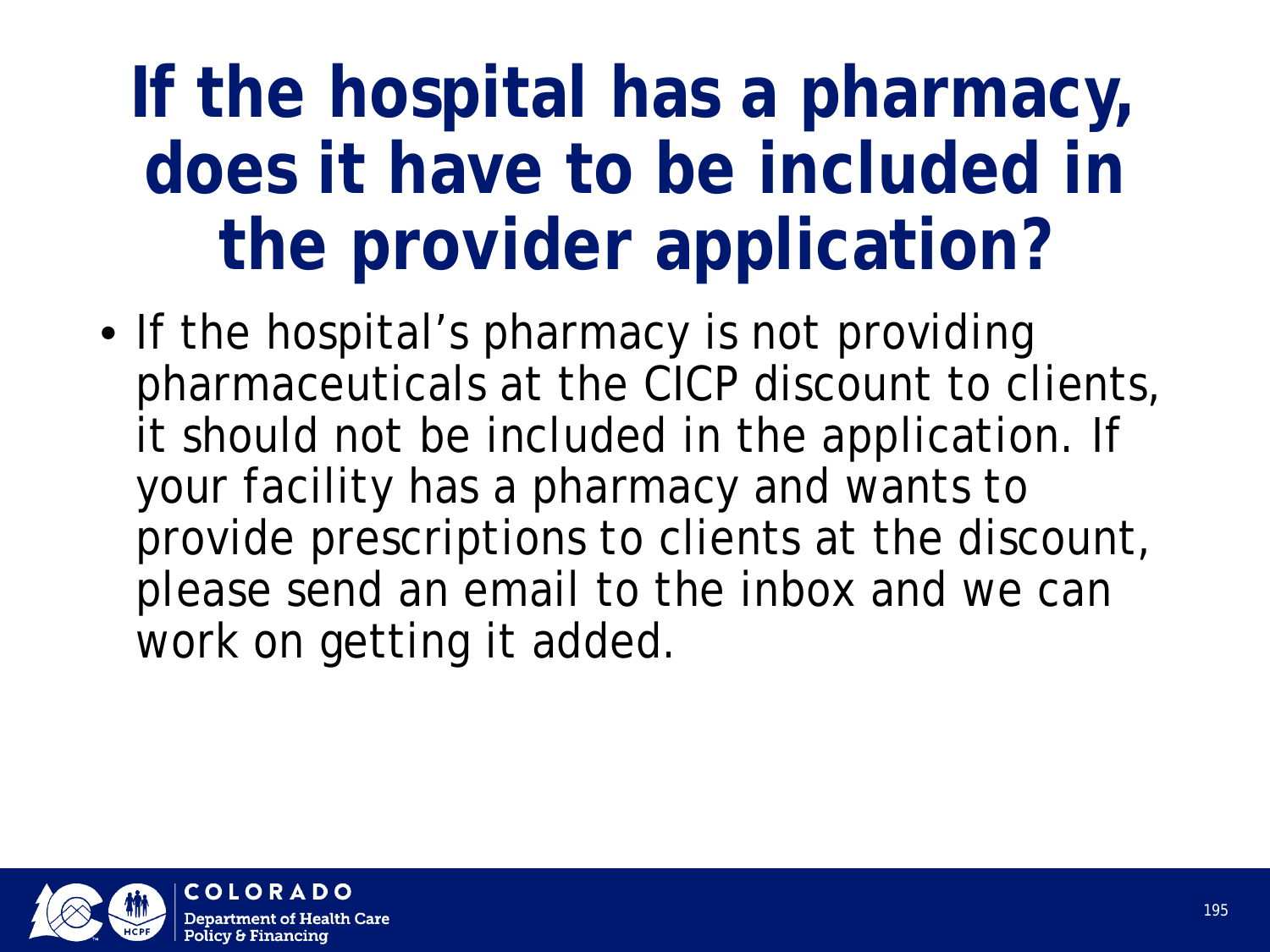# If the hospital has a pharmacy, does it have to be included in the provider application?

- If the hospital's pharmacy is not providing pharmaceuticals at the CICP discount to clients, it should not be included in the application. If your facility has a pharmacy and wants to provide prescriptions to clients at the discount, please send an email to the inbox and we can work on getting it added.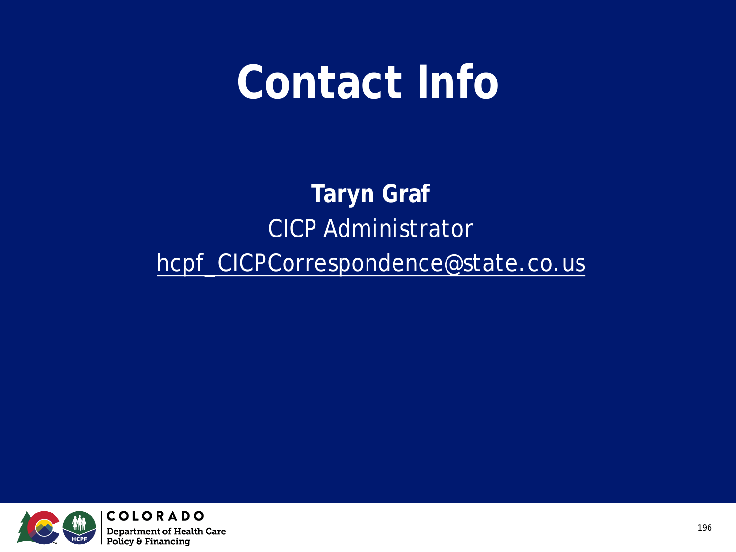# Contact Info

**Taryn Graf**

CICP Administrator

hcpf_CICPCorrespondence@state.co.us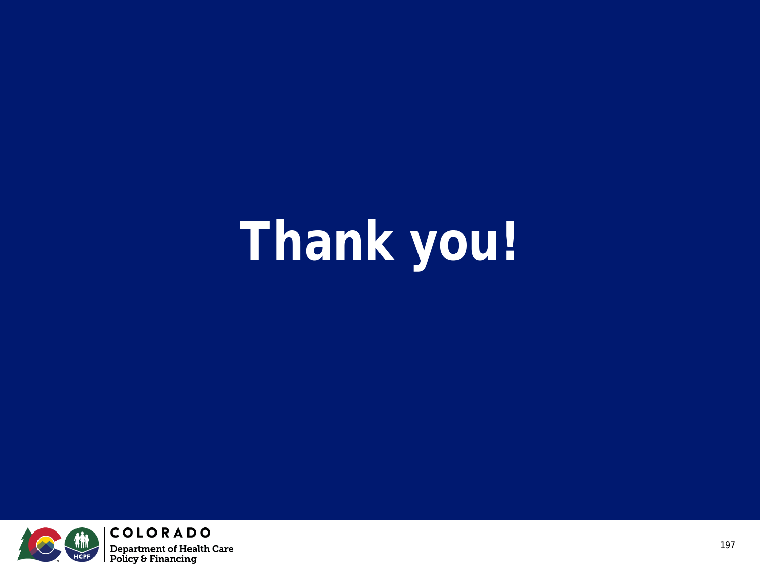# Thank you!

COLORADO

Department of Health Care Policy & Financing